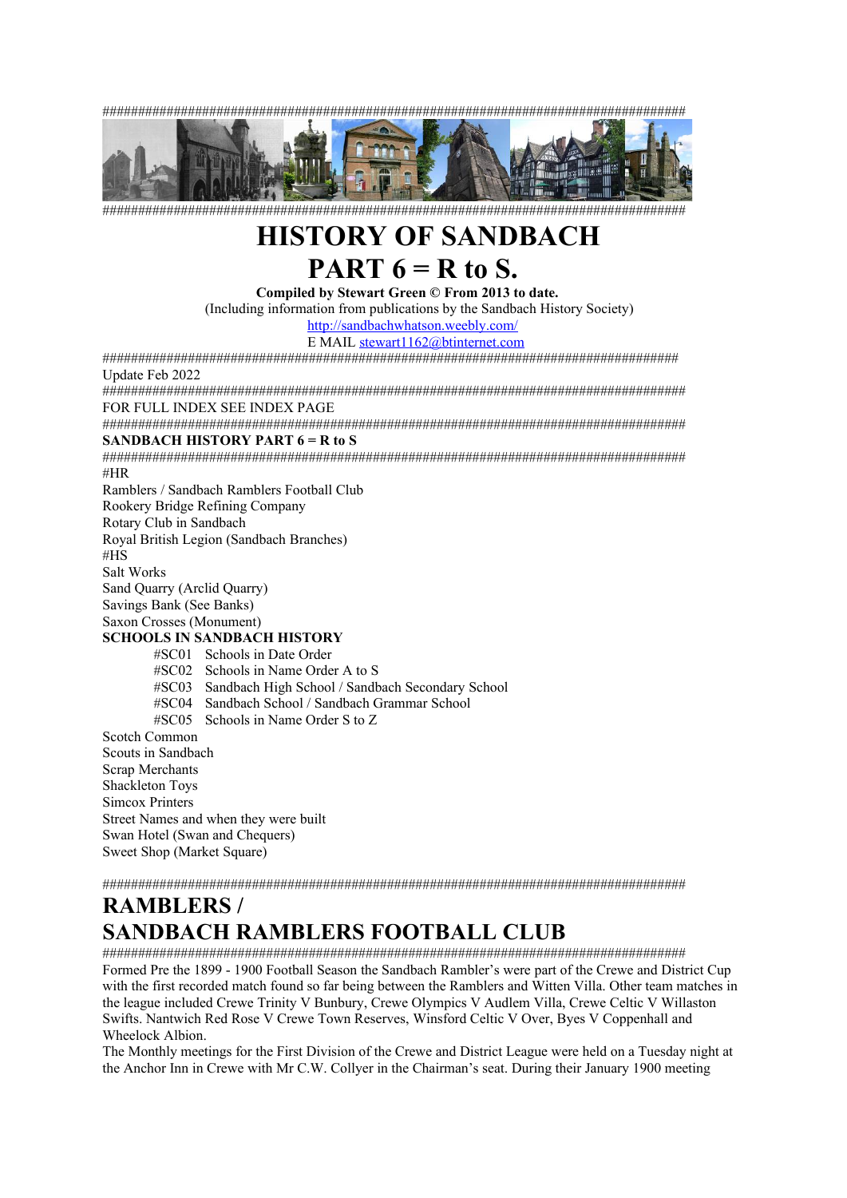################################################################################

################################################################################

# HISTORY OF SANDBACH
# PART 6 = R to S.

**Compiled by Stewart Green © From 2013 to date.**

(Including information from publications by the Sandbach History Society)

http://sandbachwhatson.weebly.com/

E MAIL stewart1162@btinternet.com

################################################################################

Update Feb 2022

################################################################################

FOR FULL INDEX SEE INDEX PAGE

################################################################################

**SANDBACH HISTORY PART 6 = R to S**

################################################################################

#HR

Ramblers / Sandbach Ramblers Football Club
Rookery Bridge Refining Company
Rotary Club in Sandbach
Royal British Legion (Sandbach Branches)

#HS

Salt Works
Sand Quarry (Arclid Quarry)
Savings Bank (See Banks)
Saxon Crosses (Monument)

**SCHOOLS IN SANDBACH HISTORY**

- #SC01 Schools in Date Order
- #SC02 Schools in Name Order A to S
- #SC03 Sandbach High School / Sandbach Secondary School
- #SC04 Sandbach School / Sandbach Grammar School
- #SC05 Schools in Name Order S to Z

Scotch Common
Scouts in Sandbach
Scrap Merchants
Shackleton Toys
Simcox Printers
Street Names and when they were built
Swan Hotel (Swan and Chequers)
Sweet Shop (Market Square)

################################################################################

# RAMBLERS / SANDBACH RAMBLERS FOOTBALL CLUB

################################################################################

Formed Pre the 1899 - 1900 Football Season the Sandbach Rambler's were part of the Crewe and District Cup with the first recorded match found so far being between the Ramblers and Witten Villa. Other team matches in the league included Crewe Trinity V Bunbury, Crewe Olympics V Audlem Villa, Crewe Celtic V Willaston Swifts. Nantwich Red Rose V Crewe Town Reserves, Winsford Celtic V Over, Byes V Coppenhall and Wheelock Albion.

The Monthly meetings for the First Division of the Crewe and District League were held on a Tuesday night at the Anchor Inn in Crewe with Mr C.W. Collyer in the Chairman's seat. During their January 1900 meeting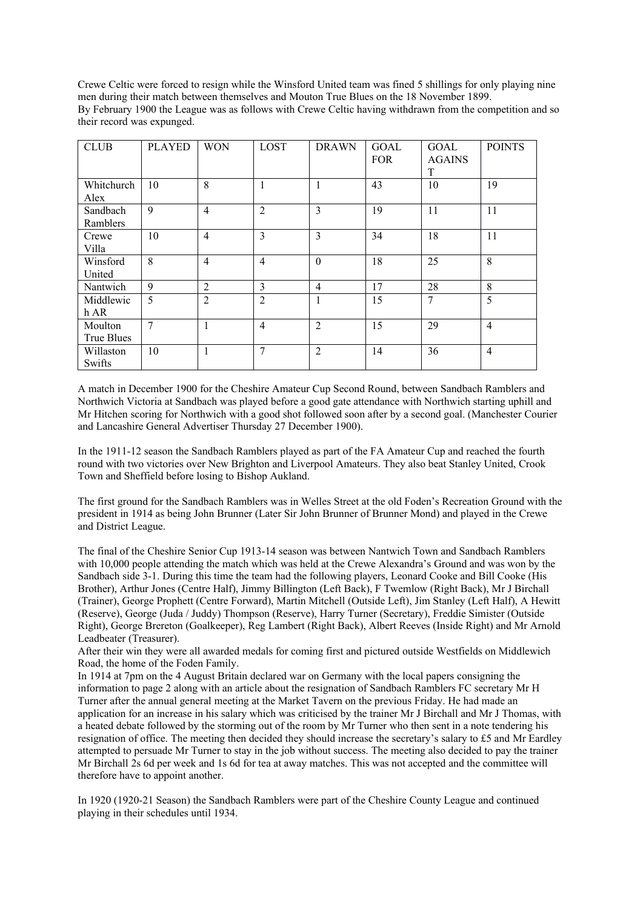Crewe Celtic were forced to resign while the Winsford United team was fined 5 shillings for only playing nine men during their match between themselves and Mouton True Blues on the 18 November 1899.
By February 1900 the League was as follows with Crewe Celtic having withdrawn from the competition and so their record was expunged.

| CLUB | PLAYED | WON | LOST | DRAWN | GOAL FOR | GOAL AGAINST | POINTS |
|---|---|---|---|---|---|---|---|
| Whitchurch Alex | 10 | 8 | 1 | 1 | 43 | 10 | 19 |
| Sandbach Ramblers | 9 | 4 | 2 | 3 | 19 | 11 | 11 |
| Crewe Villa | 10 | 4 | 3 | 3 | 34 | 18 | 11 |
| Winsford United | 8 | 4 | 4 | 0 | 18 | 25 | 8 |
| Nantwich | 9 | 2 | 3 | 4 | 17 | 28 | 8 |
| Middlewich AR | 5 | 2 | 2 | 1 | 15 | 7 | 5 |
| Moulton True Blues | 7 | 1 | 4 | 2 | 15 | 29 | 4 |
| Willaston Swifts | 10 | 1 | 7 | 2 | 14 | 36 | 4 |

A match in December 1900 for the Cheshire Amateur Cup Second Round, between Sandbach Ramblers and Northwich Victoria at Sandbach was played before a good gate attendance with Northwich starting uphill and Mr Hitchen scoring for Northwich with a good shot followed soon after by a second goal. (Manchester Courier and Lancashire General Advertiser Thursday 27 December 1900).

In the 1911-12 season the Sandbach Ramblers played as part of the FA Amateur Cup and reached the fourth round with two victories over New Brighton and Liverpool Amateurs. They also beat Stanley United, Crook Town and Sheffield before losing to Bishop Aukland.

The first ground for the Sandbach Ramblers was in Welles Street at the old Foden's Recreation Ground with the president in 1914 as being John Brunner (Later Sir John Brunner of Brunner Mond) and played in the Crewe and District League.

The final of the Cheshire Senior Cup 1913-14 season was between Nantwich Town and Sandbach Ramblers with 10,000 people attending the match which was held at the Crewe Alexandra's Ground and was won by the Sandbach side 3-1. During this time the team had the following players, Leonard Cooke and Bill Cooke (His Brother), Arthur Jones (Centre Half), Jimmy Billington (Left Back), F Twemlow (Right Back), Mr J Birchall (Trainer), George Prophett (Centre Forward), Martin Mitchell (Outside Left), Jim Stanley (Left Half), A Hewitt (Reserve), George (Juda / Juddy) Thompson (Reserve), Harry Turner (Secretary), Freddie Simister (Outside Right), George Brereton (Goalkeeper), Reg Lambert (Right Back), Albert Reeves (Inside Right) and Mr Arnold Leadbeater (Treasurer).
After their win they were all awarded medals for coming first and pictured outside Westfields on Middlewich Road, the home of the Foden Family.
In 1914 at 7pm on the 4 August Britain declared war on Germany with the local papers consigning the information to page 2 along with an article about the resignation of Sandbach Ramblers FC secretary Mr H Turner after the annual general meeting at the Market Tavern on the previous Friday. He had made an application for an increase in his salary which was criticised by the trainer Mr J Birchall and Mr J Thomas, with a heated debate followed by the storming out of the room by Mr Turner who then sent in a note tendering his resignation of office. The meeting then decided they should increase the secretary's salary to £5 and Mr Eardley attempted to persuade Mr Turner to stay in the job without success. The meeting also decided to pay the trainer Mr Birchall 2s 6d per week and 1s 6d for tea at away matches. This was not accepted and the committee will therefore have to appoint another.

In 1920 (1920-21 Season) the Sandbach Ramblers were part of the Cheshire County League and continued playing in their schedules until 1934.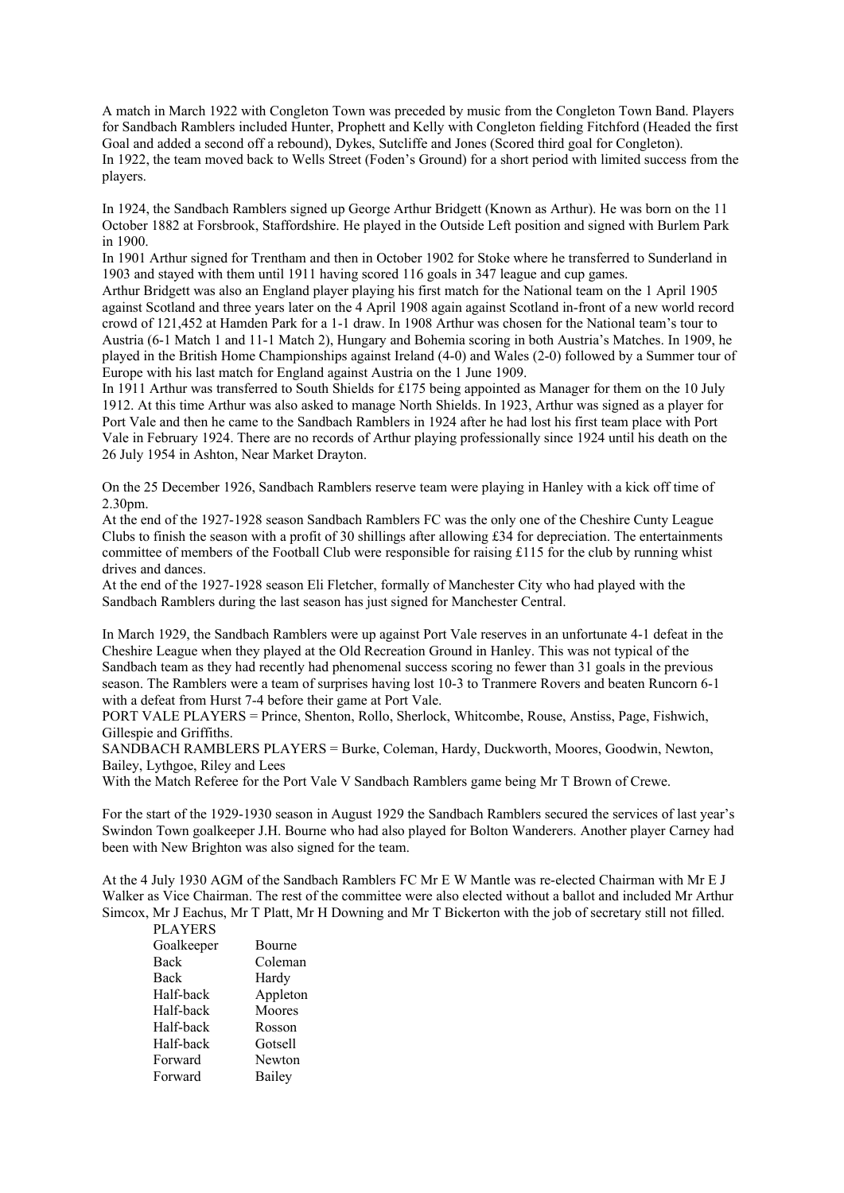A match in March 1922 with Congleton Town was preceded by music from the Congleton Town Band. Players for Sandbach Ramblers included Hunter, Prophett and Kelly with Congleton fielding Fitchford (Headed the first Goal and added a second off a rebound), Dykes, Sutcliffe and Jones (Scored third goal for Congleton).
In 1922, the team moved back to Wells Street (Foden's Ground) for a short period with limited success from the players.

In 1924, the Sandbach Ramblers signed up George Arthur Bridgett (Known as Arthur). He was born on the 11 October 1882 at Forsbrook, Staffordshire. He played in the Outside Left position and signed with Burlem Park in 1900.
In 1901 Arthur signed for Trentham and then in October 1902 for Stoke where he transferred to Sunderland in 1903 and stayed with them until 1911 having scored 116 goals in 347 league and cup games.
Arthur Bridgett was also an England player playing his first match for the National team on the 1 April 1905 against Scotland and three years later on the 4 April 1908 again against Scotland in-front of a new world record crowd of 121,452 at Hamden Park for a 1-1 draw. In 1908 Arthur was chosen for the National team's tour to Austria (6-1 Match 1 and 11-1 Match 2), Hungary and Bohemia scoring in both Austria's Matches. In 1909, he played in the British Home Championships against Ireland (4-0) and Wales (2-0) followed by a Summer tour of Europe with his last match for England against Austria on the 1 June 1909.
In 1911 Arthur was transferred to South Shields for £175 being appointed as Manager for them on the 10 July 1912. At this time Arthur was also asked to manage North Shields. In 1923, Arthur was signed as a player for Port Vale and then he came to the Sandbach Ramblers in 1924 after he had lost his first team place with Port Vale in February 1924. There are no records of Arthur playing professionally since 1924 until his death on the 26 July 1954 in Ashton, Near Market Drayton.

On the 25 December 1926, Sandbach Ramblers reserve team were playing in Hanley with a kick off time of 2.30pm.
At the end of the 1927-1928 season Sandbach Ramblers FC was the only one of the Cheshire Cunty League Clubs to finish the season with a profit of 30 shillings after allowing £34 for depreciation. The entertainments committee of members of the Football Club were responsible for raising £115 for the club by running whist drives and dances.
At the end of the 1927-1928 season Eli Fletcher, formally of Manchester City who had played with the Sandbach Ramblers during the last season has just signed for Manchester Central.

In March 1929, the Sandbach Ramblers were up against Port Vale reserves in an unfortunate 4-1 defeat in the Cheshire League when they played at the Old Recreation Ground in Hanley. This was not typical of the Sandbach team as they had recently had phenomenal success scoring no fewer than 31 goals in the previous season. The Ramblers were a team of surprises having lost 10-3 to Tranmere Rovers and beaten Runcorn 6-1 with a defeat from Hurst 7-4 before their game at Port Vale.
PORT VALE PLAYERS = Prince, Shenton, Rollo, Sherlock, Whitcombe, Rouse, Anstiss, Page, Fishwich, Gillespie and Griffiths.
SANDBACH RAMBLERS PLAYERS = Burke, Coleman, Hardy, Duckworth, Moores, Goodwin, Newton, Bailey, Lythgoe, Riley and Lees
With the Match Referee for the Port Vale V Sandbach Ramblers game being Mr T Brown of Crewe.

For the start of the 1929-1930 season in August 1929 the Sandbach Ramblers secured the services of last year's Swindon Town goalkeeper J.H. Bourne who had also played for Bolton Wanderers. Another player Carney had been with New Brighton was also signed for the team.

At the 4 July 1930 AGM of the Sandbach Ramblers FC Mr E W Mantle was re-elected Chairman with Mr E J Walker as Vice Chairman. The rest of the committee were also elected without a ballot and included Mr Arthur Simcox, Mr J Eachus, Mr T Platt, Mr H Downing and Mr T Bickerton with the job of secretary still not filled.

PLAYERS

| | |
|---|---|
| Goalkeeper | Bourne |
| Back | Coleman |
| Back | Hardy |
| Half-back | Appleton |
| Half-back | Moores |
| Half-back | Rosson |
| Half-back | Gotsell |
| Forward | Newton |
| Forward | Bailey |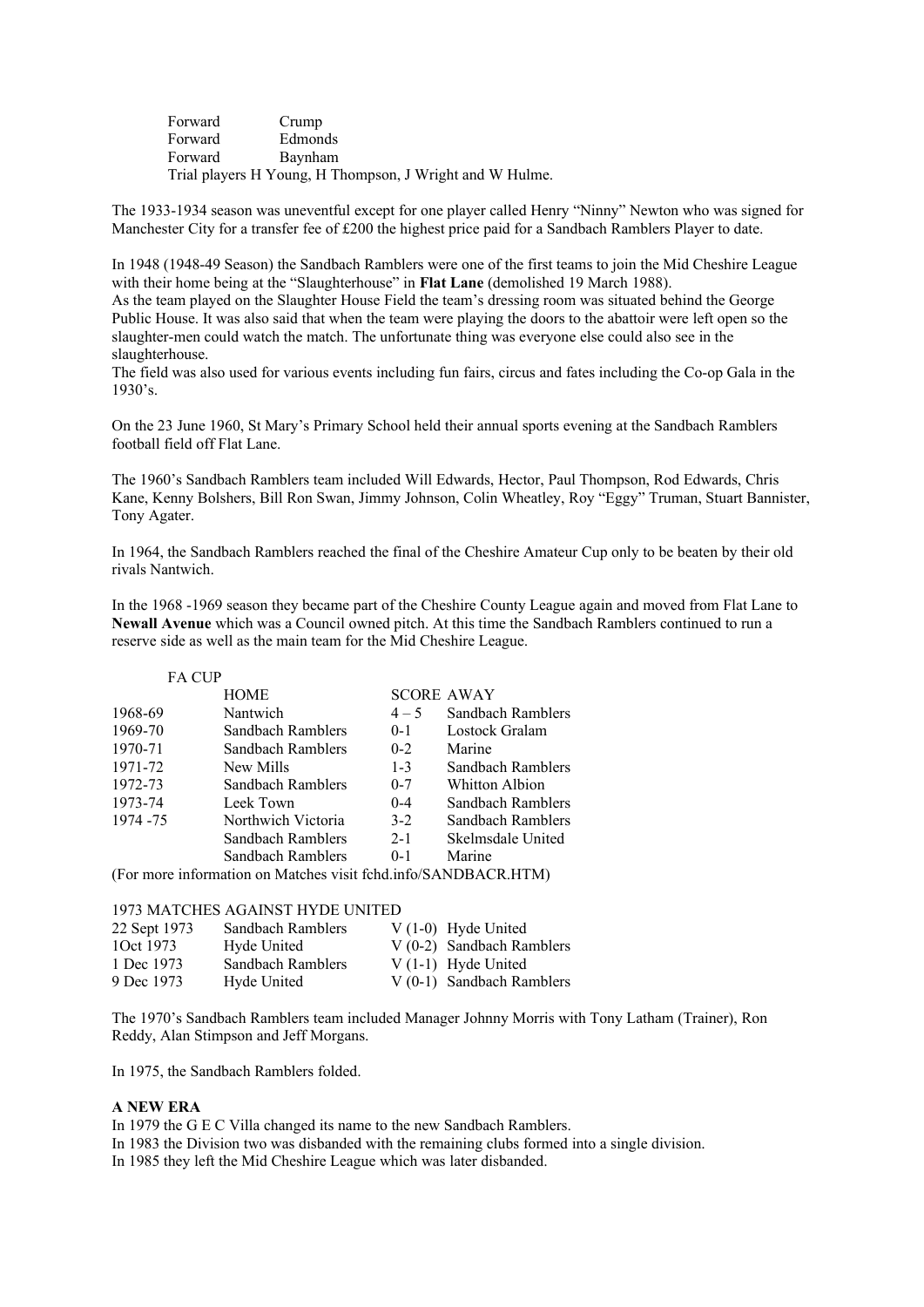| | |
|---|---|
| Forward | Crump |
| Forward | Edmonds |
| Forward | Baynham |

Trial players H Young, H Thompson, J Wright and W Hulme.

The 1933-1934 season was uneventful except for one player called Henry "Ninny" Newton who was signed for Manchester City for a transfer fee of £200 the highest price paid for a Sandbach Ramblers Player to date.

In 1948 (1948-49 Season) the Sandbach Ramblers were one of the first teams to join the Mid Cheshire League with their home being at the "Slaughterhouse" in **Flat Lane** (demolished 19 March 1988).
As the team played on the Slaughter House Field the team's dressing room was situated behind the George Public House. It was also said that when the team were playing the doors to the abattoir were left open so the slaughter-men could watch the match. The unfortunate thing was everyone else could also see in the slaughterhouse.
The field was also used for various events including fun fairs, circus and fates including the Co-op Gala in the 1930's.

On the 23 June 1960, St Mary's Primary School held their annual sports evening at the Sandbach Ramblers football field off Flat Lane.

The 1960's Sandbach Ramblers team included Will Edwards, Hector, Paul Thompson, Rod Edwards, Chris Kane, Kenny Bolshers, Bill Ron Swan, Jimmy Johnson, Colin Wheatley, Roy "Eggy" Truman, Stuart Bannister, Tony Agater.

In 1964, the Sandbach Ramblers reached the final of the Cheshire Amateur Cup only to be beaten by their old rivals Nantwich.

In the 1968 -1969 season they became part of the Cheshire County League again and moved from Flat Lane to **Newall Avenue** which was a Council owned pitch. At this time the Sandbach Ramblers continued to run a reserve side as well as the main team for the Mid Cheshire League.

FA CUP

| | HOME | SCORE | AWAY |
|---|---|---|---|
| 1968-69 | Nantwich | 4 – 5 | Sandbach Ramblers |
| 1969-70 | Sandbach Ramblers | 0-1 | Lostock Gralam |
| 1970-71 | Sandbach Ramblers | 0-2 | Marine |
| 1971-72 | New Mills | 1-3 | Sandbach Ramblers |
| 1972-73 | Sandbach Ramblers | 0-7 | Whitton Albion |
| 1973-74 | Leek Town | 0-4 | Sandbach Ramblers |
| 1974 -75 | Northwich Victoria | 3-2 | Sandbach Ramblers |
| | Sandbach Ramblers | 2-1 | Skelmsdale United |
| | Sandbach Ramblers | 0-1 | Marine |

(For more information on Matches visit fchd.info/SANDBACR.HTM)

1973 MATCHES AGAINST HYDE UNITED

| | | | |
|---|---|---|---|
| 22 Sept 1973 | Sandbach Ramblers | V (1-0) | Hyde United |
| 1Oct 1973 | Hyde United | V (0-2) | Sandbach Ramblers |
| 1 Dec 1973 | Sandbach Ramblers | V (1-1) | Hyde United |
| 9 Dec 1973 | Hyde United | V (0-1) | Sandbach Ramblers |

The 1970's Sandbach Ramblers team included Manager Johnny Morris with Tony Latham (Trainer), Ron Reddy, Alan Stimpson and Jeff Morgans.

In 1975, the Sandbach Ramblers folded.

**A NEW ERA**

In 1979 the G E C Villa changed its name to the new Sandbach Ramblers.
In 1983 the Division two was disbanded with the remaining clubs formed into a single division.
In 1985 they left the Mid Cheshire League which was later disbanded.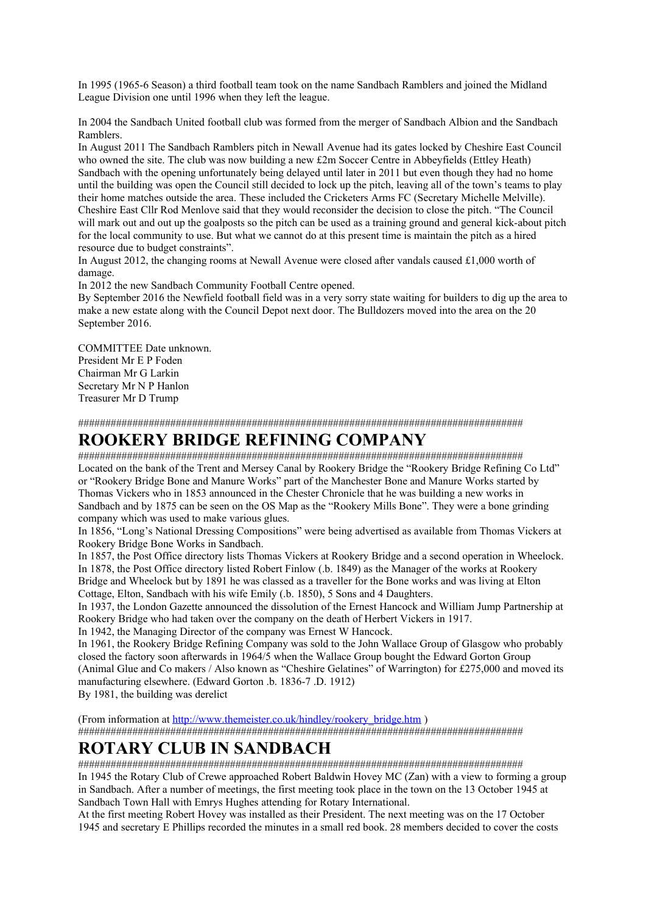In 1995 (1965-6 Season) a third football team took on the name Sandbach Ramblers and joined the Midland League Division one until 1996 when they left the league.

In 2004 the Sandbach United football club was formed from the merger of Sandbach Albion and the Sandbach Ramblers.
In August 2011 The Sandbach Ramblers pitch in Newall Avenue had its gates locked by Cheshire East Council who owned the site. The club was now building a new £2m Soccer Centre in Abbeyfields (Ettley Heath) Sandbach with the opening unfortunately being delayed until later in 2011 but even though they had no home until the building was open the Council still decided to lock up the pitch, leaving all of the town's teams to play their home matches outside the area. These included the Cricketers Arms FC (Secretary Michelle Melville). Cheshire East Cllr Rod Menlove said that they would reconsider the decision to close the pitch. "The Council will mark out and out up the goalposts so the pitch can be used as a training ground and general kick-about pitch for the local community to use. But what we cannot do at this present time is maintain the pitch as a hired resource due to budget constraints".
In August 2012, the changing rooms at Newall Avenue were closed after vandals caused £1,000 worth of damage.
In 2012 the new Sandbach Community Football Centre opened.
By September 2016 the Newfield football field was in a very sorry state waiting for builders to dig up the area to make a new estate along with the Council Depot next door. The Bulldozers moved into the area on the 20 September 2016.

COMMITTEE Date unknown.
President Mr E P Foden
Chairman Mr G Larkin
Secretary Mr N P Hanlon
Treasurer Mr D Trump

####################################################################################

# ROOKERY BRIDGE REFINING COMPANY

####################################################################################

Located on the bank of the Trent and Mersey Canal by Rookery Bridge the "Rookery Bridge Refining Co Ltd" or "Rookery Bridge Bone and Manure Works" part of the Manchester Bone and Manure Works started by Thomas Vickers who in 1853 announced in the Chester Chronicle that he was building a new works in Sandbach and by 1875 can be seen on the OS Map as the "Rookery Mills Bone". They were a bone grinding company which was used to make various glues.
In 1856, "Long's National Dressing Compositions" were being advertised as available from Thomas Vickers at Rookery Bridge Bone Works in Sandbach.
In 1857, the Post Office directory lists Thomas Vickers at Rookery Bridge and a second operation in Wheelock.
In 1878, the Post Office directory listed Robert Finlow (.b. 1849) as the Manager of the works at Rookery Bridge and Wheelock but by 1891 he was classed as a traveller for the Bone works and was living at Elton Cottage, Elton, Sandbach with his wife Emily (.b. 1850), 5 Sons and 4 Daughters.
In 1937, the London Gazette announced the dissolution of the Ernest Hancock and William Jump Partnership at Rookery Bridge who had taken over the company on the death of Herbert Vickers in 1917.
In 1942, the Managing Director of the company was Ernest W Hancock.
In 1961, the Rookery Bridge Refining Company was sold to the John Wallace Group of Glasgow who probably closed the factory soon afterwards in 1964/5 when the Wallace Group bought the Edward Gorton Group (Animal Glue and Co makers / Also known as "Cheshire Gelatines" of Warrington) for £275,000 and moved its manufacturing elsewhere. (Edward Gorton .b. 1836-7 .D. 1912)
By 1981, the building was derelict

(From information at http://www.themeister.co.uk/hindley/rookery_bridge.htm )

####################################################################################

# ROTARY CLUB IN SANDBACH

####################################################################################

In 1945 the Rotary Club of Crewe approached Robert Baldwin Hovey MC (Zan) with a view to forming a group in Sandbach. After a number of meetings, the first meeting took place in the town on the 13 October 1945 at Sandbach Town Hall with Emrys Hughes attending for Rotary International.
At the first meeting Robert Hovey was installed as their President. The next meeting was on the 17 October 1945 and secretary E Phillips recorded the minutes in a small red book. 28 members decided to cover the costs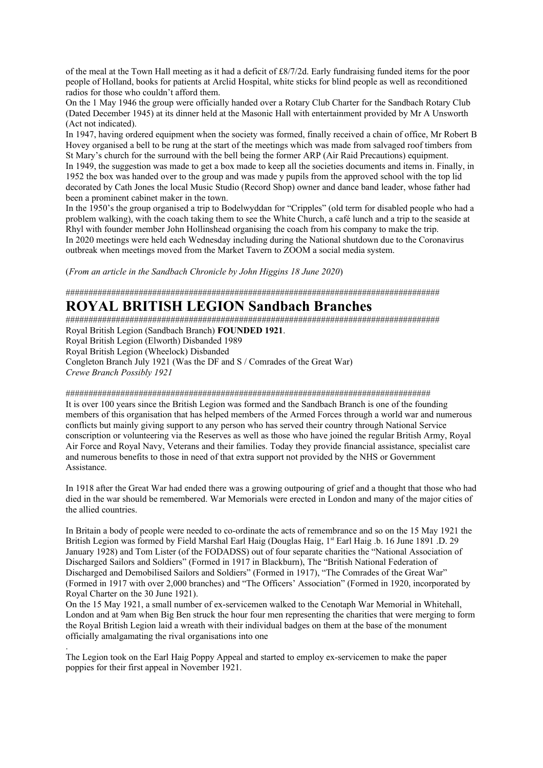of the meal at the Town Hall meeting as it had a deficit of £8/7/2d. Early fundraising funded items for the poor people of Holland, books for patients at Arclid Hospital, white sticks for blind people as well as reconditioned radios for those who couldn't afford them.

On the 1 May 1946 the group were officially handed over a Rotary Club Charter for the Sandbach Rotary Club (Dated December 1945) at its dinner held at the Masonic Hall with entertainment provided by Mr A Unsworth (Act not indicated).

In 1947, having ordered equipment when the society was formed, finally received a chain of office, Mr Robert B Hovey organised a bell to be rung at the start of the meetings which was made from salvaged roof timbers from St Mary's church for the surround with the bell being the former ARP (Air Raid Precautions) equipment.

In 1949, the suggestion was made to get a box made to keep all the societies documents and items in. Finally, in 1952 the box was handed over to the group and was made y pupils from the approved school with the top lid decorated by Cath Jones the local Music Studio (Record Shop) owner and dance band leader, whose father had been a prominent cabinet maker in the town.

In the 1950's the group organised a trip to Bodelwyddan for "Cripples" (old term for disabled people who had a problem walking), with the coach taking them to see the White Church, a café lunch and a trip to the seaside at Rhyl with founder member John Hollinshead organising the coach from his company to make the trip.

In 2020 meetings were held each Wednesday including during the National shutdown due to the Coronavirus outbreak when meetings moved from the Market Tavern to ZOOM a social media system.

(*From an article in the Sandbach Chronicle by John Higgins 18 June 2020*)

######################################################################################

# ROYAL BRITISH LEGION Sandbach Branches

######################################################################################

Royal British Legion (Sandbach Branch) **FOUNDED 1921**.
Royal British Legion (Elworth) Disbanded 1989
Royal British Legion (Wheelock) Disbanded
Congleton Branch July 1921 (Was the DF and S / Comrades of the Great War)
*Crewe Branch Possibly 1921*

####################################################################################

It is over 100 years since the British Legion was formed and the Sandbach Branch is one of the founding members of this organisation that has helped members of the Armed Forces through a world war and numerous conflicts but mainly giving support to any person who has served their country through National Service conscription or volunteering via the Reserves as well as those who have joined the regular British Army, Royal Air Force and Royal Navy, Veterans and their families. Today they provide financial assistance, specialist care and numerous benefits to those in need of that extra support not provided by the NHS or Government Assistance.

In 1918 after the Great War had ended there was a growing outpouring of grief and a thought that those who had died in the war should be remembered. War Memorials were erected in London and many of the major cities of the allied countries.

In Britain a body of people were needed to co-ordinate the acts of remembrance and so on the 15 May 1921 the British Legion was formed by Field Marshal Earl Haig (Douglas Haig, 1st Earl Haig .b. 16 June 1891 .D. 29 January 1928) and Tom Lister (of the FODADSS) out of four separate charities the "National Association of Discharged Sailors and Soldiers" (Formed in 1917 in Blackburn), The "British National Federation of Discharged and Demobilised Sailors and Soldiers" (Formed in 1917), "The Comrades of the Great War" (Formed in 1917 with over 2,000 branches) and "The Officers' Association" (Formed in 1920, incorporated by Royal Charter on the 30 June 1921).

On the 15 May 1921, a small number of ex-servicemen walked to the Cenotaph War Memorial in Whitehall, London and at 9am when Big Ben struck the hour four men representing the charities that were merging to form the Royal British Legion laid a wreath with their individual badges on them at the base of the monument officially amalgamating the rival organisations into one

.

The Legion took on the Earl Haig Poppy Appeal and started to employ ex-servicemen to make the paper poppies for their first appeal in November 1921.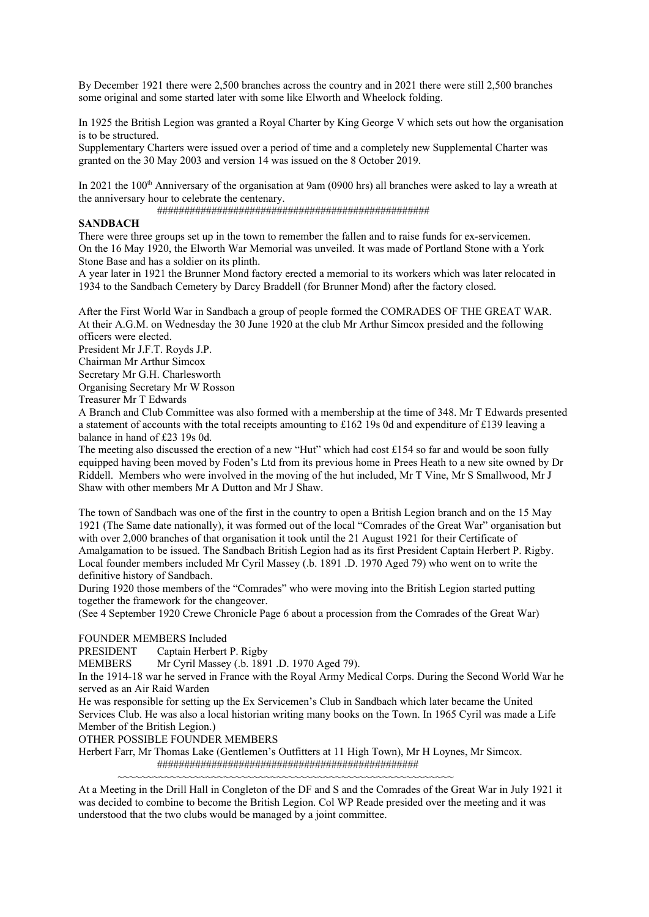By December 1921 there were 2,500 branches across the country and in 2021 there were still 2,500 branches some original and some started later with some like Elworth and Wheelock folding.

In 1925 the British Legion was granted a Royal Charter by King George V which sets out how the organisation is to be structured.
Supplementary Charters were issued over a period of time and a completely new Supplemental Charter was granted on the 30 May 2003 and version 14 was issued on the 8 October 2019.

In 2021 the 100th Anniversary of the organisation at 9am (0900 hrs) all branches were asked to lay a wreath at the anniversary hour to celebrate the centenary.

##################################################

**SANDBACH**

There were three groups set up in the town to remember the fallen and to raise funds for ex-servicemen.
On the 16 May 1920, the Elworth War Memorial was unveiled. It was made of Portland Stone with a York Stone Base and has a soldier on its plinth.
A year later in 1921 the Brunner Mond factory erected a memorial to its workers which was later relocated in 1934 to the Sandbach Cemetery by Darcy Braddell (for Brunner Mond) after the factory closed.

After the First World War in Sandbach a group of people formed the COMRADES OF THE GREAT WAR.
At their A.G.M. on Wednesday the 30 June 1920 at the club Mr Arthur Simcox presided and the following officers were elected.
President Mr J.F.T. Royds J.P.
Chairman Mr Arthur Simcox
Secretary Mr G.H. Charlesworth
Organising Secretary Mr W Rosson
Treasurer Mr T Edwards
A Branch and Club Committee was also formed with a membership at the time of 348. Mr T Edwards presented a statement of accounts with the total receipts amounting to £162 19s 0d and expenditure of £139 leaving a balance in hand of £23 19s 0d.
The meeting also discussed the erection of a new "Hut" which had cost £154 so far and would be soon fully equipped having been moved by Foden's Ltd from its previous home in Prees Heath to a new site owned by Dr Riddell. Members who were involved in the moving of the hut included, Mr T Vine, Mr S Smallwood, Mr J Shaw with other members Mr A Dutton and Mr J Shaw.

The town of Sandbach was one of the first in the country to open a British Legion branch and on the 15 May 1921 (The Same date nationally), it was formed out of the local "Comrades of the Great War" organisation but with over 2,000 branches of that organisation it took until the 21 August 1921 for their Certificate of Amalgamation to be issued. The Sandbach British Legion had as its first President Captain Herbert P. Rigby.
Local founder members included Mr Cyril Massey (.b. 1891 .D. 1970 Aged 79) who went on to write the definitive history of Sandbach.
During 1920 those members of the "Comrades" who were moving into the British Legion started putting together the framework for the changeover.
(See 4 September 1920 Crewe Chronicle Page 6 about a procession from the Comrades of the Great War)

FOUNDER MEMBERS Included
PRESIDENT Captain Herbert P. Rigby
MEMBERS Mr Cyril Massey (.b. 1891 .D. 1970 Aged 79).
In the 1914-18 war he served in France with the Royal Army Medical Corps. During the Second World War he served as an Air Raid Warden
He was responsible for setting up the Ex Servicemen's Club in Sandbach which later became the United Services Club. He was also a local historian writing many books on the Town. In 1965 Cyril was made a Life Member of the British Legion.)
OTHER POSSIBLE FOUNDER MEMBERS
Herbert Farr, Mr Thomas Lake (Gentlemen's Outfitters at 11 High Town), Mr H Loynes, Mr Simcox.

##################################################

~~~~~~~~~~~~~~~~~~~~~~~~~~~~~~~~~~~~~~~~~~~~~~~~~~~~~~~~~~~~

At a Meeting in the Drill Hall in Congleton of the DF and S and the Comrades of the Great War in July 1921 it was decided to combine to become the British Legion. Col WP Reade presided over the meeting and it was understood that the two clubs would be managed by a joint committee.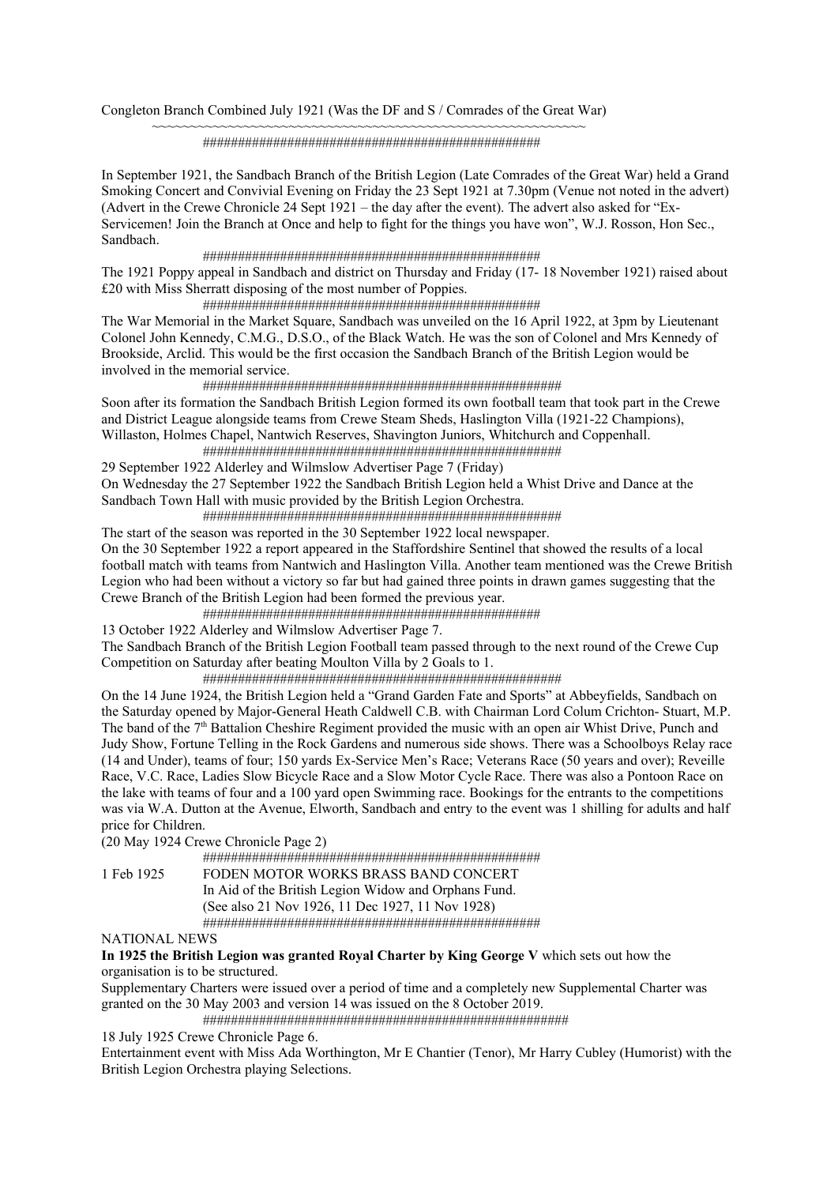Congleton Branch Combined July 1921 (Was the DF and S / Comrades of the Great War)

~~~~~~~~~~~~~~~~~~~~~~~~~~~~~~~~~~~~~~~~~~~~~~~~~~~~~~~~~~~~

################################################

In September 1921, the Sandbach Branch of the British Legion (Late Comrades of the Great War) held a Grand Smoking Concert and Convivial Evening on Friday the 23 Sept 1921 at 7.30pm (Venue not noted in the advert) (Advert in the Crewe Chronicle 24 Sept 1921 – the day after the event). The advert also asked for "Ex-Servicemen! Join the Branch at Once and help to fight for the things you have won", W.J. Rosson, Hon Sec., Sandbach.

################################################

The 1921 Poppy appeal in Sandbach and district on Thursday and Friday (17- 18 November 1921) raised about £20 with Miss Sherratt disposing of the most number of Poppies.

################################################

The War Memorial in the Market Square, Sandbach was unveiled on the 16 April 1922, at 3pm by Lieutenant Colonel John Kennedy, C.M.G., D.S.O., of the Black Watch. He was the son of Colonel and Mrs Kennedy of Brookside, Arclid. This would be the first occasion the Sandbach Branch of the British Legion would be involved in the memorial service.

####################################################

Soon after its formation the Sandbach British Legion formed its own football team that took part in the Crewe and District League alongside teams from Crewe Steam Sheds, Haslington Villa (1921-22 Champions), Willaston, Holmes Chapel, Nantwich Reserves, Shavington Juniors, Whitchurch and Coppenhall.

####################################################

29 September 1922 Alderley and Wilmslow Advertiser Page 7 (Friday)

On Wednesday the 27 September 1922 the Sandbach British Legion held a Whist Drive and Dance at the Sandbach Town Hall with music provided by the British Legion Orchestra.

####################################################

The start of the season was reported in the 30 September 1922 local newspaper.

On the 30 September 1922 a report appeared in the Staffordshire Sentinel that showed the results of a local football match with teams from Nantwich and Haslington Villa. Another team mentioned was the Crewe British Legion who had been without a victory so far but had gained three points in drawn games suggesting that the Crewe Branch of the British Legion had been formed the previous year.

################################################

13 October 1922 Alderley and Wilmslow Advertiser Page 7.

The Sandbach Branch of the British Legion Football team passed through to the next round of the Crewe Cup Competition on Saturday after beating Moulton Villa by 2 Goals to 1.

####################################################

On the 14 June 1924, the British Legion held a "Grand Garden Fate and Sports" at Abbeyfields, Sandbach on the Saturday opened by Major-General Heath Caldwell C.B. with Chairman Lord Colum Crichton- Stuart, M.P. The band of the 7th Battalion Cheshire Regiment provided the music with an open air Whist Drive, Punch and Judy Show, Fortune Telling in the Rock Gardens and numerous side shows. There was a Schoolboys Relay race (14 and Under), teams of four; 150 yards Ex-Service Men's Race; Veterans Race (50 years and over); Reveille Race, V.C. Race, Ladies Slow Bicycle Race and a Slow Motor Cycle Race. There was also a Pontoon Race on the lake with teams of four and a 100 yard open Swimming race. Bookings for the entrants to the competitions was via W.A. Dutton at the Avenue, Elworth, Sandbach and entry to the event was 1 shilling for adults and half price for Children.

(20 May 1924 Crewe Chronicle Page 2)

################################################

1 Feb 1925 FODEN MOTOR WORKS BRASS BAND CONCERT
In Aid of the British Legion Widow and Orphans Fund.
(See also 21 Nov 1926, 11 Dec 1927, 11 Nov 1928)

################################################

NATIONAL NEWS

**In 1925 the British Legion was granted Royal Charter by King George V** which sets out how the organisation is to be structured.

Supplementary Charters were issued over a period of time and a completely new Supplemental Charter was granted on the 30 May 2003 and version 14 was issued on the 8 October 2019.

####################################################

18 July 1925 Crewe Chronicle Page 6.

Entertainment event with Miss Ada Worthington, Mr E Chantier (Tenor), Mr Harry Cubley (Humorist) with the British Legion Orchestra playing Selections.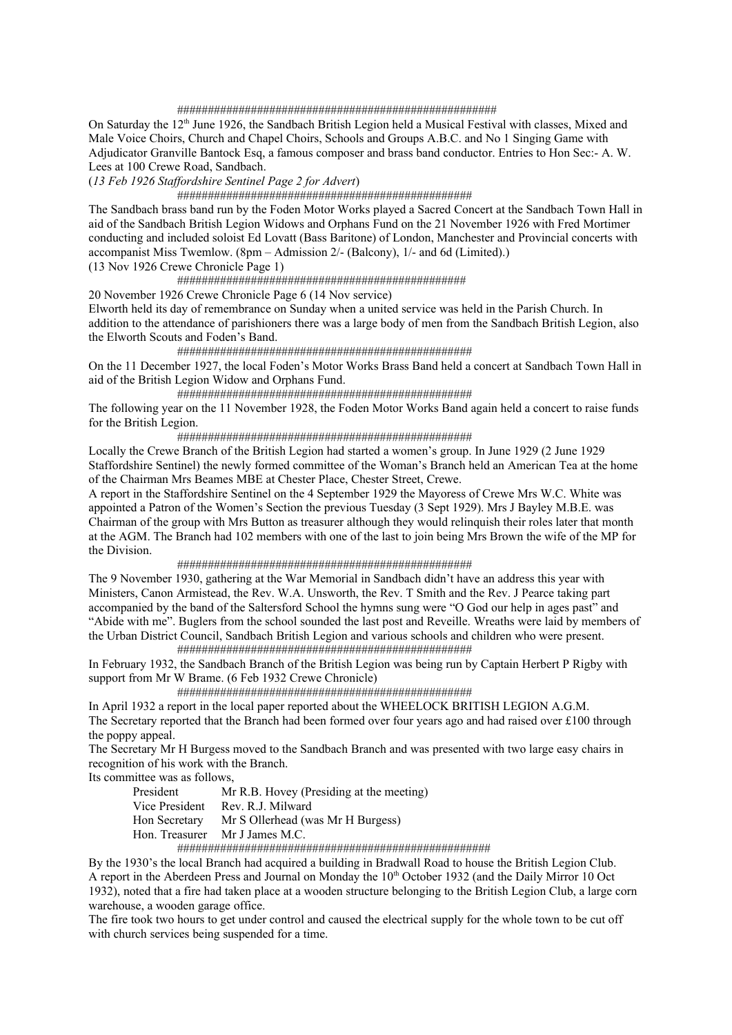####################################################

On Saturday the 12th June 1926, the Sandbach British Legion held a Musical Festival with classes, Mixed and Male Voice Choirs, Church and Chapel Choirs, Schools and Groups A.B.C. and No 1 Singing Game with Adjudicator Granville Bantock Esq, a famous composer and brass band conductor. Entries to Hon Sec:- A. W. Lees at 100 Crewe Road, Sandbach.

(*13 Feb 1926 Staffordshire Sentinel Page 2 for Advert*)

################################################

The Sandbach brass band run by the Foden Motor Works played a Sacred Concert at the Sandbach Town Hall in aid of the Sandbach British Legion Widows and Orphans Fund on the 21 November 1926 with Fred Mortimer conducting and included soloist Ed Lovatt (Bass Baritone) of London, Manchester and Provincial concerts with accompanist Miss Twemlow. (8pm – Admission 2/- (Balcony), 1/- and 6d (Limited).)

(13 Nov 1926 Crewe Chronicle Page 1)

###############################################

20 November 1926 Crewe Chronicle Page 6 (14 Nov service)

Elworth held its day of remembrance on Sunday when a united service was held in the Parish Church. In addition to the attendance of parishioners there was a large body of men from the Sandbach British Legion, also the Elworth Scouts and Foden's Band.

################################################

On the 11 December 1927, the local Foden's Motor Works Brass Band held a concert at Sandbach Town Hall in aid of the British Legion Widow and Orphans Fund.

################################################

The following year on the 11 November 1928, the Foden Motor Works Band again held a concert to raise funds for the British Legion.

################################################

Locally the Crewe Branch of the British Legion had started a women's group. In June 1929 (2 June 1929 Staffordshire Sentinel) the newly formed committee of the Woman's Branch held an American Tea at the home of the Chairman Mrs Beames MBE at Chester Place, Chester Street, Crewe.

A report in the Staffordshire Sentinel on the 4 September 1929 the Mayoress of Crewe Mrs W.C. White was appointed a Patron of the Women's Section the previous Tuesday (3 Sept 1929). Mrs J Bayley M.B.E. was Chairman of the group with Mrs Button as treasurer although they would relinquish their roles later that month at the AGM. The Branch had 102 members with one of the last to join being Mrs Brown the wife of the MP for the Division.

################################################

The 9 November 1930, gathering at the War Memorial in Sandbach didn't have an address this year with Ministers, Canon Armistead, the Rev. W.A. Unsworth, the Rev. T Smith and the Rev. J Pearce taking part accompanied by the band of the Saltersford School the hymns sung were "O God our help in ages past" and "Abide with me". Buglers from the school sounded the last post and Reveille. Wreaths were laid by members of the Urban District Council, Sandbach British Legion and various schools and children who were present.

################################################

In February 1932, the Sandbach Branch of the British Legion was being run by Captain Herbert P Rigby with support from Mr W Brame. (6 Feb 1932 Crewe Chronicle)

################################################

In April 1932 a report in the local paper reported about the WHEELOCK BRITISH LEGION A.G.M.

The Secretary reported that the Branch had been formed over four years ago and had raised over £100 through the poppy appeal.

The Secretary Mr H Burgess moved to the Sandbach Branch and was presented with two large easy chairs in recognition of his work with the Branch.

Its committee was as follows,

| | |
|---|---|
| President | Mr R.B. Hovey (Presiding at the meeting) |
| Vice President | Rev. R.J. Milward |
| Hon Secretary | Mr S Ollerhead (was Mr H Burgess) |
| Hon. Treasurer | Mr J James M.C. |

###################################################

By the 1930's the local Branch had acquired a building in Bradwall Road to house the British Legion Club. A report in the Aberdeen Press and Journal on Monday the 10th October 1932 (and the Daily Mirror 10 Oct 1932), noted that a fire had taken place at a wooden structure belonging to the British Legion Club, a large corn warehouse, a wooden garage office.

The fire took two hours to get under control and caused the electrical supply for the whole town to be cut off with church services being suspended for a time.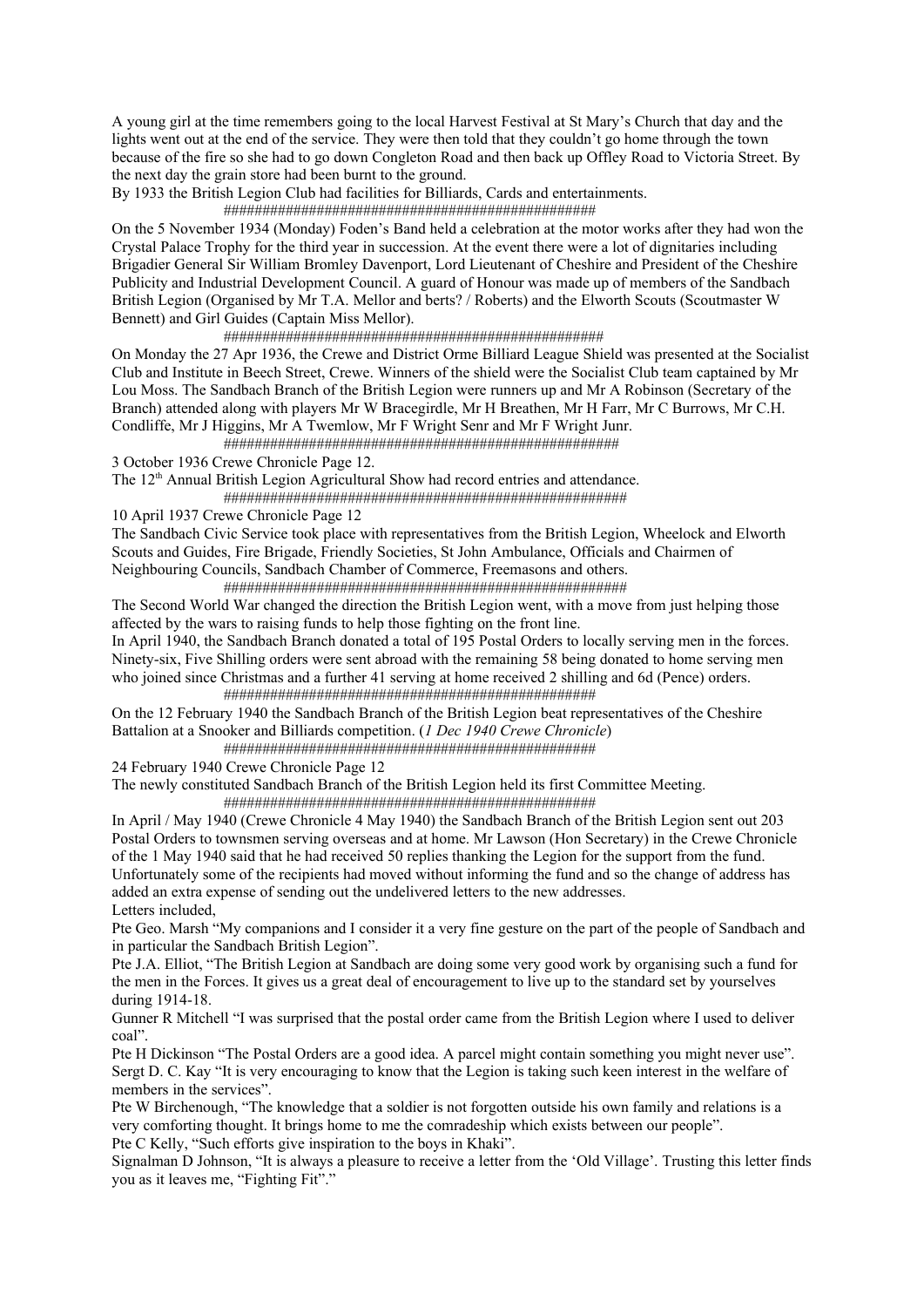A young girl at the time remembers going to the local Harvest Festival at St Mary's Church that day and the lights went out at the end of the service. They were then told that they couldn't go home through the town because of the fire so she had to go down Congleton Road and then back up Offley Road to Victoria Street. By the next day the grain store had been burnt to the ground.

By 1933 the British Legion Club had facilities for Billiards, Cards and entertainments.

################################################

On the 5 November 1934 (Monday) Foden's Band held a celebration at the motor works after they had won the Crystal Palace Trophy for the third year in succession. At the event there were a lot of dignitaries including Brigadier General Sir William Bromley Davenport, Lord Lieutenant of Cheshire and President of the Cheshire Publicity and Industrial Development Council. A guard of Honour was made up of members of the Sandbach British Legion (Organised by Mr T.A. Mellor and berts? / Roberts) and the Elworth Scouts (Scoutmaster W Bennett) and Girl Guides (Captain Miss Mellor).

#################################################

On Monday the 27 Apr 1936, the Crewe and District Orme Billiard League Shield was presented at the Socialist Club and Institute in Beech Street, Crewe. Winners of the shield were the Socialist Club team captained by Mr Lou Moss. The Sandbach Branch of the British Legion were runners up and Mr A Robinson (Secretary of the Branch) attended along with players Mr W Bracegirdle, Mr H Breathen, Mr H Farr, Mr C Burrows, Mr C.H. Condliffe, Mr J Higgins, Mr A Twemlow, Mr F Wright Senr and Mr F Wright Junr.

###################################################

3 October 1936 Crewe Chronicle Page 12.

The 12th Annual British Legion Agricultural Show had record entries and attendance.

####################################################

10 April 1937 Crewe Chronicle Page 12

The Sandbach Civic Service took place with representatives from the British Legion, Wheelock and Elworth Scouts and Guides, Fire Brigade, Friendly Societies, St John Ambulance, Officials and Chairmen of Neighbouring Councils, Sandbach Chamber of Commerce, Freemasons and others.

####################################################

The Second World War changed the direction the British Legion went, with a move from just helping those affected by the wars to raising funds to help those fighting on the front line.

In April 1940, the Sandbach Branch donated a total of 195 Postal Orders to locally serving men in the forces. Ninety-six, Five Shilling orders were sent abroad with the remaining 58 being donated to home serving men who joined since Christmas and a further 41 serving at home received 2 shilling and 6d (Pence) orders.

################################################

On the 12 February 1940 the Sandbach Branch of the British Legion beat representatives of the Cheshire Battalion at a Snooker and Billiards competition. (*1 Dec 1940 Crewe Chronicle*)

################################################

24 February 1940 Crewe Chronicle Page 12

The newly constituted Sandbach Branch of the British Legion held its first Committee Meeting.

################################################

In April / May 1940 (Crewe Chronicle 4 May 1940) the Sandbach Branch of the British Legion sent out 203 Postal Orders to townsmen serving overseas and at home. Mr Lawson (Hon Secretary) in the Crewe Chronicle of the 1 May 1940 said that he had received 50 replies thanking the Legion for the support from the fund. Unfortunately some of the recipients had moved without informing the fund and so the change of address has added an extra expense of sending out the undelivered letters to the new addresses.

Letters included,

Pte Geo. Marsh "My companions and I consider it a very fine gesture on the part of the people of Sandbach and in particular the Sandbach British Legion".

Pte J.A. Elliot, "The British Legion at Sandbach are doing some very good work by organising such a fund for the men in the Forces. It gives us a great deal of encouragement to live up to the standard set by yourselves during 1914-18.

Gunner R Mitchell "I was surprised that the postal order came from the British Legion where I used to deliver coal".

Pte H Dickinson "The Postal Orders are a good idea. A parcel might contain something you might never use".

Sergt D. C. Kay "It is very encouraging to know that the Legion is taking such keen interest in the welfare of members in the services".

Pte W Birchenough, "The knowledge that a soldier is not forgotten outside his own family and relations is a very comforting thought. It brings home to me the comradeship which exists between our people".

Pte C Kelly, "Such efforts give inspiration to the boys in Khaki".

Signalman D Johnson, "It is always a pleasure to receive a letter from the 'Old Village'. Trusting this letter finds you as it leaves me, "Fighting Fit"."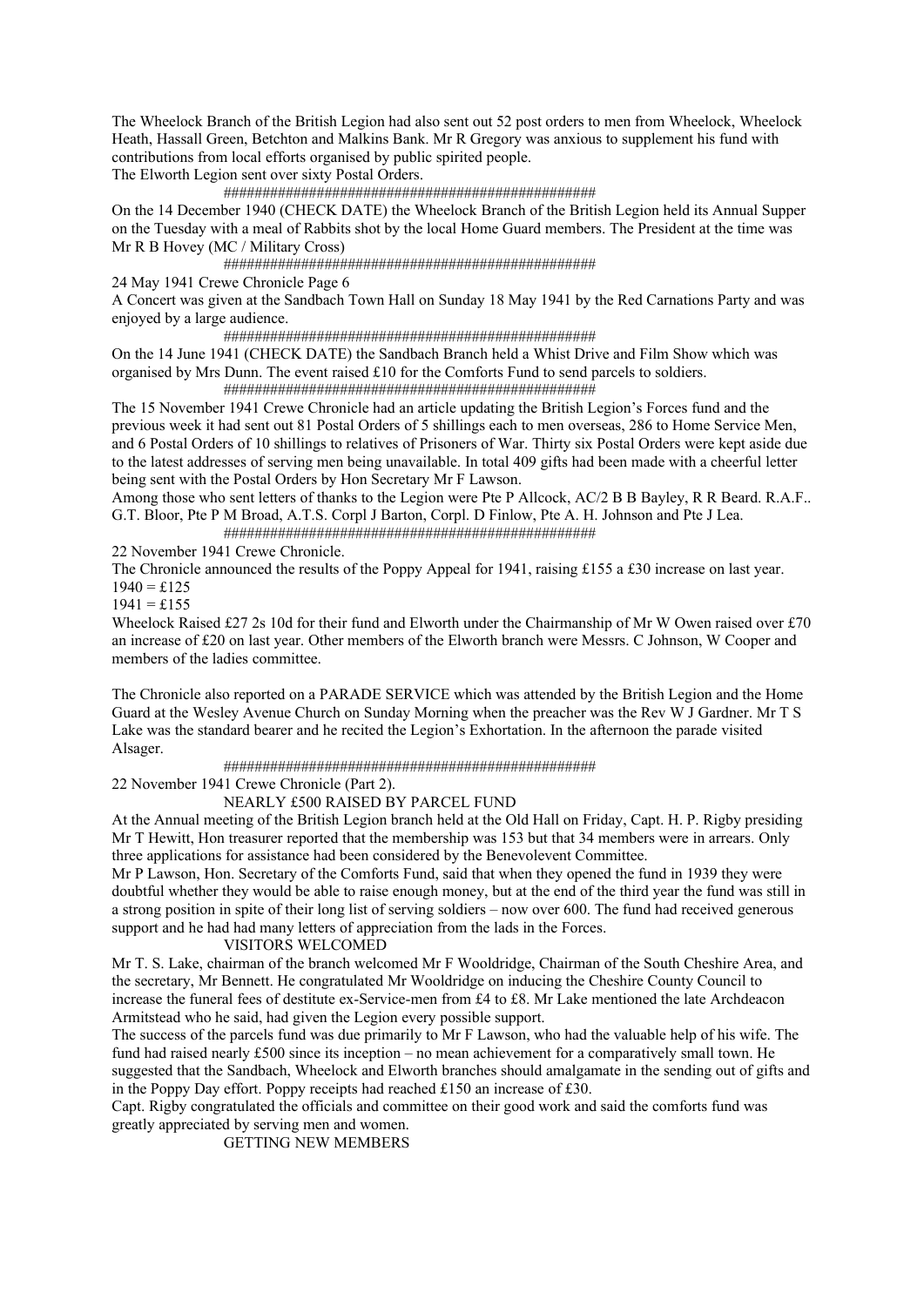The Wheelock Branch of the British Legion had also sent out 52 post orders to men from Wheelock, Wheelock Heath, Hassall Green, Betchton and Malkins Bank. Mr R Gregory was anxious to supplement his fund with contributions from local efforts organised by public spirited people.
The Elworth Legion sent over sixty Postal Orders.

##################################################

On the 14 December 1940 (CHECK DATE) the Wheelock Branch of the British Legion held its Annual Supper on the Tuesday with a meal of Rabbits shot by the local Home Guard members. The President at the time was Mr R B Hovey (MC / Military Cross)

##################################################

24 May 1941 Crewe Chronicle Page 6
A Concert was given at the Sandbach Town Hall on Sunday 18 May 1941 by the Red Carnations Party and was enjoyed by a large audience.

##################################################

On the 14 June 1941 (CHECK DATE) the Sandbach Branch held a Whist Drive and Film Show which was organised by Mrs Dunn. The event raised £10 for the Comforts Fund to send parcels to soldiers.

##################################################

The 15 November 1941 Crewe Chronicle had an article updating the British Legion's Forces fund and the previous week it had sent out 81 Postal Orders of 5 shillings each to men overseas, 286 to Home Service Men, and 6 Postal Orders of 10 shillings to relatives of Prisoners of War. Thirty six Postal Orders were kept aside due to the latest addresses of serving men being unavailable. In total 409 gifts had been made with a cheerful letter being sent with the Postal Orders by Hon Secretary Mr F Lawson.
Among those who sent letters of thanks to the Legion were Pte P Allcock, AC/2 B B Bayley, R R Beard. R.A.F.. G.T. Bloor, Pte P M Broad, A.T.S. Corpl J Barton, Corpl. D Finlow, Pte A. H. Johnson and Pte J Lea.

##################################################

22 November 1941 Crewe Chronicle.
The Chronicle announced the results of the Poppy Appeal for 1941, raising £155 a £30 increase on last year.
1940 = £125
1941 = £155
Wheelock Raised £27 2s 10d for their fund and Elworth under the Chairmanship of Mr W Owen raised over £70 an increase of £20 on last year. Other members of the Elworth branch were Messrs. C Johnson, W Cooper and members of the ladies committee.

The Chronicle also reported on a PARADE SERVICE which was attended by the British Legion and the Home Guard at the Wesley Avenue Church on Sunday Morning when the preacher was the Rev W J Gardner. Mr T S Lake was the standard bearer and he recited the Legion's Exhortation. In the afternoon the parade visited Alsager.

##################################################

22 November 1941 Crewe Chronicle (Part 2).

NEARLY £500 RAISED BY PARCEL FUND

At the Annual meeting of the British Legion branch held at the Old Hall on Friday, Capt. H. P. Rigby presiding Mr T Hewitt, Hon treasurer reported that the membership was 153 but that 34 members were in arrears. Only three applications for assistance had been considered by the Benevolevent Committee.
Mr P Lawson, Hon. Secretary of the Comforts Fund, said that when they opened the fund in 1939 they were doubtful whether they would be able to raise enough money, but at the end of the third year the fund was still in a strong position in spite of their long list of serving soldiers – now over 600. The fund had received generous support and he had had many letters of appreciation from the lads in the Forces.

VISITORS WELCOMED

Mr T. S. Lake, chairman of the branch welcomed Mr F Wooldridge, Chairman of the South Cheshire Area, and the secretary, Mr Bennett. He congratulated Mr Wooldridge on inducing the Cheshire County Council to increase the funeral fees of destitute ex-Service-men from £4 to £8. Mr Lake mentioned the late Archdeacon Armitstead who he said, had given the Legion every possible support.
The success of the parcels fund was due primarily to Mr F Lawson, who had the valuable help of his wife. The fund had raised nearly £500 since its inception – no mean achievement for a comparatively small town. He suggested that the Sandbach, Wheelock and Elworth branches should amalgamate in the sending out of gifts and in the Poppy Day effort. Poppy receipts had reached £150 an increase of £30.
Capt. Rigby congratulated the officials and committee on their good work and said the comforts fund was greatly appreciated by serving men and women.

GETTING NEW MEMBERS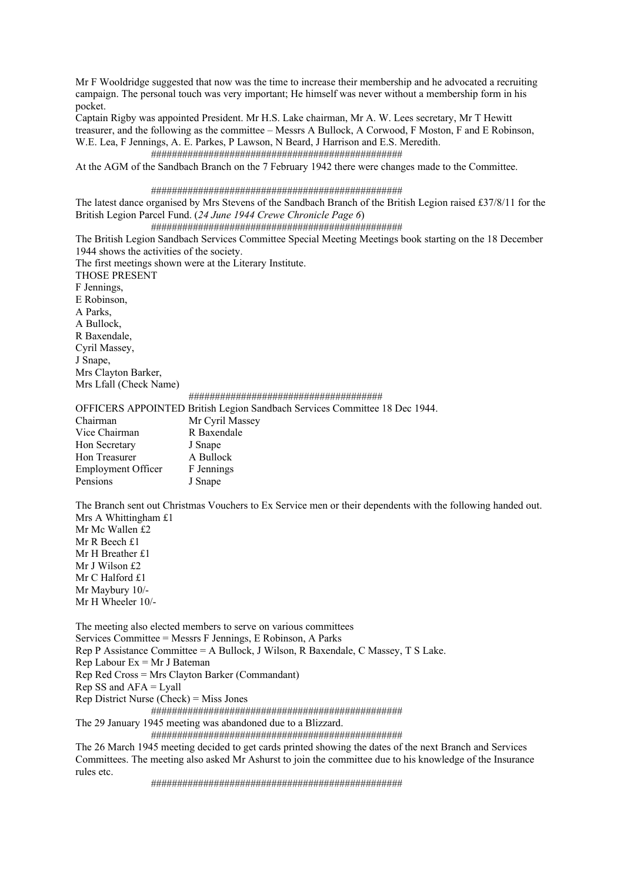Mr F Wooldridge suggested that now was the time to increase their membership and he advocated a recruiting campaign. The personal touch was very important; He himself was never without a membership form in his pocket.

Captain Rigby was appointed President. Mr H.S. Lake chairman, Mr A. W. Lees secretary, Mr T Hewitt treasurer, and the following as the committee – Messrs A Bullock, A Corwood, F Moston, F and E Robinson, W.E. Lea, F Jennings, A. E. Parkes, P Lawson, N Beard, J Harrison and E.S. Meredith.

################################################

At the AGM of the Sandbach Branch on the 7 February 1942 there were changes made to the Committee.

################################################

The latest dance organised by Mrs Stevens of the Sandbach Branch of the British Legion raised £37/8/11 for the British Legion Parcel Fund. (*24 June 1944 Crewe Chronicle Page 6*)

################################################

The British Legion Sandbach Services Committee Special Meeting Meetings book starting on the 18 December 1944 shows the activities of the society.

The first meetings shown were at the Literary Institute.

THOSE PRESENT

F Jennings,
E Robinson,
A Parks,
A Bullock,
R Baxendale,
Cyril Massey,
J Snape,
Mrs Clayton Barker,
Mrs Lfall (Check Name)

####################################

OFFICERS APPOINTED British Legion Sandbach Services Committee 18 Dec 1944.

| | |
|---|---|
| Chairman | Mr Cyril Massey |
| Vice Chairman | R Baxendale |
| Hon Secretary | J Snape |
| Hon Treasurer | A Bullock |
| Employment Officer | F Jennings |
| Pensions | J Snape |

The Branch sent out Christmas Vouchers to Ex Service men or their dependents with the following handed out.

Mrs A Whittingham £1
Mr Mc Wallen £2
Mr R Beech £1
Mr H Breather £1
Mr J Wilson £2
Mr C Halford £1
Mr Maybury 10/-
Mr H Wheeler 10/-

The meeting also elected members to serve on various committees

Services Committee = Messrs F Jennings, E Robinson, A Parks
Rep P Assistance Committee = A Bullock, J Wilson, R Baxendale, C Massey, T S Lake.
Rep Labour Ex = Mr J Bateman
Rep Red Cross = Mrs Clayton Barker (Commandant)
Rep SS and AFA = Lyall
Rep District Nurse (Check) = Miss Jones

################################################

The 29 January 1945 meeting was abandoned due to a Blizzard.

################################################

The 26 March 1945 meeting decided to get cards printed showing the dates of the next Branch and Services Committees. The meeting also asked Mr Ashurst to join the committee due to his knowledge of the Insurance rules etc.

################################################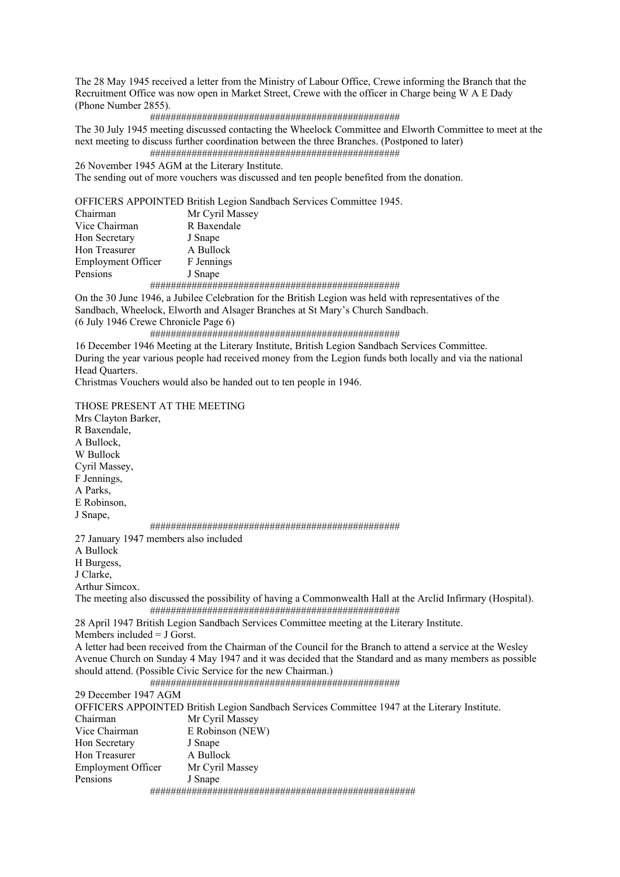The 28 May 1945 received a letter from the Ministry of Labour Office, Crewe informing the Branch that the Recruitment Office was now open in Market Street, Crewe with the officer in Charge being W A E Dady (Phone Number 2855).

################################################

The 30 July 1945 meeting discussed contacting the Wheelock Committee and Elworth Committee to meet at the next meeting to discuss further coordination between the three Branches. (Postponed to later)

################################################

26 November 1945 AGM at the Literary Institute.
The sending out of more vouchers was discussed and ten people benefited from the donation.

OFFICERS APPOINTED British Legion Sandbach Services Committee 1945.

| | |
|---|---|
| Chairman | Mr Cyril Massey |
| Vice Chairman | R Baxendale |
| Hon Secretary | J Snape |
| Hon Treasurer | A Bullock |
| Employment Officer | F Jennings |
| Pensions | J Snape |

################################################

On the 30 June 1946, a Jubilee Celebration for the British Legion was held with representatives of the Sandbach, Wheelock, Elworth and Alsager Branches at St Mary's Church Sandbach.
(6 July 1946 Crewe Chronicle Page 6)

################################################

16 December 1946 Meeting at the Literary Institute, British Legion Sandbach Services Committee.
During the year various people had received money from the Legion funds both locally and via the national Head Quarters.
Christmas Vouchers would also be handed out to ten people in 1946.

THOSE PRESENT AT THE MEETING
Mrs Clayton Barker,
R Baxendale,
A Bullock,
W Bullock
Cyril Massey,
F Jennings,
A Parks,
E Robinson,
J Snape,

################################################

27 January 1947 members also included
A Bullock
H Burgess,
J Clarke,
Arthur Simcox.
The meeting also discussed the possibility of having a Commonwealth Hall at the Arclid Infirmary (Hospital).

################################################

28 April 1947 British Legion Sandbach Services Committee meeting at the Literary Institute.
Members included = J Gorst.
A letter had been received from the Chairman of the Council for the Branch to attend a service at the Wesley Avenue Church on Sunday 4 May 1947 and it was decided that the Standard and as many members as possible should attend. (Possible Civic Service for the new Chairman.)

################################################

29 December 1947 AGM
OFFICERS APPOINTED British Legion Sandbach Services Committee 1947 at the Literary Institute.

| | |
|---|---|
| Chairman | Mr Cyril Massey |
| Vice Chairman | E Robinson (NEW) |
| Hon Secretary | J Snape |
| Hon Treasurer | A Bullock |
| Employment Officer | Mr Cyril Massey |
| Pensions | J Snape |

##################################################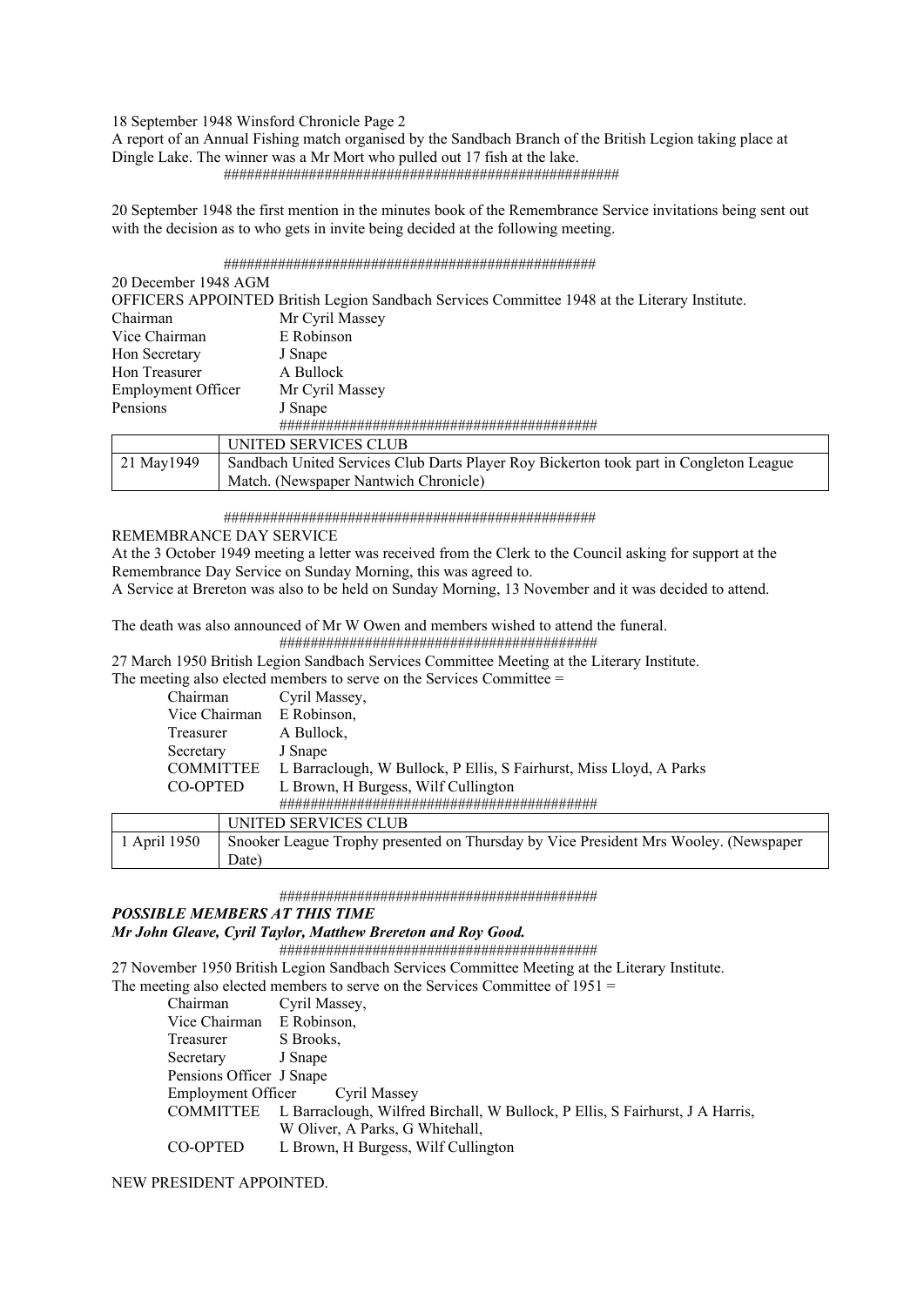18 September 1948 Winsford Chronicle Page 2

A report of an Annual Fishing match organised by the Sandbach Branch of the British Legion taking place at Dingle Lake. The winner was a Mr Mort who pulled out 17 fish at the lake.

###################################################

20 September 1948 the first mention in the minutes book of the Remembrance Service invitations being sent out with the decision as to who gets in invite being decided at the following meeting.

################################################

20 December 1948 AGM

OFFICERS APPOINTED British Legion Sandbach Services Committee 1948 at the Literary Institute.

| | |
|---|---|
| Chairman | Mr Cyril Massey |
| Vice Chairman | E Robinson |
| Hon Secretary | J Snape |
| Hon Treasurer | A Bullock |
| Employment Officer | Mr Cyril Massey |
| Pensions | J Snape |

########################################

| | UNITED SERVICES CLUB |
|---|---|
| 21 May1949 | Sandbach United Services Club Darts Player Roy Bickerton took part in Congleton League Match. (Newspaper Nantwich Chronicle) |

################################################

REMEMBRANCE DAY SERVICE

At the 3 October 1949 meeting a letter was received from the Clerk to the Council asking for support at the Remembrance Day Service on Sunday Morning, this was agreed to.

A Service at Brereton was also to be held on Sunday Morning, 13 November and it was decided to attend.

The death was also announced of Mr W Owen and members wished to attend the funeral.

########################################

27 March 1950 British Legion Sandbach Services Committee Meeting at the Literary Institute.

The meeting also elected members to serve on the Services Committee =

| | |
|---|---|
| Chairman | Cyril Massey, |
| Vice Chairman | E Robinson, |
| Treasurer | A Bullock, |
| Secretary | J Snape |
| COMMITTEE | L Barraclough, W Bullock, P Ellis, S Fairhurst, Miss Lloyd, A Parks |
| CO-OPTED | L Brown, H Burgess, Wilf Cullington |

########################################

| | UNITED SERVICES CLUB |
|---|---|
| 1 April 1950 | Snooker League Trophy presented on Thursday by Vice President Mrs Wooley. (Newspaper Date) |

########################################

***POSSIBLE MEMBERS AT THIS TIME***

***Mr John Gleave, Cyril Taylor, Matthew Brereton and Roy Good.***

########################################

27 November 1950 British Legion Sandbach Services Committee Meeting at the Literary Institute.

The meeting also elected members to serve on the Services Committee of 1951 =

| | |
|---|---|
| Chairman | Cyril Massey, |
| Vice Chairman | E Robinson, |
| Treasurer | S Brooks, |
| Secretary | J Snape |
| Pensions Officer | J Snape |
| Employment Officer | Cyril Massey |
| COMMITTEE | L Barraclough, Wilfred Birchall, W Bullock, P Ellis, S Fairhurst, J A Harris, W Oliver, A Parks, G Whitehall, |
| CO-OPTED | L Brown, H Burgess, Wilf Cullington |

NEW PRESIDENT APPOINTED.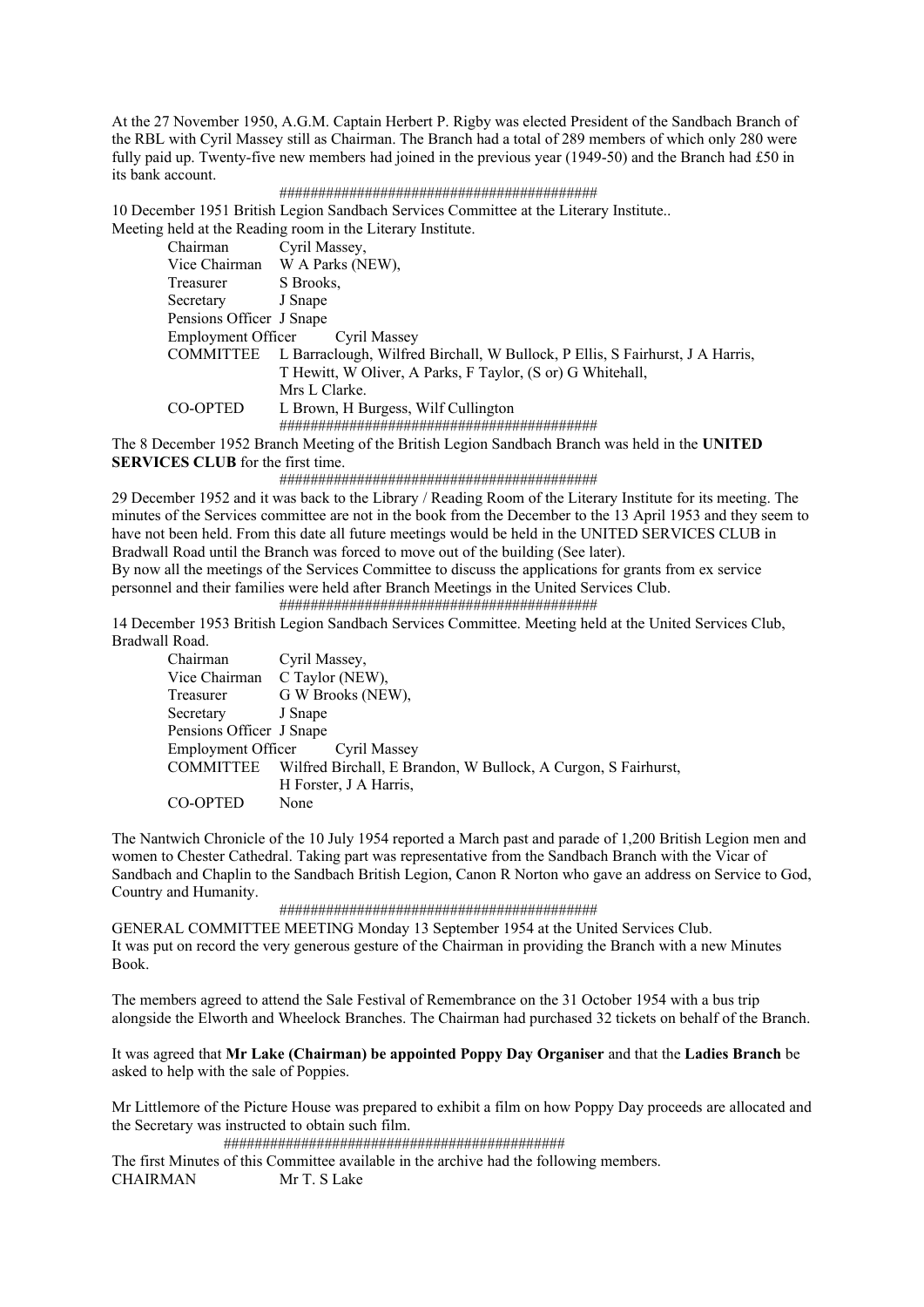At the 27 November 1950, A.G.M. Captain Herbert P. Rigby was elected President of the Sandbach Branch of the RBL with Cyril Massey still as Chairman. The Branch had a total of 289 members of which only 280 were fully paid up. Twenty-five new members had joined in the previous year (1949-50) and the Branch had £50 in its bank account.

########################################

10 December 1951 British Legion Sandbach Services Committee at the Literary Institute..
Meeting held at the Reading room in the Literary Institute.

| | |
|---|---|
| Chairman | Cyril Massey, |
| Vice Chairman | W A Parks (NEW), |
| Treasurer | S Brooks, |
| Secretary | J Snape |
| Pensions Officer | J Snape |
| Employment Officer | Cyril Massey |
| COMMITTEE | L Barraclough, Wilfred Birchall, W Bullock, P Ellis, S Fairhurst, J A Harris, T Hewitt, W Oliver, A Parks, F Taylor, (S or) G Whitehall, Mrs L Clarke. |
| CO-OPTED | L Brown, H Burgess, Wilf Cullington |

########################################

The 8 December 1952 Branch Meeting of the British Legion Sandbach Branch was held in the **UNITED SERVICES CLUB** for the first time.

########################################

29 December 1952 and it was back to the Library / Reading Room of the Literary Institute for its meeting. The minutes of the Services committee are not in the book from the December to the 13 April 1953 and they seem to have not been held. From this date all future meetings would be held in the UNITED SERVICES CLUB in Bradwall Road until the Branch was forced to move out of the building (See later).
By now all the meetings of the Services Committee to discuss the applications for grants from ex service personnel and their families were held after Branch Meetings in the United Services Club.

########################################

14 December 1953 British Legion Sandbach Services Committee. Meeting held at the United Services Club, Bradwall Road.

| | |
|---|---|
| Chairman | Cyril Massey, |
| Vice Chairman | C Taylor (NEW), |
| Treasurer | G W Brooks (NEW), |
| Secretary | J Snape |
| Pensions Officer | J Snape |
| Employment Officer | Cyril Massey |
| COMMITTEE | Wilfred Birchall, E Brandon, W Bullock, A Curgon, S Fairhurst, H Forster, J A Harris, |
| CO-OPTED | None |

The Nantwich Chronicle of the 10 July 1954 reported a March past and parade of 1,200 British Legion men and women to Chester Cathedral. Taking part was representative from the Sandbach Branch with the Vicar of Sandbach and Chaplin to the Sandbach British Legion, Canon R Norton who gave an address on Service to God, Country and Humanity.

########################################

GENERAL COMMITTEE MEETING Monday 13 September 1954 at the United Services Club.
It was put on record the very generous gesture of the Chairman in providing the Branch with a new Minutes Book.

The members agreed to attend the Sale Festival of Remembrance on the 31 October 1954 with a bus trip alongside the Elworth and Wheelock Branches. The Chairman had purchased 32 tickets on behalf of the Branch.

It was agreed that **Mr Lake (Chairman) be appointed Poppy Day Organiser** and that the **Ladies Branch** be asked to help with the sale of Poppies.

Mr Littlemore of the Picture House was prepared to exhibit a film on how Poppy Day proceeds are allocated and the Secretary was instructed to obtain such film.

############################################

The first Minutes of this Committee available in the archive had the following members.

| | |
|---|---|
| CHAIRMAN | Mr T. S Lake |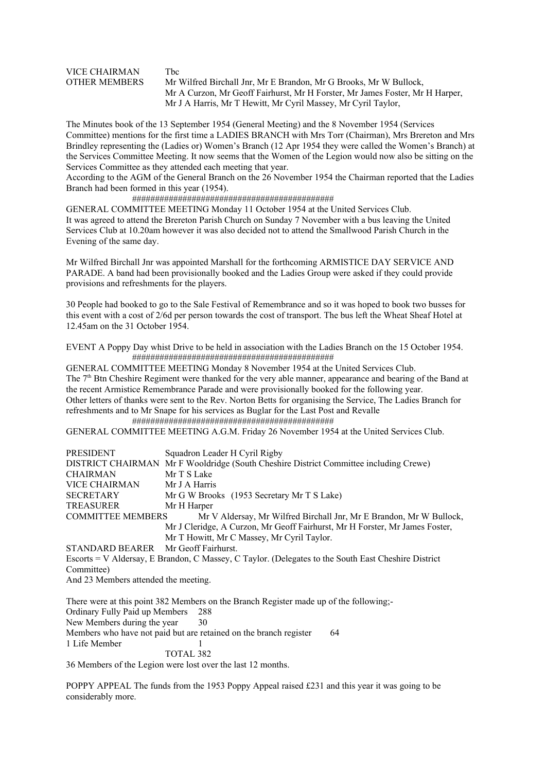VICE CHAIRMAN Tbc
OTHER MEMBERS Mr Wilfred Birchall Jnr, Mr E Brandon, Mr G Brooks, Mr W Bullock, Mr A Curzon, Mr Geoff Fairhurst, Mr H Forster, Mr James Foster, Mr H Harper, Mr J A Harris, Mr T Hewitt, Mr Cyril Massey, Mr Cyril Taylor,

The Minutes book of the 13 September 1954 (General Meeting) and the 8 November 1954 (Services Committee) mentions for the first time a LADIES BRANCH with Mrs Torr (Chairman), Mrs Brereton and Mrs Brindley representing the (Ladies or) Women's Branch (12 Apr 1954 they were called the Women's Branch) at the Services Committee Meeting. It now seems that the Women of the Legion would now also be sitting on the Services Committee as they attended each meeting that year.
According to the AGM of the General Branch on the 26 November 1954 the Chairman reported that the Ladies Branch had been formed in this year (1954).

############################################

GENERAL COMMITTEE MEETING Monday 11 October 1954 at the United Services Club.
It was agreed to attend the Brereton Parish Church on Sunday 7 November with a bus leaving the United Services Club at 10.20am however it was also decided not to attend the Smallwood Parish Church in the Evening of the same day.

Mr Wilfred Birchall Jnr was appointed Marshall for the forthcoming ARMISTICE DAY SERVICE AND PARADE. A band had been provisionally booked and the Ladies Group were asked if they could provide provisions and refreshments for the players.

30 People had booked to go to the Sale Festival of Remembrance and so it was hoped to book two busses for this event with a cost of 2/6d per person towards the cost of transport. The bus left the Wheat Sheaf Hotel at 12.45am on the 31 October 1954.

EVENT A Poppy Day whist Drive to be held in association with the Ladies Branch on the 15 October 1954.

############################################

GENERAL COMMITTEE MEETING Monday 8 November 1954 at the United Services Club.
The 7th Btn Cheshire Regiment were thanked for the very able manner, appearance and bearing of the Band at the recent Armistice Remembrance Parade and were provisionally booked for the following year.
Other letters of thanks were sent to the Rev. Norton Betts for organising the Service, The Ladies Branch for refreshments and to Mr Snape for his services as Buglar for the Last Post and Revalle

############################################

GENERAL COMMITTEE MEETING A.G.M. Friday 26 November 1954 at the United Services Club.

PRESIDENT Squadron Leader H Cyril Rigby
DISTRICT CHAIRMAN Mr F Wooldridge (South Cheshire District Committee including Crewe)
CHAIRMAN Mr T S Lake
VICE CHAIRMAN Mr J A Harris
SECRETARY Mr G W Brooks (1953 Secretary Mr T S Lake)
TREASURER Mr H Harper
COMMITTEE MEMBERS Mr V Aldersay, Mr Wilfred Birchall Jnr, Mr E Brandon, Mr W Bullock, Mr J Cleridge, A Curzon, Mr Geoff Fairhurst, Mr H Forster, Mr James Foster, Mr T Howitt, Mr C Massey, Mr Cyril Taylor.
STANDARD BEARER Mr Geoff Fairhurst.
Escorts = V Aldersay, E Brandon, C Massey, C Taylor. (Delegates to the South East Cheshire District Committee)
And 23 Members attended the meeting.

There were at this point 382 Members on the Branch Register made up of the following;-
Ordinary Fully Paid up Members 288
New Members during the year 30
Members who have not paid but are retained on the branch register 64
1 Life Member 1
TOTAL 382
36 Members of the Legion were lost over the last 12 months.

POPPY APPEAL The funds from the 1953 Poppy Appeal raised £231 and this year it was going to be considerably more.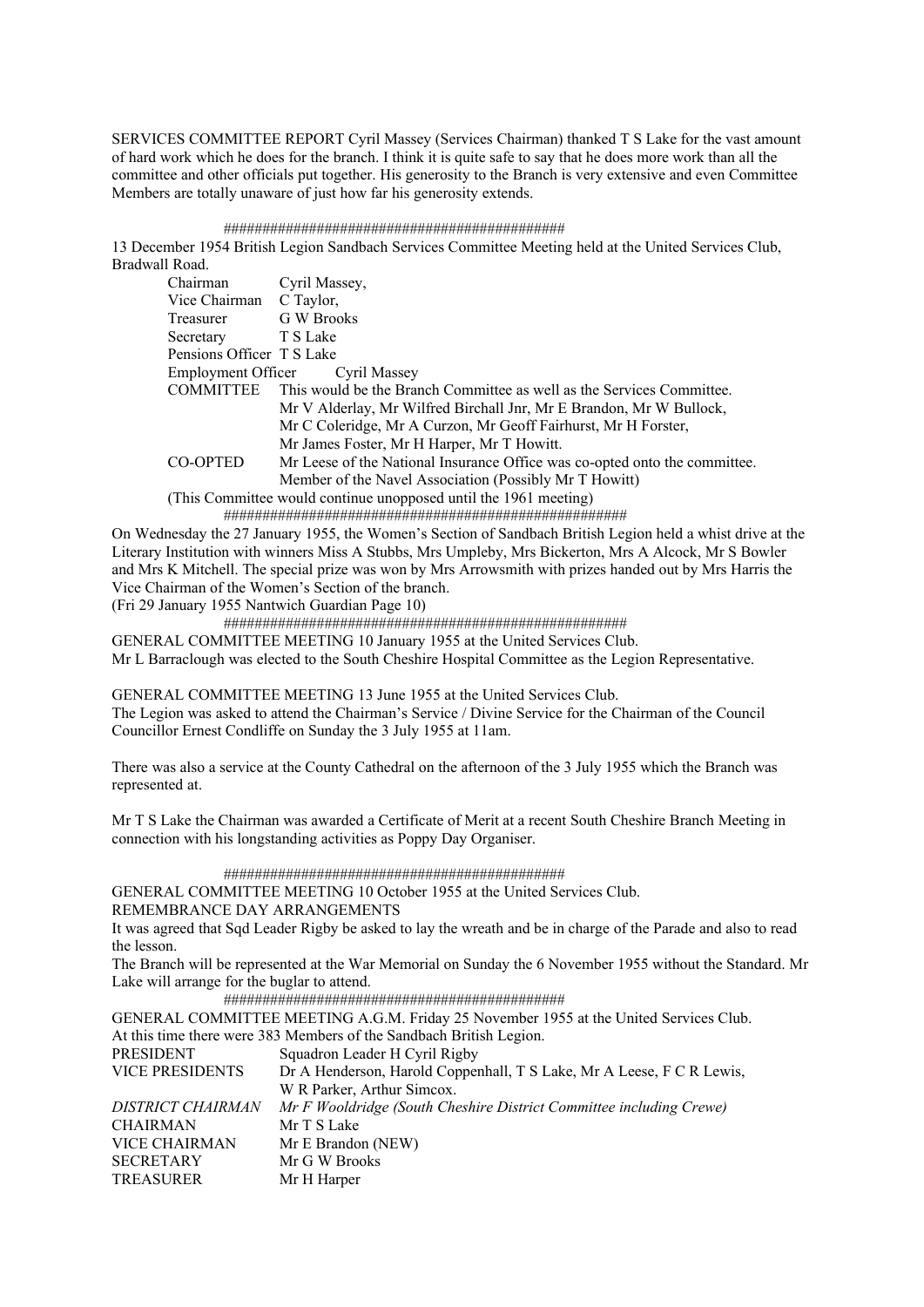SERVICES COMMITTEE REPORT Cyril Massey (Services Chairman) thanked T S Lake for the vast amount of hard work which he does for the branch. I think it is quite safe to say that he does more work than all the committee and other officials put together. His generosity to the Branch is very extensive and even Committee Members are totally unaware of just how far his generosity extends.

###########################################

13 December 1954 British Legion Sandbach Services Committee Meeting held at the United Services Club, Bradwall Road.

| | |
|---|---|
| Chairman | Cyril Massey, |
| Vice Chairman | C Taylor, |
| Treasurer | G W Brooks |
| Secretary | T S Lake |
| Pensions Officer | T S Lake |
| Employment Officer | Cyril Massey |
| COMMITTEE | This would be the Branch Committee as well as the Services Committee. Mr V Alderlay, Mr Wilfred Birchall Jnr, Mr E Brandon, Mr W Bullock, Mr C Coleridge, Mr A Curzon, Mr Geoff Fairhurst, Mr H Forster, Mr James Foster, Mr H Harper, Mr T Howitt. |
| CO-OPTED | Mr Leese of the National Insurance Office was co-opted onto the committee. Member of the Navel Association (Possibly Mr T Howitt) |

(This Committee would continue unopposed until the 1961 meeting)

###################################################

On Wednesday the 27 January 1955, the Women's Section of Sandbach British Legion held a whist drive at the Literary Institution with winners Miss A Stubbs, Mrs Umpleby, Mrs Bickerton, Mrs A Alcock, Mr S Bowler and Mrs K Mitchell. The special prize was won by Mrs Arrowsmith with prizes handed out by Mrs Harris the Vice Chairman of the Women's Section of the branch.
(Fri 29 January 1955 Nantwich Guardian Page 10)

###################################################

GENERAL COMMITTEE MEETING 10 January 1955 at the United Services Club.
Mr L Barraclough was elected to the South Cheshire Hospital Committee as the Legion Representative.

GENERAL COMMITTEE MEETING 13 June 1955 at the United Services Club.
The Legion was asked to attend the Chairman's Service / Divine Service for the Chairman of the Council Councillor Ernest Condliffe on Sunday the 3 July 1955 at 11am.

There was also a service at the County Cathedral on the afternoon of the 3 July 1955 which the Branch was represented at.

Mr T S Lake the Chairman was awarded a Certificate of Merit at a recent South Cheshire Branch Meeting in connection with his longstanding activities as Poppy Day Organiser.

###########################################

GENERAL COMMITTEE MEETING 10 October 1955 at the United Services Club.
REMEMBRANCE DAY ARRANGEMENTS
It was agreed that Sqd Leader Rigby be asked to lay the wreath and be in charge of the Parade and also to read the lesson.
The Branch will be represented at the War Memorial on Sunday the 6 November 1955 without the Standard. Mr Lake will arrange for the buglar to attend.

###########################################

GENERAL COMMITTEE MEETING A.G.M. Friday 25 November 1955 at the United Services Club.
At this time there were 383 Members of the Sandbach British Legion.

| | |
|---|---|
| PRESIDENT | Squadron Leader H Cyril Rigby |
| VICE PRESIDENTS | Dr A Henderson, Harold Coppenhall, T S Lake, Mr A Leese, F C R Lewis, W R Parker, Arthur Simcox. |
| *DISTRICT CHAIRMAN* | *Mr F Wooldridge (South Cheshire District Committee including Crewe)* |
| CHAIRMAN | Mr T S Lake |
| VICE CHAIRMAN | Mr E Brandon (NEW) |
| SECRETARY | Mr G W Brooks |
| TREASURER | Mr H Harper |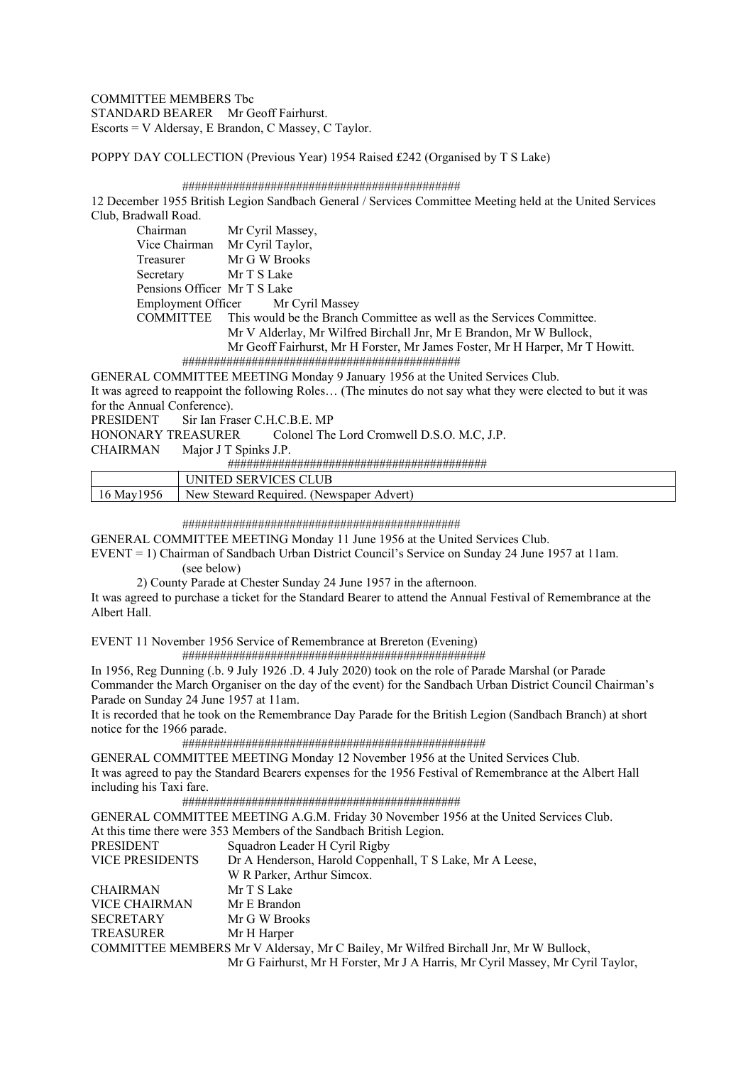COMMITTEE MEMBERS Tbc
STANDARD BEARER Mr Geoff Fairhurst.
Escorts = V Aldersay, E Brandon, C Massey, C Taylor.

POPPY DAY COLLECTION (Previous Year) 1954 Raised £242 (Organised by T S Lake)

############################################

12 December 1955 British Legion Sandbach General / Services Committee Meeting held at the United Services Club, Bradwall Road.

Chairman Mr Cyril Massey,
Vice Chairman Mr Cyril Taylor,
Treasurer Mr G W Brooks
Secretary Mr T S Lake
Pensions Officer Mr T S Lake
Employment Officer Mr Cyril Massey
COMMITTEE This would be the Branch Committee as well as the Services Committee.
Mr V Alderlay, Mr Wilfred Birchall Jnr, Mr E Brandon, Mr W Bullock,
Mr Geoff Fairhurst, Mr H Forster, Mr James Foster, Mr H Harper, Mr T Howitt.

############################################

GENERAL COMMITTEE MEETING Monday 9 January 1956 at the United Services Club.
It was agreed to reappoint the following Roles… (The minutes do not say what they were elected to but it was for the Annual Conference).

PRESIDENT Sir Ian Fraser C.H.C.B.E. MP
HONONARY TREASURER Colonel The Lord Cromwell D.S.O. M.C, J.P.
CHAIRMAN Major J T Spinks J.P.

########################################

| | UNITED SERVICES CLUB |
|---|---|
| 16 May1956 | New Steward Required. (Newspaper Advert) |

############################################

GENERAL COMMITTEE MEETING Monday 11 June 1956 at the United Services Club.
EVENT = 1) Chairman of Sandbach Urban District Council's Service on Sunday 24 June 1957 at 11am. (see below)
2) County Parade at Chester Sunday 24 June 1957 in the afternoon.
It was agreed to purchase a ticket for the Standard Bearer to attend the Annual Festival of Remembrance at the Albert Hall.

EVENT 11 November 1956 Service of Remembrance at Brereton (Evening)

################################################

In 1956, Reg Dunning (.b. 9 July 1926 .D. 4 July 2020) took on the role of Parade Marshal (or Parade Commander the March Organiser on the day of the event) for the Sandbach Urban District Council Chairman's Parade on Sunday 24 June 1957 at 11am.
It is recorded that he took on the Remembrance Day Parade for the British Legion (Sandbach Branch) at short notice for the 1966 parade.

################################################

GENERAL COMMITTEE MEETING Monday 12 November 1956 at the United Services Club.
It was agreed to pay the Standard Bearers expenses for the 1956 Festival of Remembrance at the Albert Hall including his Taxi fare.

############################################

GENERAL COMMITTEE MEETING A.G.M. Friday 30 November 1956 at the United Services Club.
At this time there were 353 Members of the Sandbach British Legion.

PRESIDENT Squadron Leader H Cyril Rigby
VICE PRESIDENTS Dr A Henderson, Harold Coppenhall, T S Lake, Mr A Leese, W R Parker, Arthur Simcox.
CHAIRMAN Mr T S Lake
VICE CHAIRMAN Mr E Brandon
SECRETARY Mr G W Brooks
TREASURER Mr H Harper
COMMITTEE MEMBERS Mr V Aldersay, Mr C Bailey, Mr Wilfred Birchall Jnr, Mr W Bullock,
Mr G Fairhurst, Mr H Forster, Mr J A Harris, Mr Cyril Massey, Mr Cyril Taylor,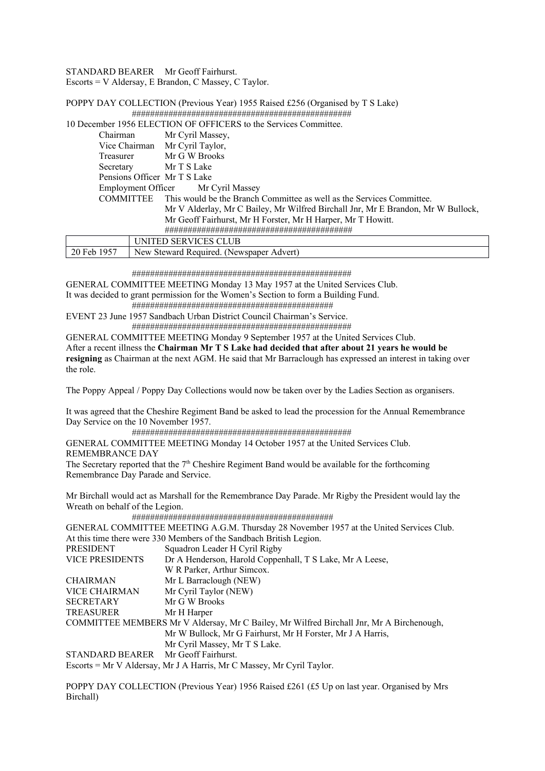STANDARD BEARER Mr Geoff Fairhurst.
Escorts = V Aldersay, E Brandon, C Massey, C Taylor.

POPPY DAY COLLECTION (Previous Year) 1955 Raised £256 (Organised by T S Lake)

################################################

10 December 1956 ELECTION OF OFFICERS to the Services Committee.

Chairman Mr Cyril Massey,
Vice Chairman Mr Cyril Taylor,
Treasurer Mr G W Brooks
Secretary Mr T S Lake
Pensions Officer Mr T S Lake
Employment Officer Mr Cyril Massey
COMMITTEE This would be the Branch Committee as well as the Services Committee.
Mr V Alderlay, Mr C Bailey, Mr Wilfred Birchall Jnr, Mr E Brandon, Mr W Bullock, Mr Geoff Fairhurst, Mr H Forster, Mr H Harper, Mr T Howitt.

########################################

| | UNITED SERVICES CLUB |
|---|---|
| 20 Feb 1957 | New Steward Required. (Newspaper Advert) |

################################################

GENERAL COMMITTEE MEETING Monday 13 May 1957 at the United Services Club.
It was decided to grant permission for the Women's Section to form a Building Fund.

###########################################

EVENT 23 June 1957 Sandbach Urban District Council Chairman's Service.

################################################

GENERAL COMMITTEE MEETING Monday 9 September 1957 at the United Services Club.
After a recent illness the **Chairman Mr T S Lake had decided that after about 21 years he would be resigning** as Chairman at the next AGM. He said that Mr Barraclough has expressed an interest in taking over the role.

The Poppy Appeal / Poppy Day Collections would now be taken over by the Ladies Section as organisers.

It was agreed that the Cheshire Regiment Band be asked to lead the procession for the Annual Remembrance Day Service on the 10 November 1957.

################################################

GENERAL COMMITTEE MEETING Monday 14 October 1957 at the United Services Club.
REMEMBRANCE DAY
The Secretary reported that the 7th Cheshire Regiment Band would be available for the forthcoming Remembrance Day Parade and Service.

Mr Birchall would act as Marshall for the Remembrance Day Parade. Mr Rigby the President would lay the Wreath on behalf of the Legion.

###########################################

GENERAL COMMITTEE MEETING A.G.M. Thursday 28 November 1957 at the United Services Club.
At this time there were 330 Members of the Sandbach British Legion.

PRESIDENT Squadron Leader H Cyril Rigby
VICE PRESIDENTS Dr A Henderson, Harold Coppenhall, T S Lake, Mr A Leese, W R Parker, Arthur Simcox.
CHAIRMAN Mr L Barraclough (NEW)
VICE CHAIRMAN Mr Cyril Taylor (NEW)
SECRETARY Mr G W Brooks
TREASURER Mr H Harper
COMMITTEE MEMBERS Mr V Aldersay, Mr C Bailey, Mr Wilfred Birchall Jnr, Mr A Birchenough, Mr W Bullock, Mr G Fairhurst, Mr H Forster, Mr J A Harris, Mr Cyril Massey, Mr T S Lake.
STANDARD BEARER Mr Geoff Fairhurst.
Escorts = Mr V Aldersay, Mr J A Harris, Mr C Massey, Mr Cyril Taylor.

POPPY DAY COLLECTION (Previous Year) 1956 Raised £261 (£5 Up on last year. Organised by Mrs Birchall)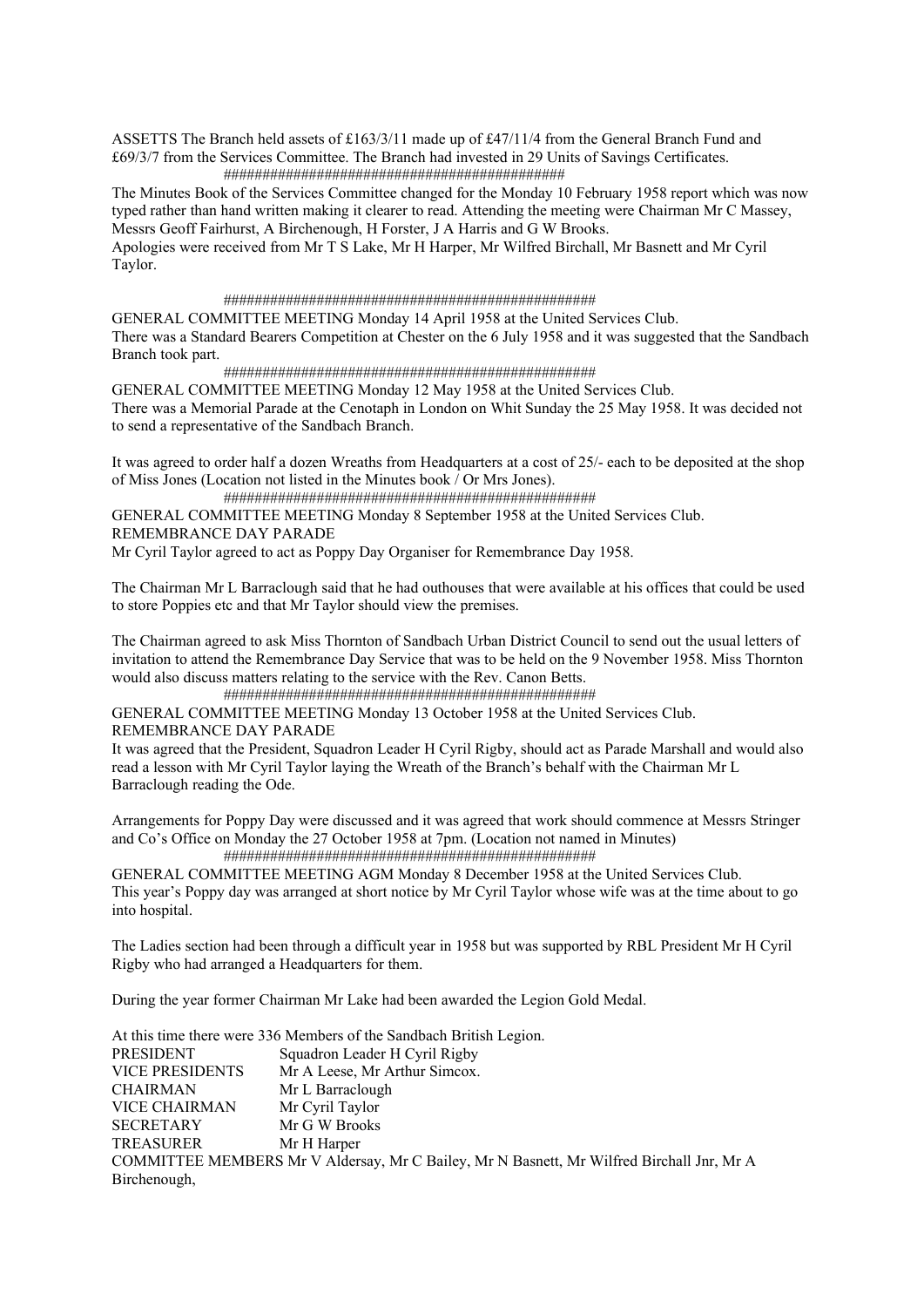ASSETTS The Branch held assets of £163/3/11 made up of £47/11/4 from the General Branch Fund and £69/3/7 from the Services Committee. The Branch had invested in 29 Units of Savings Certificates.

###########################################

The Minutes Book of the Services Committee changed for the Monday 10 February 1958 report which was now typed rather than hand written making it clearer to read. Attending the meeting were Chairman Mr C Massey, Messrs Geoff Fairhurst, A Birchenough, H Forster, J A Harris and G W Brooks.

Apologies were received from Mr T S Lake, Mr H Harper, Mr Wilfred Birchall, Mr Basnett and Mr Cyril Taylor.

################################################

GENERAL COMMITTEE MEETING Monday 14 April 1958 at the United Services Club.

There was a Standard Bearers Competition at Chester on the 6 July 1958 and it was suggested that the Sandbach Branch took part.

################################################

GENERAL COMMITTEE MEETING Monday 12 May 1958 at the United Services Club.

There was a Memorial Parade at the Cenotaph in London on Whit Sunday the 25 May 1958. It was decided not to send a representative of the Sandbach Branch.

It was agreed to order half a dozen Wreaths from Headquarters at a cost of 25/- each to be deposited at the shop of Miss Jones (Location not listed in the Minutes book / Or Mrs Jones).

################################################

GENERAL COMMITTEE MEETING Monday 8 September 1958 at the United Services Club.

REMEMBRANCE DAY PARADE

Mr Cyril Taylor agreed to act as Poppy Day Organiser for Remembrance Day 1958.

The Chairman Mr L Barraclough said that he had outhouses that were available at his offices that could be used to store Poppies etc and that Mr Taylor should view the premises.

The Chairman agreed to ask Miss Thornton of Sandbach Urban District Council to send out the usual letters of invitation to attend the Remembrance Day Service that was to be held on the 9 November 1958. Miss Thornton would also discuss matters relating to the service with the Rev. Canon Betts.

################################################

GENERAL COMMITTEE MEETING Monday 13 October 1958 at the United Services Club.

REMEMBRANCE DAY PARADE

It was agreed that the President, Squadron Leader H Cyril Rigby, should act as Parade Marshall and would also read a lesson with Mr Cyril Taylor laying the Wreath of the Branch's behalf with the Chairman Mr L Barraclough reading the Ode.

Arrangements for Poppy Day were discussed and it was agreed that work should commence at Messrs Stringer and Co's Office on Monday the 27 October 1958 at 7pm. (Location not named in Minutes)

################################################

GENERAL COMMITTEE MEETING AGM Monday 8 December 1958 at the United Services Club.

This year's Poppy day was arranged at short notice by Mr Cyril Taylor whose wife was at the time about to go into hospital.

The Ladies section had been through a difficult year in 1958 but was supported by RBL President Mr H Cyril Rigby who had arranged a Headquarters for them.

During the year former Chairman Mr Lake had been awarded the Legion Gold Medal.

At this time there were 336 Members of the Sandbach British Legion.

| | |
|---|---|
| PRESIDENT | Squadron Leader H Cyril Rigby |
| VICE PRESIDENTS | Mr A Leese, Mr Arthur Simcox. |
| CHAIRMAN | Mr L Barraclough |
| VICE CHAIRMAN | Mr Cyril Taylor |
| SECRETARY | Mr G W Brooks |
| TREASURER | Mr H Harper |

COMMITTEE MEMBERS Mr V Aldersay, Mr C Bailey, Mr N Basnett, Mr Wilfred Birchall Jnr, Mr A Birchenough,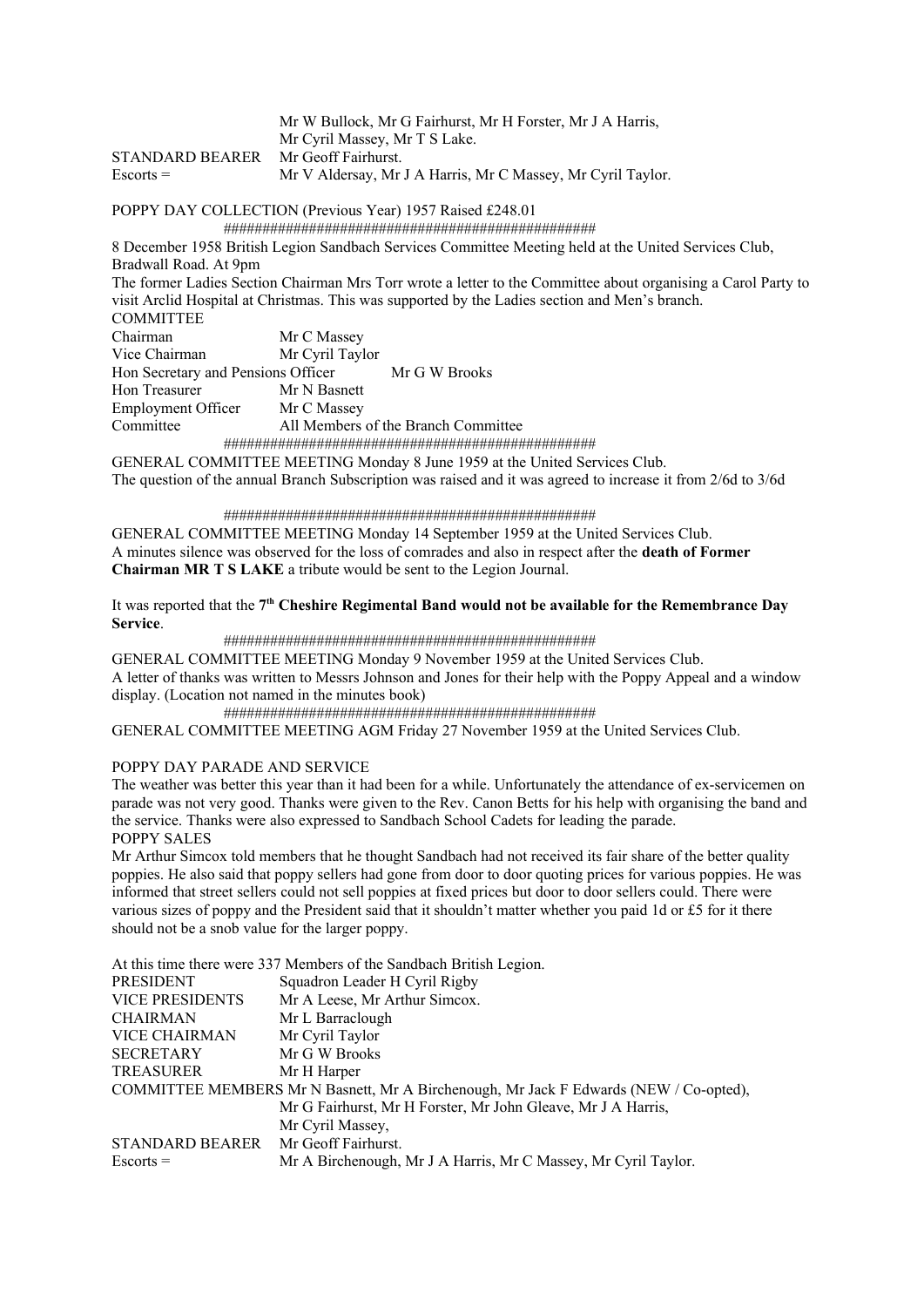Mr W Bullock, Mr G Fairhurst, Mr H Forster, Mr J A Harris,
Mr Cyril Massey, Mr T S Lake.

STANDARD BEARER Mr Geoff Fairhurst.
Escorts = Mr V Aldersay, Mr J A Harris, Mr C Massey, Mr Cyril Taylor.

POPPY DAY COLLECTION (Previous Year) 1957 Raised £248.01

################################################

8 December 1958 British Legion Sandbach Services Committee Meeting held at the United Services Club, Bradwall Road. At 9pm

The former Ladies Section Chairman Mrs Torr wrote a letter to the Committee about organising a Carol Party to visit Arclid Hospital at Christmas. This was supported by the Ladies section and Men's branch.

COMMITTEE

| | |
|---|---|
| Chairman | Mr C Massey |
| Vice Chairman | Mr Cyril Taylor |
| Hon Secretary and Pensions Officer | Mr G W Brooks |
| Hon Treasurer | Mr N Basnett |
| Employment Officer | Mr C Massey |
| Committee | All Members of the Branch Committee |

################################################

GENERAL COMMITTEE MEETING Monday 8 June 1959 at the United Services Club.
The question of the annual Branch Subscription was raised and it was agreed to increase it from 2/6d to 3/6d

################################################

GENERAL COMMITTEE MEETING Monday 14 September 1959 at the United Services Club.
A minutes silence was observed for the loss of comrades and also in respect after the **death of Former Chairman MR T S LAKE** a tribute would be sent to the Legion Journal.

It was reported that the **7th Cheshire Regimental Band would not be available for the Remembrance Day Service**.

################################################

GENERAL COMMITTEE MEETING Monday 9 November 1959 at the United Services Club.
A letter of thanks was written to Messrs Johnson and Jones for their help with the Poppy Appeal and a window display. (Location not named in the minutes book)

################################################

GENERAL COMMITTEE MEETING AGM Friday 27 November 1959 at the United Services Club.

POPPY DAY PARADE AND SERVICE

The weather was better this year than it had been for a while. Unfortunately the attendance of ex-servicemen on parade was not very good. Thanks were given to the Rev. Canon Betts for his help with organising the band and the service. Thanks were also expressed to Sandbach School Cadets for leading the parade.

POPPY SALES

Mr Arthur Simcox told members that he thought Sandbach had not received its fair share of the better quality poppies. He also said that poppy sellers had gone from door to door quoting prices for various poppies. He was informed that street sellers could not sell poppies at fixed prices but door to door sellers could. There were various sizes of poppy and the President said that it shouldn't matter whether you paid 1d or £5 for it there should not be a snob value for the larger poppy.

At this time there were 337 Members of the Sandbach British Legion.

| | |
|---|---|
| PRESIDENT | Squadron Leader H Cyril Rigby |
| VICE PRESIDENTS | Mr A Leese, Mr Arthur Simcox. |
| CHAIRMAN | Mr L Barraclough |
| VICE CHAIRMAN | Mr Cyril Taylor |
| SECRETARY | Mr G W Brooks |
| TREASURER | Mr H Harper |
| COMMITTEE MEMBERS | Mr N Basnett, Mr A Birchenough, Mr Jack F Edwards (NEW / Co-opted), Mr G Fairhurst, Mr H Forster, Mr John Gleave, Mr J A Harris, Mr Cyril Massey, |
| STANDARD BEARER | Mr Geoff Fairhurst. |
| Escorts = | Mr A Birchenough, Mr J A Harris, Mr C Massey, Mr Cyril Taylor. |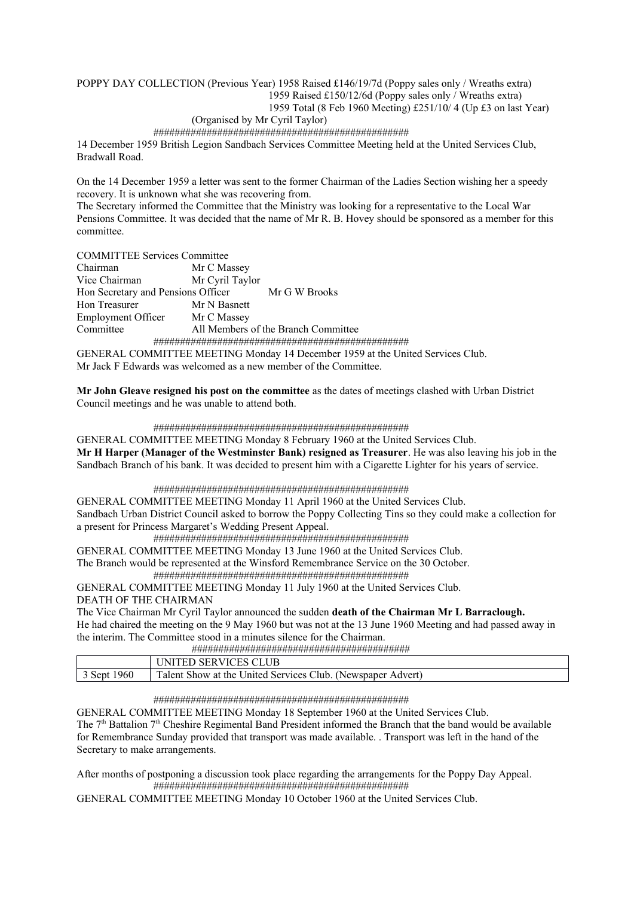POPPY DAY COLLECTION (Previous Year) 1958 Raised £146/19/7d (Poppy sales only / Wreaths extra)
1959 Raised £150/12/6d (Poppy sales only / Wreaths extra)
1959 Total (8 Feb 1960 Meeting) £251/10/ 4 (Up £3 on last Year)
(Organised by Mr Cyril Taylor)

################################################

14 December 1959 British Legion Sandbach Services Committee Meeting held at the United Services Club, Bradwall Road.

On the 14 December 1959 a letter was sent to the former Chairman of the Ladies Section wishing her a speedy recovery. It is unknown what she was recovering from.
The Secretary informed the Committee that the Ministry was looking for a representative to the Local War Pensions Committee. It was decided that the name of Mr R. B. Hovey should be sponsored as a member for this committee.

COMMITTEE Services Committee
Chairman Mr C Massey
Vice Chairman Mr Cyril Taylor
Hon Secretary and Pensions Officer Mr G W Brooks
Hon Treasurer Mr N Basnett
Employment Officer Mr C Massey
Committee All Members of the Branch Committee

################################################

GENERAL COMMITTEE MEETING Monday 14 December 1959 at the United Services Club.
Mr Jack F Edwards was welcomed as a new member of the Committee.

**Mr John Gleave resigned his post on the committee** as the dates of meetings clashed with Urban District Council meetings and he was unable to attend both.

################################################

GENERAL COMMITTEE MEETING Monday 8 February 1960 at the United Services Club.
**Mr H Harper (Manager of the Westminster Bank) resigned as Treasurer**. He was also leaving his job in the Sandbach Branch of his bank. It was decided to present him with a Cigarette Lighter for his years of service.

################################################

GENERAL COMMITTEE MEETING Monday 11 April 1960 at the United Services Club.
Sandbach Urban District Council asked to borrow the Poppy Collecting Tins so they could make a collection for a present for Princess Margaret's Wedding Present Appeal.

################################################

GENERAL COMMITTEE MEETING Monday 13 June 1960 at the United Services Club.
The Branch would be represented at the Winsford Remembrance Service on the 30 October.

################################################

GENERAL COMMITTEE MEETING Monday 11 July 1960 at the United Services Club.
DEATH OF THE CHAIRMAN
The Vice Chairman Mr Cyril Taylor announced the sudden **death of the Chairman Mr L Barraclough.** He had chaired the meeting on the 9 May 1960 but was not at the 13 June 1960 Meeting and had passed away in the interim. The Committee stood in a minutes silence for the Chairman.

########################################

| | UNITED SERVICES CLUB |
|---|---|
| 3 Sept 1960 | Talent Show at the United Services Club. (Newspaper Advert) |

################################################

GENERAL COMMITTEE MEETING Monday 18 September 1960 at the United Services Club.
The 7th Battalion 7th Cheshire Regimental Band President informed the Branch that the band would be available for Remembrance Sunday provided that transport was made available. . Transport was left in the hand of the Secretary to make arrangements.

After months of postponing a discussion took place regarding the arrangements for the Poppy Day Appeal.

################################################

GENERAL COMMITTEE MEETING Monday 10 October 1960 at the United Services Club.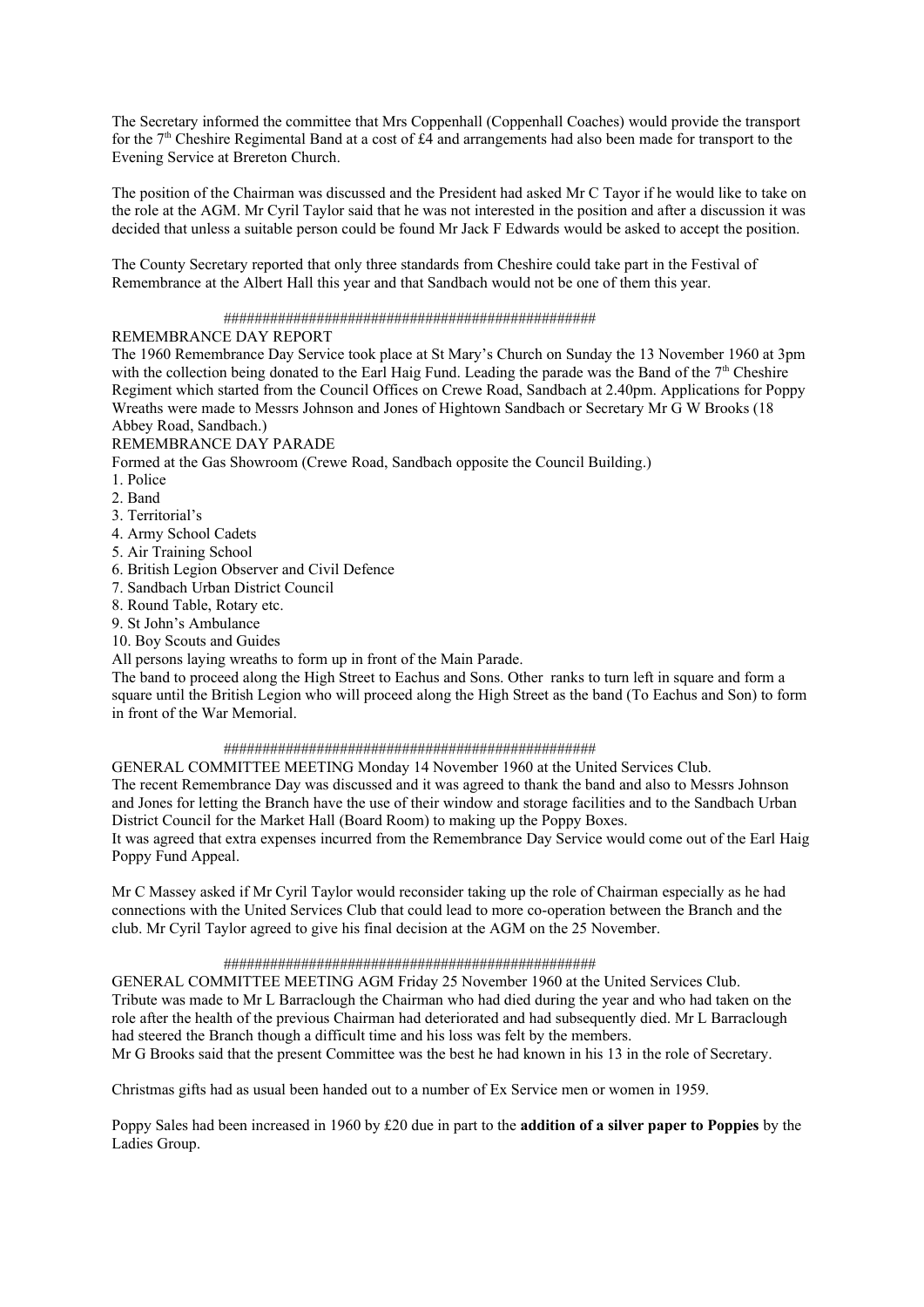The Secretary informed the committee that Mrs Coppenhall (Coppenhall Coaches) would provide the transport for the 7th Cheshire Regimental Band at a cost of £4 and arrangements had also been made for transport to the Evening Service at Brereton Church.

The position of the Chairman was discussed and the President had asked Mr C Tayor if he would like to take on the role at the AGM. Mr Cyril Taylor said that he was not interested in the position and after a discussion it was decided that unless a suitable person could be found Mr Jack F Edwards would be asked to accept the position.

The County Secretary reported that only three standards from Cheshire could take part in the Festival of Remembrance at the Albert Hall this year and that Sandbach would not be one of them this year.

################################################

REMEMBRANCE DAY REPORT

The 1960 Remembrance Day Service took place at St Mary's Church on Sunday the 13 November 1960 at 3pm with the collection being donated to the Earl Haig Fund. Leading the parade was the Band of the 7th Cheshire Regiment which started from the Council Offices on Crewe Road, Sandbach at 2.40pm. Applications for Poppy Wreaths were made to Messrs Johnson and Jones of Hightown Sandbach or Secretary Mr G W Brooks (18 Abbey Road, Sandbach.)

REMEMBRANCE DAY PARADE

Formed at the Gas Showroom (Crewe Road, Sandbach opposite the Council Building.)

1. Police
2. Band
3. Territorial's
4. Army School Cadets
5. Air Training School
6. British Legion Observer and Civil Defence
7. Sandbach Urban District Council
8. Round Table, Rotary etc.
9. St John's Ambulance
10. Boy Scouts and Guides

All persons laying wreaths to form up in front of the Main Parade.

The band to proceed along the High Street to Eachus and Sons. Other ranks to turn left in square and form a square until the British Legion who will proceed along the High Street as the band (To Eachus and Son) to form in front of the War Memorial.

################################################

GENERAL COMMITTEE MEETING Monday 14 November 1960 at the United Services Club.

The recent Remembrance Day was discussed and it was agreed to thank the band and also to Messrs Johnson and Jones for letting the Branch have the use of their window and storage facilities and to the Sandbach Urban District Council for the Market Hall (Board Room) to making up the Poppy Boxes.

It was agreed that extra expenses incurred from the Remembrance Day Service would come out of the Earl Haig Poppy Fund Appeal.

Mr C Massey asked if Mr Cyril Taylor would reconsider taking up the role of Chairman especially as he had connections with the United Services Club that could lead to more co-operation between the Branch and the club. Mr Cyril Taylor agreed to give his final decision at the AGM on the 25 November.

################################################

GENERAL COMMITTEE MEETING AGM Friday 25 November 1960 at the United Services Club.

Tribute was made to Mr L Barraclough the Chairman who had died during the year and who had taken on the role after the health of the previous Chairman had deteriorated and had subsequently died. Mr L Barraclough had steered the Branch though a difficult time and his loss was felt by the members.

Mr G Brooks said that the present Committee was the best he had known in his 13 in the role of Secretary.

Christmas gifts had as usual been handed out to a number of Ex Service men or women in 1959.

Poppy Sales had been increased in 1960 by £20 due in part to the **addition of a silver paper to Poppies** by the Ladies Group.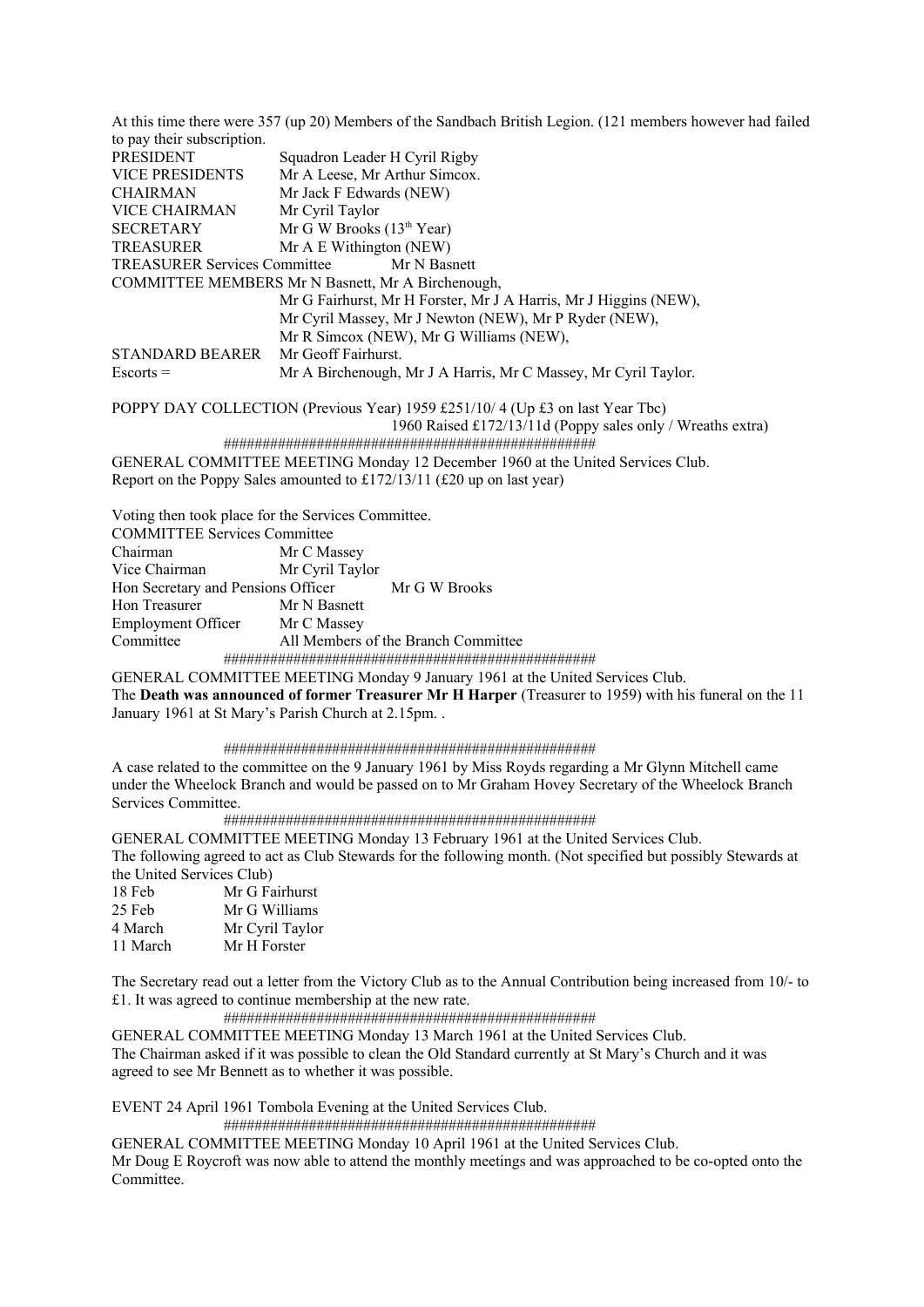At this time there were 357 (up 20) Members of the Sandbach British Legion. (121 members however had failed to pay their subscription.

| | |
|---|---|
| PRESIDENT | Squadron Leader H Cyril Rigby |
| VICE PRESIDENTS | Mr A Leese, Mr Arthur Simcox. |
| CHAIRMAN | Mr Jack F Edwards (NEW) |
| VICE CHAIRMAN | Mr Cyril Taylor |
| SECRETARY | Mr G W Brooks (13th Year) |
| TREASURER | Mr A E Withington (NEW) |
| TREASURER Services Committee | Mr N Basnett |
| COMMITTEE MEMBERS | Mr N Basnett, Mr A Birchenough, Mr G Fairhurst, Mr H Forster, Mr J A Harris, Mr J Higgins (NEW), Mr Cyril Massey, Mr J Newton (NEW), Mr P Ryder (NEW), Mr R Simcox (NEW), Mr G Williams (NEW), |
| STANDARD BEARER | Mr Geoff Fairhurst. |
| Escorts = | Mr A Birchenough, Mr J A Harris, Mr C Massey, Mr Cyril Taylor. |

POPPY DAY COLLECTION (Previous Year) 1959 £251/10/ 4 (Up £3 on last Year Tbc)
1960 Raised £172/13/11d (Poppy sales only / Wreaths extra)

################################################

GENERAL COMMITTEE MEETING Monday 12 December 1960 at the United Services Club.
Report on the Poppy Sales amounted to £172/13/11 (£20 up on last year)

Voting then took place for the Services Committee.

COMMITTEE Services Committee

| | |
|---|---|
| Chairman | Mr C Massey |
| Vice Chairman | Mr Cyril Taylor |
| Hon Secretary and Pensions Officer | Mr G W Brooks |
| Hon Treasurer | Mr N Basnett |
| Employment Officer | Mr C Massey |
| Committee | All Members of the Branch Committee |

################################################

GENERAL COMMITTEE MEETING Monday 9 January 1961 at the United Services Club.
The **Death was announced of former Treasurer Mr H Harper** (Treasurer to 1959) with his funeral on the 11 January 1961 at St Mary's Parish Church at 2.15pm. .

################################################

A case related to the committee on the 9 January 1961 by Miss Royds regarding a Mr Glynn Mitchell came under the Wheelock Branch and would be passed on to Mr Graham Hovey Secretary of the Wheelock Branch Services Committee.

################################################

GENERAL COMMITTEE MEETING Monday 13 February 1961 at the United Services Club.
The following agreed to act as Club Stewards for the following month. (Not specified but possibly Stewards at the United Services Club)

| | |
|---|---|
| 18 Feb | Mr G Fairhurst |
| 25 Feb | Mr G Williams |
| 4 March | Mr Cyril Taylor |
| 11 March | Mr H Forster |

The Secretary read out a letter from the Victory Club as to the Annual Contribution being increased from 10/- to £1. It was agreed to continue membership at the new rate.

################################################

GENERAL COMMITTEE MEETING Monday 13 March 1961 at the United Services Club.
The Chairman asked if it was possible to clean the Old Standard currently at St Mary's Church and it was agreed to see Mr Bennett as to whether it was possible.

EVENT 24 April 1961 Tombola Evening at the United Services Club.

################################################

GENERAL COMMITTEE MEETING Monday 10 April 1961 at the United Services Club.
Mr Doug E Roycroft was now able to attend the monthly meetings and was approached to be co-opted onto the Committee.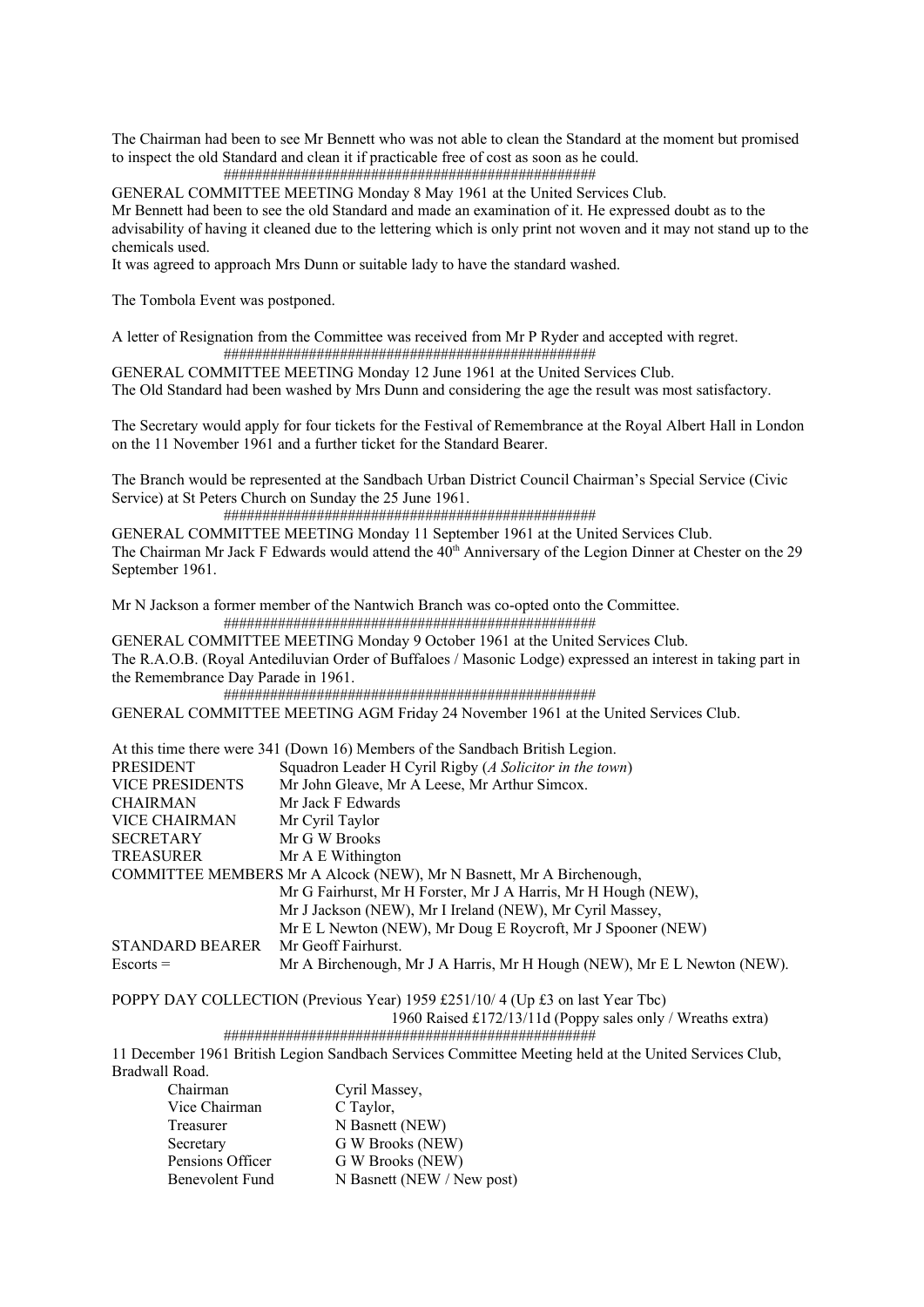The Chairman had been to see Mr Bennett who was not able to clean the Standard at the moment but promised to inspect the old Standard and clean it if practicable free of cost as soon as he could.

################################################

GENERAL COMMITTEE MEETING Monday 8 May 1961 at the United Services Club.

Mr Bennett had been to see the old Standard and made an examination of it. He expressed doubt as to the advisability of having it cleaned due to the lettering which is only print not woven and it may not stand up to the chemicals used.

It was agreed to approach Mrs Dunn or suitable lady to have the standard washed.

The Tombola Event was postponed.

A letter of Resignation from the Committee was received from Mr P Ryder and accepted with regret.

################################################

GENERAL COMMITTEE MEETING Monday 12 June 1961 at the United Services Club.

The Old Standard had been washed by Mrs Dunn and considering the age the result was most satisfactory.

The Secretary would apply for four tickets for the Festival of Remembrance at the Royal Albert Hall in London on the 11 November 1961 and a further ticket for the Standard Bearer.

The Branch would be represented at the Sandbach Urban District Council Chairman's Special Service (Civic Service) at St Peters Church on Sunday the 25 June 1961.

################################################

GENERAL COMMITTEE MEETING Monday 11 September 1961 at the United Services Club.

The Chairman Mr Jack F Edwards would attend the 40th Anniversary of the Legion Dinner at Chester on the 29 September 1961.

Mr N Jackson a former member of the Nantwich Branch was co-opted onto the Committee.

################################################

GENERAL COMMITTEE MEETING Monday 9 October 1961 at the United Services Club.

The R.A.O.B. (Royal Antediluvian Order of Buffaloes / Masonic Lodge) expressed an interest in taking part in the Remembrance Day Parade in 1961.

################################################

GENERAL COMMITTEE MEETING AGM Friday 24 November 1961 at the United Services Club.

At this time there were 341 (Down 16) Members of the Sandbach British Legion.

| | |
|---|---|
| PRESIDENT | Squadron Leader H Cyril Rigby (*A Solicitor in the town*) |
| VICE PRESIDENTS | Mr John Gleave, Mr A Leese, Mr Arthur Simcox. |
| CHAIRMAN | Mr Jack F Edwards |
| VICE CHAIRMAN | Mr Cyril Taylor |
| SECRETARY | Mr G W Brooks |
| TREASURER | Mr A E Withington |
| COMMITTEE MEMBERS | Mr A Alcock (NEW), Mr N Basnett, Mr A Birchenough, Mr G Fairhurst, Mr H Forster, Mr J A Harris, Mr H Hough (NEW), Mr J Jackson (NEW), Mr I Ireland (NEW), Mr Cyril Massey, Mr E L Newton (NEW), Mr Doug E Roycroft, Mr J Spooner (NEW) |
| STANDARD BEARER | Mr Geoff Fairhurst. |
| Escorts = | Mr A Birchenough, Mr J A Harris, Mr H Hough (NEW), Mr E L Newton (NEW). |

POPPY DAY COLLECTION (Previous Year) 1959 £251/10/ 4 (Up £3 on last Year Tbc)

1960 Raised £172/13/11d (Poppy sales only / Wreaths extra)

################################################

11 December 1961 British Legion Sandbach Services Committee Meeting held at the United Services Club, Bradwall Road.

| | |
|---|---|
| Chairman | Cyril Massey, |
| Vice Chairman | C Taylor, |
| Treasurer | N Basnett (NEW) |
| Secretary | G W Brooks (NEW) |
| Pensions Officer | G W Brooks (NEW) |
| Benevolent Fund | N Basnett (NEW / New post) |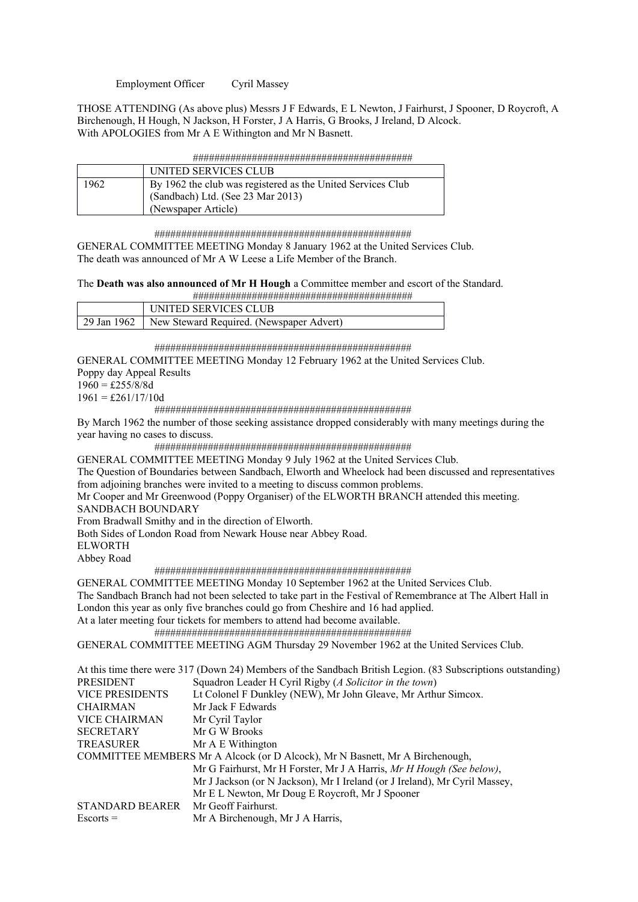Employment Officer Cyril Massey

THOSE ATTENDING (As above plus) Messrs J F Edwards, E L Newton, J Fairhurst, J Spooner, D Roycroft, A Birchenough, H Hough, N Jackson, H Forster, J A Harris, G Brooks, J Ireland, D Alcock.
With APOLOGIES from Mr A E Withington and Mr N Basnett.

#########################################

| | UNITED SERVICES CLUB |
|---|---|
| 1962 | By 1962 the club was registered as the United Services Club (Sandbach) Ltd. (See 23 Mar 2013) (Newspaper Article) |

################################################

GENERAL COMMITTEE MEETING Monday 8 January 1962 at the United Services Club.
The death was announced of Mr A W Leese a Life Member of the Branch.

The **Death was also announced of Mr H Hough** a Committee member and escort of the Standard.

#########################################

| | UNITED SERVICES CLUB |
|---|---|
| 29 Jan 1962 | New Steward Required. (Newspaper Advert) |

################################################

GENERAL COMMITTEE MEETING Monday 12 February 1962 at the United Services Club.
Poppy day Appeal Results
1960 = £255/8/8d
1961 = £261/17/10d

################################################

By March 1962 the number of those seeking assistance dropped considerably with many meetings during the year having no cases to discuss.

################################################

GENERAL COMMITTEE MEETING Monday 9 July 1962 at the United Services Club.
The Question of Boundaries between Sandbach, Elworth and Wheelock had been discussed and representatives from adjoining branches were invited to a meeting to discuss common problems.
Mr Cooper and Mr Greenwood (Poppy Organiser) of the ELWORTH BRANCH attended this meeting.
SANDBACH BOUNDARY
From Bradwall Smithy and in the direction of Elworth.
Both Sides of London Road from Newark House near Abbey Road.
ELWORTH
Abbey Road

################################################

GENERAL COMMITTEE MEETING Monday 10 September 1962 at the United Services Club.
The Sandbach Branch had not been selected to take part in the Festival of Remembrance at The Albert Hall in London this year as only five branches could go from Cheshire and 16 had applied.
At a later meeting four tickets for members to attend had become available.

################################################

GENERAL COMMITTEE MEETING AGM Thursday 29 November 1962 at the United Services Club.

At this time there were 317 (Down 24) Members of the Sandbach British Legion. (83 Subscriptions outstanding)

PRESIDENT Squadron Leader H Cyril Rigby (*A Solicitor in the town*)
VICE PRESIDENTS Lt Colonel F Dunkley (NEW), Mr John Gleave, Mr Arthur Simcox.
CHAIRMAN Mr Jack F Edwards
VICE CHAIRMAN Mr Cyril Taylor
SECRETARY Mr G W Brooks
TREASURER Mr A E Withington
COMMITTEE MEMBERS Mr A Alcock (or D Alcock), Mr N Basnett, Mr A Birchenough,
Mr G Fairhurst, Mr H Forster, Mr J A Harris, *Mr H Hough (See below)*,
Mr J Jackson (or N Jackson), Mr I Ireland (or J Ireland), Mr Cyril Massey,
Mr E L Newton, Mr Doug E Roycroft, Mr J Spooner
STANDARD BEARER Mr Geoff Fairhurst.
Escorts = Mr A Birchenough, Mr J A Harris,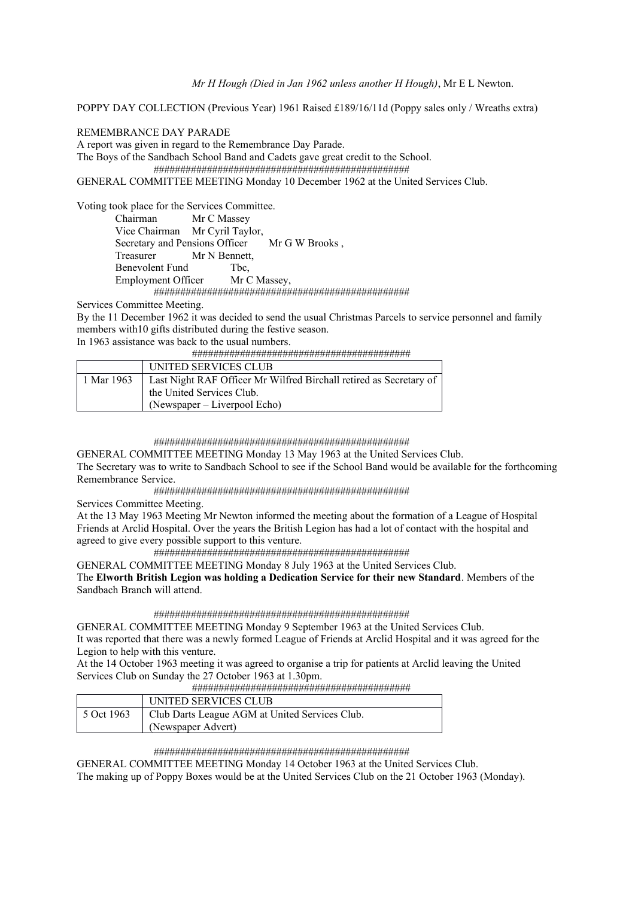*Mr H Hough (Died in Jan 1962 unless another H Hough)*, Mr E L Newton.

POPPY DAY COLLECTION (Previous Year) 1961 Raised £189/16/11d (Poppy sales only / Wreaths extra)

REMEMBRANCE DAY PARADE
A report was given in regard to the Remembrance Day Parade.
The Boys of the Sandbach School Band and Cadets gave great credit to the School.

################################################

GENERAL COMMITTEE MEETING Monday 10 December 1962 at the United Services Club.

Voting took place for the Services Committee.

Chairman Mr C Massey
Vice Chairman Mr Cyril Taylor,
Secretary and Pensions Officer Mr G W Brooks ,
Treasurer Mr N Bennett,
Benevolent Fund Tbc,
Employment Officer Mr C Massey,

################################################

Services Committee Meeting.
By the 11 December 1962 it was decided to send the usual Christmas Parcels to service personnel and family members with10 gifts distributed during the festive season.
In 1963 assistance was back to the usual numbers.

########################################

| | UNITED SERVICES CLUB |
|---|---|
| 1 Mar 1963 | Last Night RAF Officer Mr Wilfred Birchall retired as Secretary of the United Services Club.<br>(Newspaper – Liverpool Echo) |

################################################

GENERAL COMMITTEE MEETING Monday 13 May 1963 at the United Services Club.
The Secretary was to write to Sandbach School to see if the School Band would be available for the forthcoming Remembrance Service.

################################################

Services Committee Meeting.
At the 13 May 1963 Meeting Mr Newton informed the meeting about the formation of a League of Hospital Friends at Arclid Hospital. Over the years the British Legion has had a lot of contact with the hospital and agreed to give every possible support to this venture.

################################################

GENERAL COMMITTEE MEETING Monday 8 July 1963 at the United Services Club.
The **Elworth British Legion was holding a Dedication Service for their new Standard**. Members of the Sandbach Branch will attend.

################################################

GENERAL COMMITTEE MEETING Monday 9 September 1963 at the United Services Club.
It was reported that there was a newly formed League of Friends at Arclid Hospital and it was agreed for the Legion to help with this venture.
At the 14 October 1963 meeting it was agreed to organise a trip for patients at Arclid leaving the United Services Club on Sunday the 27 October 1963 at 1.30pm.

########################################

| | UNITED SERVICES CLUB |
|---|---|
| 5 Oct 1963 | Club Darts League AGM at United Services Club.<br>(Newspaper Advert) |

################################################

GENERAL COMMITTEE MEETING Monday 14 October 1963 at the United Services Club.
The making up of Poppy Boxes would be at the United Services Club on the 21 October 1963 (Monday).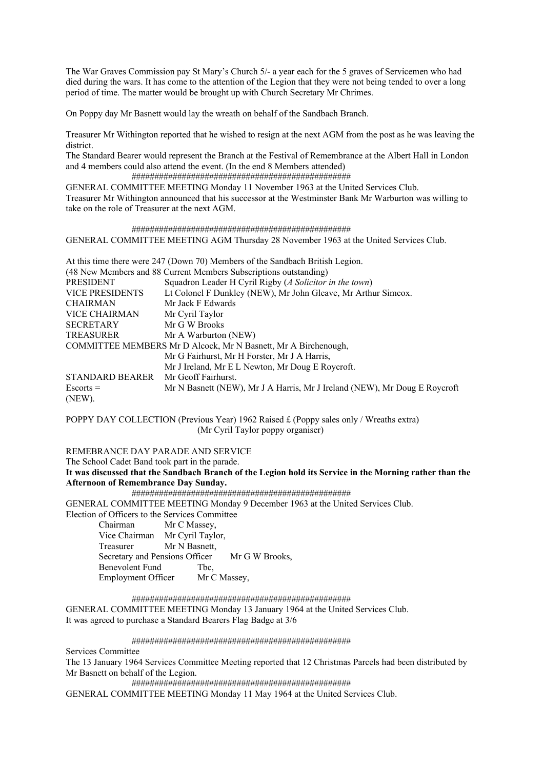The War Graves Commission pay St Mary's Church 5/- a year each for the 5 graves of Servicemen who had died during the wars. It has come to the attention of the Legion that they were not being tended to over a long period of time. The matter would be brought up with Church Secretary Mr Chrimes.

On Poppy day Mr Basnett would lay the wreath on behalf of the Sandbach Branch.

Treasurer Mr Withington reported that he wished to resign at the next AGM from the post as he was leaving the district.
The Standard Bearer would represent the Branch at the Festival of Remembrance at the Albert Hall in London and 4 members could also attend the event. (In the end 8 Members attended)

################################################

GENERAL COMMITTEE MEETING Monday 11 November 1963 at the United Services Club.
Treasurer Mr Withington announced that his successor at the Westminster Bank Mr Warburton was willing to take on the role of Treasurer at the next AGM.

################################################

GENERAL COMMITTEE MEETING AGM Thursday 28 November 1963 at the United Services Club.

At this time there were 247 (Down 70) Members of the Sandbach British Legion.
(48 New Members and 88 Current Members Subscriptions outstanding)

| | |
|---|---|
| PRESIDENT | Squadron Leader H Cyril Rigby (*A Solicitor in the town*) |
| VICE PRESIDENTS | Lt Colonel F Dunkley (NEW), Mr John Gleave, Mr Arthur Simcox. |
| CHAIRMAN | Mr Jack F Edwards |
| VICE CHAIRMAN | Mr Cyril Taylor |
| SECRETARY | Mr G W Brooks |
| TREASURER | Mr A Warburton (NEW) |
| COMMITTEE MEMBERS | Mr D Alcock, Mr N Basnett, Mr A Birchenough, Mr G Fairhurst, Mr H Forster, Mr J A Harris, Mr J Ireland, Mr E L Newton, Mr Doug E Roycroft. |
| STANDARD BEARER | Mr Geoff Fairhurst. |
| Escorts = | Mr N Basnett (NEW), Mr J A Harris, Mr J Ireland (NEW), Mr Doug E Roycroft (NEW). |

POPPY DAY COLLECTION (Previous Year) 1962 Raised £ (Poppy sales only / Wreaths extra)
(Mr Cyril Taylor poppy organiser)

REMEBRANCE DAY PARADE AND SERVICE
The School Cadet Band took part in the parade.
**It was discussed that the Sandbach Branch of the Legion hold its Service in the Morning rather than the Afternoon of Remembrance Day Sunday.**

################################################

GENERAL COMMITTEE MEETING Monday 9 December 1963 at the United Services Club.
Election of Officers to the Services Committee

| | |
|---|---|
| Chairman | Mr C Massey, |
| Vice Chairman | Mr Cyril Taylor, |
| Treasurer | Mr N Basnett, |
| Secretary and Pensions Officer | Mr G W Brooks, |
| Benevolent Fund | Tbc, |
| Employment Officer | Mr C Massey, |

################################################

GENERAL COMMITTEE MEETING Monday 13 January 1964 at the United Services Club.
It was agreed to purchase a Standard Bearers Flag Badge at 3/6

################################################

Services Committee
The 13 January 1964 Services Committee Meeting reported that 12 Christmas Parcels had been distributed by Mr Basnett on behalf of the Legion.

################################################

GENERAL COMMITTEE MEETING Monday 11 May 1964 at the United Services Club.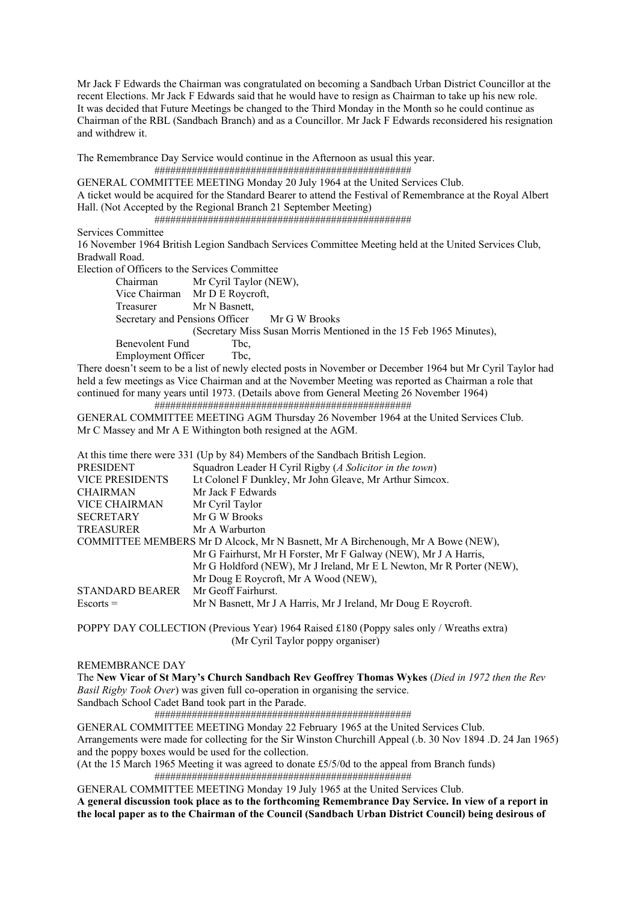Mr Jack F Edwards the Chairman was congratulated on becoming a Sandbach Urban District Councillor at the recent Elections. Mr Jack F Edwards said that he would have to resign as Chairman to take up his new role. It was decided that Future Meetings be changed to the Third Monday in the Month so he could continue as Chairman of the RBL (Sandbach Branch) and as a Councillor. Mr Jack F Edwards reconsidered his resignation and withdrew it.

The Remembrance Day Service would continue in the Afternoon as usual this year.

################################################

GENERAL COMMITTEE MEETING Monday 20 July 1964 at the United Services Club.
A ticket would be acquired for the Standard Bearer to attend the Festival of Remembrance at the Royal Albert Hall. (Not Accepted by the Regional Branch 21 September Meeting)

################################################

Services Committee
16 November 1964 British Legion Sandbach Services Committee Meeting held at the United Services Club, Bradwall Road.
Election of Officers to the Services Committee

- Chairman Mr Cyril Taylor (NEW),
- Vice Chairman Mr D E Roycroft,
- Treasurer Mr N Basnett,
- Secretary and Pensions Officer Mr G W Brooks
  (Secretary Miss Susan Morris Mentioned in the 15 Feb 1965 Minutes),
- Benevolent Fund Tbc,
- Employment Officer Tbc,

There doesn't seem to be a list of newly elected posts in November or December 1964 but Mr Cyril Taylor had held a few meetings as Vice Chairman and at the November Meeting was reported as Chairman a role that continued for many years until 1973. (Details above from General Meeting 26 November 1964)

################################################

GENERAL COMMITTEE MEETING AGM Thursday 26 November 1964 at the United Services Club.
Mr C Massey and Mr A E Withington both resigned at the AGM.

At this time there were 331 (Up by 84) Members of the Sandbach British Legion.

| | |
|---|---|
| PRESIDENT | Squadron Leader H Cyril Rigby (*A Solicitor in the town*) |
| VICE PRESIDENTS | Lt Colonel F Dunkley, Mr John Gleave, Mr Arthur Simcox. |
| CHAIRMAN | Mr Jack F Edwards |
| VICE CHAIRMAN | Mr Cyril Taylor |
| SECRETARY | Mr G W Brooks |
| TREASURER | Mr A Warburton |
| COMMITTEE MEMBERS | Mr D Alcock, Mr N Basnett, Mr A Birchenough, Mr A Bowe (NEW), Mr G Fairhurst, Mr H Forster, Mr F Galway (NEW), Mr J A Harris, Mr G Holdford (NEW), Mr J Ireland, Mr E L Newton, Mr R Porter (NEW), Mr Doug E Roycroft, Mr A Wood (NEW), |
| STANDARD BEARER | Mr Geoff Fairhurst. |
| Escorts = | Mr N Basnett, Mr J A Harris, Mr J Ireland, Mr Doug E Roycroft. |

POPPY DAY COLLECTION (Previous Year) 1964 Raised £180 (Poppy sales only / Wreaths extra)
(Mr Cyril Taylor poppy organiser)

REMEMBRANCE DAY
The **New Vicar of St Mary's Church Sandbach Rev Geoffrey Thomas Wykes** (*Died in 1972 then the Rev Basil Rigby Took Over*) was given full co-operation in organising the service.
Sandbach School Cadet Band took part in the Parade.

################################################

GENERAL COMMITTEE MEETING Monday 22 February 1965 at the United Services Club.
Arrangements were made for collecting for the Sir Winston Churchill Appeal (.b. 30 Nov 1894 .D. 24 Jan 1965) and the poppy boxes would be used for the collection.
(At the 15 March 1965 Meeting it was agreed to donate £5/5/0d to the appeal from Branch funds)

################################################

GENERAL COMMITTEE MEETING Monday 19 July 1965 at the United Services Club.
**A general discussion took place as to the forthcoming Remembrance Day Service. In view of a report in the local paper as to the Chairman of the Council (Sandbach Urban District Council) being desirous of**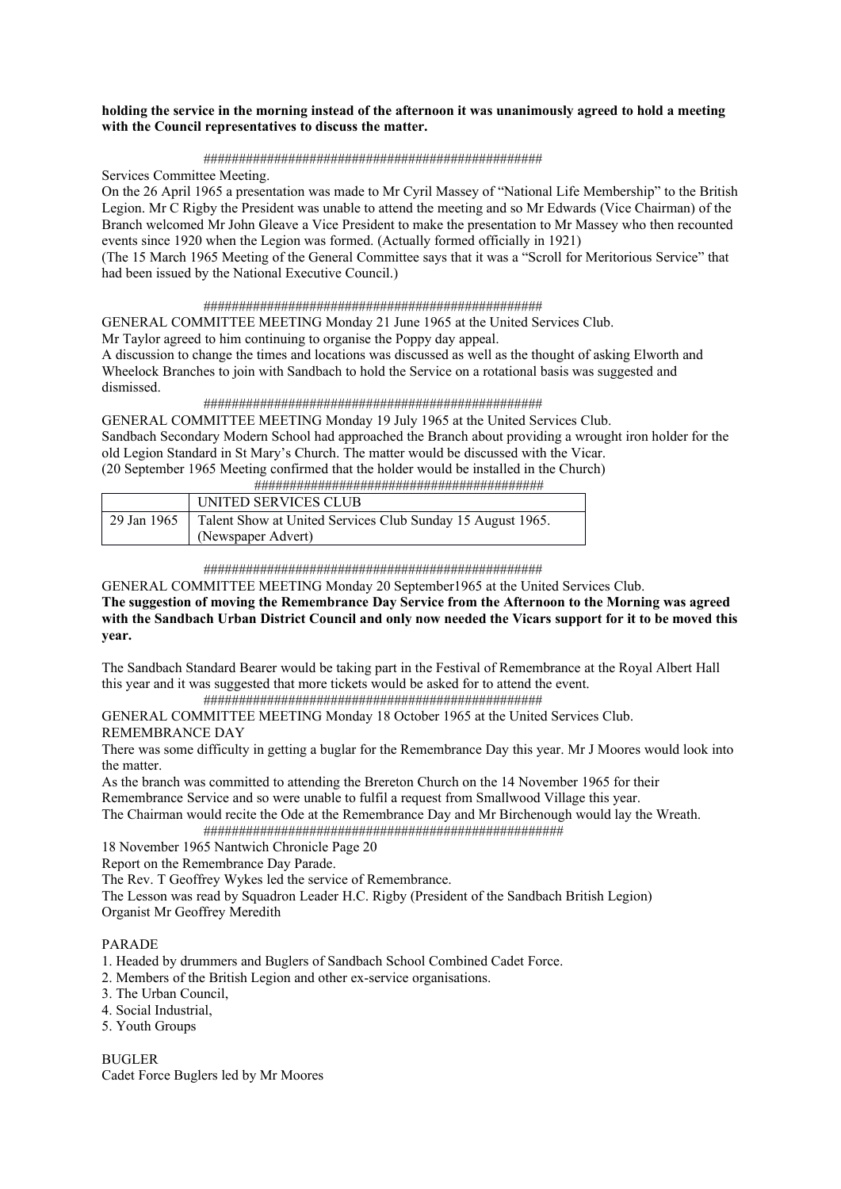**holding the service in the morning instead of the afternoon it was unanimously agreed to hold a meeting with the Council representatives to discuss the matter.**

##################################################

Services Committee Meeting.

On the 26 April 1965 a presentation was made to Mr Cyril Massey of "National Life Membership" to the British Legion. Mr C Rigby the President was unable to attend the meeting and so Mr Edwards (Vice Chairman) of the Branch welcomed Mr John Gleave a Vice President to make the presentation to Mr Massey who then recounted events since 1920 when the Legion was formed. (Actually formed officially in 1921)

(The 15 March 1965 Meeting of the General Committee says that it was a "Scroll for Meritorious Service" that had been issued by the National Executive Council.)

##################################################

GENERAL COMMITTEE MEETING Monday 21 June 1965 at the United Services Club.

Mr Taylor agreed to him continuing to organise the Poppy day appeal.

A discussion to change the times and locations was discussed as well as the thought of asking Elworth and Wheelock Branches to join with Sandbach to hold the Service on a rotational basis was suggested and dismissed.

##################################################

GENERAL COMMITTEE MEETING Monday 19 July 1965 at the United Services Club.

Sandbach Secondary Modern School had approached the Branch about providing a wrought iron holder for the old Legion Standard in St Mary's Church. The matter would be discussed with the Vicar.

(20 September 1965 Meeting confirmed that the holder would be installed in the Church)

##########################################

| | UNITED SERVICES CLUB |
|---|---|
| 29 Jan 1965 | Talent Show at United Services Club Sunday 15 August 1965. (Newspaper Advert) |

##################################################

GENERAL COMMITTEE MEETING Monday 20 September1965 at the United Services Club.

**The suggestion of moving the Remembrance Day Service from the Afternoon to the Morning was agreed with the Sandbach Urban District Council and only now needed the Vicars support for it to be moved this year.**

The Sandbach Standard Bearer would be taking part in the Festival of Remembrance at the Royal Albert Hall this year and it was suggested that more tickets would be asked for to attend the event.

##################################################

GENERAL COMMITTEE MEETING Monday 18 October 1965 at the United Services Club.

REMEMBRANCE DAY

There was some difficulty in getting a buglar for the Remembrance Day this year. Mr J Moores would look into the matter.

As the branch was committed to attending the Brereton Church on the 14 November 1965 for their Remembrance Service and so were unable to fulfil a request from Smallwood Village this year.

The Chairman would recite the Ode at the Remembrance Day and Mr Birchenough would lay the Wreath.

####################################################

18 November 1965 Nantwich Chronicle Page 20

Report on the Remembrance Day Parade.

The Rev. T Geoffrey Wykes led the service of Remembrance.

The Lesson was read by Squadron Leader H.C. Rigby (President of the Sandbach British Legion)

Organist Mr Geoffrey Meredith

PARADE

1. Headed by drummers and Buglers of Sandbach School Combined Cadet Force.
2. Members of the British Legion and other ex-service organisations.
3. The Urban Council,
4. Social Industrial,
5. Youth Groups

BUGLER

Cadet Force Buglers led by Mr Moores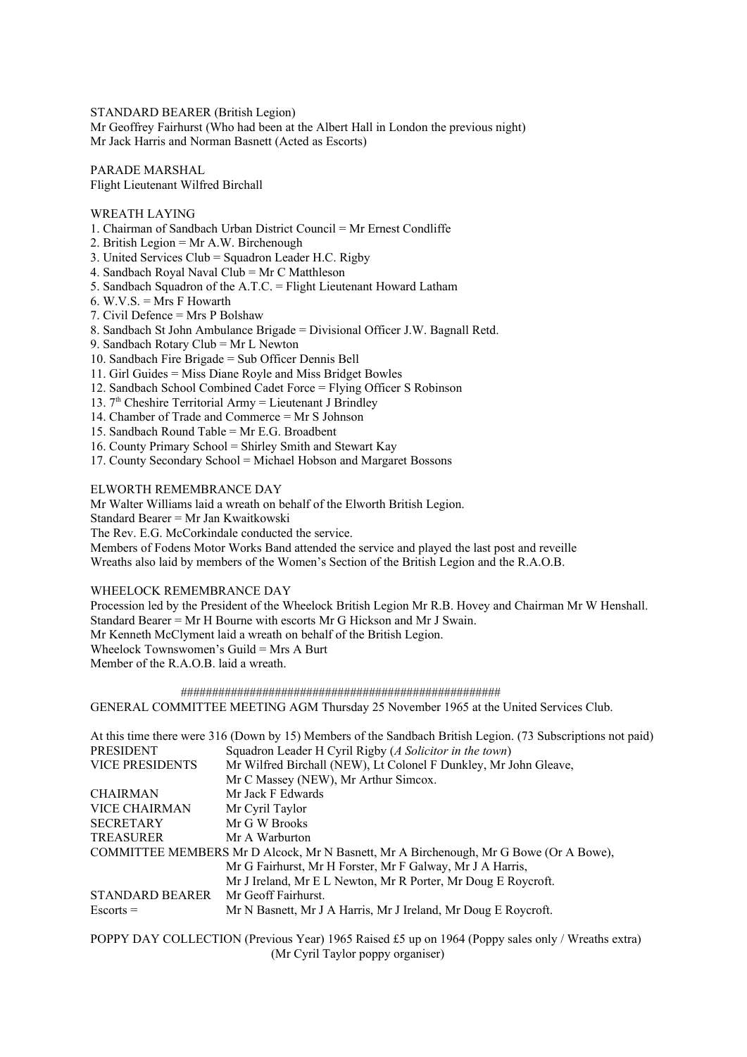STANDARD BEARER (British Legion)
Mr Geoffrey Fairhurst (Who had been at the Albert Hall in London the previous night)
Mr Jack Harris and Norman Basnett (Acted as Escorts)

PARADE MARSHAL
Flight Lieutenant Wilfred Birchall

WREATH LAYING
1. Chairman of Sandbach Urban District Council = Mr Ernest Condliffe
2. British Legion = Mr A.W. Birchenough
3. United Services Club = Squadron Leader H.C. Rigby
4. Sandbach Royal Naval Club = Mr C Matthleson
5. Sandbach Squadron of the A.T.C. = Flight Lieutenant Howard Latham
6. W.V.S. = Mrs F Howarth
7. Civil Defence = Mrs P Bolshaw
8. Sandbach St John Ambulance Brigade = Divisional Officer J.W. Bagnall Retd.
9. Sandbach Rotary Club = Mr L Newton
10. Sandbach Fire Brigade = Sub Officer Dennis Bell
11. Girl Guides = Miss Diane Royle and Miss Bridget Bowles
12. Sandbach School Combined Cadet Force = Flying Officer S Robinson
13. 7th Cheshire Territorial Army = Lieutenant J Brindley
14. Chamber of Trade and Commerce = Mr S Johnson
15. Sandbach Round Table = Mr E.G. Broadbent
16. County Primary School = Shirley Smith and Stewart Kay
17. County Secondary School = Michael Hobson and Margaret Bossons

ELWORTH REMEMBRANCE DAY
Mr Walter Williams laid a wreath on behalf of the Elworth British Legion.
Standard Bearer = Mr Jan Kwaitkowski
The Rev. E.G. McCorkindale conducted the service.
Members of Fodens Motor Works Band attended the service and played the last post and reveille
Wreaths also laid by members of the Women's Section of the British Legion and the R.A.O.B.

WHEELOCK REMEMBRANCE DAY
Procession led by the President of the Wheelock British Legion Mr R.B. Hovey and Chairman Mr W Henshall.
Standard Bearer = Mr H Bourne with escorts Mr G Hickson and Mr J Swain.
Mr Kenneth McClyment laid a wreath on behalf of the British Legion.
Wheelock Townswomen's Guild = Mrs A Burt
Member of the R.A.O.B. laid a wreath.

##################################################

GENERAL COMMITTEE MEETING AGM Thursday 25 November 1965 at the United Services Club.

At this time there were 316 (Down by 15) Members of the Sandbach British Legion. (73 Subscriptions not paid)

| | |
|---|---|
| PRESIDENT | Squadron Leader H Cyril Rigby (*A Solicitor in the town*) |
| VICE PRESIDENTS | Mr Wilfred Birchall (NEW), Lt Colonel F Dunkley, Mr John Gleave, Mr C Massey (NEW), Mr Arthur Simcox. |
| CHAIRMAN | Mr Jack F Edwards |
| VICE CHAIRMAN | Mr Cyril Taylor |
| SECRETARY | Mr G W Brooks |
| TREASURER | Mr A Warburton |
| COMMITTEE MEMBERS | Mr D Alcock, Mr N Basnett, Mr A Birchenough, Mr G Bowe (Or A Bowe), Mr G Fairhurst, Mr H Forster, Mr F Galway, Mr J A Harris, Mr J Ireland, Mr E L Newton, Mr R Porter, Mr Doug E Roycroft. |
| STANDARD BEARER | Mr Geoff Fairhurst. |
| Escorts = | Mr N Basnett, Mr J A Harris, Mr J Ireland, Mr Doug E Roycroft. |

POPPY DAY COLLECTION (Previous Year) 1965 Raised £5 up on 1964 (Poppy sales only / Wreaths extra)
(Mr Cyril Taylor poppy organiser)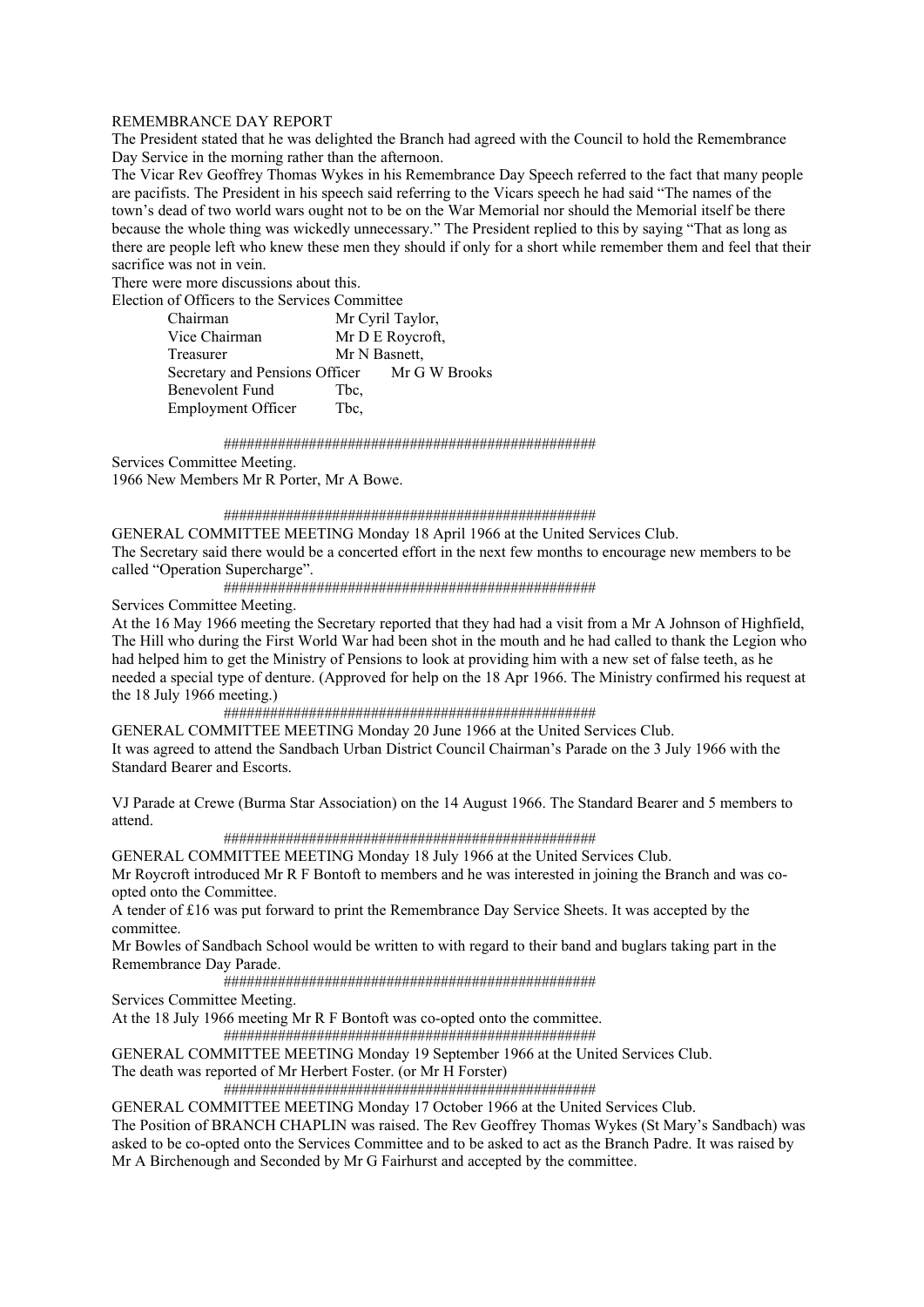REMEMBRANCE DAY REPORT

The President stated that he was delighted the Branch had agreed with the Council to hold the Remembrance Day Service in the morning rather than the afternoon.

The Vicar Rev Geoffrey Thomas Wykes in his Remembrance Day Speech referred to the fact that many people are pacifists. The President in his speech said referring to the Vicars speech he had said "The names of the town's dead of two world wars ought not to be on the War Memorial nor should the Memorial itself be there because the whole thing was wickedly unnecessary." The President replied to this by saying "That as long as there are people left who knew these men they should if only for a short while remember them and feel that their sacrifice was not in vein.

There were more discussions about this.

Election of Officers to the Services Committee

| | |
|---|---|
| Chairman | Mr Cyril Taylor, |
| Vice Chairman | Mr D E Roycroft, |
| Treasurer | Mr N Basnett, |
| Secretary and Pensions Officer | Mr G W Brooks |
| Benevolent Fund | Tbc, |
| Employment Officer | Tbc, |

################################################

Services Committee Meeting.

1966 New Members Mr R Porter, Mr A Bowe.

################################################

GENERAL COMMITTEE MEETING Monday 18 April 1966 at the United Services Club.

The Secretary said there would be a concerted effort in the next few months to encourage new members to be called "Operation Supercharge".

################################################

Services Committee Meeting.

At the 16 May 1966 meeting the Secretary reported that they had had a visit from a Mr A Johnson of Highfield, The Hill who during the First World War had been shot in the mouth and he had called to thank the Legion who had helped him to get the Ministry of Pensions to look at providing him with a new set of false teeth, as he needed a special type of denture. (Approved for help on the 18 Apr 1966. The Ministry confirmed his request at the 18 July 1966 meeting.)

################################################

GENERAL COMMITTEE MEETING Monday 20 June 1966 at the United Services Club.

It was agreed to attend the Sandbach Urban District Council Chairman's Parade on the 3 July 1966 with the Standard Bearer and Escorts.

VJ Parade at Crewe (Burma Star Association) on the 14 August 1966. The Standard Bearer and 5 members to attend.

################################################

GENERAL COMMITTEE MEETING Monday 18 July 1966 at the United Services Club.

Mr Roycroft introduced Mr R F Bontoft to members and he was interested in joining the Branch and was co-opted onto the Committee.

A tender of £16 was put forward to print the Remembrance Day Service Sheets. It was accepted by the committee.

Mr Bowles of Sandbach School would be written to with regard to their band and buglars taking part in the Remembrance Day Parade.

################################################

Services Committee Meeting.

At the 18 July 1966 meeting Mr R F Bontoft was co-opted onto the committee.

################################################

GENERAL COMMITTEE MEETING Monday 19 September 1966 at the United Services Club.

The death was reported of Mr Herbert Foster. (or Mr H Forster)

################################################

GENERAL COMMITTEE MEETING Monday 17 October 1966 at the United Services Club.

The Position of BRANCH CHAPLIN was raised. The Rev Geoffrey Thomas Wykes (St Mary's Sandbach) was asked to be co-opted onto the Services Committee and to be asked to act as the Branch Padre. It was raised by Mr A Birchenough and Seconded by Mr G Fairhurst and accepted by the committee.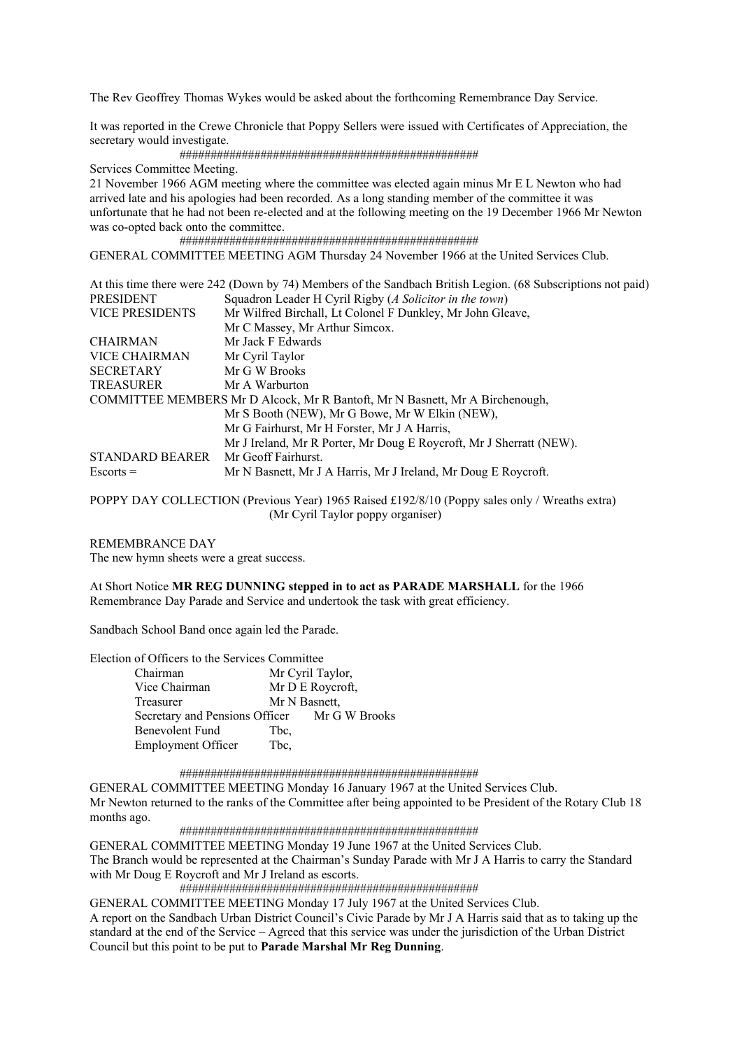The Rev Geoffrey Thomas Wykes would be asked about the forthcoming Remembrance Day Service.

It was reported in the Crewe Chronicle that Poppy Sellers were issued with Certificates of Appreciation, the secretary would investigate.

################################################

Services Committee Meeting.

21 November 1966 AGM meeting where the committee was elected again minus Mr E L Newton who had arrived late and his apologies had been recorded. As a long standing member of the committee it was unfortunate that he had not been re-elected and at the following meeting on the 19 December 1966 Mr Newton was co-opted back onto the committee.

################################################

GENERAL COMMITTEE MEETING AGM Thursday 24 November 1966 at the United Services Club.

At this time there were 242 (Down by 74) Members of the Sandbach British Legion. (68 Subscriptions not paid)

| | |
|---|---|
| PRESIDENT | Squadron Leader H Cyril Rigby (*A Solicitor in the town*) |
| VICE PRESIDENTS | Mr Wilfred Birchall, Lt Colonel F Dunkley, Mr John Gleave, Mr C Massey, Mr Arthur Simcox. |
| CHAIRMAN | Mr Jack F Edwards |
| VICE CHAIRMAN | Mr Cyril Taylor |
| SECRETARY | Mr G W Brooks |
| TREASURER | Mr A Warburton |
| COMMITTEE MEMBERS | Mr D Alcock, Mr R Bantoft, Mr N Basnett, Mr A Birchenough, Mr S Booth (NEW), Mr G Bowe, Mr W Elkin (NEW), Mr G Fairhurst, Mr H Forster, Mr J A Harris, Mr J Ireland, Mr R Porter, Mr Doug E Roycroft, Mr J Sherratt (NEW). |
| STANDARD BEARER | Mr Geoff Fairhurst. |
| Escorts = | Mr N Basnett, Mr J A Harris, Mr J Ireland, Mr Doug E Roycroft. |

POPPY DAY COLLECTION (Previous Year) 1965 Raised £192/8/10 (Poppy sales only / Wreaths extra)
(Mr Cyril Taylor poppy organiser)

REMEMBRANCE DAY

The new hymn sheets were a great success.

At Short Notice **MR REG DUNNING stepped in to act as PARADE MARSHALL** for the 1966 Remembrance Day Parade and Service and undertook the task with great efficiency.

Sandbach School Band once again led the Parade.

Election of Officers to the Services Committee

| | |
|---|---|
| Chairman | Mr Cyril Taylor, |
| Vice Chairman | Mr D E Roycroft, |
| Treasurer | Mr N Basnett, |
| Secretary and Pensions Officer | Mr G W Brooks |
| Benevolent Fund | Tbc, |
| Employment Officer | Tbc, |

################################################

GENERAL COMMITTEE MEETING Monday 16 January 1967 at the United Services Club.

Mr Newton returned to the ranks of the Committee after being appointed to be President of the Rotary Club 18 months ago.

################################################

GENERAL COMMITTEE MEETING Monday 19 June 1967 at the United Services Club.

The Branch would be represented at the Chairman's Sunday Parade with Mr J A Harris to carry the Standard with Mr Doug E Roycroft and Mr J Ireland as escorts.

################################################

GENERAL COMMITTEE MEETING Monday 17 July 1967 at the United Services Club.

A report on the Sandbach Urban District Council's Civic Parade by Mr J A Harris said that as to taking up the standard at the end of the Service – Agreed that this service was under the jurisdiction of the Urban District Council but this point to be put to **Parade Marshal Mr Reg Dunning**.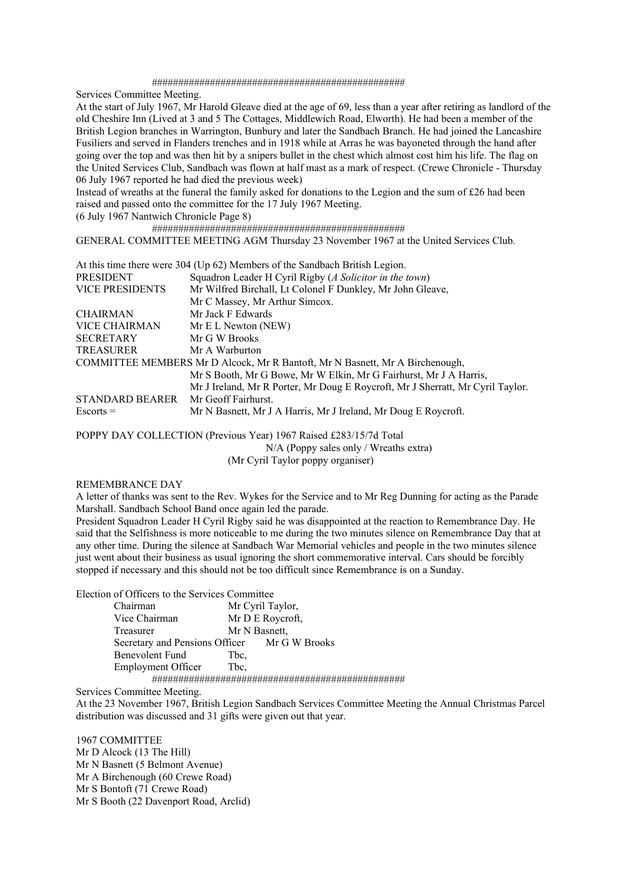################################################

Services Committee Meeting.

At the start of July 1967, Mr Harold Gleave died at the age of 69, less than a year after retiring as landlord of the old Cheshire Inn (Lived at 3 and 5 The Cottages, Middlewich Road, Elworth). He had been a member of the British Legion branches in Warrington, Bunbury and later the Sandbach Branch. He had joined the Lancashire Fusiliers and served in Flanders trenches and in 1918 while at Arras he was bayoneted through the hand after going over the top and was then hit by a snipers bullet in the chest which almost cost him his life. The flag on the United Services Club, Sandbach was flown at half mast as a mark of respect. (Crewe Chronicle - Thursday 06 July 1967 reported he had died the previous week)

Instead of wreaths at the funeral the family asked for donations to the Legion and the sum of £26 had been raised and passed onto the committee for the 17 July 1967 Meeting.

(6 July 1967 Nantwich Chronicle Page 8)

################################################

GENERAL COMMITTEE MEETING AGM Thursday 23 November 1967 at the United Services Club.

At this time there were 304 (Up 62) Members of the Sandbach British Legion.

| | |
|---|---|
| PRESIDENT | Squadron Leader H Cyril Rigby (*A Solicitor in the town*) |
| VICE PRESIDENTS | Mr Wilfred Birchall, Lt Colonel F Dunkley, Mr John Gleave, Mr C Massey, Mr Arthur Simcox. |
| CHAIRMAN | Mr Jack F Edwards |
| VICE CHAIRMAN | Mr E L Newton (NEW) |
| SECRETARY | Mr G W Brooks |
| TREASURER | Mr A Warburton |
| COMMITTEE MEMBERS | Mr D Alcock, Mr R Bantoft, Mr N Basnett, Mr A Birchenough, Mr S Booth, Mr G Bowe, Mr W Elkin, Mr G Fairhurst, Mr J A Harris, Mr J Ireland, Mr R Porter, Mr Doug E Roycroft, Mr J Sherratt, Mr Cyril Taylor. |
| STANDARD BEARER | Mr Geoff Fairhurst. |
| Escorts = | Mr N Basnett, Mr J A Harris, Mr J Ireland, Mr Doug E Roycroft. |

POPPY DAY COLLECTION (Previous Year) 1967 Raised £283/15/7d Total
N/A (Poppy sales only / Wreaths extra)
(Mr Cyril Taylor poppy organiser)

REMEMBRANCE DAY

A letter of thanks was sent to the Rev. Wykes for the Service and to Mr Reg Dunning for acting as the Parade Marshall. Sandbach School Band once again led the parade.

President Squadron Leader H Cyril Rigby said he was disappointed at the reaction to Remembrance Day. He said that the Selfishness is more noticeable to me during the two minutes silence on Remembrance Day that at any other time. During the silence at Sandbach War Memorial vehicles and people in the two minutes silence just went about their business as usual ignoring the short commemorative interval. Cars should be forcibly stopped if necessary and this should not be too difficult since Remembrance is on a Sunday.

Election of Officers to the Services Committee

| | |
|---|---|
| Chairman | Mr Cyril Taylor, |
| Vice Chairman | Mr D E Roycroft, |
| Treasurer | Mr N Basnett, |
| Secretary and Pensions Officer | Mr G W Brooks |
| Benevolent Fund | Tbc, |
| Employment Officer | Tbc, |

################################################

Services Committee Meeting.

At the 23 November 1967, British Legion Sandbach Services Committee Meeting the Annual Christmas Parcel distribution was discussed and 31 gifts were given out that year.

1967 COMMITTEE

Mr D Alcock (13 The Hill)
Mr N Basnett (5 Belmont Avenue)
Mr A Birchenough (60 Crewe Road)
Mr S Bontoft (71 Crewe Road)
Mr S Booth (22 Davenport Road, Arclid)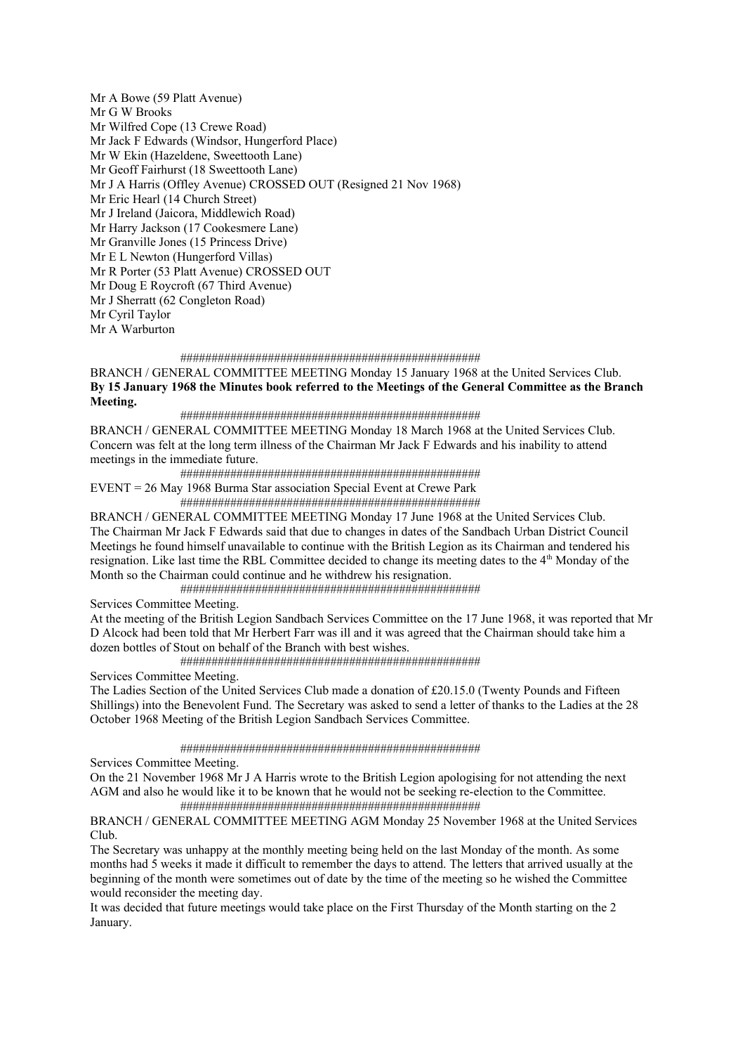Mr A Bowe (59 Platt Avenue)
Mr G W Brooks
Mr Wilfred Cope (13 Crewe Road)
Mr Jack F Edwards (Windsor, Hungerford Place)
Mr W Ekin (Hazeldene, Sweettooth Lane)
Mr Geoff Fairhurst (18 Sweettooth Lane)
Mr J A Harris (Offley Avenue) CROSSED OUT (Resigned 21 Nov 1968)
Mr Eric Hearl (14 Church Street)
Mr J Ireland (Jaicora, Middlewich Road)
Mr Harry Jackson (17 Cookesmere Lane)
Mr Granville Jones (15 Princess Drive)
Mr E L Newton (Hungerford Villas)
Mr R Porter (53 Platt Avenue) CROSSED OUT
Mr Doug E Roycroft (67 Third Avenue)
Mr J Sherratt (62 Congleton Road)
Mr Cyril Taylor
Mr A Warburton

################################################

BRANCH / GENERAL COMMITTEE MEETING Monday 15 January 1968 at the United Services Club.
**By 15 January 1968 the Minutes book referred to the Meetings of the General Committee as the Branch Meeting.**

################################################

BRANCH / GENERAL COMMITTEE MEETING Monday 18 March 1968 at the United Services Club.
Concern was felt at the long term illness of the Chairman Mr Jack F Edwards and his inability to attend meetings in the immediate future.

################################################

EVENT = 26 May 1968 Burma Star association Special Event at Crewe Park

################################################

BRANCH / GENERAL COMMITTEE MEETING Monday 17 June 1968 at the United Services Club.
The Chairman Mr Jack F Edwards said that due to changes in dates of the Sandbach Urban District Council Meetings he found himself unavailable to continue with the British Legion as its Chairman and tendered his resignation. Like last time the RBL Committee decided to change its meeting dates to the 4th Monday of the Month so the Chairman could continue and he withdrew his resignation.

################################################

Services Committee Meeting.
At the meeting of the British Legion Sandbach Services Committee on the 17 June 1968, it was reported that Mr D Alcock had been told that Mr Herbert Farr was ill and it was agreed that the Chairman should take him a dozen bottles of Stout on behalf of the Branch with best wishes.

################################################

Services Committee Meeting.
The Ladies Section of the United Services Club made a donation of £20.15.0 (Twenty Pounds and Fifteen Shillings) into the Benevolent Fund. The Secretary was asked to send a letter of thanks to the Ladies at the 28 October 1968 Meeting of the British Legion Sandbach Services Committee.

################################################

Services Committee Meeting.
On the 21 November 1968 Mr J A Harris wrote to the British Legion apologising for not attending the next AGM and also he would like it to be known that he would not be seeking re-election to the Committee.

################################################

BRANCH / GENERAL COMMITTEE MEETING AGM Monday 25 November 1968 at the United Services Club.
The Secretary was unhappy at the monthly meeting being held on the last Monday of the month. As some months had 5 weeks it made it difficult to remember the days to attend. The letters that arrived usually at the beginning of the month were sometimes out of date by the time of the meeting so he wished the Committee would reconsider the meeting day.
It was decided that future meetings would take place on the First Thursday of the Month starting on the 2 January.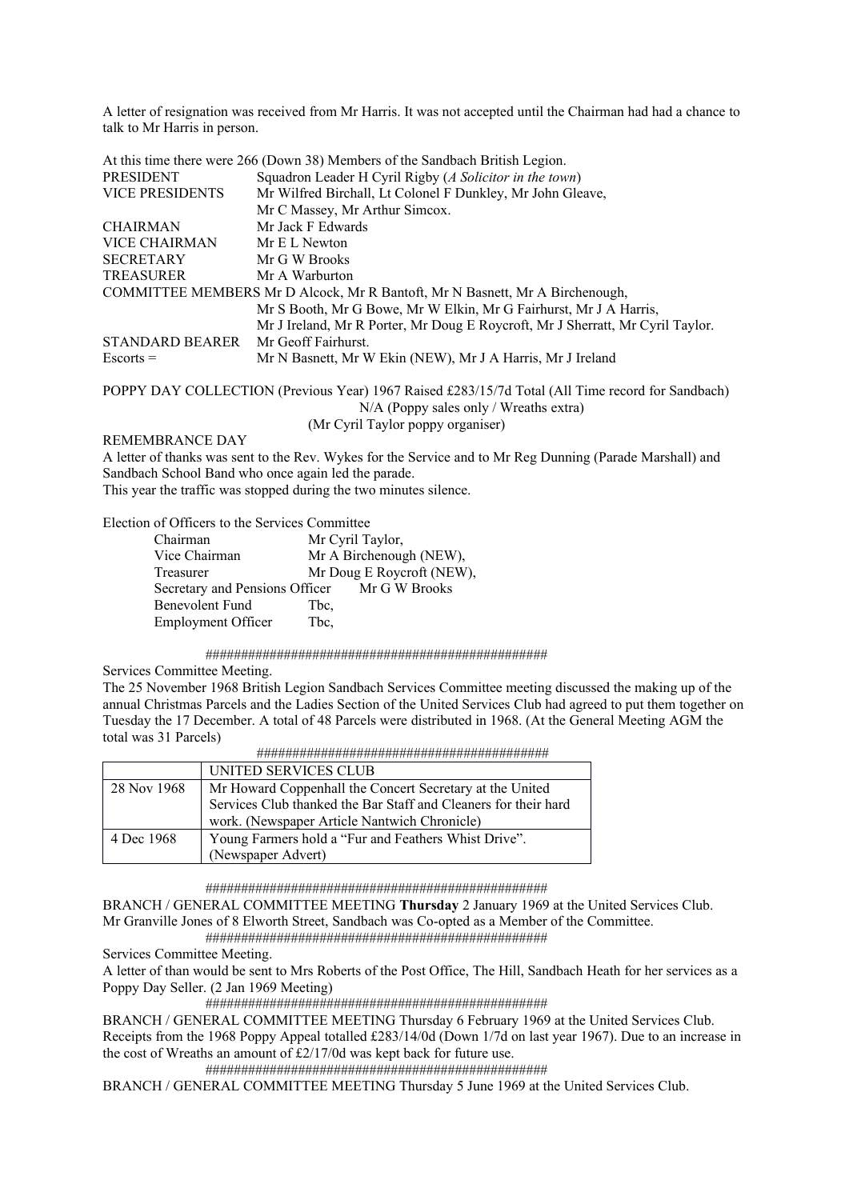A letter of resignation was received from Mr Harris. It was not accepted until the Chairman had had a chance to talk to Mr Harris in person.

At this time there were 266 (Down 38) Members of the Sandbach British Legion.

PRESIDENT Squadron Leader H Cyril Rigby (*A Solicitor in the town*)
VICE PRESIDENTS Mr Wilfred Birchall, Lt Colonel F Dunkley, Mr John Gleave, Mr C Massey, Mr Arthur Simcox.
CHAIRMAN Mr Jack F Edwards
VICE CHAIRMAN Mr E L Newton
SECRETARY Mr G W Brooks
TREASURER Mr A Warburton
COMMITTEE MEMBERS Mr D Alcock, Mr R Bantoft, Mr N Basnett, Mr A Birchenough, Mr S Booth, Mr G Bowe, Mr W Elkin, Mr G Fairhurst, Mr J A Harris, Mr J Ireland, Mr R Porter, Mr Doug E Roycroft, Mr J Sherratt, Mr Cyril Taylor.
STANDARD BEARER Mr Geoff Fairhurst.
Escorts = Mr N Basnett, Mr W Ekin (NEW), Mr J A Harris, Mr J Ireland

POPPY DAY COLLECTION (Previous Year) 1967 Raised £283/15/7d Total (All Time record for Sandbach)
N/A (Poppy sales only / Wreaths extra)
(Mr Cyril Taylor poppy organiser)

REMEMBRANCE DAY

A letter of thanks was sent to the Rev. Wykes for the Service and to Mr Reg Dunning (Parade Marshall) and Sandbach School Band who once again led the parade.
This year the traffic was stopped during the two minutes silence.

Election of Officers to the Services Committee

Chairman Mr Cyril Taylor,
Vice Chairman Mr A Birchenough (NEW),
Treasurer Mr Doug E Roycroft (NEW),
Secretary and Pensions Officer Mr G W Brooks
Benevolent Fund Tbc,
Employment Officer Tbc,

################################################

Services Committee Meeting.

The 25 November 1968 British Legion Sandbach Services Committee meeting discussed the making up of the annual Christmas Parcels and the Ladies Section of the United Services Club had agreed to put them together on Tuesday the 17 December. A total of 48 Parcels were distributed in 1968. (At the General Meeting AGM the total was 31 Parcels)

########################################

| | UNITED SERVICES CLUB |
|---|---|
| 28 Nov 1968 | Mr Howard Coppenhall the Concert Secretary at the United Services Club thanked the Bar Staff and Cleaners for their hard work. (Newspaper Article Nantwich Chronicle) |
| 4 Dec 1968 | Young Farmers hold a "Fur and Feathers Whist Drive". (Newspaper Advert) |

################################################

BRANCH / GENERAL COMMITTEE MEETING **Thursday** 2 January 1969 at the United Services Club.
Mr Granville Jones of 8 Elworth Street, Sandbach was Co-opted as a Member of the Committee.

################################################

Services Committee Meeting.

A letter of than would be sent to Mrs Roberts of the Post Office, The Hill, Sandbach Heath for her services as a Poppy Day Seller. (2 Jan 1969 Meeting)

################################################

BRANCH / GENERAL COMMITTEE MEETING Thursday 6 February 1969 at the United Services Club.
Receipts from the 1968 Poppy Appeal totalled £283/14/0d (Down 1/7d on last year 1967). Due to an increase in the cost of Wreaths an amount of £2/17/0d was kept back for future use.

################################################

BRANCH / GENERAL COMMITTEE MEETING Thursday 5 June 1969 at the United Services Club.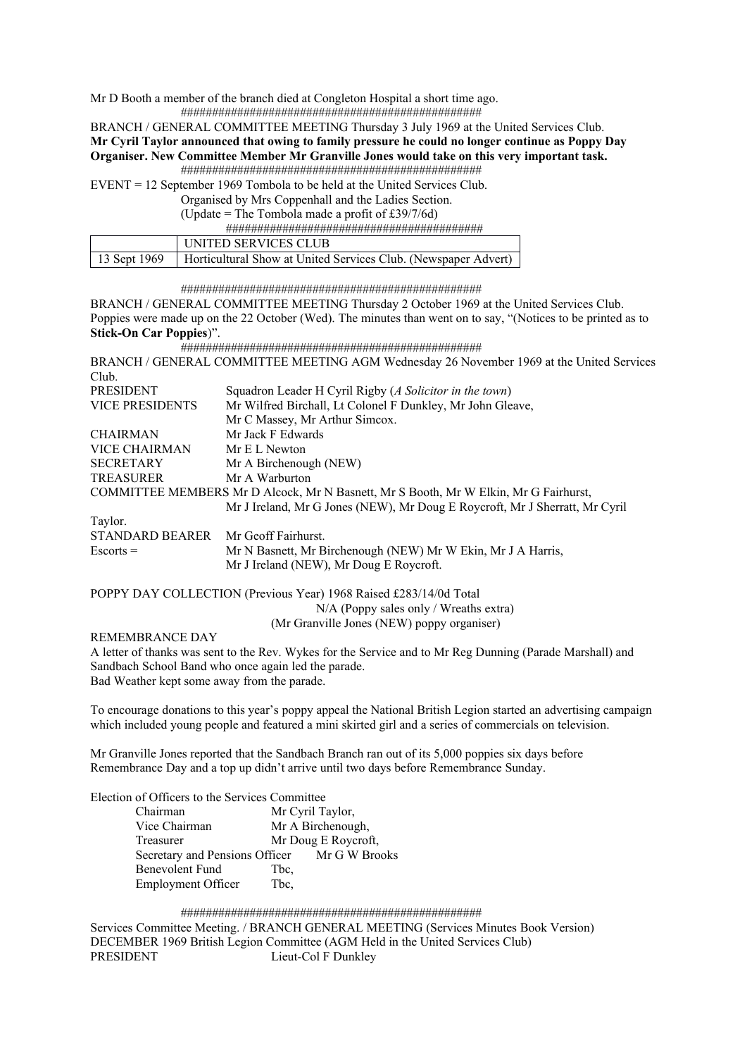Mr D Booth a member of the branch died at Congleton Hospital a short time ago.

################################################

BRANCH / GENERAL COMMITTEE MEETING Thursday 3 July 1969 at the United Services Club.
**Mr Cyril Taylor announced that owing to family pressure he could no longer continue as Poppy Day Organiser. New Committee Member Mr Granville Jones would take on this very important task.**

################################################

EVENT = 12 September 1969 Tombola to be held at the United Services Club.
Organised by Mrs Coppenhall and the Ladies Section.
(Update = The Tombola made a profit of £39/7/6d)

########################################

| | UNITED SERVICES CLUB |
|---|---|
| 13 Sept 1969 | Horticultural Show at United Services Club. (Newspaper Advert) |

################################################

BRANCH / GENERAL COMMITTEE MEETING Thursday 2 October 1969 at the United Services Club.
Poppies were made up on the 22 October (Wed). The minutes than went on to say, "(Notices to be printed as to **Stick-On Car Poppies**)".

################################################

BRANCH / GENERAL COMMITTEE MEETING AGM Wednesday 26 November 1969 at the United Services Club.

PRESIDENT Squadron Leader H Cyril Rigby (*A Solicitor in the town*)
VICE PRESIDENTS Mr Wilfred Birchall, Lt Colonel F Dunkley, Mr John Gleave, Mr C Massey, Mr Arthur Simcox.
CHAIRMAN Mr Jack F Edwards
VICE CHAIRMAN Mr E L Newton
SECRETARY Mr A Birchenough (NEW)
TREASURER Mr A Warburton
COMMITTEE MEMBERS Mr D Alcock, Mr N Basnett, Mr S Booth, Mr W Elkin, Mr G Fairhurst, Mr J Ireland, Mr G Jones (NEW), Mr Doug E Roycroft, Mr J Sherratt, Mr Cyril Taylor.
STANDARD BEARER Mr Geoff Fairhurst.
Escorts = Mr N Basnett, Mr Birchenough (NEW) Mr W Ekin, Mr J A Harris, Mr J Ireland (NEW), Mr Doug E Roycroft.

POPPY DAY COLLECTION (Previous Year) 1968 Raised £283/14/0d Total
N/A (Poppy sales only / Wreaths extra)
(Mr Granville Jones (NEW) poppy organiser)

REMEMBRANCE DAY
A letter of thanks was sent to the Rev. Wykes for the Service and to Mr Reg Dunning (Parade Marshall) and Sandbach School Band who once again led the parade.
Bad Weather kept some away from the parade.

To encourage donations to this year's poppy appeal the National British Legion started an advertising campaign which included young people and featured a mini skirted girl and a series of commercials on television.

Mr Granville Jones reported that the Sandbach Branch ran out of its 5,000 poppies six days before Remembrance Day and a top up didn't arrive until two days before Remembrance Sunday.

Election of Officers to the Services Committee
- Chairman Mr Cyril Taylor,
- Vice Chairman Mr A Birchenough,
- Treasurer Mr Doug E Roycroft,
- Secretary and Pensions Officer Mr G W Brooks
- Benevolent Fund Tbc,
- Employment Officer Tbc,

################################################

Services Committee Meeting. / BRANCH GENERAL MEETING (Services Minutes Book Version)
DECEMBER 1969 British Legion Committee (AGM Held in the United Services Club)
PRESIDENT Lieut-Col F Dunkley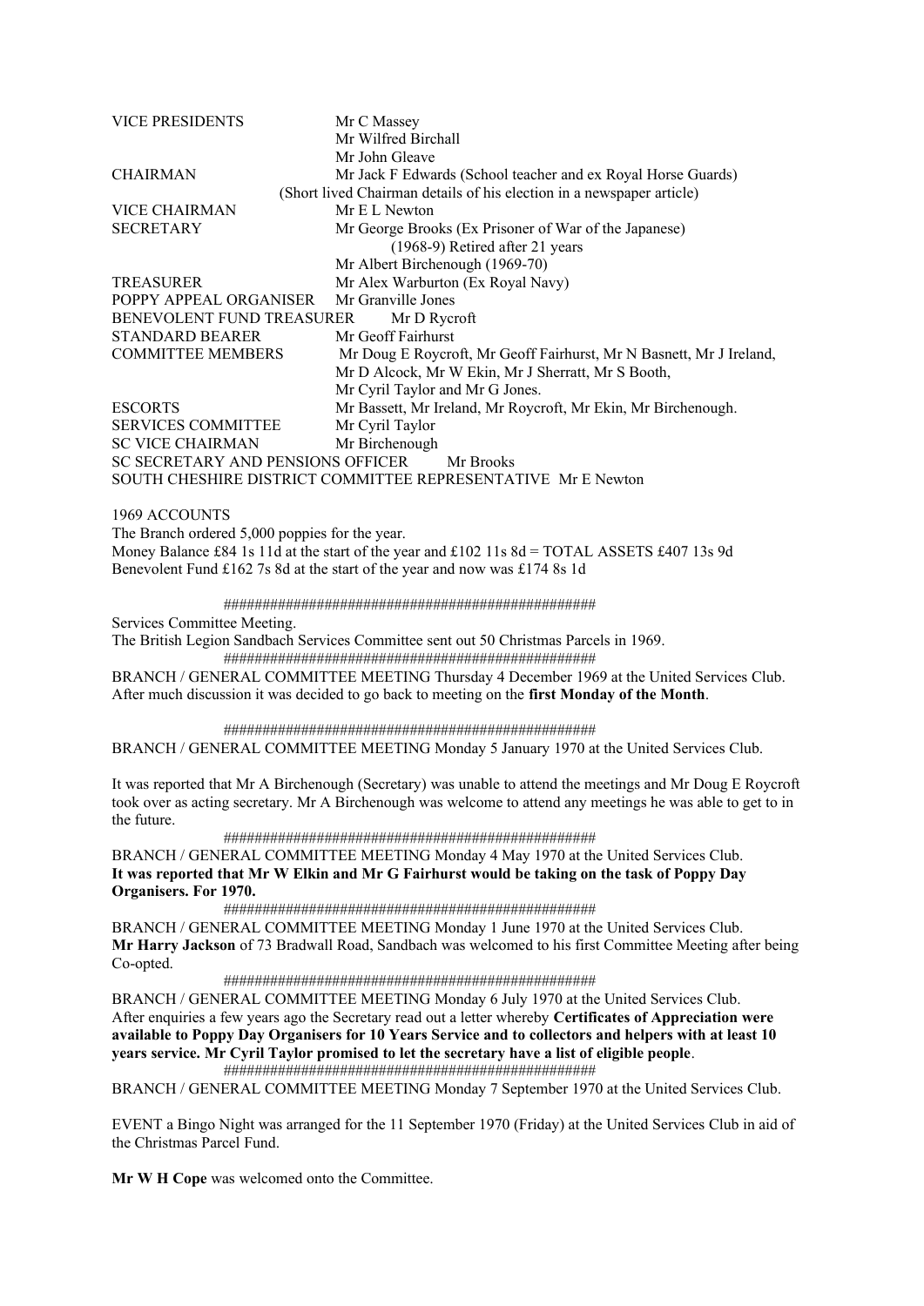| | |
|---|---|
| VICE PRESIDENTS | Mr C Massey |
| | Mr Wilfred Birchall |
| | Mr John Gleave |
| CHAIRMAN | Mr Jack F Edwards (School teacher and ex Royal Horse Guards) |
| | (Short lived Chairman details of his election in a newspaper article) |
| VICE CHAIRMAN | Mr E L Newton |
| SECRETARY | Mr George Brooks (Ex Prisoner of War of the Japanese) |
| | (1968-9) Retired after 21 years |
| | Mr Albert Birchenough (1969-70) |
| TREASURER | Mr Alex Warburton (Ex Royal Navy) |
| POPPY APPEAL ORGANISER | Mr Granville Jones |
| BENEVOLENT FUND TREASURER | Mr D Rycroft |
| STANDARD BEARER | Mr Geoff Fairhurst |
| COMMITTEE MEMBERS | Mr Doug E Roycroft, Mr Geoff Fairhurst, Mr N Basnett, Mr J Ireland, Mr D Alcock, Mr W Ekin, Mr J Sherratt, Mr S Booth, Mr Cyril Taylor and Mr G Jones. |
| ESCORTS | Mr Bassett, Mr Ireland, Mr Roycroft, Mr Ekin, Mr Birchenough. |
| SERVICES COMMITTEE | Mr Cyril Taylor |
| SC VICE CHAIRMAN | Mr Birchenough |
| SC SECRETARY AND PENSIONS OFFICER | Mr Brooks |
| SOUTH CHESHIRE DISTRICT COMMITTEE REPRESENTATIVE | Mr E Newton |

1969 ACCOUNTS

The Branch ordered 5,000 poppies for the year.

Money Balance £84 1s 11d at the start of the year and £102 11s 8d = TOTAL ASSETS £407 13s 9d

Benevolent Fund £162 7s 8d at the start of the year and now was £174 8s 1d

################################################

Services Committee Meeting.

The British Legion Sandbach Services Committee sent out 50 Christmas Parcels in 1969.

################################################

BRANCH / GENERAL COMMITTEE MEETING Thursday 4 December 1969 at the United Services Club.
After much discussion it was decided to go back to meeting on the **first Monday of the Month**.

################################################

BRANCH / GENERAL COMMITTEE MEETING Monday 5 January 1970 at the United Services Club.

It was reported that Mr A Birchenough (Secretary) was unable to attend the meetings and Mr Doug E Roycroft took over as acting secretary. Mr A Birchenough was welcome to attend any meetings he was able to get to in the future.

################################################

BRANCH / GENERAL COMMITTEE MEETING Monday 4 May 1970 at the United Services Club.
**It was reported that Mr W Elkin and Mr G Fairhurst would be taking on the task of Poppy Day Organisers. For 1970.**

################################################

BRANCH / GENERAL COMMITTEE MEETING Monday 1 June 1970 at the United Services Club.
**Mr Harry Jackson** of 73 Bradwall Road, Sandbach was welcomed to his first Committee Meeting after being Co-opted.

################################################

BRANCH / GENERAL COMMITTEE MEETING Monday 6 July 1970 at the United Services Club.
After enquiries a few years ago the Secretary read out a letter whereby **Certificates of Appreciation were available to Poppy Day Organisers for 10 Years Service and to collectors and helpers with at least 10 years service. Mr Cyril Taylor promised to let the secretary have a list of eligible people**.

################################################

BRANCH / GENERAL COMMITTEE MEETING Monday 7 September 1970 at the United Services Club.

EVENT a Bingo Night was arranged for the 11 September 1970 (Friday) at the United Services Club in aid of the Christmas Parcel Fund.

**Mr W H Cope** was welcomed onto the Committee.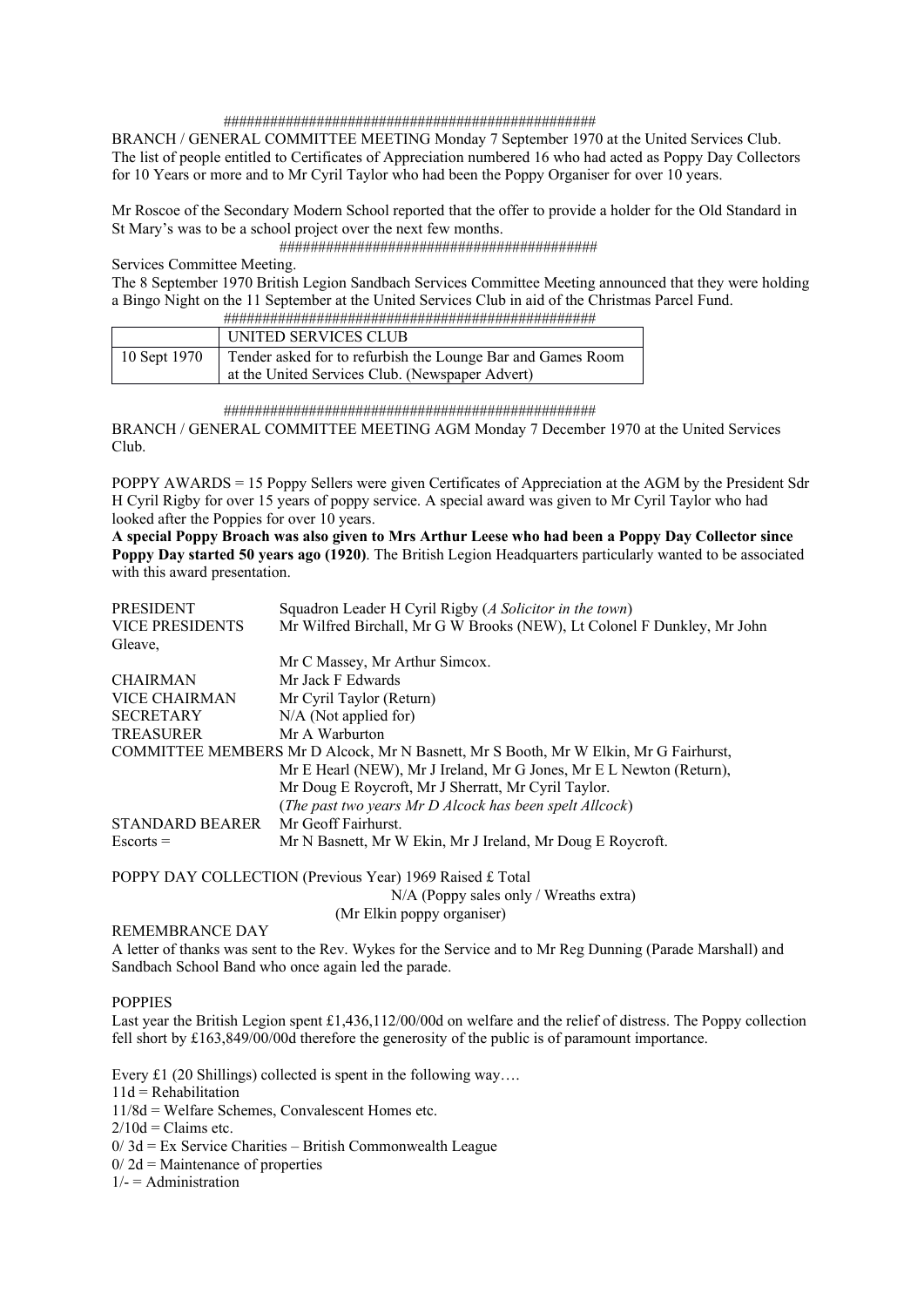################################################

BRANCH / GENERAL COMMITTEE MEETING Monday 7 September 1970 at the United Services Club.
The list of people entitled to Certificates of Appreciation numbered 16 who had acted as Poppy Day Collectors for 10 Years or more and to Mr Cyril Taylor who had been the Poppy Organiser for over 10 years.

Mr Roscoe of the Secondary Modern School reported that the offer to provide a holder for the Old Standard in St Mary's was to be a school project over the next few months.

########################################

Services Committee Meeting.
The 8 September 1970 British Legion Sandbach Services Committee Meeting announced that they were holding a Bingo Night on the 11 September at the United Services Club in aid of the Christmas Parcel Fund.

################################################

| | UNITED SERVICES CLUB |
|---|---|
| 10 Sept 1970 | Tender asked for to refurbish the Lounge Bar and Games Room at the United Services Club. (Newspaper Advert) |

################################################

BRANCH / GENERAL COMMITTEE MEETING AGM Monday 7 December 1970 at the United Services Club.

POPPY AWARDS = 15 Poppy Sellers were given Certificates of Appreciation at the AGM by the President Sdr H Cyril Rigby for over 15 years of poppy service. A special award was given to Mr Cyril Taylor who had looked after the Poppies for over 10 years.
**A special Poppy Broach was also given to Mrs Arthur Leese who had been a Poppy Day Collector since Poppy Day started 50 years ago (1920)**. The British Legion Headquarters particularly wanted to be associated with this award presentation.

PRESIDENT Squadron Leader H Cyril Rigby (*A Solicitor in the town*)
VICE PRESIDENTS Mr Wilfred Birchall, Mr G W Brooks (NEW), Lt Colonel F Dunkley, Mr John Gleave,
Mr C Massey, Mr Arthur Simcox.
CHAIRMAN Mr Jack F Edwards
VICE CHAIRMAN Mr Cyril Taylor (Return)
SECRETARY N/A (Not applied for)
TREASURER Mr A Warburton
COMMITTEE MEMBERS Mr D Alcock, Mr N Basnett, Mr S Booth, Mr W Elkin, Mr G Fairhurst,
Mr E Hearl (NEW), Mr J Ireland, Mr G Jones, Mr E L Newton (Return),
Mr Doug E Roycroft, Mr J Sherratt, Mr Cyril Taylor.
(*The past two years Mr D Alcock has been spelt Allcock*)
STANDARD BEARER Mr Geoff Fairhurst.
Escorts = Mr N Basnett, Mr W Ekin, Mr J Ireland, Mr Doug E Roycroft.

POPPY DAY COLLECTION (Previous Year) 1969 Raised £ Total
N/A (Poppy sales only / Wreaths extra)
(Mr Elkin poppy organiser)

REMEMBRANCE DAY
A letter of thanks was sent to the Rev. Wykes for the Service and to Mr Reg Dunning (Parade Marshall) and Sandbach School Band who once again led the parade.

POPPIES
Last year the British Legion spent £1,436,112/00/00d on welfare and the relief of distress. The Poppy collection fell short by £163,849/00/00d therefore the generosity of the public is of paramount importance.

Every £1 (20 Shillings) collected is spent in the following way….
11d = Rehabilitation
11/8d = Welfare Schemes, Convalescent Homes etc.
2/10d = Claims etc.
0/ 3d = Ex Service Charities – British Commonwealth League
0/ 2d = Maintenance of properties
1/- = Administration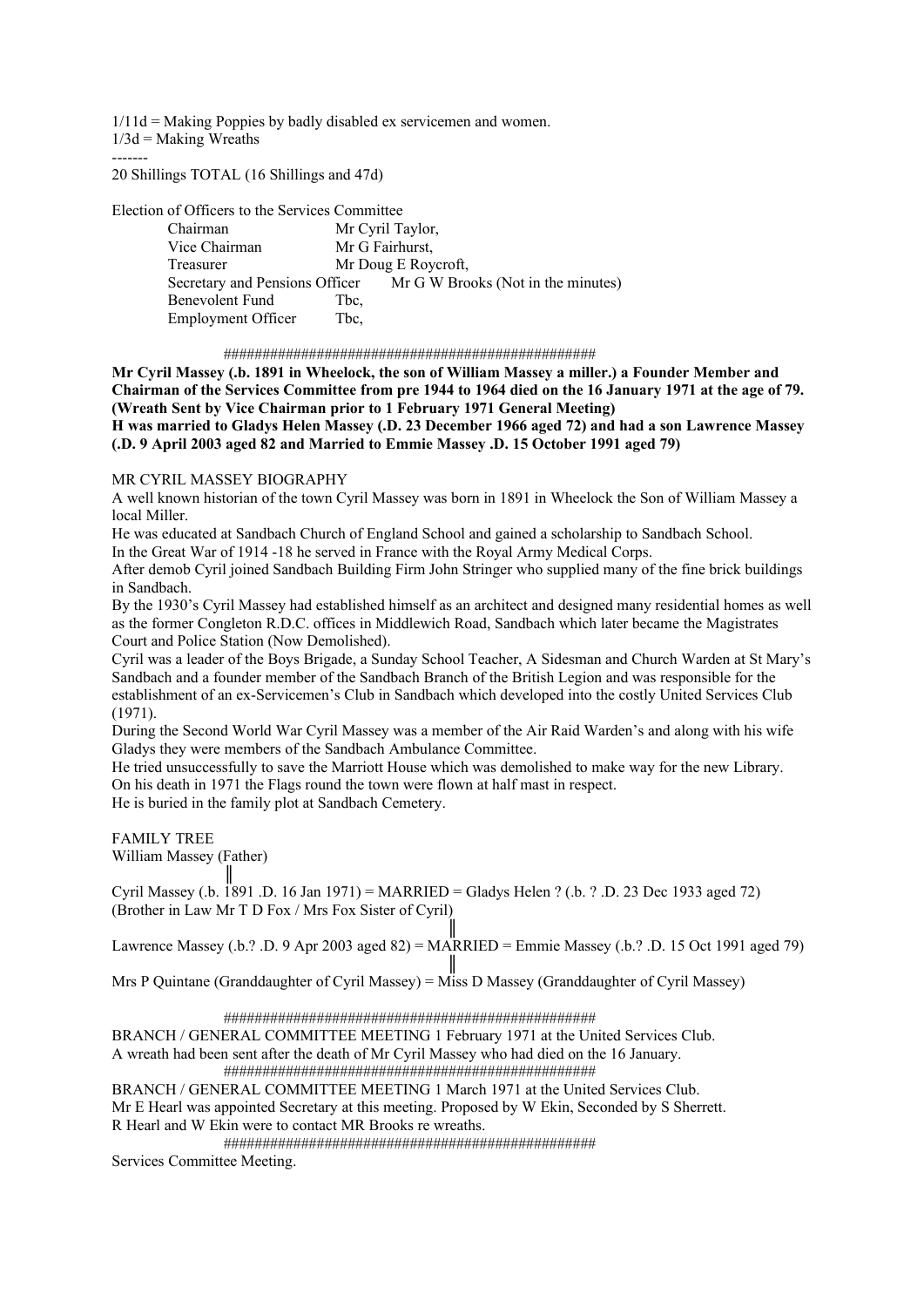1/11d = Making Poppies by badly disabled ex servicemen and women.
1/3d = Making Wreaths
-------
20 Shillings TOTAL (16 Shillings and 47d)

Election of Officers to the Services Committee

| | |
|---|---|
| Chairman | Mr Cyril Taylor, |
| Vice Chairman | Mr G Fairhurst, |
| Treasurer | Mr Doug E Roycroft, |
| Secretary and Pensions Officer | Mr G W Brooks (Not in the minutes) |
| Benevolent Fund | Tbc, |
| Employment Officer | Tbc, |

################################################

**Mr Cyril Massey (.b. 1891 in Wheelock, the son of William Massey a miller.) a Founder Member and Chairman of the Services Committee from pre 1944 to 1964 died on the 16 January 1971 at the age of 79. (Wreath Sent by Vice Chairman prior to 1 February 1971 General Meeting)**
**H was married to Gladys Helen Massey (.D. 23 December 1966 aged 72) and had a son Lawrence Massey (.D. 9 April 2003 aged 82 and Married to Emmie Massey .D. 15 October 1991 aged 79)**

MR CYRIL MASSEY BIOGRAPHY
A well known historian of the town Cyril Massey was born in 1891 in Wheelock the Son of William Massey a local Miller.
He was educated at Sandbach Church of England School and gained a scholarship to Sandbach School.
In the Great War of 1914 -18 he served in France with the Royal Army Medical Corps.
After demob Cyril joined Sandbach Building Firm John Stringer who supplied many of the fine brick buildings in Sandbach.
By the 1930's Cyril Massey had established himself as an architect and designed many residential homes as well as the former Congleton R.D.C. offices in Middlewich Road, Sandbach which later became the Magistrates Court and Police Station (Now Demolished).
Cyril was a leader of the Boys Brigade, a Sunday School Teacher, A Sidesman and Church Warden at St Mary's Sandbach and a founder member of the Sandbach Branch of the British Legion and was responsible for the establishment of an ex-Servicemen's Club in Sandbach which developed into the costly United Services Club (1971).
During the Second World War Cyril Massey was a member of the Air Raid Warden's and along with his wife Gladys they were members of the Sandbach Ambulance Committee.
He tried unsuccessfully to save the Marriott House which was demolished to make way for the new Library.
On his death in 1971 the Flags round the town were flown at half mast in respect.
He is buried in the family plot at Sandbach Cemetery.

FAMILY TREE
William Massey (Father)
‖
Cyril Massey (.b. 1891 .D. 16 Jan 1971) = MARRIED = Gladys Helen ? (.b. ? .D. 23 Dec 1933 aged 72)
(Brother in Law Mr T D Fox / Mrs Fox Sister of Cyril)
‖
Lawrence Massey (.b.? .D. 9 Apr 2003 aged 82) = MARRIED = Emmie Massey (.b.? .D. 15 Oct 1991 aged 79)
‖
Mrs P Quintane (Granddaughter of Cyril Massey) = Miss D Massey (Granddaughter of Cyril Massey)

################################################

BRANCH / GENERAL COMMITTEE MEETING 1 February 1971 at the United Services Club.
A wreath had been sent after the death of Mr Cyril Massey who had died on the 16 January.

################################################

BRANCH / GENERAL COMMITTEE MEETING 1 March 1971 at the United Services Club.
Mr E Hearl was appointed Secretary at this meeting. Proposed by W Ekin, Seconded by S Sherrett.
R Hearl and W Ekin were to contact MR Brooks re wreaths.

################################################

Services Committee Meeting.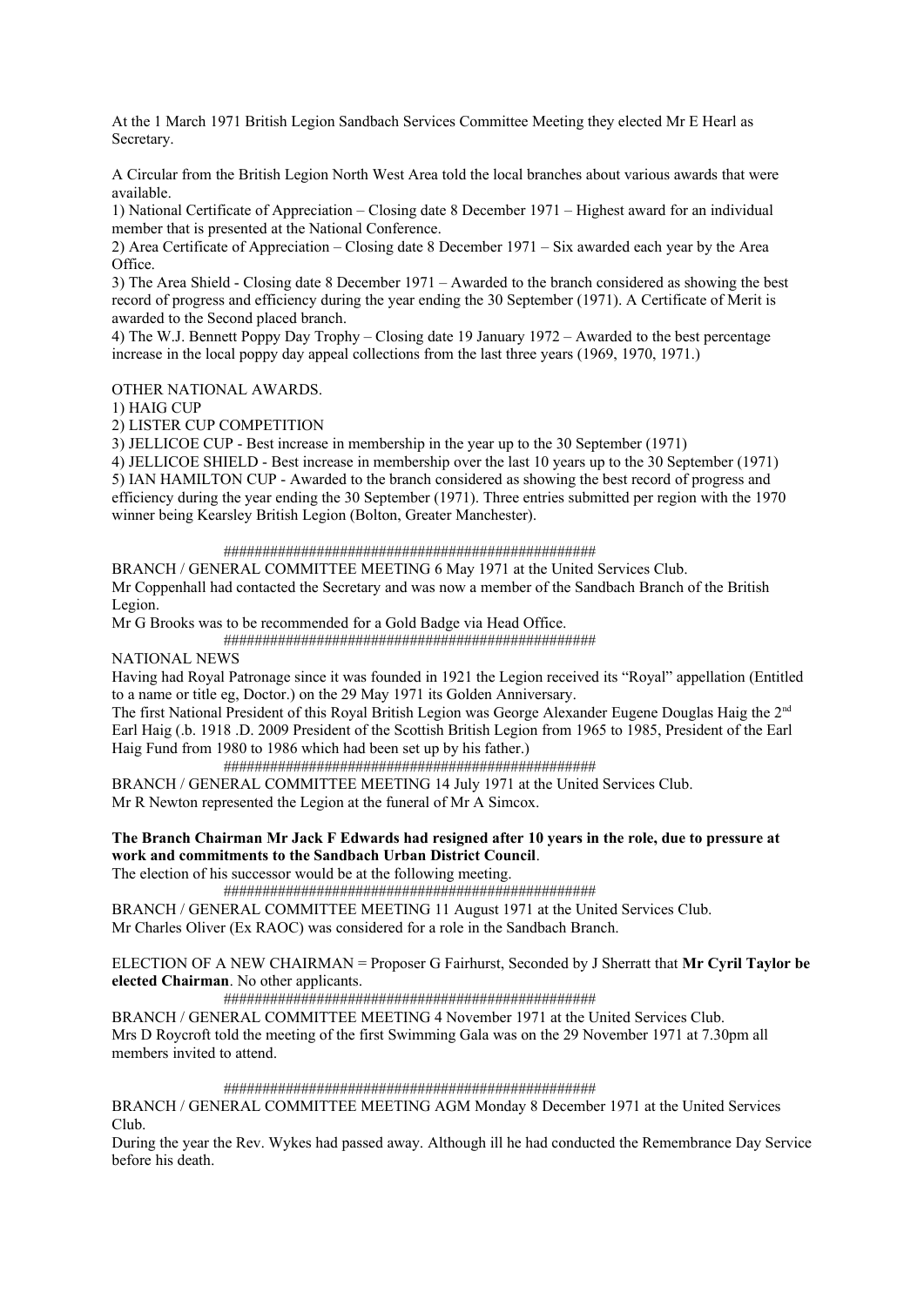At the 1 March 1971 British Legion Sandbach Services Committee Meeting they elected Mr E Hearl as Secretary.

A Circular from the British Legion North West Area told the local branches about various awards that were available.
1) National Certificate of Appreciation – Closing date 8 December 1971 – Highest award for an individual member that is presented at the National Conference.
2) Area Certificate of Appreciation – Closing date 8 December 1971 – Six awarded each year by the Area Office.
3) The Area Shield - Closing date 8 December 1971 – Awarded to the branch considered as showing the best record of progress and efficiency during the year ending the 30 September (1971). A Certificate of Merit is awarded to the Second placed branch.
4) The W.J. Bennett Poppy Day Trophy – Closing date 19 January 1972 – Awarded to the best percentage increase in the local poppy day appeal collections from the last three years (1969, 1970, 1971.)

OTHER NATIONAL AWARDS.
1) HAIG CUP
2) LISTER CUP COMPETITION
3) JELLICOE CUP - Best increase in membership in the year up to the 30 September (1971)
4) JELLICOE SHIELD - Best increase in membership over the last 10 years up to the 30 September (1971)
5) IAN HAMILTON CUP - Awarded to the branch considered as showing the best record of progress and efficiency during the year ending the 30 September (1971). Three entries submitted per region with the 1970 winner being Kearsley British Legion (Bolton, Greater Manchester).

################################################

BRANCH / GENERAL COMMITTEE MEETING 6 May 1971 at the United Services Club.
Mr Coppenhall had contacted the Secretary and was now a member of the Sandbach Branch of the British Legion.
Mr G Brooks was to be recommended for a Gold Badge via Head Office.

################################################

NATIONAL NEWS
Having had Royal Patronage since it was founded in 1921 the Legion received its "Royal" appellation (Entitled to a name or title eg, Doctor.) on the 29 May 1971 its Golden Anniversary.
The first National President of this Royal British Legion was George Alexander Eugene Douglas Haig the 2nd Earl Haig (.b. 1918 .D. 2009 President of the Scottish British Legion from 1965 to 1985, President of the Earl Haig Fund from 1980 to 1986 which had been set up by his father.)

################################################

BRANCH / GENERAL COMMITTEE MEETING 14 July 1971 at the United Services Club.
Mr R Newton represented the Legion at the funeral of Mr A Simcox.

**The Branch Chairman Mr Jack F Edwards had resigned after 10 years in the role, due to pressure at work and commitments to the Sandbach Urban District Council**.
The election of his successor would be at the following meeting.

################################################

BRANCH / GENERAL COMMITTEE MEETING 11 August 1971 at the United Services Club.
Mr Charles Oliver (Ex RAOC) was considered for a role in the Sandbach Branch.

ELECTION OF A NEW CHAIRMAN = Proposer G Fairhurst, Seconded by J Sherratt that **Mr Cyril Taylor be elected Chairman**. No other applicants.

################################################

BRANCH / GENERAL COMMITTEE MEETING 4 November 1971 at the United Services Club.
Mrs D Roycroft told the meeting of the first Swimming Gala was on the 29 November 1971 at 7.30pm all members invited to attend.

################################################

BRANCH / GENERAL COMMITTEE MEETING AGM Monday 8 December 1971 at the United Services Club.
During the year the Rev. Wykes had passed away. Although ill he had conducted the Remembrance Day Service before his death.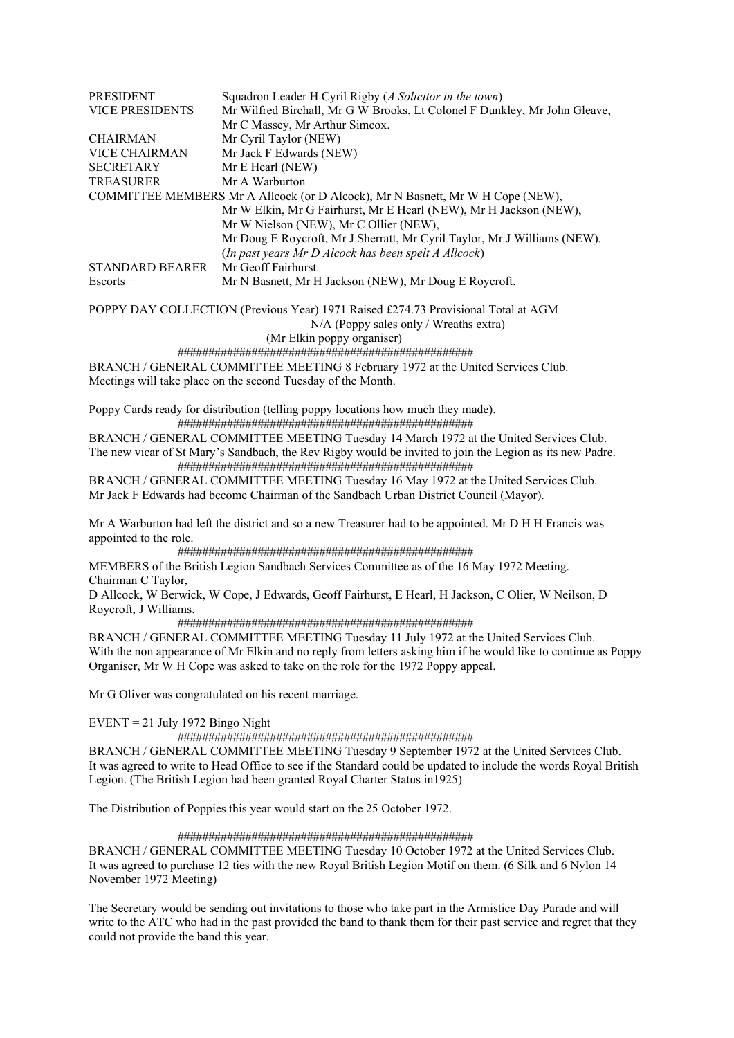| | |
|---|---|
| PRESIDENT | Squadron Leader H Cyril Rigby (*A Solicitor in the town*) |
| VICE PRESIDENTS | Mr Wilfred Birchall, Mr G W Brooks, Lt Colonel F Dunkley, Mr John Gleave, Mr C Massey, Mr Arthur Simcox. |
| CHAIRMAN | Mr Cyril Taylor (NEW) |
| VICE CHAIRMAN | Mr Jack F Edwards (NEW) |
| SECRETARY | Mr E Hearl (NEW) |
| TREASURER | Mr A Warburton |

COMMITTEE MEMBERS Mr A Allcock (or D Alcock), Mr N Basnett, Mr W H Cope (NEW), Mr W Elkin, Mr G Fairhurst, Mr E Hearl (NEW), Mr H Jackson (NEW), Mr W Nielson (NEW), Mr C Ollier (NEW), Mr Doug E Roycroft, Mr J Sherratt, Mr Cyril Taylor, Mr J Williams (NEW). (*In past years Mr D Alcock has been spelt A Allcock*)

STANDARD BEARER Mr Geoff Fairhurst.
Escorts = Mr N Basnett, Mr H Jackson (NEW), Mr Doug E Roycroft.

POPPY DAY COLLECTION (Previous Year) 1971 Raised £274.73 Provisional Total at AGM
N/A (Poppy sales only / Wreaths extra)
(Mr Elkin poppy organiser)

################################################

BRANCH / GENERAL COMMITTEE MEETING 8 February 1972 at the United Services Club.
Meetings will take place on the second Tuesday of the Month.

Poppy Cards ready for distribution (telling poppy locations how much they made).

################################################

BRANCH / GENERAL COMMITTEE MEETING Tuesday 14 March 1972 at the United Services Club.
The new vicar of St Mary's Sandbach, the Rev Rigby would be invited to join the Legion as its new Padre.

################################################

BRANCH / GENERAL COMMITTEE MEETING Tuesday 16 May 1972 at the United Services Club.
Mr Jack F Edwards had become Chairman of the Sandbach Urban District Council (Mayor).

Mr A Warburton had left the district and so a new Treasurer had to be appointed. Mr D H H Francis was appointed to the role.

################################################

MEMBERS of the British Legion Sandbach Services Committee as of the 16 May 1972 Meeting.
Chairman C Taylor,
D Allcock, W Berwick, W Cope, J Edwards, Geoff Fairhurst, E Hearl, H Jackson, C Olier, W Neilson, D Roycroft, J Williams.

################################################

BRANCH / GENERAL COMMITTEE MEETING Tuesday 11 July 1972 at the United Services Club.
With the non appearance of Mr Elkin and no reply from letters asking him if he would like to continue as Poppy Organiser, Mr W H Cope was asked to take on the role for the 1972 Poppy appeal.

Mr G Oliver was congratulated on his recent marriage.

EVENT = 21 July 1972 Bingo Night

################################################

BRANCH / GENERAL COMMITTEE MEETING Tuesday 9 September 1972 at the United Services Club.
It was agreed to write to Head Office to see if the Standard could be updated to include the words Royal British Legion. (The British Legion had been granted Royal Charter Status in1925)

The Distribution of Poppies this year would start on the 25 October 1972.

################################################

BRANCH / GENERAL COMMITTEE MEETING Tuesday 10 October 1972 at the United Services Club.
It was agreed to purchase 12 ties with the new Royal British Legion Motif on them. (6 Silk and 6 Nylon 14 November 1972 Meeting)

The Secretary would be sending out invitations to those who take part in the Armistice Day Parade and will write to the ATC who had in the past provided the band to thank them for their past service and regret that they could not provide the band this year.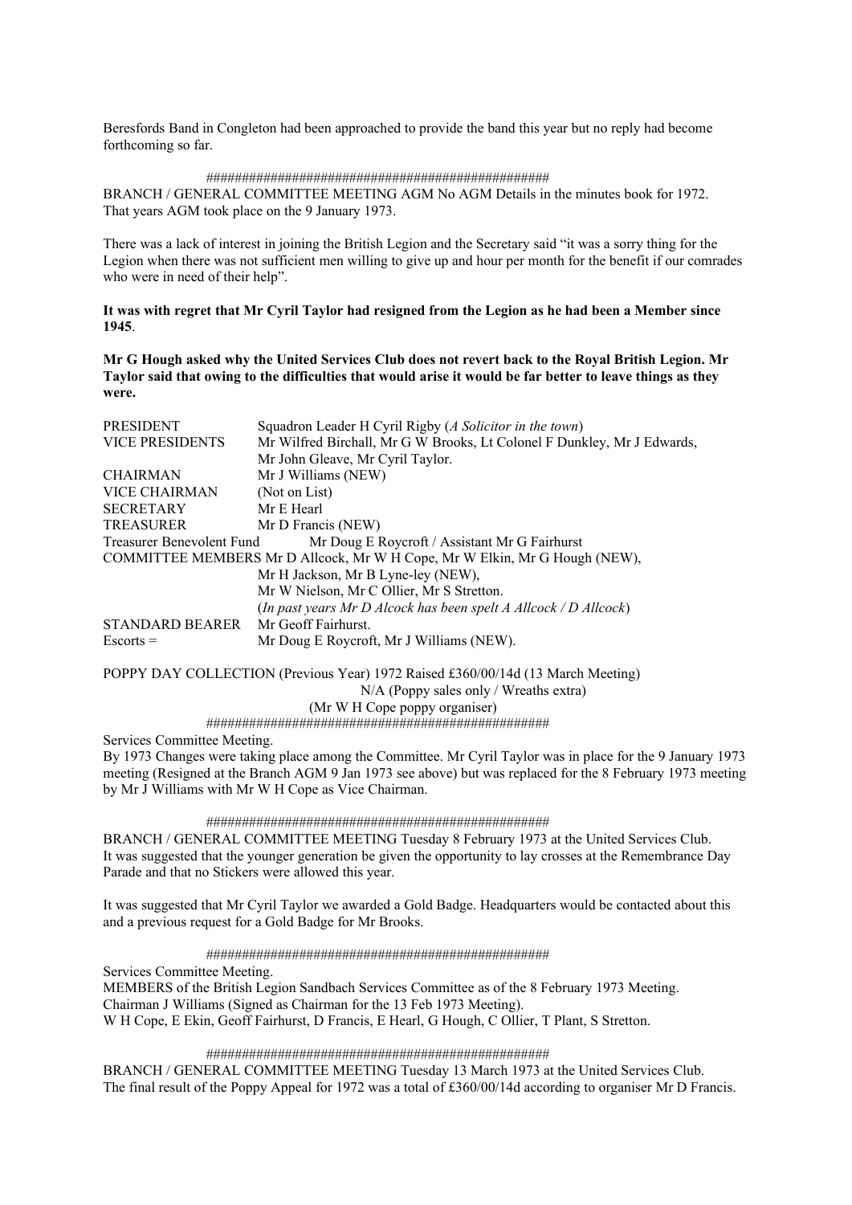Beresfords Band in Congleton had been approached to provide the band this year but no reply had become forthcoming so far.

################################################

BRANCH / GENERAL COMMITTEE MEETING AGM No AGM Details in the minutes book for 1972. That years AGM took place on the 9 January 1973.

There was a lack of interest in joining the British Legion and the Secretary said "it was a sorry thing for the Legion when there was not sufficient men willing to give up and hour per month for the benefit if our comrades who were in need of their help".

**It was with regret that Mr Cyril Taylor had resigned from the Legion as he had been a Member since 1945**.

**Mr G Hough asked why the United Services Club does not revert back to the Royal British Legion. Mr Taylor said that owing to the difficulties that would arise it would be far better to leave things as they were.**

| | |
|---|---|
| PRESIDENT | Squadron Leader H Cyril Rigby (*A Solicitor in the town*) |
| VICE PRESIDENTS | Mr Wilfred Birchall, Mr G W Brooks, Lt Colonel F Dunkley, Mr J Edwards, Mr John Gleave, Mr Cyril Taylor. |
| CHAIRMAN | Mr J Williams (NEW) |
| VICE CHAIRMAN | (Not on List) |
| SECRETARY | Mr E Hearl |
| TREASURER | Mr D Francis (NEW) |
| Treasurer Benevolent Fund | Mr Doug E Roycroft / Assistant Mr G Fairhurst |
| COMMITTEE MEMBERS | Mr D Allcock, Mr W H Cope, Mr W Elkin, Mr G Hough (NEW), Mr H Jackson, Mr B Lyne-ley (NEW), Mr W Nielson, Mr C Ollier, Mr S Stretton. (*In past years Mr D Alcock has been spelt A Allcock / D Allcock*) |
| STANDARD BEARER | Mr Geoff Fairhurst. |
| Escorts = | Mr Doug E Roycroft, Mr J Williams (NEW). |

POPPY DAY COLLECTION (Previous Year) 1972 Raised £360/00/14d (13 March Meeting)
N/A (Poppy sales only / Wreaths extra)
(Mr W H Cope poppy organiser)

################################################

Services Committee Meeting.
By 1973 Changes were taking place among the Committee. Mr Cyril Taylor was in place for the 9 January 1973 meeting (Resigned at the Branch AGM 9 Jan 1973 see above) but was replaced for the 8 February 1973 meeting by Mr J Williams with Mr W H Cope as Vice Chairman.

################################################

BRANCH / GENERAL COMMITTEE MEETING Tuesday 8 February 1973 at the United Services Club.
It was suggested that the younger generation be given the opportunity to lay crosses at the Remembrance Day Parade and that no Stickers were allowed this year.

It was suggested that Mr Cyril Taylor we awarded a Gold Badge. Headquarters would be contacted about this and a previous request for a Gold Badge for Mr Brooks.

################################################

Services Committee Meeting.
MEMBERS of the British Legion Sandbach Services Committee as of the 8 February 1973 Meeting.
Chairman J Williams (Signed as Chairman for the 13 Feb 1973 Meeting).
W H Cope, E Ekin, Geoff Fairhurst, D Francis, E Hearl, G Hough, C Ollier, T Plant, S Stretton.

################################################

BRANCH / GENERAL COMMITTEE MEETING Tuesday 13 March 1973 at the United Services Club.
The final result of the Poppy Appeal for 1972 was a total of £360/00/14d according to organiser Mr D Francis.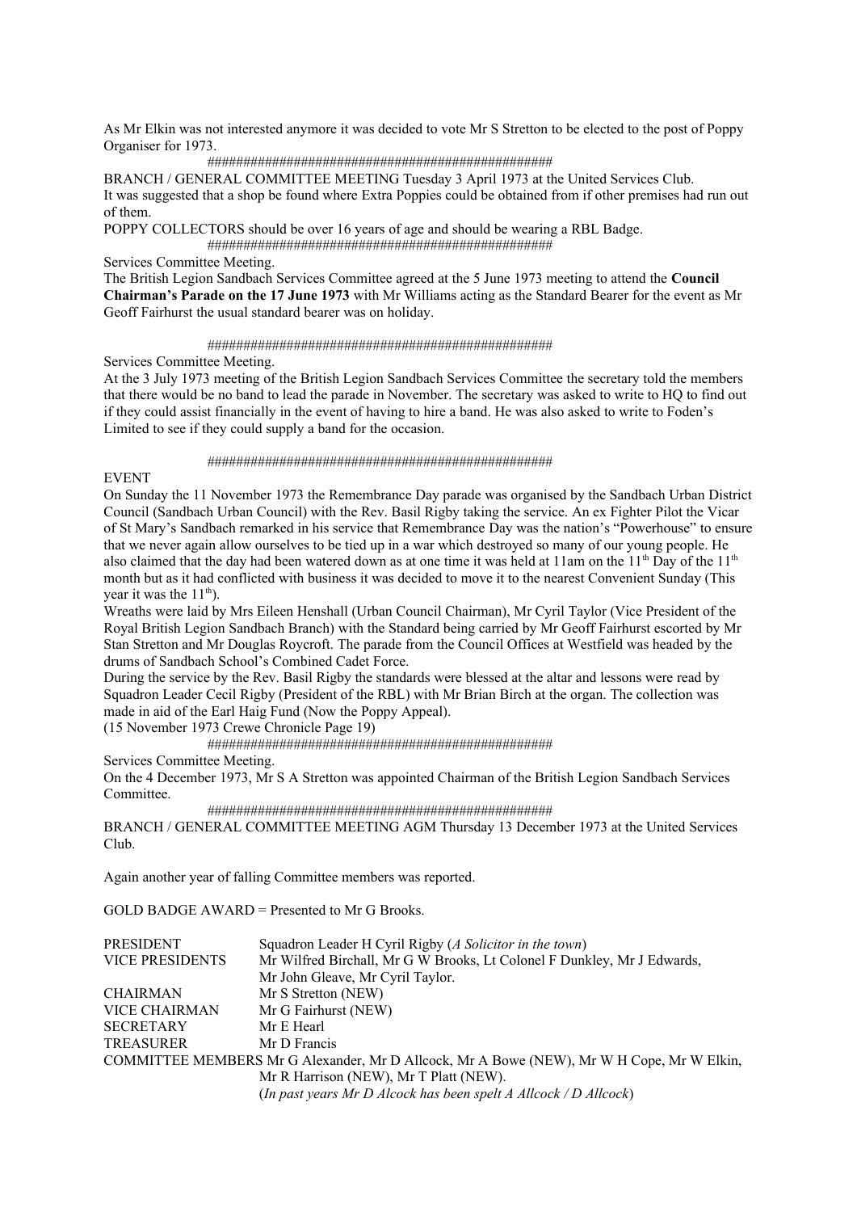As Mr Elkin was not interested anymore it was decided to vote Mr S Stretton to be elected to the post of Poppy Organiser for 1973.

################################################

BRANCH / GENERAL COMMITTEE MEETING Tuesday 3 April 1973 at the United Services Club.
It was suggested that a shop be found where Extra Poppies could be obtained from if other premises had run out of them.
POPPY COLLECTORS should be over 16 years of age and should be wearing a RBL Badge.

################################################

Services Committee Meeting.
The British Legion Sandbach Services Committee agreed at the 5 June 1973 meeting to attend the **Council Chairman's Parade on the 17 June 1973** with Mr Williams acting as the Standard Bearer for the event as Mr Geoff Fairhurst the usual standard bearer was on holiday.

################################################

Services Committee Meeting.
At the 3 July 1973 meeting of the British Legion Sandbach Services Committee the secretary told the members that there would be no band to lead the parade in November. The secretary was asked to write to HQ to find out if they could assist financially in the event of having to hire a band. He was also asked to write to Foden's Limited to see if they could supply a band for the occasion.

################################################

EVENT
On Sunday the 11 November 1973 the Remembrance Day parade was organised by the Sandbach Urban District Council (Sandbach Urban Council) with the Rev. Basil Rigby taking the service. An ex Fighter Pilot the Vicar of St Mary's Sandbach remarked in his service that Remembrance Day was the nation's "Powerhouse" to ensure that we never again allow ourselves to be tied up in a war which destroyed so many of our young people. He also claimed that the day had been watered down as at one time it was held at 11am on the 11th Day of the 11th month but as it had conflicted with business it was decided to move it to the nearest Convenient Sunday (This year it was the 11th).
Wreaths were laid by Mrs Eileen Henshall (Urban Council Chairman), Mr Cyril Taylor (Vice President of the Royal British Legion Sandbach Branch) with the Standard being carried by Mr Geoff Fairhurst escorted by Mr Stan Stretton and Mr Douglas Roycroft. The parade from the Council Offices at Westfield was headed by the drums of Sandbach School's Combined Cadet Force.
During the service by the Rev. Basil Rigby the standards were blessed at the altar and lessons were read by Squadron Leader Cecil Rigby (President of the RBL) with Mr Brian Birch at the organ. The collection was made in aid of the Earl Haig Fund (Now the Poppy Appeal).
(15 November 1973 Crewe Chronicle Page 19)

################################################

Services Committee Meeting.
On the 4 December 1973, Mr S A Stretton was appointed Chairman of the British Legion Sandbach Services Committee.

################################################

BRANCH / GENERAL COMMITTEE MEETING AGM Thursday 13 December 1973 at the United Services Club.

Again another year of falling Committee members was reported.

GOLD BADGE AWARD = Presented to Mr G Brooks.

| | |
|---|---|
| PRESIDENT | Squadron Leader H Cyril Rigby (*A Solicitor in the town*) |
| VICE PRESIDENTS | Mr Wilfred Birchall, Mr G W Brooks, Lt Colonel F Dunkley, Mr J Edwards, Mr John Gleave, Mr Cyril Taylor. |
| CHAIRMAN | Mr S Stretton (NEW) |
| VICE CHAIRMAN | Mr G Fairhurst (NEW) |
| SECRETARY | Mr E Hearl |
| TREASURER | Mr D Francis |
| COMMITTEE MEMBERS | Mr G Alexander, Mr D Allcock, Mr A Bowe (NEW), Mr W H Cope, Mr W Elkin, Mr R Harrison (NEW), Mr T Platt (NEW). (*In past years Mr D Alcock has been spelt A Allcock / D Allcock*) |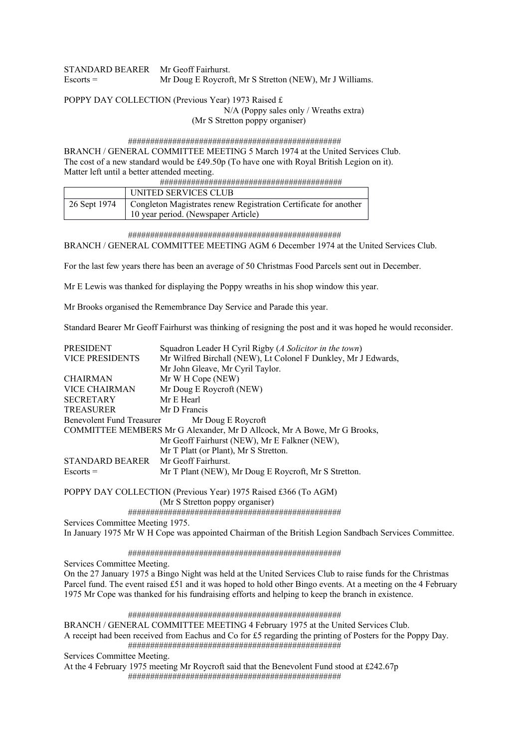STANDARD BEARER Mr Geoff Fairhurst.
Escorts = Mr Doug E Roycroft, Mr S Stretton (NEW), Mr J Williams.

POPPY DAY COLLECTION (Previous Year) 1973 Raised £
N/A (Poppy sales only / Wreaths extra)
(Mr S Stretton poppy organiser)

################################################

BRANCH / GENERAL COMMITTEE MEETING 5 March 1974 at the United Services Club.
The cost of a new standard would be £49.50p (To have one with Royal British Legion on it).
Matter left until a better attended meeting.

########################################

| | UNITED SERVICES CLUB |
|---|---|
| 26 Sept 1974 | Congleton Magistrates renew Registration Certificate for another 10 year period. (Newspaper Article) |

################################################

BRANCH / GENERAL COMMITTEE MEETING AGM 6 December 1974 at the United Services Club.

For the last few years there has been an average of 50 Christmas Food Parcels sent out in December.

Mr E Lewis was thanked for displaying the Poppy wreaths in his shop window this year.

Mr Brooks organised the Remembrance Day Service and Parade this year.

Standard Bearer Mr Geoff Fairhurst was thinking of resigning the post and it was hoped he would reconsider.

PRESIDENT Squadron Leader H Cyril Rigby (*A Solicitor in the town*)
VICE PRESIDENTS Mr Wilfred Birchall (NEW), Lt Colonel F Dunkley, Mr J Edwards, Mr John Gleave, Mr Cyril Taylor.
CHAIRMAN Mr W H Cope (NEW)
VICE CHAIRMAN Mr Doug E Roycroft (NEW)
SECRETARY Mr E Hearl
TREASURER Mr D Francis
Benevolent Fund Treasurer Mr Doug E Roycroft
COMMITTEE MEMBERS Mr G Alexander, Mr D Allcock, Mr A Bowe, Mr G Brooks, Mr Geoff Fairhurst (NEW), Mr E Falkner (NEW), Mr T Platt (or Plant), Mr S Stretton.
STANDARD BEARER Mr Geoff Fairhurst.
Escorts = Mr T Plant (NEW), Mr Doug E Roycroft, Mr S Stretton.

POPPY DAY COLLECTION (Previous Year) 1975 Raised £366 (To AGM)
(Mr S Stretton poppy organiser)

################################################

Services Committee Meeting 1975.
In January 1975 Mr W H Cope was appointed Chairman of the British Legion Sandbach Services Committee.

################################################

Services Committee Meeting.
On the 27 January 1975 a Bingo Night was held at the United Services Club to raise funds for the Christmas Parcel fund. The event raised £51 and it was hoped to hold other Bingo events. At a meeting on the 4 February 1975 Mr Cope was thanked for his fundraising efforts and helping to keep the branch in existence.

################################################

BRANCH / GENERAL COMMITTEE MEETING 4 February 1975 at the United Services Club.
A receipt had been received from Eachus and Co for £5 regarding the printing of Posters for the Poppy Day.

################################################

Services Committee Meeting.
At the 4 February 1975 meeting Mr Roycroft said that the Benevolent Fund stood at £242.67p

################################################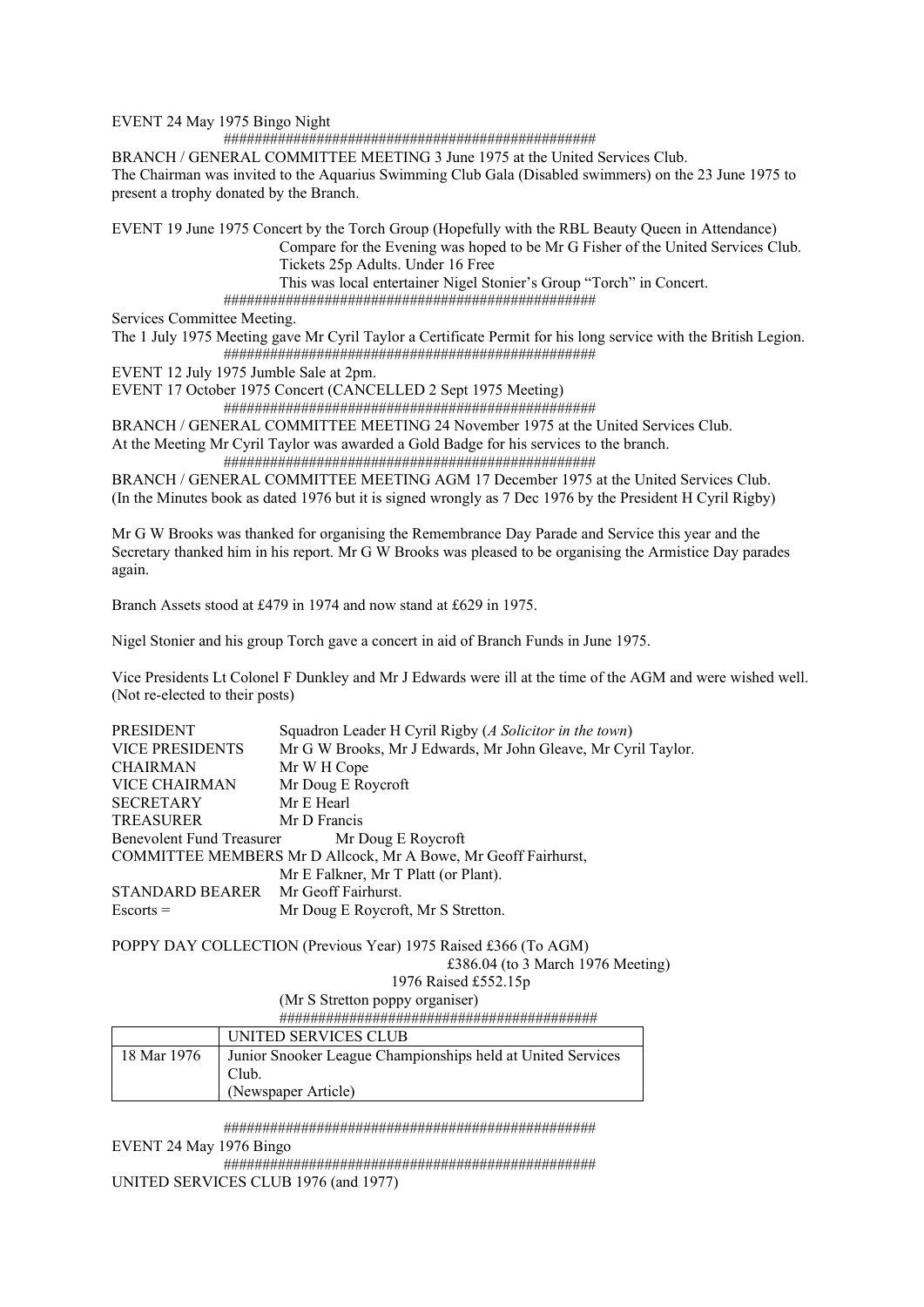EVENT 24 May 1975 Bingo Night

################################################

BRANCH / GENERAL COMMITTEE MEETING 3 June 1975 at the United Services Club.
The Chairman was invited to the Aquarius Swimming Club Gala (Disabled swimmers) on the 23 June 1975 to present a trophy donated by the Branch.

EVENT 19 June 1975 Concert by the Torch Group (Hopefully with the RBL Beauty Queen in Attendance)
Compare for the Evening was hoped to be Mr G Fisher of the United Services Club.
Tickets 25p Adults. Under 16 Free
This was local entertainer Nigel Stonier's Group "Torch" in Concert.

################################################

Services Committee Meeting.
The 1 July 1975 Meeting gave Mr Cyril Taylor a Certificate Permit for his long service with the British Legion.

################################################

EVENT 12 July 1975 Jumble Sale at 2pm.
EVENT 17 October 1975 Concert (CANCELLED 2 Sept 1975 Meeting)

################################################

BRANCH / GENERAL COMMITTEE MEETING 24 November 1975 at the United Services Club.
At the Meeting Mr Cyril Taylor was awarded a Gold Badge for his services to the branch.

################################################

BRANCH / GENERAL COMMITTEE MEETING AGM 17 December 1975 at the United Services Club.
(In the Minutes book as dated 1976 but it is signed wrongly as 7 Dec 1976 by the President H Cyril Rigby)

Mr G W Brooks was thanked for organising the Remembrance Day Parade and Service this year and the Secretary thanked him in his report. Mr G W Brooks was pleased to be organising the Armistice Day parades again.

Branch Assets stood at £479 in 1974 and now stand at £629 in 1975.

Nigel Stonier and his group Torch gave a concert in aid of Branch Funds in June 1975.

Vice Presidents Lt Colonel F Dunkley and Mr J Edwards were ill at the time of the AGM and were wished well. (Not re-elected to their posts)

PRESIDENT Squadron Leader H Cyril Rigby (*A Solicitor in the town*)
VICE PRESIDENTS Mr G W Brooks, Mr J Edwards, Mr John Gleave, Mr Cyril Taylor.
CHAIRMAN Mr W H Cope
VICE CHAIRMAN Mr Doug E Roycroft
SECRETARY Mr E Hearl
TREASURER Mr D Francis
Benevolent Fund Treasurer Mr Doug E Roycroft
COMMITTEE MEMBERS Mr D Allcock, Mr A Bowe, Mr Geoff Fairhurst,
Mr E Falkner, Mr T Platt (or Plant).
STANDARD BEARER Mr Geoff Fairhurst.
Escorts = Mr Doug E Roycroft, Mr S Stretton.

POPPY DAY COLLECTION (Previous Year) 1975 Raised £366 (To AGM)
£386.04 (to 3 March 1976 Meeting)
1976 Raised £552.15p
(Mr S Stretton poppy organiser)

########################################

| | UNITED SERVICES CLUB |
|---|---|
| 18 Mar 1976 | Junior Snooker League Championships held at United Services Club.<br>(Newspaper Article) |

################################################

EVENT 24 May 1976 Bingo

################################################

UNITED SERVICES CLUB 1976 (and 1977)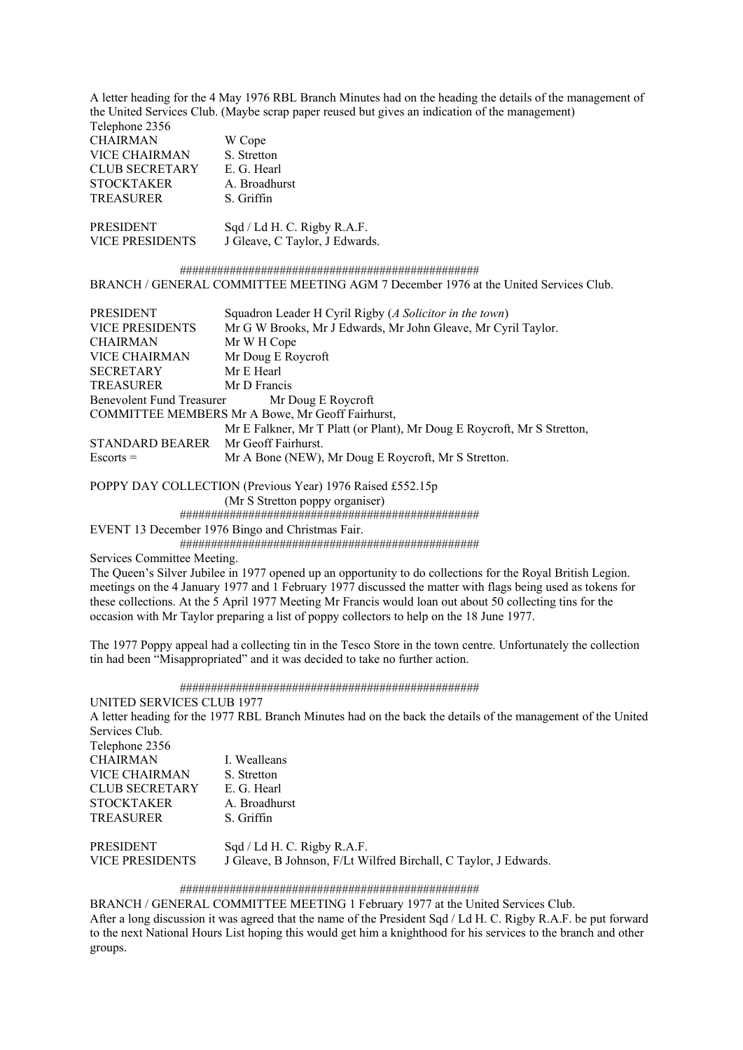A letter heading for the 4 May 1976 RBL Branch Minutes had on the heading the details of the management of the United Services Club. (Maybe scrap paper reused but gives an indication of the management)

Telephone 2356

| | |
|---|---|
| CHAIRMAN | W Cope |
| VICE CHAIRMAN | S. Stretton |
| CLUB SECRETARY | E. G. Hearl |
| STOCKTAKER | A. Broadhurst |
| TREASURER | S. Griffin |
| | |
| PRESIDENT | Sqd / Ld H. C. Rigby R.A.F. |
| VICE PRESIDENTS | J Gleave, C Taylor, J Edwards. |

################################################

BRANCH / GENERAL COMMITTEE MEETING AGM 7 December 1976 at the United Services Club.

| | |
|---|---|
| PRESIDENT | Squadron Leader H Cyril Rigby (*A Solicitor in the town*) |
| VICE PRESIDENTS | Mr G W Brooks, Mr J Edwards, Mr John Gleave, Mr Cyril Taylor. |
| CHAIRMAN | Mr W H Cope |
| VICE CHAIRMAN | Mr Doug E Roycroft |
| SECRETARY | Mr E Hearl |
| TREASURER | Mr D Francis |
| Benevolent Fund Treasurer | Mr Doug E Roycroft |
| COMMITTEE MEMBERS | Mr A Bowe, Mr Geoff Fairhurst, Mr E Falkner, Mr T Platt (or Plant), Mr Doug E Roycroft, Mr S Stretton, |
| STANDARD BEARER | Mr Geoff Fairhurst. |
| Escorts = | Mr A Bone (NEW), Mr Doug E Roycroft, Mr S Stretton. |

POPPY DAY COLLECTION (Previous Year) 1976 Raised £552.15p
(Mr S Stretton poppy organiser)

################################################

EVENT 13 December 1976 Bingo and Christmas Fair.

################################################

Services Committee Meeting.

The Queen's Silver Jubilee in 1977 opened up an opportunity to do collections for the Royal British Legion. meetings on the 4 January 1977 and 1 February 1977 discussed the matter with flags being used as tokens for these collections. At the 5 April 1977 Meeting Mr Francis would loan out about 50 collecting tins for the occasion with Mr Taylor preparing a list of poppy collectors to help on the 18 June 1977.

The 1977 Poppy appeal had a collecting tin in the Tesco Store in the town centre. Unfortunately the collection tin had been "Misappropriated" and it was decided to take no further action.

################################################

UNITED SERVICES CLUB 1977

A letter heading for the 1977 RBL Branch Minutes had on the back the details of the management of the United Services Club.

Telephone 2356

| | |
|---|---|
| CHAIRMAN | I. Wealleans |
| VICE CHAIRMAN | S. Stretton |
| CLUB SECRETARY | E. G. Hearl |
| STOCKTAKER | A. Broadhurst |
| TREASURER | S. Griffin |
| | |
| PRESIDENT | Sqd / Ld H. C. Rigby R.A.F. |
| VICE PRESIDENTS | J Gleave, B Johnson, F/Lt Wilfred Birchall, C Taylor, J Edwards. |

################################################

BRANCH / GENERAL COMMITTEE MEETING 1 February 1977 at the United Services Club.

After a long discussion it was agreed that the name of the President Sqd / Ld H. C. Rigby R.A.F. be put forward to the next National Hours List hoping this would get him a knighthood for his services to the branch and other groups.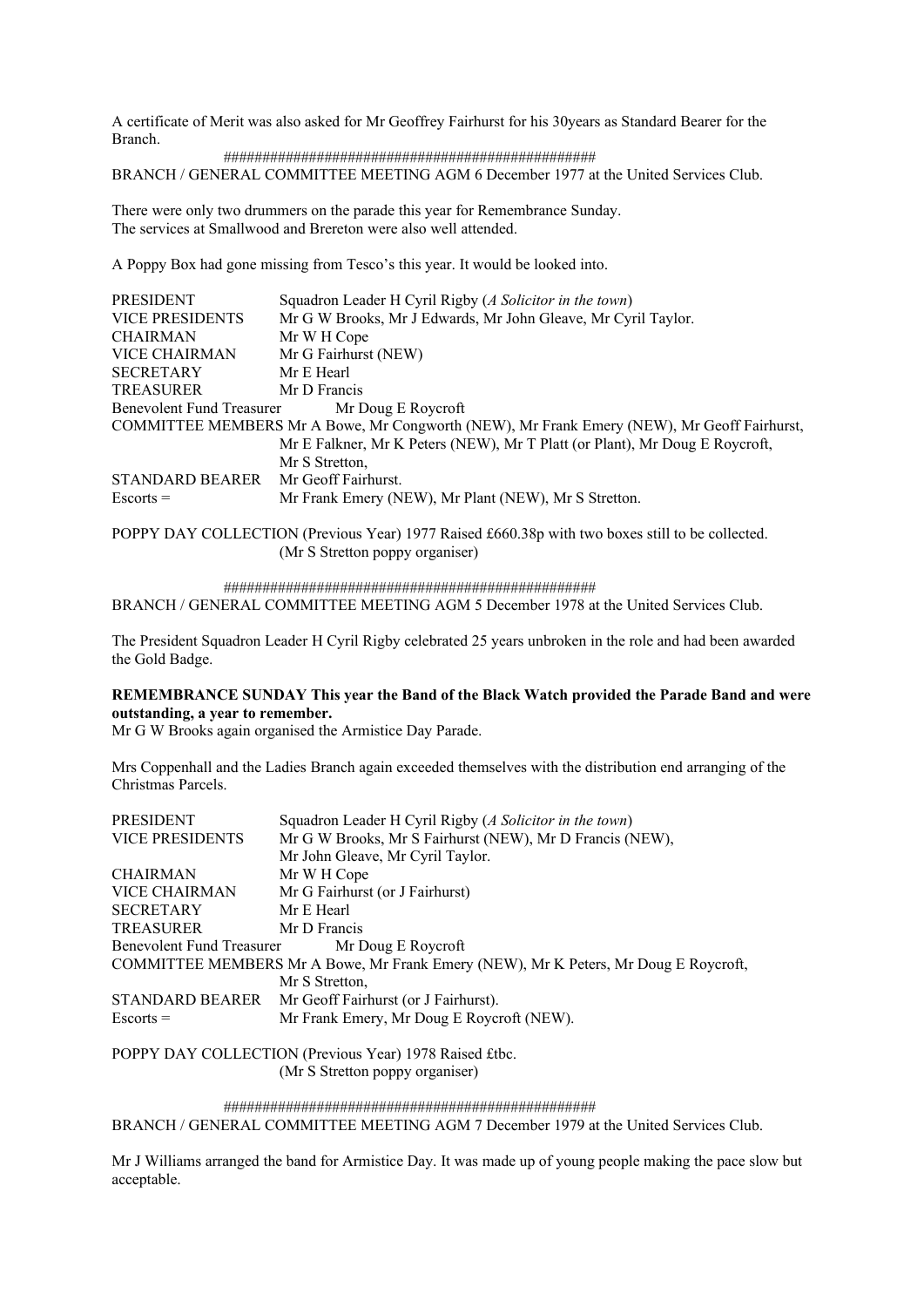A certificate of Merit was also asked for Mr Geoffrey Fairhurst for his 30years as Standard Bearer for the Branch.

################################################

BRANCH / GENERAL COMMITTEE MEETING AGM 6 December 1977 at the United Services Club.

There were only two drummers on the parade this year for Remembrance Sunday.
The services at Smallwood and Brereton were also well attended.

A Poppy Box had gone missing from Tesco's this year. It would be looked into.

| | |
|---|---|
| PRESIDENT | Squadron Leader H Cyril Rigby (*A Solicitor in the town*) |
| VICE PRESIDENTS | Mr G W Brooks, Mr J Edwards, Mr John Gleave, Mr Cyril Taylor. |
| CHAIRMAN | Mr W H Cope |
| VICE CHAIRMAN | Mr G Fairhurst (NEW) |
| SECRETARY | Mr E Hearl |
| TREASURER | Mr D Francis |
| Benevolent Fund Treasurer | Mr Doug E Roycroft |
| COMMITTEE MEMBERS | Mr A Bowe, Mr Congworth (NEW), Mr Frank Emery (NEW), Mr Geoff Fairhurst, Mr E Falkner, Mr K Peters (NEW), Mr T Platt (or Plant), Mr Doug E Roycroft, Mr S Stretton, |
| STANDARD BEARER | Mr Geoff Fairhurst. |
| Escorts = | Mr Frank Emery (NEW), Mr Plant (NEW), Mr S Stretton. |

POPPY DAY COLLECTION (Previous Year) 1977 Raised £660.38p with two boxes still to be collected.
(Mr S Stretton poppy organiser)

################################################

BRANCH / GENERAL COMMITTEE MEETING AGM 5 December 1978 at the United Services Club.

The President Squadron Leader H Cyril Rigby celebrated 25 years unbroken in the role and had been awarded the Gold Badge.

**REMEMBRANCE SUNDAY This year the Band of the Black Watch provided the Parade Band and were outstanding, a year to remember.**
Mr G W Brooks again organised the Armistice Day Parade.

Mrs Coppenhall and the Ladies Branch again exceeded themselves with the distribution end arranging of the Christmas Parcels.

| | |
|---|---|
| PRESIDENT | Squadron Leader H Cyril Rigby (*A Solicitor in the town*) |
| VICE PRESIDENTS | Mr G W Brooks, Mr S Fairhurst (NEW), Mr D Francis (NEW), Mr John Gleave, Mr Cyril Taylor. |
| CHAIRMAN | Mr W H Cope |
| VICE CHAIRMAN | Mr G Fairhurst (or J Fairhurst) |
| SECRETARY | Mr E Hearl |
| TREASURER | Mr D Francis |
| Benevolent Fund Treasurer | Mr Doug E Roycroft |
| COMMITTEE MEMBERS | Mr A Bowe, Mr Frank Emery (NEW), Mr K Peters, Mr Doug E Roycroft, Mr S Stretton, |
| STANDARD BEARER | Mr Geoff Fairhurst (or J Fairhurst). |
| Escorts = | Mr Frank Emery, Mr Doug E Roycroft (NEW). |

POPPY DAY COLLECTION (Previous Year) 1978 Raised £tbc.
(Mr S Stretton poppy organiser)

################################################

BRANCH / GENERAL COMMITTEE MEETING AGM 7 December 1979 at the United Services Club.

Mr J Williams arranged the band for Armistice Day. It was made up of young people making the pace slow but acceptable.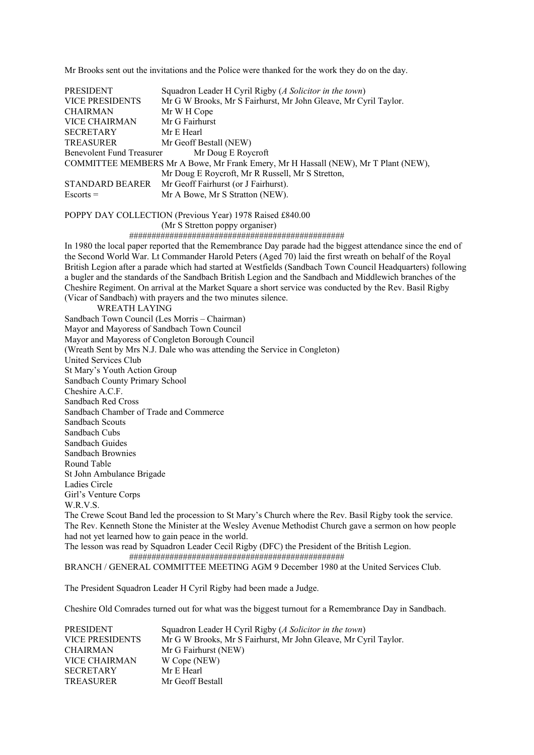Mr Brooks sent out the invitations and the Police were thanked for the work they do on the day.

| | |
|---|---|
| PRESIDENT | Squadron Leader H Cyril Rigby (*A Solicitor in the town*) |
| VICE PRESIDENTS | Mr G W Brooks, Mr S Fairhurst, Mr John Gleave, Mr Cyril Taylor. |
| CHAIRMAN | Mr W H Cope |
| VICE CHAIRMAN | Mr G Fairhurst |
| SECRETARY | Mr E Hearl |
| TREASURER | Mr Geoff Bestall (NEW) |
| Benevolent Fund Treasurer | Mr Doug E Roycroft |
| COMMITTEE MEMBERS | Mr A Bowe, Mr Frank Emery, Mr H Hassall (NEW), Mr T Plant (NEW), Mr Doug E Roycroft, Mr R Russell, Mr S Stretton, |
| STANDARD BEARER | Mr Geoff Fairhurst (or J Fairhurst). |
| Escorts = | Mr A Bowe, Mr S Stratton (NEW). |

POPPY DAY COLLECTION (Previous Year) 1978 Raised £840.00
(Mr S Stretton poppy organiser)

################################################

In 1980 the local paper reported that the Remembrance Day parade had the biggest attendance since the end of the Second World War. Lt Commander Harold Peters (Aged 70) laid the first wreath on behalf of the Royal British Legion after a parade which had started at Westfields (Sandbach Town Council Headquarters) following a bugler and the standards of the Sandbach British Legion and the Sandbach and Middlewich branches of the Cheshire Regiment. On arrival at the Market Square a short service was conducted by the Rev. Basil Rigby (Vicar of Sandbach) with prayers and the two minutes silence.

WREATH LAYING

Sandbach Town Council (Les Morris – Chairman)
Mayor and Mayoress of Sandbach Town Council
Mayor and Mayoress of Congleton Borough Council
(Wreath Sent by Mrs N.J. Dale who was attending the Service in Congleton)
United Services Club
St Mary's Youth Action Group
Sandbach County Primary School
Cheshire A.C.F.
Sandbach Red Cross
Sandbach Chamber of Trade and Commerce
Sandbach Scouts
Sandbach Cubs
Sandbach Guides
Sandbach Brownies
Round Table
St John Ambulance Brigade
Ladies Circle
Girl's Venture Corps
W.R.V.S.

The Crewe Scout Band led the procession to St Mary's Church where the Rev. Basil Rigby took the service. The Rev. Kenneth Stone the Minister at the Wesley Avenue Methodist Church gave a sermon on how people had not yet learned how to gain peace in the world.
The lesson was read by Squadron Leader Cecil Rigby (DFC) the President of the British Legion.

################################################

BRANCH / GENERAL COMMITTEE MEETING AGM 9 December 1980 at the United Services Club.

The President Squadron Leader H Cyril Rigby had been made a Judge.

Cheshire Old Comrades turned out for what was the biggest turnout for a Remembrance Day in Sandbach.

| | |
|---|---|
| PRESIDENT | Squadron Leader H Cyril Rigby (*A Solicitor in the town*) |
| VICE PRESIDENTS | Mr G W Brooks, Mr S Fairhurst, Mr John Gleave, Mr Cyril Taylor. |
| CHAIRMAN | Mr G Fairhurst (NEW) |
| VICE CHAIRMAN | W Cope (NEW) |
| SECRETARY | Mr E Hearl |
| TREASURER | Mr Geoff Bestall |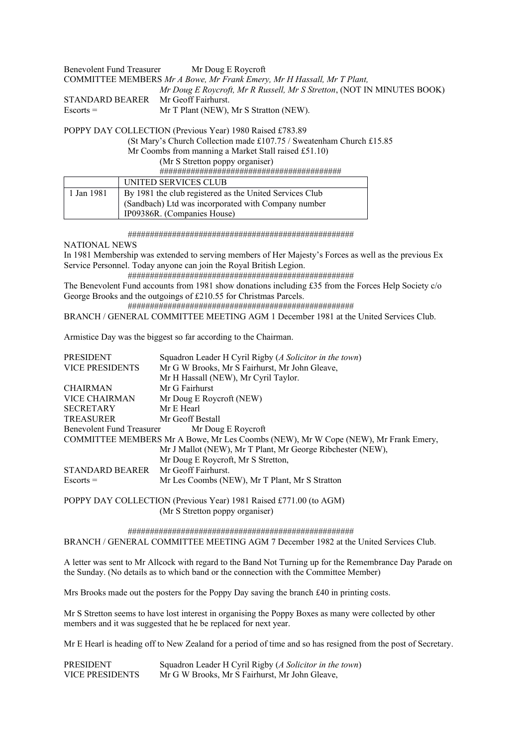Benevolent Fund Treasurer    Mr Doug E Roycroft
COMMITTEE MEMBERS *Mr A Bowe, Mr Frank Emery, Mr H Hassall, Mr T Plant,*
*Mr Doug E Roycroft, Mr R Russell, Mr S Stretton*, (NOT IN MINUTES BOOK)
STANDARD BEARER    Mr Geoff Fairhurst.
Escorts =    Mr T Plant (NEW), Mr S Stratton (NEW).

POPPY DAY COLLECTION (Previous Year) 1980 Raised £783.89
(St Mary's Church Collection made £107.75 / Sweatenham Church £15.85
Mr Coombs from manning a Market Stall raised £51.10)
(Mr S Stretton poppy organiser)
########################################

| | UNITED SERVICES CLUB |
|---|---|
| 1 Jan 1981 | By 1981 the club registered as the United Services Club (Sandbach) Ltd was incorporated with Company number IP09386R. (Companies Houses) |

##################################################

NATIONAL NEWS
In 1981 Membership was extended to serving members of Her Majesty's Forces as well as the previous Ex Service Personnel. Today anyone can join the Royal British Legion.
##################################################
The Benevolent Fund accounts from 1981 show donations including £35 from the Forces Help Society c/o George Brooks and the outgoings of £210.55 for Christmas Parcels.
##################################################
BRANCH / GENERAL COMMITTEE MEETING AGM 1 December 1981 at the United Services Club.

Armistice Day was the biggest so far according to the Chairman.

PRESIDENT    Squadron Leader H Cyril Rigby (*A Solicitor in the town*)
VICE PRESIDENTS    Mr G W Brooks, Mr S Fairhurst, Mr John Gleave,
Mr H Hassall (NEW), Mr Cyril Taylor.
CHAIRMAN    Mr G Fairhurst
VICE CHAIRMAN    Mr Doug E Roycroft (NEW)
SECRETARY    Mr E Hearl
TREASURER    Mr Geoff Bestall
Benevolent Fund Treasurer    Mr Doug E Roycroft
COMMITTEE MEMBERS Mr A Bowe, Mr Les Coombs (NEW), Mr W Cope (NEW), Mr Frank Emery,
Mr J Mallot (NEW), Mr T Plant, Mr George Ribchester (NEW),
Mr Doug E Roycroft, Mr S Stretton,
STANDARD BEARER    Mr Geoff Fairhurst.
Escorts =    Mr Les Coombs (NEW), Mr T Plant, Mr S Stratton

POPPY DAY COLLECTION (Previous Year) 1981 Raised £771.00 (to AGM)
(Mr S Stretton poppy organiser)

##################################################
BRANCH / GENERAL COMMITTEE MEETING AGM 7 December 1982 at the United Services Club.

A letter was sent to Mr Allcock with regard to the Band Not Turning up for the Remembrance Day Parade on the Sunday. (No details as to which band or the connection with the Committee Member)

Mrs Brooks made out the posters for the Poppy Day saving the branch £40 in printing costs.

Mr S Stretton seems to have lost interest in organising the Poppy Boxes as many were collected by other members and it was suggested that he be replaced for next year.

Mr E Hearl is heading off to New Zealand for a period of time and so has resigned from the post of Secretary.

PRESIDENT    Squadron Leader H Cyril Rigby (*A Solicitor in the town*)
VICE PRESIDENTS    Mr G W Brooks, Mr S Fairhurst, Mr John Gleave,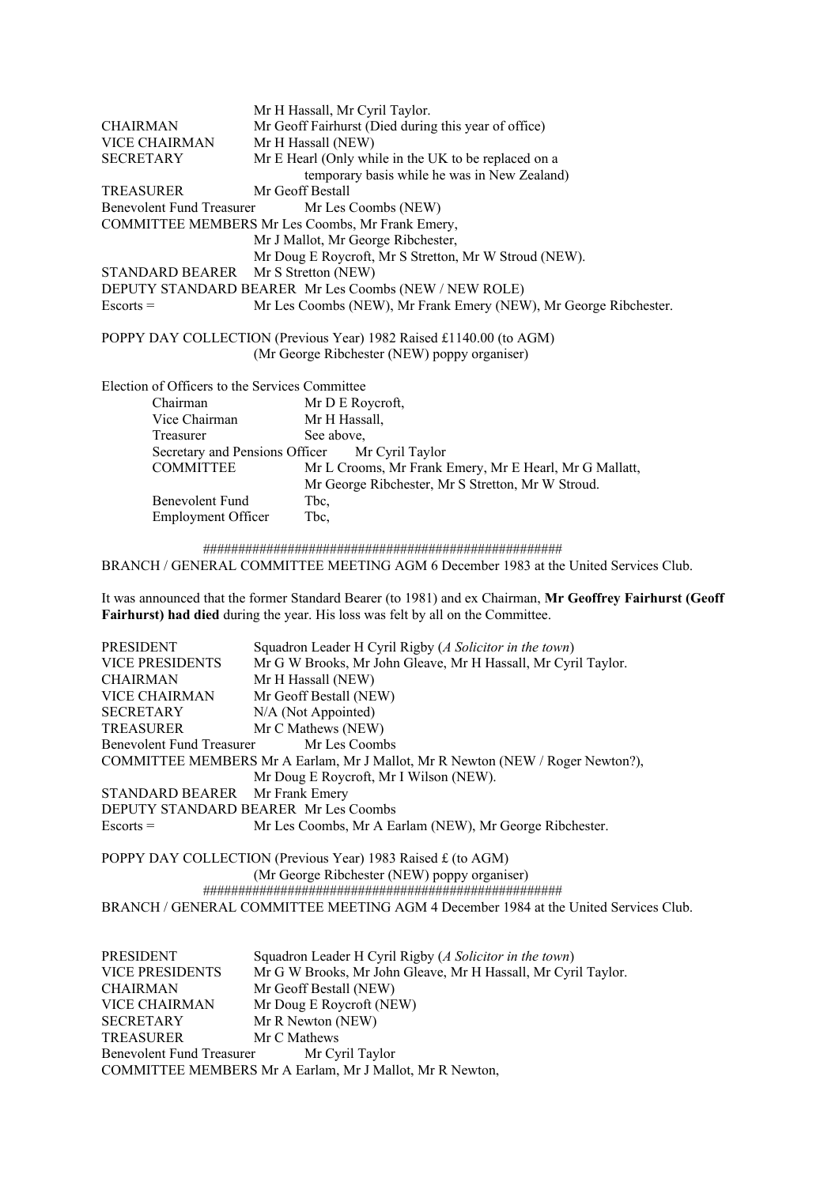Mr H Hassall, Mr Cyril Taylor.

CHAIRMAN Mr Geoff Fairhurst (Died during this year of office)
VICE CHAIRMAN Mr H Hassall (NEW)
SECRETARY Mr E Hearl (Only while in the UK to be replaced on a temporary basis while he was in New Zealand)
TREASURER Mr Geoff Bestall
Benevolent Fund Treasurer Mr Les Coombs (NEW)
COMMITTEE MEMBERS Mr Les Coombs, Mr Frank Emery, Mr J Mallot, Mr George Ribchester, Mr Doug E Roycroft, Mr S Stretton, Mr W Stroud (NEW).
STANDARD BEARER Mr S Stretton (NEW)
DEPUTY STANDARD BEARER Mr Les Coombs (NEW / NEW ROLE)
Escorts = Mr Les Coombs (NEW), Mr Frank Emery (NEW), Mr George Ribchester.

POPPY DAY COLLECTION (Previous Year) 1982 Raised £1140.00 (to AGM)
(Mr George Ribchester (NEW) poppy organiser)

Election of Officers to the Services Committee

Chairman Mr D E Roycroft,
Vice Chairman Mr H Hassall,
Treasurer See above,
Secretary and Pensions Officer Mr Cyril Taylor
COMMITTEE Mr L Crooms, Mr Frank Emery, Mr E Hearl, Mr G Mallatt, Mr George Ribchester, Mr S Stretton, Mr W Stroud.
Benevolent Fund Tbc,
Employment Officer Tbc,

##################################################

BRANCH / GENERAL COMMITTEE MEETING AGM 6 December 1983 at the United Services Club.

It was announced that the former Standard Bearer (to 1981) and ex Chairman, **Mr Geoffrey Fairhurst (Geoff Fairhurst) had died** during the year. His loss was felt by all on the Committee.

PRESIDENT Squadron Leader H Cyril Rigby (*A Solicitor in the town*)
VICE PRESIDENTS Mr G W Brooks, Mr John Gleave, Mr H Hassall, Mr Cyril Taylor.
CHAIRMAN Mr H Hassall (NEW)
VICE CHAIRMAN Mr Geoff Bestall (NEW)
SECRETARY N/A (Not Appointed)
TREASURER Mr C Mathews (NEW)
Benevolent Fund Treasurer Mr Les Coombs
COMMITTEE MEMBERS Mr A Earlam, Mr J Mallot, Mr R Newton (NEW / Roger Newton?), Mr Doug E Roycroft, Mr I Wilson (NEW).
STANDARD BEARER Mr Frank Emery
DEPUTY STANDARD BEARER Mr Les Coombs
Escorts = Mr Les Coombs, Mr A Earlam (NEW), Mr George Ribchester.

POPPY DAY COLLECTION (Previous Year) 1983 Raised £ (to AGM)
(Mr George Ribchester (NEW) poppy organiser)

##################################################

BRANCH / GENERAL COMMITTEE MEETING AGM 4 December 1984 at the United Services Club.

PRESIDENT Squadron Leader H Cyril Rigby (*A Solicitor in the town*)
VICE PRESIDENTS Mr G W Brooks, Mr John Gleave, Mr H Hassall, Mr Cyril Taylor.
CHAIRMAN Mr Geoff Bestall (NEW)
VICE CHAIRMAN Mr Doug E Roycroft (NEW)
SECRETARY Mr R Newton (NEW)
TREASURER Mr C Mathews
Benevolent Fund Treasurer Mr Cyril Taylor
COMMITTEE MEMBERS Mr A Earlam, Mr J Mallot, Mr R Newton,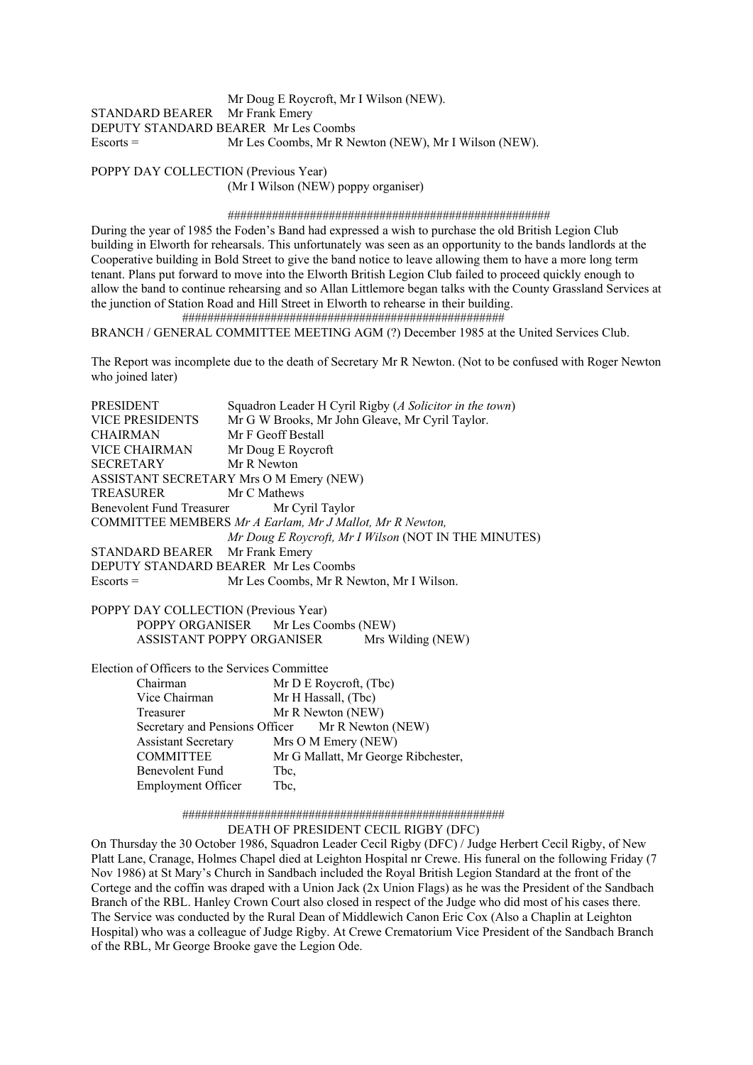Mr Doug E Roycroft, Mr I Wilson (NEW).

STANDARD BEARER Mr Frank Emery

DEPUTY STANDARD BEARER Mr Les Coombs

Escorts = Mr Les Coombs, Mr R Newton (NEW), Mr I Wilson (NEW).

POPPY DAY COLLECTION (Previous Year)
(Mr I Wilson (NEW) poppy organiser)

###################################################

During the year of 1985 the Foden's Band had expressed a wish to purchase the old British Legion Club building in Elworth for rehearsals. This unfortunately was seen as an opportunity to the bands landlords at the Cooperative building in Bold Street to give the band notice to leave allowing them to have a more long term tenant. Plans put forward to move into the Elworth British Legion Club failed to proceed quickly enough to allow the band to continue rehearsing and so Allan Littlemore began talks with the County Grassland Services at the junction of Station Road and Hill Street in Elworth to rehearse in their building.

###################################################

BRANCH / GENERAL COMMITTEE MEETING AGM (?) December 1985 at the United Services Club.

The Report was incomplete due to the death of Secretary Mr R Newton. (Not to be confused with Roger Newton who joined later)

PRESIDENT Squadron Leader H Cyril Rigby (*A Solicitor in the town*)

VICE PRESIDENTS Mr G W Brooks, Mr John Gleave, Mr Cyril Taylor.

CHAIRMAN Mr F Geoff Bestall

VICE CHAIRMAN Mr Doug E Roycroft

SECRETARY Mr R Newton

ASSISTANT SECRETARY Mrs O M Emery (NEW)

TREASURER Mr C Mathews

Benevolent Fund Treasurer Mr Cyril Taylor

COMMITTEE MEMBERS *Mr A Earlam, Mr J Mallot, Mr R Newton, Mr Doug E Roycroft, Mr I Wilson* (NOT IN THE MINUTES)

STANDARD BEARER Mr Frank Emery

DEPUTY STANDARD BEARER Mr Les Coombs

Escorts = Mr Les Coombs, Mr R Newton, Mr I Wilson.

POPPY DAY COLLECTION (Previous Year)
- POPPY ORGANISER Mr Les Coombs (NEW)
- ASSISTANT POPPY ORGANISER Mrs Wilding (NEW)

Election of Officers to the Services Committee
- Chairman Mr D E Roycroft, (Tbc)
- Vice Chairman Mr H Hassall, (Tbc)
- Treasurer Mr R Newton (NEW)
- Secretary and Pensions Officer Mr R Newton (NEW)
- Assistant Secretary Mrs O M Emery (NEW)
- COMMITTEE Mr G Mallatt, Mr George Ribchester,
- Benevolent Fund Tbc,
- Employment Officer Tbc,

###################################################

DEATH OF PRESIDENT CECIL RIGBY (DFC)

On Thursday the 30 October 1986, Squadron Leader Cecil Rigby (DFC) / Judge Herbert Cecil Rigby, of New Platt Lane, Cranage, Holmes Chapel died at Leighton Hospital nr Crewe. His funeral on the following Friday (7 Nov 1986) at St Mary's Church in Sandbach included the Royal British Legion Standard at the front of the Cortege and the coffin was draped with a Union Jack (2x Union Flags) as he was the President of the Sandbach Branch of the RBL. Hanley Crown Court also closed in respect of the Judge who did most of his cases there. The Service was conducted by the Rural Dean of Middlewich Canon Eric Cox (Also a Chaplin at Leighton Hospital) who was a colleague of Judge Rigby. At Crewe Crematorium Vice President of the Sandbach Branch of the RBL, Mr George Brooke gave the Legion Ode.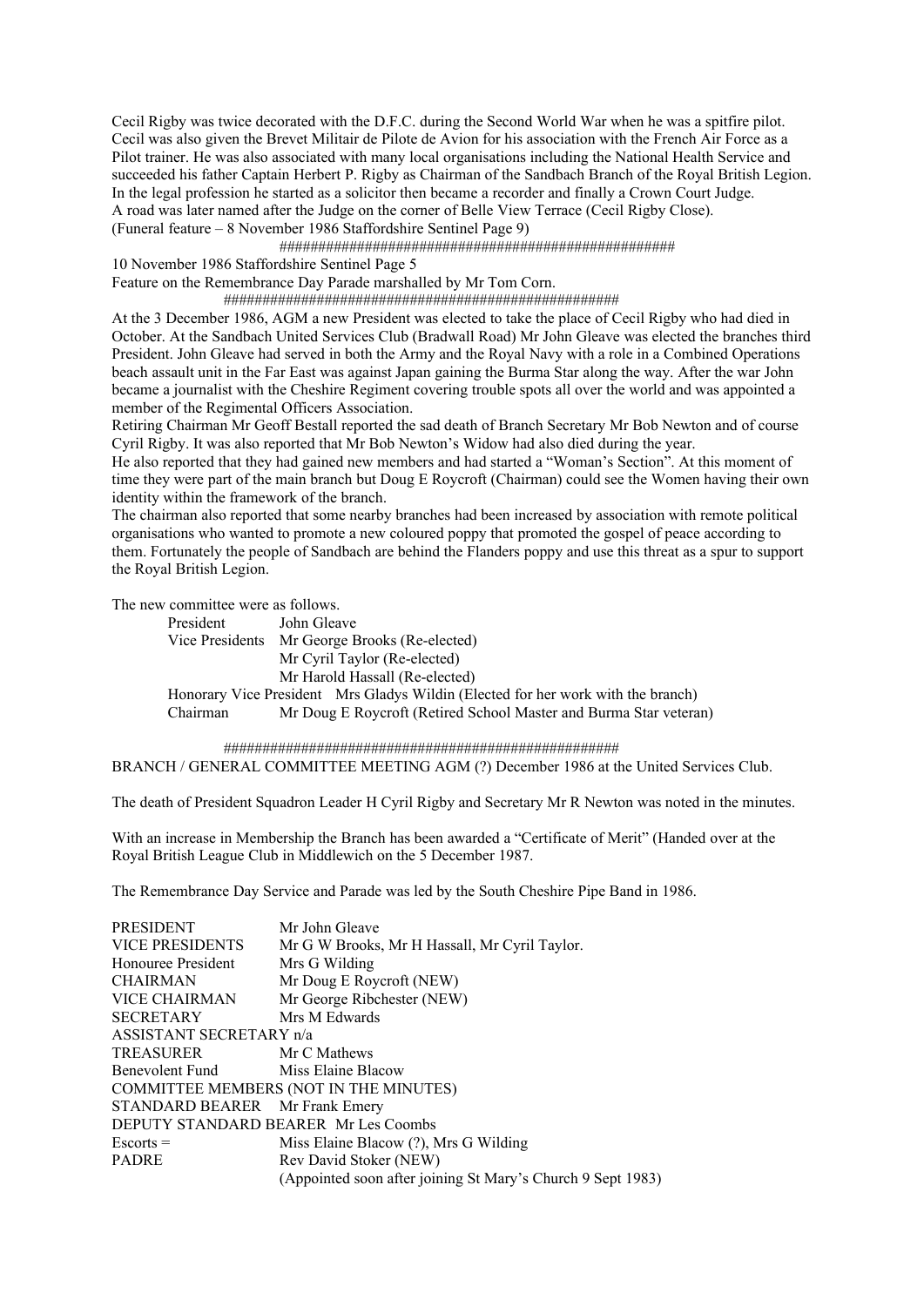Cecil Rigby was twice decorated with the D.F.C. during the Second World War when he was a spitfire pilot. Cecil was also given the Brevet Militair de Pilote de Avion for his association with the French Air Force as a Pilot trainer. He was also associated with many local organisations including the National Health Service and succeeded his father Captain Herbert P. Rigby as Chairman of the Sandbach Branch of the Royal British Legion. In the legal profession he started as a solicitor then became a recorder and finally a Crown Court Judge. A road was later named after the Judge on the corner of Belle View Terrace (Cecil Rigby Close). (Funeral feature – 8 November 1986 Staffordshire Sentinel Page 9)

##################################################

10 November 1986 Staffordshire Sentinel Page 5
Feature on the Remembrance Day Parade marshalled by Mr Tom Corn.

##################################################

At the 3 December 1986, AGM a new President was elected to take the place of Cecil Rigby who had died in October. At the Sandbach United Services Club (Bradwall Road) Mr John Gleave was elected the branches third President. John Gleave had served in both the Army and the Royal Navy with a role in a Combined Operations beach assault unit in the Far East was against Japan gaining the Burma Star along the way. After the war John became a journalist with the Cheshire Regiment covering trouble spots all over the world and was appointed a member of the Regimental Officers Association.

Retiring Chairman Mr Geoff Bestall reported the sad death of Branch Secretary Mr Bob Newton and of course Cyril Rigby. It was also reported that Mr Bob Newton's Widow had also died during the year.

He also reported that they had gained new members and had started a "Woman's Section". At this moment of time they were part of the main branch but Doug E Roycroft (Chairman) could see the Women having their own identity within the framework of the branch.

The chairman also reported that some nearby branches had been increased by association with remote political organisations who wanted to promote a new coloured poppy that promoted the gospel of peace according to them. Fortunately the people of Sandbach are behind the Flanders poppy and use this threat as a spur to support the Royal British Legion.

The new committee were as follows.

| | |
|---|---|
| President | John Gleave |
| Vice Presidents | Mr George Brooks (Re-elected) |
| | Mr Cyril Taylor (Re-elected) |
| | Mr Harold Hassall (Re-elected) |
| Honorary Vice President | Mrs Gladys Wildin (Elected for her work with the branch) |
| Chairman | Mr Doug E Roycroft (Retired School Master and Burma Star veteran) |

##################################################

BRANCH / GENERAL COMMITTEE MEETING AGM (?) December 1986 at the United Services Club.

The death of President Squadron Leader H Cyril Rigby and Secretary Mr R Newton was noted in the minutes.

With an increase in Membership the Branch has been awarded a "Certificate of Merit" (Handed over at the Royal British League Club in Middlewich on the 5 December 1987.

The Remembrance Day Service and Parade was led by the South Cheshire Pipe Band in 1986.

| | |
|---|---|
| PRESIDENT | Mr John Gleave |
| VICE PRESIDENTS | Mr G W Brooks, Mr H Hassall, Mr Cyril Taylor. |
| Honouree President | Mrs G Wilding |
| CHAIRMAN | Mr Doug E Roycroft (NEW) |
| VICE CHAIRMAN | Mr George Ribchester (NEW) |
| SECRETARY | Mrs M Edwards |
| ASSISTANT SECRETARY n/a | |
| TREASURER | Mr C Mathews |
| Benevolent Fund | Miss Elaine Blacow |
| COMMITTEE MEMBERS (NOT IN THE MINUTES) | |
| STANDARD BEARER | Mr Frank Emery |
| DEPUTY STANDARD BEARER | Mr Les Coombs |
| Escorts = | Miss Elaine Blacow (?), Mrs G Wilding |
| PADRE | Rev David Stoker (NEW) |
| | (Appointed soon after joining St Mary's Church 9 Sept 1983) |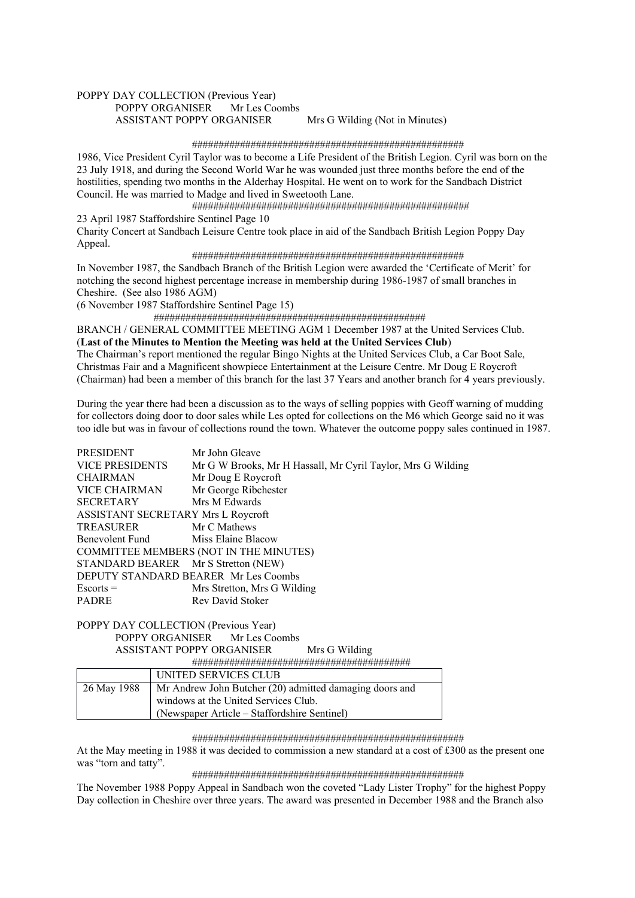POPPY DAY COLLECTION (Previous Year)
    POPPY ORGANISER    Mr Les Coombs
    ASSISTANT POPPY ORGANISER    Mrs G Wilding (Not in Minutes)

##################################################

1986, Vice President Cyril Taylor was to become a Life President of the British Legion. Cyril was born on the 23 July 1918, and during the Second World War he was wounded just three months before the end of the hostilities, spending two months in the Alderhay Hospital. He went on to work for the Sandbach District Council. He was married to Madge and lived in Sweetooth Lane.

##################################################

23 April 1987 Staffordshire Sentinel Page 10
Charity Concert at Sandbach Leisure Centre took place in aid of the Sandbach British Legion Poppy Day Appeal.

##################################################

In November 1987, the Sandbach Branch of the British Legion were awarded the 'Certificate of Merit' for notching the second highest percentage increase in membership during 1986-1987 of small branches in Cheshire. (See also 1986 AGM)
(6 November 1987 Staffordshire Sentinel Page 15)

##################################################

BRANCH / GENERAL COMMITTEE MEETING AGM 1 December 1987 at the United Services Club.
(**Last of the Minutes to Mention the Meeting was held at the United Services Club**)
The Chairman's report mentioned the regular Bingo Nights at the United Services Club, a Car Boot Sale, Christmas Fair and a Magnificent showpiece Entertainment at the Leisure Centre. Mr Doug E Roycroft (Chairman) had been a member of this branch for the last 37 Years and another branch for 4 years previously.

During the year there had been a discussion as to the ways of selling poppies with Geoff warning of mudding for collectors doing door to door sales while Les opted for collections on the M6 which George said no it was too idle but was in favour of collections round the town. Whatever the outcome poppy sales continued in 1987.

PRESIDENT    Mr John Gleave
VICE PRESIDENTS    Mr G W Brooks, Mr H Hassall, Mr Cyril Taylor, Mrs G Wilding
CHAIRMAN    Mr Doug E Roycroft
VICE CHAIRMAN    Mr George Ribchester
SECRETARY    Mrs M Edwards
ASSISTANT SECRETARY Mrs L Roycroft
TREASURER    Mr C Mathews
Benevolent Fund    Miss Elaine Blacow
COMMITTEE MEMBERS (NOT IN THE MINUTES)
STANDARD BEARER    Mr S Stretton (NEW)
DEPUTY STANDARD BEARER  Mr Les Coombs
Escorts =    Mrs Stretton, Mrs G Wilding
PADRE    Rev David Stoker

POPPY DAY COLLECTION (Previous Year)
    POPPY ORGANISER    Mr Les Coombs
    ASSISTANT POPPY ORGANISER    Mrs G Wilding

######################################

| | UNITED SERVICES CLUB |
|---|---|
| 26 May 1988 | Mr Andrew John Butcher (20) admitted damaging doors and windows at the United Services Club.<br>(Newspaper Article – Staffordshire Sentinel) |

##################################################

At the May meeting in 1988 it was decided to commission a new standard at a cost of £300 as the present one was "torn and tatty".

##################################################

The November 1988 Poppy Appeal in Sandbach won the coveted "Lady Lister Trophy" for the highest Poppy Day collection in Cheshire over three years. The award was presented in December 1988 and the Branch also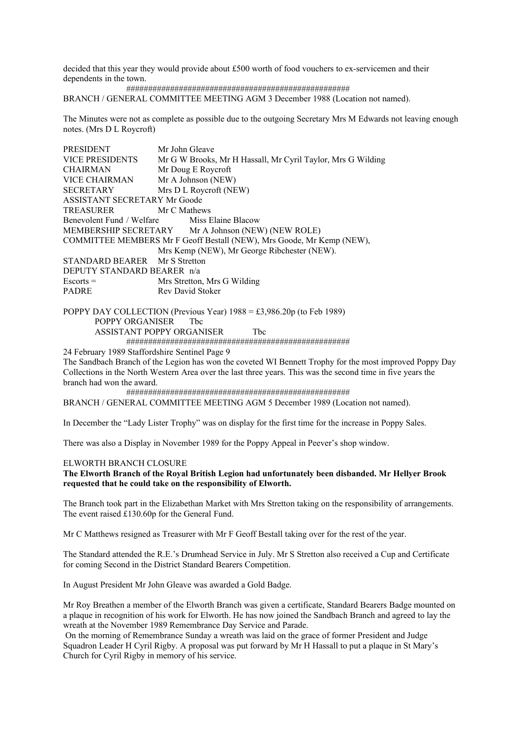decided that this year they would provide about £500 worth of food vouchers to ex-servicemen and their dependents in the town.

##################################################

BRANCH / GENERAL COMMITTEE MEETING AGM 3 December 1988 (Location not named).

The Minutes were not as complete as possible due to the outgoing Secretary Mrs M Edwards not leaving enough notes. (Mrs D L Roycroft)

PRESIDENT Mr John Gleave
VICE PRESIDENTS Mr G W Brooks, Mr H Hassall, Mr Cyril Taylor, Mrs G Wilding
CHAIRMAN Mr Doug E Roycroft
VICE CHAIRMAN Mr A Johnson (NEW)
SECRETARY Mrs D L Roycroft (NEW)
ASSISTANT SECRETARY Mr Goode
TREASURER Mr C Mathews
Benevolent Fund / Welfare Miss Elaine Blacow
MEMBERSHIP SECRETARY Mr A Johnson (NEW) (NEW ROLE)
COMMITTEE MEMBERS Mr F Geoff Bestall (NEW), Mrs Goode, Mr Kemp (NEW), Mrs Kemp (NEW), Mr George Ribchester (NEW).
STANDARD BEARER Mr S Stretton
DEPUTY STANDARD BEARER n/a
Escorts = Mrs Stretton, Mrs G Wilding
PADRE Rev David Stoker

POPPY DAY COLLECTION (Previous Year) 1988 = £3,986.20p (to Feb 1989)
POPPY ORGANISER Tbc
ASSISTANT POPPY ORGANISER Tbc

##################################################

24 February 1989 Staffordshire Sentinel Page 9
The Sandbach Branch of the Legion has won the coveted WI Bennett Trophy for the most improved Poppy Day Collections in the North Western Area over the last three years. This was the second time in five years the branch had won the award.

##################################################

BRANCH / GENERAL COMMITTEE MEETING AGM 5 December 1989 (Location not named).

In December the "Lady Lister Trophy" was on display for the first time for the increase in Poppy Sales.

There was also a Display in November 1989 for the Poppy Appeal in Peever's shop window.

ELWORTH BRANCH CLOSURE
**The Elworth Branch of the Royal British Legion had unfortunately been disbanded. Mr Hellyer Brook requested that he could take on the responsibility of Elworth.**

The Branch took part in the Elizabethan Market with Mrs Stretton taking on the responsibility of arrangements. The event raised £130.60p for the General Fund.

Mr C Matthews resigned as Treasurer with Mr F Geoff Bestall taking over for the rest of the year.

The Standard attended the R.E.'s Drumhead Service in July. Mr S Stretton also received a Cup and Certificate for coming Second in the District Standard Bearers Competition.

In August President Mr John Gleave was awarded a Gold Badge.

Mr Roy Breathen a member of the Elworth Branch was given a certificate, Standard Bearers Badge mounted on a plaque in recognition of his work for Elworth. He has now joined the Sandbach Branch and agreed to lay the wreath at the November 1989 Remembrance Day Service and Parade.

On the morning of Remembrance Sunday a wreath was laid on the grace of former President and Judge Squadron Leader H Cyril Rigby. A proposal was put forward by Mr H Hassall to put a plaque in St Mary's Church for Cyril Rigby in memory of his service.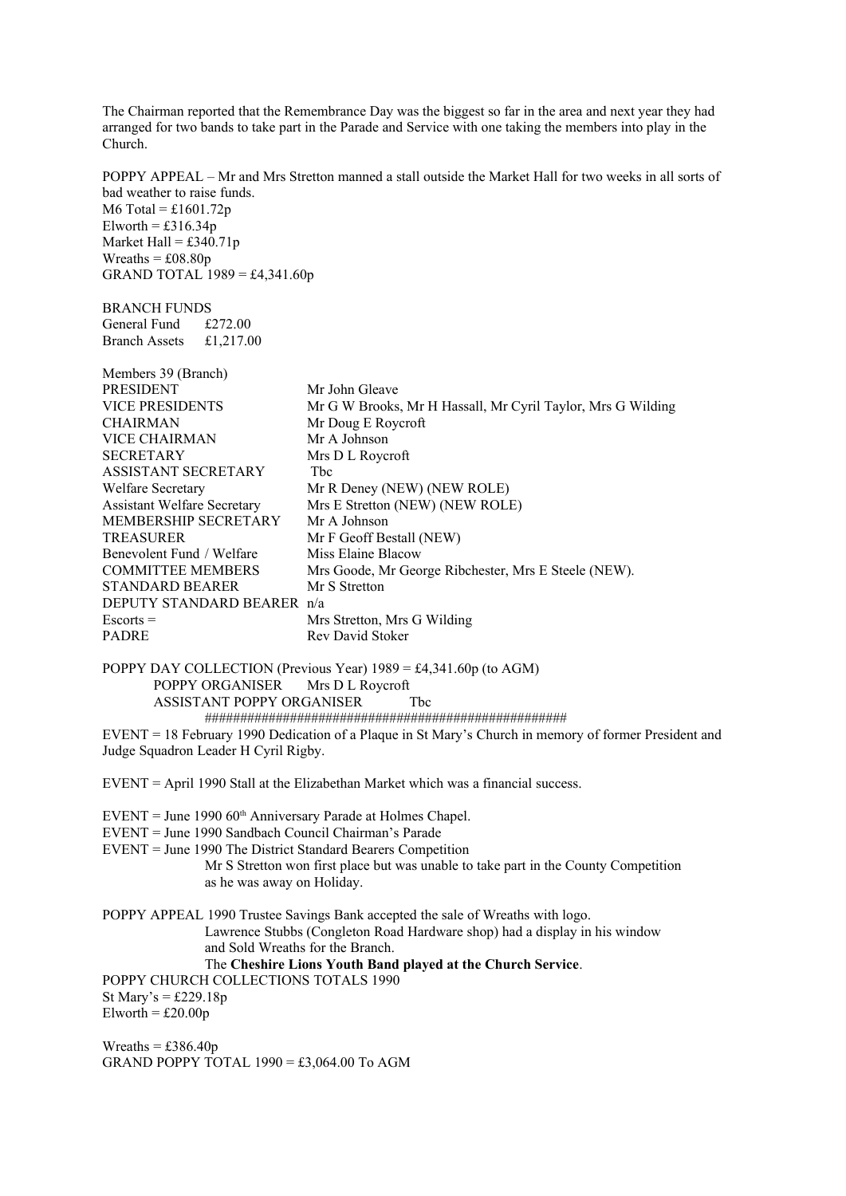The Chairman reported that the Remembrance Day was the biggest so far in the area and next year they had arranged for two bands to take part in the Parade and Service with one taking the members into play in the Church.

POPPY APPEAL – Mr and Mrs Stretton manned a stall outside the Market Hall for two weeks in all sorts of bad weather to raise funds.
M6 Total = £1601.72p
Elworth = £316.34p
Market Hall = £340.71p
Wreaths = £08.80p
GRAND TOTAL 1989 = £4,341.60p

BRANCH FUNDS
General Fund £272.00
Branch Assets £1,217.00

| Members 39 (Branch) | |
|---|---|
| PRESIDENT | Mr John Gleave |
| VICE PRESIDENTS | Mr G W Brooks, Mr H Hassall, Mr Cyril Taylor, Mrs G Wilding |
| CHAIRMAN | Mr Doug E Roycroft |
| VICE CHAIRMAN | Mr A Johnson |
| SECRETARY | Mrs D L Roycroft |
| ASSISTANT SECRETARY | Tbc |
| Welfare Secretary | Mr R Deney (NEW) (NEW ROLE) |
| Assistant Welfare Secretary | Mrs E Stretton (NEW) (NEW ROLE) |
| MEMBERSHIP SECRETARY | Mr A Johnson |
| TREASURER | Mr F Geoff Bestall (NEW) |
| Benevolent Fund / Welfare | Miss Elaine Blacow |
| COMMITTEE MEMBERS | Mrs Goode, Mr George Ribchester, Mrs E Steele (NEW). |
| STANDARD BEARER | Mr S Stretton |
| DEPUTY STANDARD BEARER | n/a |
| Escorts = | Mrs Stretton, Mrs G Wilding |
| PADRE | Rev David Stoker |

POPPY DAY COLLECTION (Previous Year) 1989 = £4,341.60p (to AGM)
POPPY ORGANISER Mrs D L Roycroft
ASSISTANT POPPY ORGANISER Tbc
###################################################

EVENT = 18 February 1990 Dedication of a Plaque in St Mary's Church in memory of former President and Judge Squadron Leader H Cyril Rigby.

EVENT = April 1990 Stall at the Elizabethan Market which was a financial success.

EVENT = June 1990 60th Anniversary Parade at Holmes Chapel.
EVENT = June 1990 Sandbach Council Chairman's Parade
EVENT = June 1990 The District Standard Bearers Competition
Mr S Stretton won first place but was unable to take part in the County Competition as he was away on Holiday.

POPPY APPEAL 1990 Trustee Savings Bank accepted the sale of Wreaths with logo.
Lawrence Stubbs (Congleton Road Hardware shop) had a display in his window and Sold Wreaths for the Branch.
The **Cheshire Lions Youth Band played at the Church Service**.
POPPY CHURCH COLLECTIONS TOTALS 1990
St Mary's = £229.18p
Elworth = £20.00p

Wreaths = £386.40p
GRAND POPPY TOTAL 1990 = £3,064.00 To AGM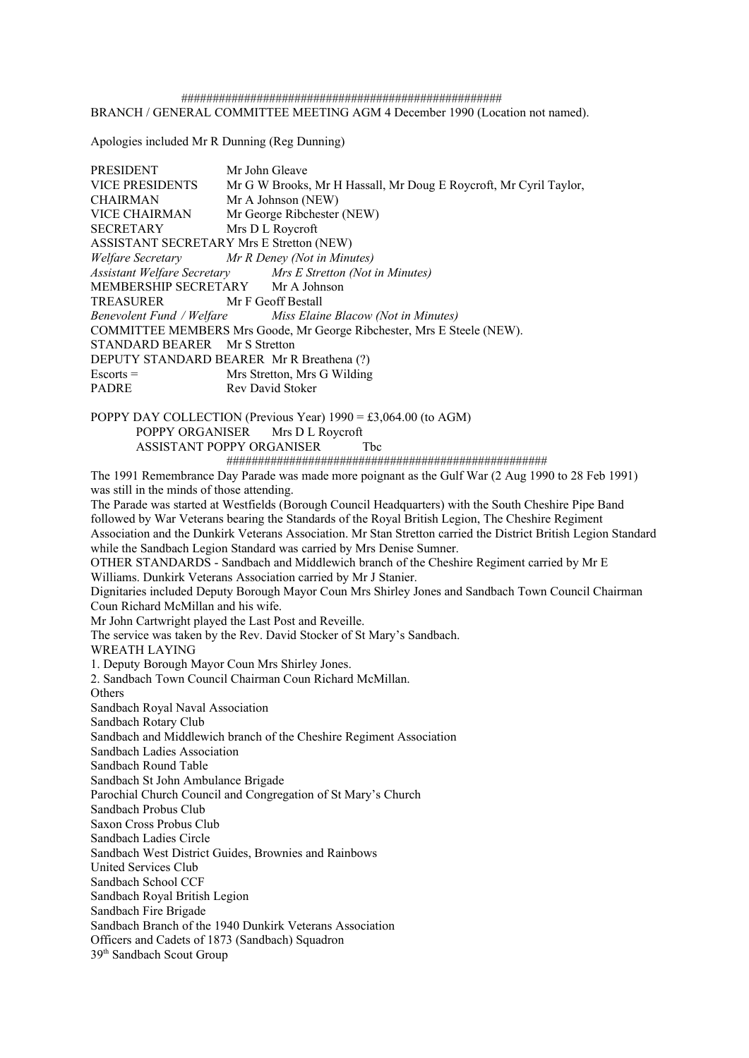##################################################

BRANCH / GENERAL COMMITTEE MEETING AGM 4 December 1990 (Location not named).

Apologies included Mr R Dunning (Reg Dunning)

PRESIDENT Mr John Gleave
VICE PRESIDENTS Mr G W Brooks, Mr H Hassall, Mr Doug E Roycroft, Mr Cyril Taylor,
CHAIRMAN Mr A Johnson (NEW)
VICE CHAIRMAN Mr George Ribchester (NEW)
SECRETARY Mrs D L Roycroft
ASSISTANT SECRETARY Mrs E Stretton (NEW)
*Welfare Secretary Mr R Deney (Not in Minutes)*
*Assistant Welfare Secretary Mrs E Stretton (Not in Minutes)*
MEMBERSHIP SECRETARY Mr A Johnson
TREASURER Mr F Geoff Bestall
*Benevolent Fund / Welfare Miss Elaine Blacow (Not in Minutes)*
COMMITTEE MEMBERS Mrs Goode, Mr George Ribchester, Mrs E Steele (NEW).
STANDARD BEARER Mr S Stretton
DEPUTY STANDARD BEARER Mr R Breathena (?)
Escorts = Mrs Stretton, Mrs G Wilding
PADRE Rev David Stoker

POPPY DAY COLLECTION (Previous Year) 1990 = £3,064.00 (to AGM)
POPPY ORGANISER Mrs D L Roycroft
ASSISTANT POPPY ORGANISER Tbc

##################################################

The 1991 Remembrance Day Parade was made more poignant as the Gulf War (2 Aug 1990 to 28 Feb 1991) was still in the minds of those attending.

The Parade was started at Westfields (Borough Council Headquarters) with the South Cheshire Pipe Band followed by War Veterans bearing the Standards of the Royal British Legion, The Cheshire Regiment Association and the Dunkirk Veterans Association. Mr Stan Stretton carried the District British Legion Standard while the Sandbach Legion Standard was carried by Mrs Denise Sumner.

OTHER STANDARDS - Sandbach and Middlewich branch of the Cheshire Regiment carried by Mr E Williams. Dunkirk Veterans Association carried by Mr J Stanier.

Dignitaries included Deputy Borough Mayor Coun Mrs Shirley Jones and Sandbach Town Council Chairman Coun Richard McMillan and his wife.

Mr John Cartwright played the Last Post and Reveille.

The service was taken by the Rev. David Stocker of St Mary's Sandbach.

WREATH LAYING

1. Deputy Borough Mayor Coun Mrs Shirley Jones.
2. Sandbach Town Council Chairman Coun Richard McMillan.

Others

Sandbach Royal Naval Association
Sandbach Rotary Club
Sandbach and Middlewich branch of the Cheshire Regiment Association
Sandbach Ladies Association
Sandbach Round Table
Sandbach St John Ambulance Brigade
Parochial Church Council and Congregation of St Mary's Church
Sandbach Probus Club
Saxon Cross Probus Club
Sandbach Ladies Circle
Sandbach West District Guides, Brownies and Rainbows
United Services Club
Sandbach School CCF
Sandbach Royal British Legion
Sandbach Fire Brigade
Sandbach Branch of the 1940 Dunkirk Veterans Association
Officers and Cadets of 1873 (Sandbach) Squadron
39th Sandbach Scout Group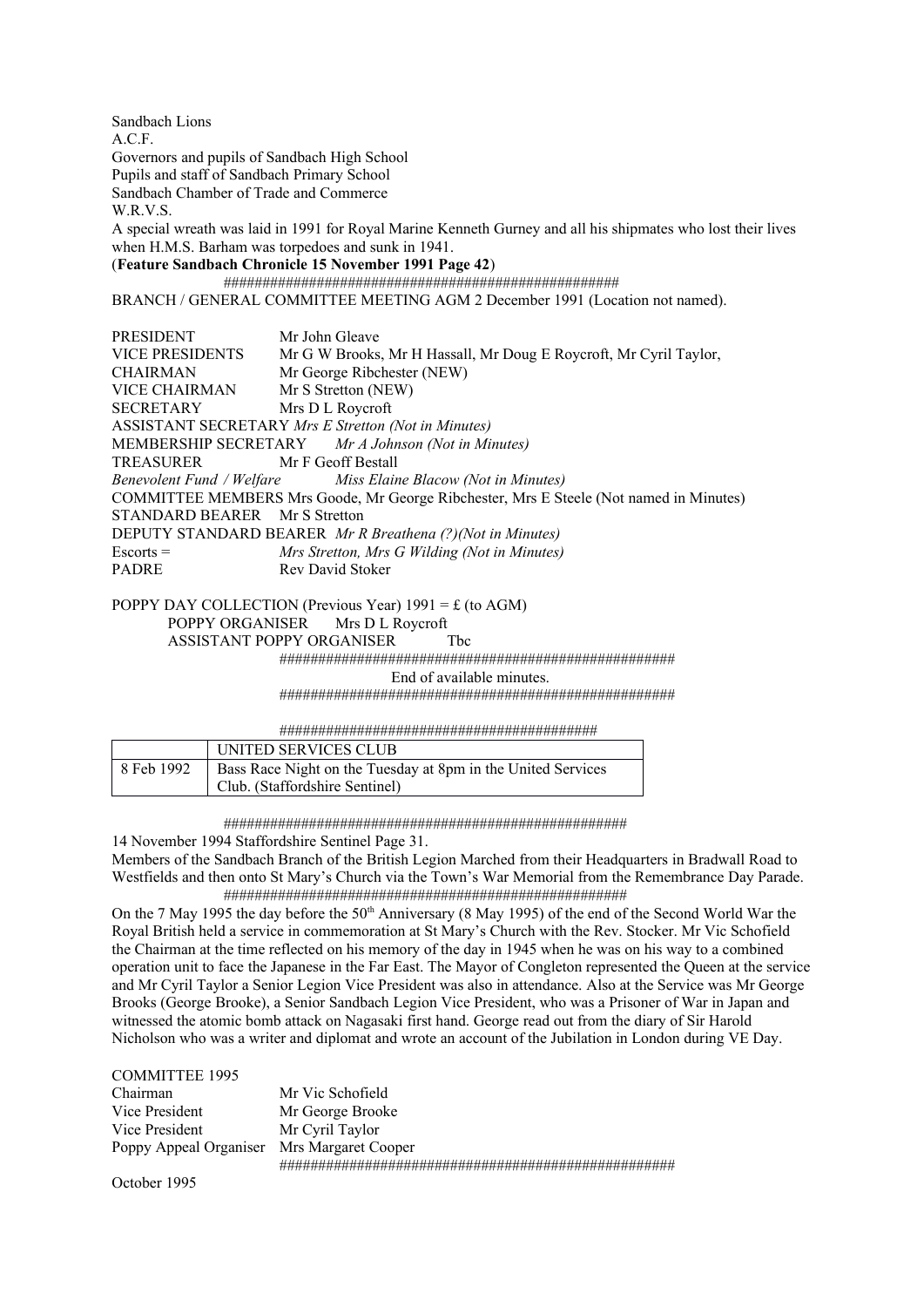Sandbach Lions
A.C.F.
Governors and pupils of Sandbach High School
Pupils and staff of Sandbach Primary School
Sandbach Chamber of Trade and Commerce
W.R.V.S.
A special wreath was laid in 1991 for Royal Marine Kenneth Gurney and all his shipmates who lost their lives when H.M.S. Barham was torpedoes and sunk in 1941.
(**Feature Sandbach Chronicle 15 November 1991 Page 42**)

##################################################

BRANCH / GENERAL COMMITTEE MEETING AGM 2 December 1991 (Location not named).

PRESIDENT Mr John Gleave
VICE PRESIDENTS Mr G W Brooks, Mr H Hassall, Mr Doug E Roycroft, Mr Cyril Taylor,
CHAIRMAN Mr George Ribchester (NEW)
VICE CHAIRMAN Mr S Stretton (NEW)
SECRETARY Mrs D L Roycroft
ASSISTANT SECRETARY *Mrs E Stretton (Not in Minutes)*
MEMBERSHIP SECRETARY *Mr A Johnson (Not in Minutes)*
TREASURER Mr F Geoff Bestall
*Benevolent Fund / Welfare Miss Elaine Blacow (Not in Minutes)*
COMMITTEE MEMBERS Mrs Goode, Mr George Ribchester, Mrs E Steele (Not named in Minutes)
STANDARD BEARER Mr S Stretton
DEPUTY STANDARD BEARER *Mr R Breathena (?)(Not in Minutes)*
Escorts = *Mrs Stretton, Mrs G Wilding (Not in Minutes)*
PADRE Rev David Stoker

POPPY DAY COLLECTION (Previous Year) 1991 = £ (to AGM)
POPPY ORGANISER Mrs D L Roycroft
ASSISTANT POPPY ORGANISER Tbc

###################################################

End of available minutes.

###################################################

########################################

| | UNITED SERVICES CLUB |
|---|---|
| 8 Feb 1992 | Bass Race Night on the Tuesday at 8pm in the United Services Club. (Staffordshire Sentinel) |

####################################################

14 November 1994 Staffordshire Sentinel Page 31.
Members of the Sandbach Branch of the British Legion Marched from their Headquarters in Bradwall Road to Westfields and then onto St Mary's Church via the Town's War Memorial from the Remembrance Day Parade.

####################################################

On the 7 May 1995 the day before the 50th Anniversary (8 May 1995) of the end of the Second World War the Royal British held a service in commemoration at St Mary's Church with the Rev. Stocker. Mr Vic Schofield the Chairman at the time reflected on his memory of the day in 1945 when he was on his way to a combined operation unit to face the Japanese in the Far East. The Mayor of Congleton represented the Queen at the service and Mr Cyril Taylor a Senior Legion Vice President was also in attendance. Also at the Service was Mr George Brooks (George Brooke), a Senior Sandbach Legion Vice President, who was a Prisoner of War in Japan and witnessed the atomic bomb attack on Nagasaki first hand. George read out from the diary of Sir Harold Nicholson who was a writer and diplomat and wrote an account of the Jubilation in London during VE Day.

COMMITTEE 1995
Chairman Mr Vic Schofield
Vice President Mr George Brooke
Vice President Mr Cyril Taylor
Poppy Appeal Organiser Mrs Margaret Cooper

###################################################

October 1995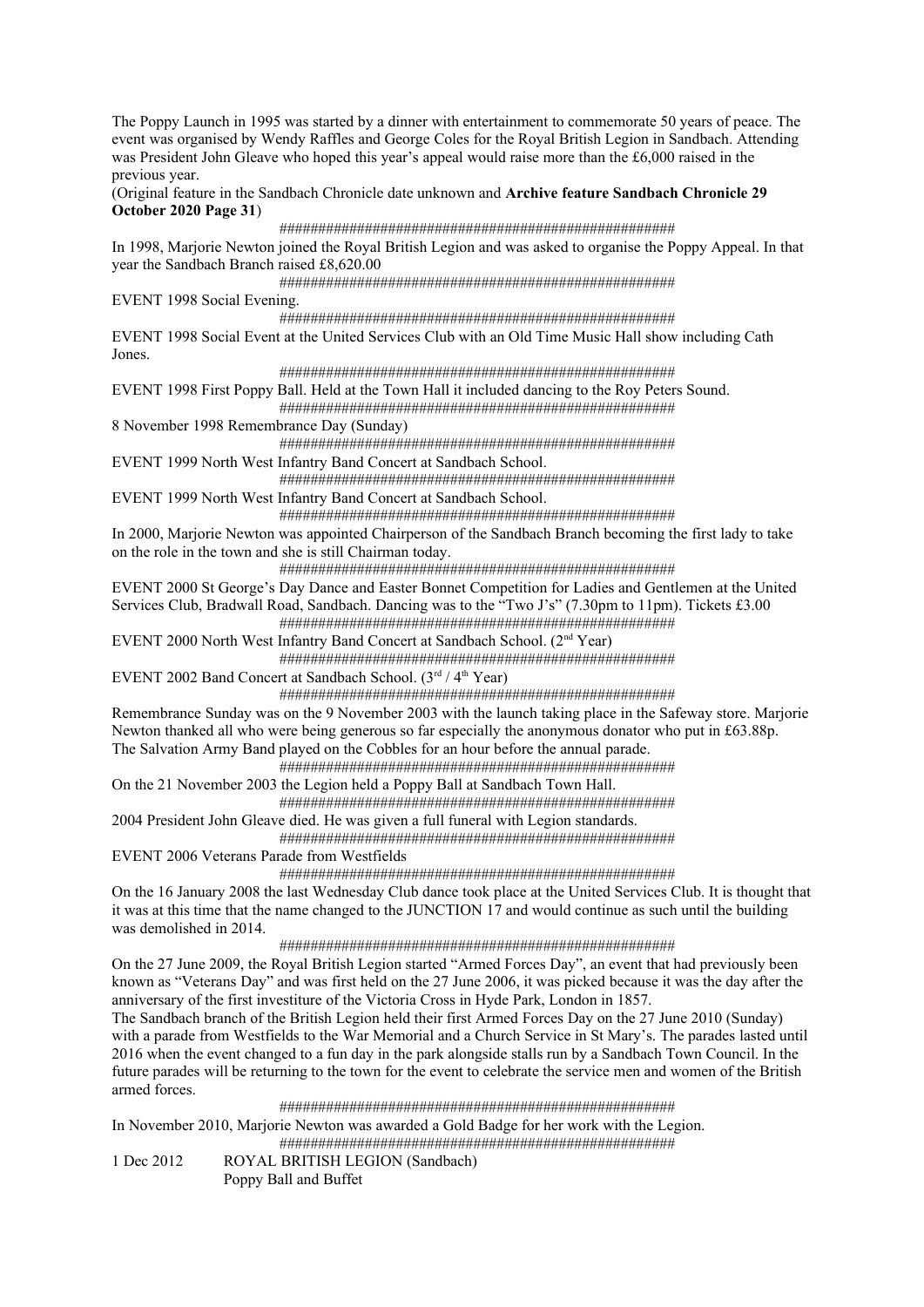The Poppy Launch in 1995 was started by a dinner with entertainment to commemorate 50 years of peace. The event was organised by Wendy Raffles and George Coles for the Royal British Legion in Sandbach. Attending was President John Gleave who hoped this year's appeal would raise more than the £6,000 raised in the previous year.
(Original feature in the Sandbach Chronicle date unknown and **Archive feature Sandbach Chronicle 29 October 2020 Page 31**)

####################################################

In 1998, Marjorie Newton joined the Royal British Legion and was asked to organise the Poppy Appeal. In that year the Sandbach Branch raised £8,620.00

####################################################

EVENT 1998 Social Evening.

####################################################

EVENT 1998 Social Event at the United Services Club with an Old Time Music Hall show including Cath Jones.

####################################################

EVENT 1998 First Poppy Ball. Held at the Town Hall it included dancing to the Roy Peters Sound.

####################################################

8 November 1998 Remembrance Day (Sunday)

####################################################

EVENT 1999 North West Infantry Band Concert at Sandbach School.

####################################################

EVENT 1999 North West Infantry Band Concert at Sandbach School.

####################################################

In 2000, Marjorie Newton was appointed Chairperson of the Sandbach Branch becoming the first lady to take on the role in the town and she is still Chairman today.

####################################################

EVENT 2000 St George's Day Dance and Easter Bonnet Competition for Ladies and Gentlemen at the United Services Club, Bradwall Road, Sandbach. Dancing was to the "Two J's" (7.30pm to 11pm). Tickets £3.00

####################################################

EVENT 2000 North West Infantry Band Concert at Sandbach School. (2nd Year)

####################################################

EVENT 2002 Band Concert at Sandbach School. (3rd / 4th Year)

####################################################

Remembrance Sunday was on the 9 November 2003 with the launch taking place in the Safeway store. Marjorie Newton thanked all who were being generous so far especially the anonymous donator who put in £63.88p. The Salvation Army Band played on the Cobbles for an hour before the annual parade.

####################################################

On the 21 November 2003 the Legion held a Poppy Ball at Sandbach Town Hall.

####################################################

2004 President John Gleave died. He was given a full funeral with Legion standards.

####################################################

EVENT 2006 Veterans Parade from Westfields

####################################################

On the 16 January 2008 the last Wednesday Club dance took place at the United Services Club. It is thought that it was at this time that the name changed to the JUNCTION 17 and would continue as such until the building was demolished in 2014.

####################################################

On the 27 June 2009, the Royal British Legion started "Armed Forces Day", an event that had previously been known as "Veterans Day" and was first held on the 27 June 2006, it was picked because it was the day after the anniversary of the first investiture of the Victoria Cross in Hyde Park, London in 1857.
The Sandbach branch of the British Legion held their first Armed Forces Day on the 27 June 2010 (Sunday) with a parade from Westfields to the War Memorial and a Church Service in St Mary's. The parades lasted until 2016 when the event changed to a fun day in the park alongside stalls run by a Sandbach Town Council. In the future parades will be returning to the town for the event to celebrate the service men and women of the British armed forces.

####################################################

In November 2010, Marjorie Newton was awarded a Gold Badge for her work with the Legion.

####################################################

1 Dec 2012 ROYAL BRITISH LEGION (Sandbach)
Poppy Ball and Buffet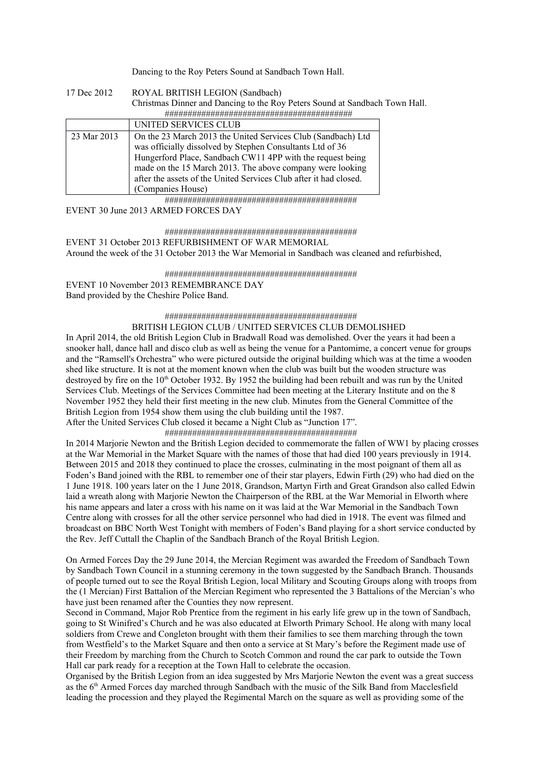Dancing to the Roy Peters Sound at Sandbach Town Hall.

17 Dec 2012 ROYAL BRITISH LEGION (Sandbach)
Christmas Dinner and Dancing to the Roy Peters Sound at Sandbach Town Hall.

########################################

| | UNITED SERVICES CLUB |
|---|---|
| 23 Mar 2013 | On the 23 March 2013 the United Services Club (Sandbach) Ltd was officially dissolved by Stephen Consultants Ltd of 36 Hungerford Place, Sandbach CW11 4PP with the request being made on the 15 March 2013. The above company were looking after the assets of the United Services Club after it had closed. (Companies House) |

########################################

EVENT 30 June 2013 ARMED FORCES DAY

########################################

EVENT 31 October 2013 REFURBISHMENT OF WAR MEMORIAL
Around the week of the 31 October 2013 the War Memorial in Sandbach was cleaned and refurbished,

########################################

EVENT 10 November 2013 REMEMBRANCE DAY
Band provided by the Cheshire Police Band.

########################################

BRITISH LEGION CLUB / UNITED SERVICES CLUB DEMOLISHED

In April 2014, the old British Legion Club in Bradwall Road was demolished. Over the years it had been a snooker hall, dance hall and disco club as well as being the venue for a Pantomime, a concert venue for groups and the "Ramsell's Orchestra" who were pictured outside the original building which was at the time a wooden shed like structure. It is not at the moment known when the club was built but the wooden structure was destroyed by fire on the 10th October 1932. By 1952 the building had been rebuilt and was run by the United Services Club. Meetings of the Services Committee had been meeting at the Literary Institute and on the 8 November 1952 they held their first meeting in the new club. Minutes from the General Committee of the British Legion from 1954 show them using the club building until the 1987.
After the United Services Club closed it became a Night Club as "Junction 17".

########################################

In 2014 Marjorie Newton and the British Legion decided to commemorate the fallen of WW1 by placing crosses at the War Memorial in the Market Square with the names of those that had died 100 years previously in 1914. Between 2015 and 2018 they continued to place the crosses, culminating in the most poignant of them all as Foden's Band joined with the RBL to remember one of their star players, Edwin Firth (29) who had died on the 1 June 1918. 100 years later on the 1 June 2018, Grandson, Martyn Firth and Great Grandson also called Edwin laid a wreath along with Marjorie Newton the Chairperson of the RBL at the War Memorial in Elworth where his name appears and later a cross with his name on it was laid at the War Memorial in the Sandbach Town Centre along with crosses for all the other service personnel who had died in 1918. The event was filmed and broadcast on BBC North West Tonight with members of Foden's Band playing for a short service conducted by the Rev. Jeff Cuttall the Chaplin of the Sandbach Branch of the Royal British Legion.

On Armed Forces Day the 29 June 2014, the Mercian Regiment was awarded the Freedom of Sandbach Town by Sandbach Town Council in a stunning ceremony in the town suggested by the Sandbach Branch. Thousands of people turned out to see the Royal British Legion, local Military and Scouting Groups along with troops from the (1 Mercian) First Battalion of the Mercian Regiment who represented the 3 Battalions of the Mercian's who have just been renamed after the Counties they now represent.
Second in Command, Major Rob Prentice from the regiment in his early life grew up in the town of Sandbach, going to St Winifred's Church and he was also educated at Elworth Primary School. He along with many local soldiers from Crewe and Congleton brought with them their families to see them marching through the town from Westfield's to the Market Square and then onto a service at St Mary's before the Regiment made use of their Freedom by marching from the Church to Scotch Common and round the car park to outside the Town Hall car park ready for a reception at the Town Hall to celebrate the occasion.
Organised by the British Legion from an idea suggested by Mrs Marjorie Newton the event was a great success as the 6th Armed Forces day marched through Sandbach with the music of the Silk Band from Macclesfield leading the procession and they played the Regimental March on the square as well as providing some of the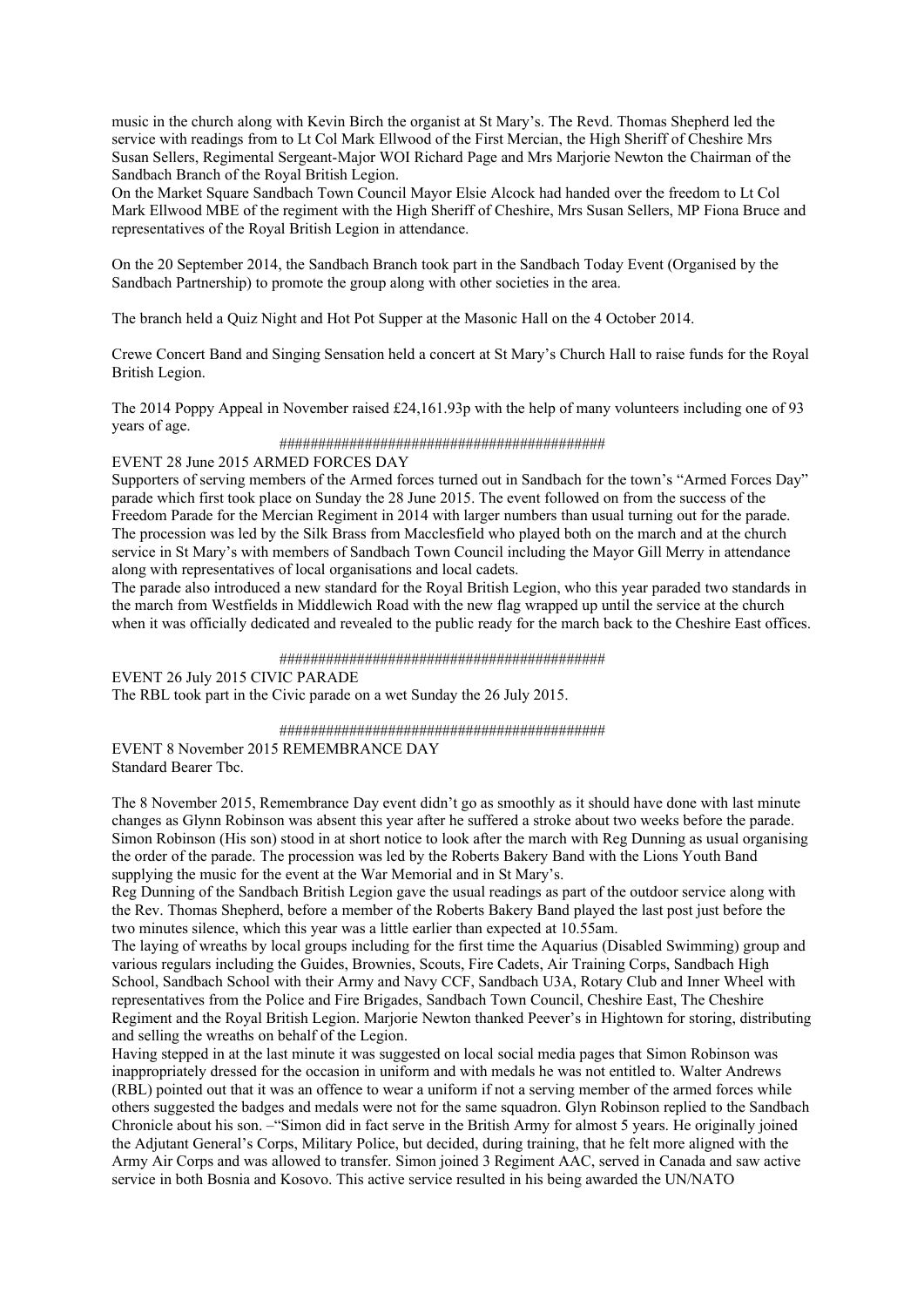music in the church along with Kevin Birch the organist at St Mary's. The Revd. Thomas Shepherd led the service with readings from to Lt Col Mark Ellwood of the First Mercian, the High Sheriff of Cheshire Mrs Susan Sellers, Regimental Sergeant-Major WOI Richard Page and Mrs Marjorie Newton the Chairman of the Sandbach Branch of the Royal British Legion.
On the Market Square Sandbach Town Council Mayor Elsie Alcock had handed over the freedom to Lt Col Mark Ellwood MBE of the regiment with the High Sheriff of Cheshire, Mrs Susan Sellers, MP Fiona Bruce and representatives of the Royal British Legion in attendance.

On the 20 September 2014, the Sandbach Branch took part in the Sandbach Today Event (Organised by the Sandbach Partnership) to promote the group along with other societies in the area.

The branch held a Quiz Night and Hot Pot Supper at the Masonic Hall on the 4 October 2014.

Crewe Concert Band and Singing Sensation held a concert at St Mary's Church Hall to raise funds for the Royal British Legion.

The 2014 Poppy Appeal in November raised £24,161.93p with the help of many volunteers including one of 93 years of age.

##########################################

EVENT 28 June 2015 ARMED FORCES DAY
Supporters of serving members of the Armed forces turned out in Sandbach for the town's "Armed Forces Day" parade which first took place on Sunday the 28 June 2015. The event followed on from the success of the Freedom Parade for the Mercian Regiment in 2014 with larger numbers than usual turning out for the parade. The procession was led by the Silk Brass from Macclesfield who played both on the march and at the church service in St Mary's with members of Sandbach Town Council including the Mayor Gill Merry in attendance along with representatives of local organisations and local cadets.
The parade also introduced a new standard for the Royal British Legion, who this year paraded two standards in the march from Westfields in Middlewich Road with the new flag wrapped up until the service at the church when it was officially dedicated and revealed to the public ready for the march back to the Cheshire East offices.

##########################################

EVENT 26 July 2015 CIVIC PARADE
The RBL took part in the Civic parade on a wet Sunday the 26 July 2015.

##########################################

EVENT 8 November 2015 REMEMBRANCE DAY
Standard Bearer Tbc.

The 8 November 2015, Remembrance Day event didn't go as smoothly as it should have done with last minute changes as Glynn Robinson was absent this year after he suffered a stroke about two weeks before the parade. Simon Robinson (His son) stood in at short notice to look after the march with Reg Dunning as usual organising the order of the parade. The procession was led by the Roberts Bakery Band with the Lions Youth Band supplying the music for the event at the War Memorial and in St Mary's.
Reg Dunning of the Sandbach British Legion gave the usual readings as part of the outdoor service along with the Rev. Thomas Shepherd, before a member of the Roberts Bakery Band played the last post just before the two minutes silence, which this year was a little earlier than expected at 10.55am.
The laying of wreaths by local groups including for the first time the Aquarius (Disabled Swimming) group and various regulars including the Guides, Brownies, Scouts, Fire Cadets, Air Training Corps, Sandbach High School, Sandbach School with their Army and Navy CCF, Sandbach U3A, Rotary Club and Inner Wheel with representatives from the Police and Fire Brigades, Sandbach Town Council, Cheshire East, The Cheshire Regiment and the Royal British Legion. Marjorie Newton thanked Peever's in Hightown for storing, distributing and selling the wreaths on behalf of the Legion.
Having stepped in at the last minute it was suggested on local social media pages that Simon Robinson was inappropriately dressed for the occasion in uniform and with medals he was not entitled to. Walter Andrews (RBL) pointed out that it was an offence to wear a uniform if not a serving member of the armed forces while others suggested the badges and medals were not for the same squadron. Glyn Robinson replied to the Sandbach Chronicle about his son. –"Simon did in fact serve in the British Army for almost 5 years. He originally joined the Adjutant General's Corps, Military Police, but decided, during training, that he felt more aligned with the Army Air Corps and was allowed to transfer. Simon joined 3 Regiment AAC, served in Canada and saw active service in both Bosnia and Kosovo. This active service resulted in his being awarded the UN/NATO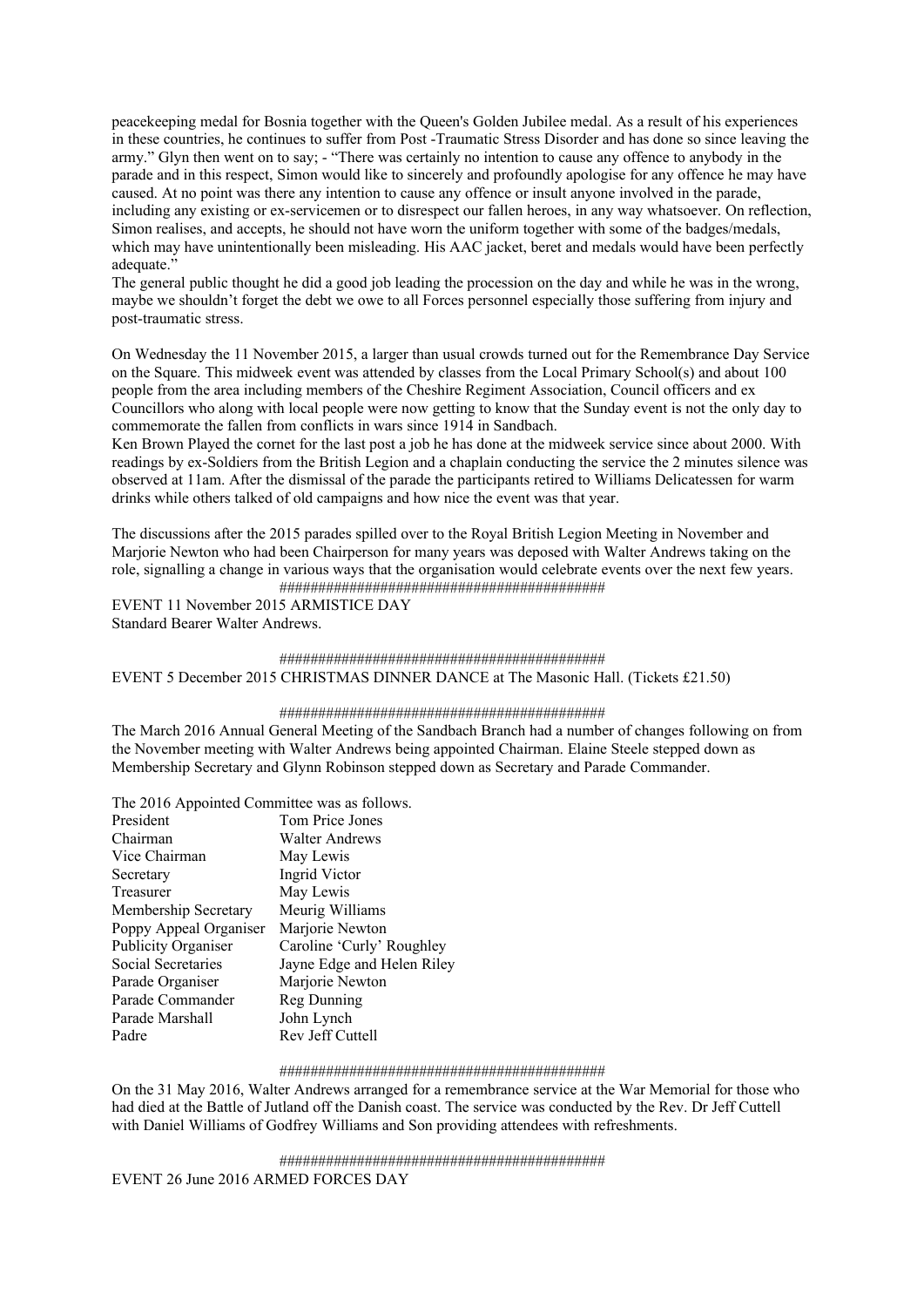peacekeeping medal for Bosnia together with the Queen's Golden Jubilee medal. As a result of his experiences in these countries, he continues to suffer from Post -Traumatic Stress Disorder and has done so since leaving the army." Glyn then went on to say; - "There was certainly no intention to cause any offence to anybody in the parade and in this respect, Simon would like to sincerely and profoundly apologise for any offence he may have caused. At no point was there any intention to cause any offence or insult anyone involved in the parade, including any existing or ex-servicemen or to disrespect our fallen heroes, in any way whatsoever. On reflection, Simon realises, and accepts, he should not have worn the uniform together with some of the badges/medals, which may have unintentionally been misleading. His AAC jacket, beret and medals would have been perfectly adequate."

The general public thought he did a good job leading the procession on the day and while he was in the wrong, maybe we shouldn't forget the debt we owe to all Forces personnel especially those suffering from injury and post-traumatic stress.

On Wednesday the 11 November 2015, a larger than usual crowds turned out for the Remembrance Day Service on the Square. This midweek event was attended by classes from the Local Primary School(s) and about 100 people from the area including members of the Cheshire Regiment Association, Council officers and ex Councillors who along with local people were now getting to know that the Sunday event is not the only day to commemorate the fallen from conflicts in wars since 1914 in Sandbach.

Ken Brown Played the cornet for the last post a job he has done at the midweek service since about 2000. With readings by ex-Soldiers from the British Legion and a chaplain conducting the service the 2 minutes silence was observed at 11am. After the dismissal of the parade the participants retired to Williams Delicatessen for warm drinks while others talked of old campaigns and how nice the event was that year.

The discussions after the 2015 parades spilled over to the Royal British Legion Meeting in November and Marjorie Newton who had been Chairperson for many years was deposed with Walter Andrews taking on the role, signalling a change in various ways that the organisation would celebrate events over the next few years.

##########################################

EVENT 11 November 2015 ARMISTICE DAY
Standard Bearer Walter Andrews.

##########################################

EVENT 5 December 2015 CHRISTMAS DINNER DANCE at The Masonic Hall. (Tickets £21.50)

##########################################

The March 2016 Annual General Meeting of the Sandbach Branch had a number of changes following on from the November meeting with Walter Andrews being appointed Chairman. Elaine Steele stepped down as Membership Secretary and Glynn Robinson stepped down as Secretary and Parade Commander.

The 2016 Appointed Committee was as follows.

| | |
|---|---|
| President | Tom Price Jones |
| Chairman | Walter Andrews |
| Vice Chairman | May Lewis |
| Secretary | Ingrid Victor |
| Treasurer | May Lewis |
| Membership Secretary | Meurig Williams |
| Poppy Appeal Organiser | Marjorie Newton |
| Publicity Organiser | Caroline 'Curly' Roughley |
| Social Secretaries | Jayne Edge and Helen Riley |
| Parade Organiser | Marjorie Newton |
| Parade Commander | Reg Dunning |
| Parade Marshall | John Lynch |
| Padre | Rev Jeff Cuttell |

##########################################

On the 31 May 2016, Walter Andrews arranged for a remembrance service at the War Memorial for those who had died at the Battle of Jutland off the Danish coast. The service was conducted by the Rev. Dr Jeff Cuttell with Daniel Williams of Godfrey Williams and Son providing attendees with refreshments.

##########################################

EVENT 26 June 2016 ARMED FORCES DAY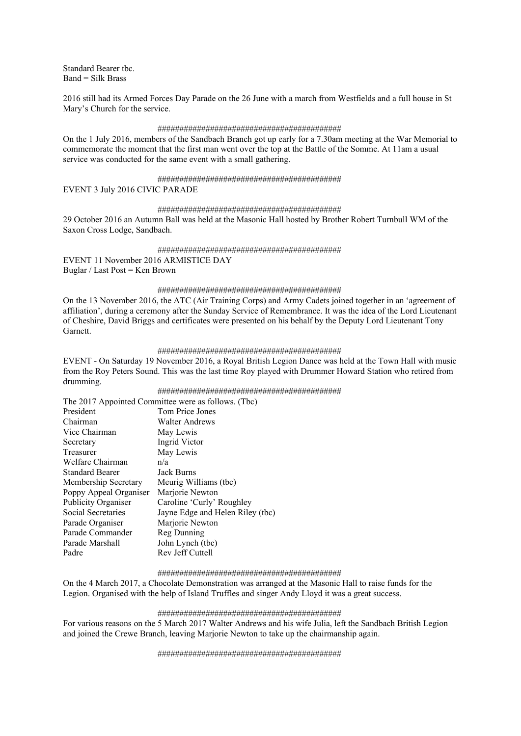Standard Bearer tbc.
Band = Silk Brass

2016 still had its Armed Forces Day Parade on the 26 June with a march from Westfields and a full house in St Mary's Church for the service.

##########################################

On the 1 July 2016, members of the Sandbach Branch got up early for a 7.30am meeting at the War Memorial to commemorate the moment that the first man went over the top at the Battle of the Somme. At 11am a usual service was conducted for the same event with a small gathering.

##########################################

EVENT 3 July 2016 CIVIC PARADE

##########################################

29 October 2016 an Autumn Ball was held at the Masonic Hall hosted by Brother Robert Turnbull WM of the Saxon Cross Lodge, Sandbach.

##########################################

EVENT 11 November 2016 ARMISTICE DAY
Buglar / Last Post = Ken Brown

##########################################

On the 13 November 2016, the ATC (Air Training Corps) and Army Cadets joined together in an 'agreement of affiliation', during a ceremony after the Sunday Service of Remembrance. It was the idea of the Lord Lieutenant of Cheshire, David Briggs and certificates were presented on his behalf by the Deputy Lord Lieutenant Tony Garnett.

##########################################

EVENT - On Saturday 19 November 2016, a Royal British Legion Dance was held at the Town Hall with music from the Roy Peters Sound. This was the last time Roy played with Drummer Howard Station who retired from drumming.

##########################################

The 2017 Appointed Committee were as follows. (Tbc)

| | |
|---|---|
| President | Tom Price Jones |
| Chairman | Walter Andrews |
| Vice Chairman | May Lewis |
| Secretary | Ingrid Victor |
| Treasurer | May Lewis |
| Welfare Chairman | n/a |
| Standard Bearer | Jack Burns |
| Membership Secretary | Meurig Williams (tbc) |
| Poppy Appeal Organiser | Marjorie Newton |
| Publicity Organiser | Caroline 'Curly' Roughley |
| Social Secretaries | Jayne Edge and Helen Riley (tbc) |
| Parade Organiser | Marjorie Newton |
| Parade Commander | Reg Dunning |
| Parade Marshall | John Lynch (tbc) |
| Padre | Rev Jeff Cuttell |

##########################################

On the 4 March 2017, a Chocolate Demonstration was arranged at the Masonic Hall to raise funds for the Legion. Organised with the help of Island Truffles and singer Andy Lloyd it was a great success.

##########################################

For various reasons on the 5 March 2017 Walter Andrews and his wife Julia, left the Sandbach British Legion and joined the Crewe Branch, leaving Marjorie Newton to take up the chairmanship again.

##########################################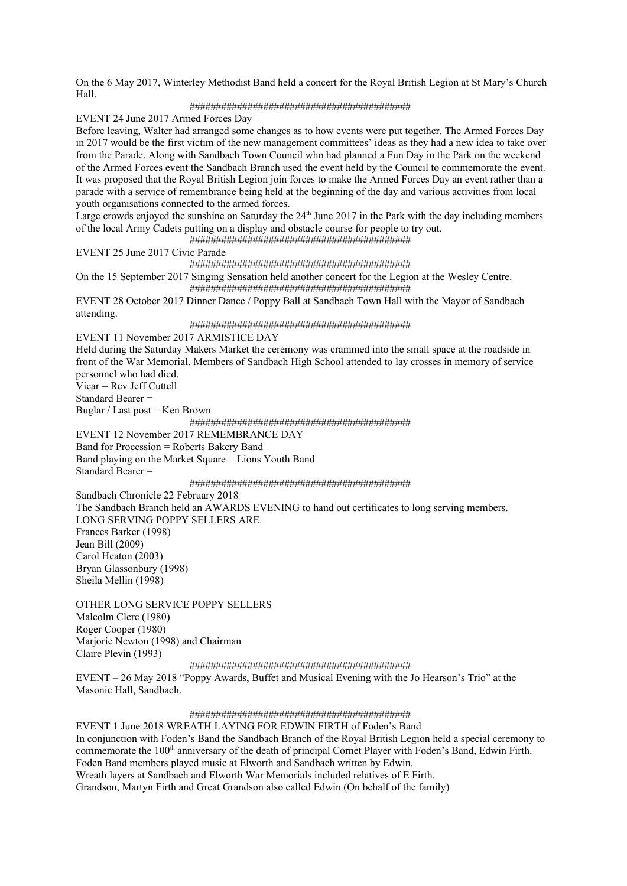On the 6 May 2017, Winterley Methodist Band held a concert for the Royal British Legion at St Mary's Church Hall.

##########################################

EVENT 24 June 2017 Armed Forces Day

Before leaving, Walter had arranged some changes as to how events were put together. The Armed Forces Day in 2017 would be the first victim of the new management committees' ideas as they had a new idea to take over from the Parade. Along with Sandbach Town Council who had planned a Fun Day in the Park on the weekend of the Armed Forces event the Sandbach Branch used the event held by the Council to commemorate the event. It was proposed that the Royal British Legion join forces to make the Armed Forces Day an event rather than a parade with a service of remembrance being held at the beginning of the day and various activities from local youth organisations connected to the armed forces.

Large crowds enjoyed the sunshine on Saturday the 24th June 2017 in the Park with the day including members of the local Army Cadets putting on a display and obstacle course for people to try out.

##########################################

EVENT 25 June 2017 Civic Parade

##########################################

On the 15 September 2017 Singing Sensation held another concert for the Legion at the Wesley Centre.

##########################################

EVENT 28 October 2017 Dinner Dance / Poppy Ball at Sandbach Town Hall with the Mayor of Sandbach attending.

##########################################

EVENT 11 November 2017 ARMISTICE DAY

Held during the Saturday Makers Market the ceremony was crammed into the small space at the roadside in front of the War Memorial. Members of Sandbach High School attended to lay crosses in memory of service personnel who had died.

Vicar = Rev Jeff Cuttell

Standard Bearer =

Buglar / Last post = Ken Brown

##########################################

EVENT 12 November 2017 REMEMBRANCE DAY

Band for Procession = Roberts Bakery Band

Band playing on the Market Square = Lions Youth Band

Standard Bearer =

##########################################

Sandbach Chronicle 22 February 2018

The Sandbach Branch held an AWARDS EVENING to hand out certificates to long serving members.

LONG SERVING POPPY SELLERS ARE.

Frances Barker (1998)  
Jean Bill (2009)  
Carol Heaton (2003)  
Bryan Glassonbury (1998)  
Sheila Mellin (1998)

OTHER LONG SERVICE POPPY SELLERS

Malcolm Clerc (1980)  
Roger Cooper (1980)  
Marjorie Newton (1998) and Chairman  
Claire Plevin (1993)

##########################################

EVENT – 26 May 2018 "Poppy Awards, Buffet and Musical Evening with the Jo Hearson's Trio" at the Masonic Hall, Sandbach.

##########################################

EVENT 1 June 2018 WREATH LAYING FOR EDWIN FIRTH of Foden's Band

In conjunction with Foden's Band the Sandbach Branch of the Royal British Legion held a special ceremony to commemorate the 100th anniversary of the death of principal Cornet Player with Foden's Band, Edwin Firth.

Foden Band members played music at Elworth and Sandbach written by Edwin.

Wreath layers at Sandbach and Elworth War Memorials included relatives of E Firth.

Grandson, Martyn Firth and Great Grandson also called Edwin (On behalf of the family)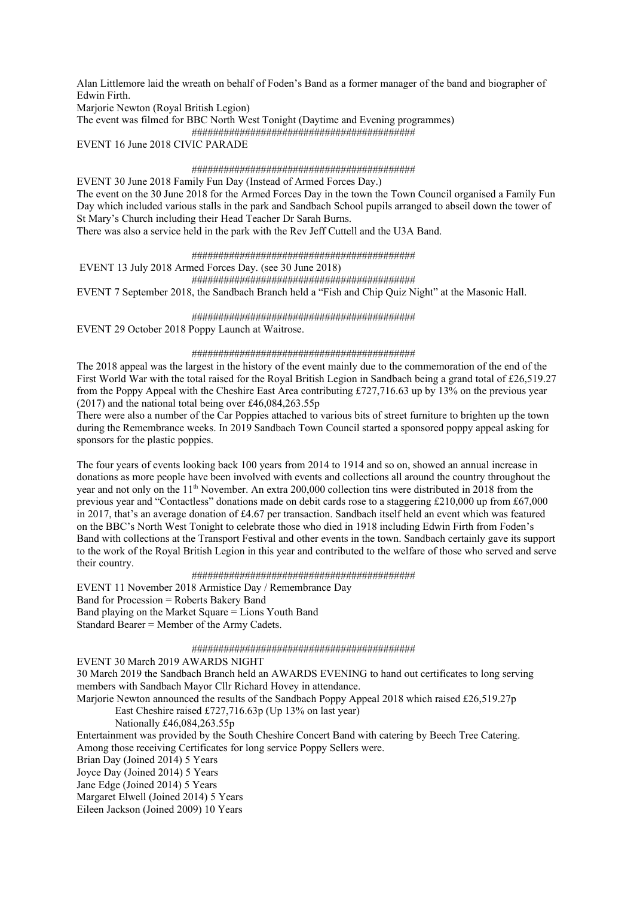Alan Littlemore laid the wreath on behalf of Foden's Band as a former manager of the band and biographer of Edwin Firth.

Marjorie Newton (Royal British Legion)

The event was filmed for BBC North West Tonight (Daytime and Evening programmes)

##########################################

EVENT 16 June 2018 CIVIC PARADE

##########################################

EVENT 30 June 2018 Family Fun Day (Instead of Armed Forces Day.)

The event on the 30 June 2018 for the Armed Forces Day in the town the Town Council organised a Family Fun Day which included various stalls in the park and Sandbach School pupils arranged to abseil down the tower of St Mary's Church including their Head Teacher Dr Sarah Burns.

There was also a service held in the park with the Rev Jeff Cuttell and the U3A Band.

##########################################

EVENT 13 July 2018 Armed Forces Day. (see 30 June 2018)

##########################################

EVENT 7 September 2018, the Sandbach Branch held a "Fish and Chip Quiz Night" at the Masonic Hall.

##########################################

EVENT 29 October 2018 Poppy Launch at Waitrose.

##########################################

The 2018 appeal was the largest in the history of the event mainly due to the commemoration of the end of the First World War with the total raised for the Royal British Legion in Sandbach being a grand total of £26,519.27 from the Poppy Appeal with the Cheshire East Area contributing £727,716.63 up by 13% on the previous year (2017) and the national total being over £46,084,263.55p

There were also a number of the Car Poppies attached to various bits of street furniture to brighten up the town during the Remembrance weeks. In 2019 Sandbach Town Council started a sponsored poppy appeal asking for sponsors for the plastic poppies.

The four years of events looking back 100 years from 2014 to 1914 and so on, showed an annual increase in donations as more people have been involved with events and collections all around the country throughout the year and not only on the 11th November. An extra 200,000 collection tins were distributed in 2018 from the previous year and "Contactless" donations made on debit cards rose to a staggering £210,000 up from £67,000 in 2017, that's an average donation of £4.67 per transaction. Sandbach itself held an event which was featured on the BBC's North West Tonight to celebrate those who died in 1918 including Edwin Firth from Foden's Band with collections at the Transport Festival and other events in the town. Sandbach certainly gave its support to the work of the Royal British Legion in this year and contributed to the welfare of those who served and serve their country.

##########################################

EVENT 11 November 2018 Armistice Day / Remembrance Day

Band for Procession = Roberts Bakery Band

Band playing on the Market Square = Lions Youth Band

Standard Bearer = Member of the Army Cadets.

##########################################

EVENT 30 March 2019 AWARDS NIGHT

30 March 2019 the Sandbach Branch held an AWARDS EVENING to hand out certificates to long serving members with Sandbach Mayor Cllr Richard Hovey in attendance.

Marjorie Newton announced the results of the Sandbach Poppy Appeal 2018 which raised £26,519.27p

East Cheshire raised £727,716.63p (Up 13% on last year)

Nationally £46,084,263.55p

Entertainment was provided by the South Cheshire Concert Band with catering by Beech Tree Catering.

Among those receiving Certificates for long service Poppy Sellers were.

Brian Day (Joined 2014) 5 Years

Joyce Day (Joined 2014) 5 Years

Jane Edge (Joined 2014) 5 Years

Margaret Elwell (Joined 2014) 5 Years

Eileen Jackson (Joined 2009) 10 Years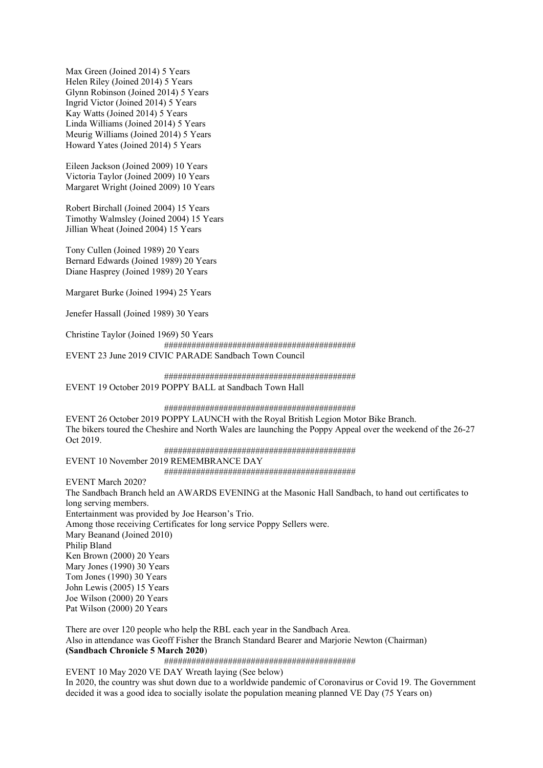Max Green (Joined 2014) 5 Years
Helen Riley (Joined 2014) 5 Years
Glynn Robinson (Joined 2014) 5 Years
Ingrid Victor (Joined 2014) 5 Years
Kay Watts (Joined 2014) 5 Years
Linda Williams (Joined 2014) 5 Years
Meurig Williams (Joined 2014) 5 Years
Howard Yates (Joined 2014) 5 Years

Eileen Jackson (Joined 2009) 10 Years
Victoria Taylor (Joined 2009) 10 Years
Margaret Wright (Joined 2009) 10 Years

Robert Birchall (Joined 2004) 15 Years
Timothy Walmsley (Joined 2004) 15 Years
Jillian Wheat (Joined 2004) 15 Years

Tony Cullen (Joined 1989) 20 Years
Bernard Edwards (Joined 1989) 20 Years
Diane Hasprey (Joined 1989) 20 Years

Margaret Burke (Joined 1994) 25 Years

Jenefer Hassall (Joined 1989) 30 Years

Christine Taylor (Joined 1969) 50 Years

##########################################

EVENT 23 June 2019 CIVIC PARADE Sandbach Town Council

##########################################

EVENT 19 October 2019 POPPY BALL at Sandbach Town Hall

##########################################

EVENT 26 October 2019 POPPY LAUNCH with the Royal British Legion Motor Bike Branch.
The bikers toured the Cheshire and North Wales are launching the Poppy Appeal over the weekend of the 26-27 Oct 2019.

##########################################

EVENT 10 November 2019 REMEMBRANCE DAY

##########################################

EVENT March 2020?
The Sandbach Branch held an AWARDS EVENING at the Masonic Hall Sandbach, to hand out certificates to long serving members.
Entertainment was provided by Joe Hearson's Trio.
Among those receiving Certificates for long service Poppy Sellers were.
Mary Beanand (Joined 2010)
Philip Bland
Ken Brown (2000) 20 Years
Mary Jones (1990) 30 Years
Tom Jones (1990) 30 Years
John Lewis (2005) 15 Years
Joe Wilson (2000) 20 Years
Pat Wilson (2000) 20 Years

There are over 120 people who help the RBL each year in the Sandbach Area.
Also in attendance was Geoff Fisher the Branch Standard Bearer and Marjorie Newton (Chairman)
**(Sandbach Chronicle 5 March 2020)**

##########################################

EVENT 10 May 2020 VE DAY Wreath laying (See below)
In 2020, the country was shut down due to a worldwide pandemic of Coronavirus or Covid 19. The Government decided it was a good idea to socially isolate the population meaning planned VE Day (75 Years on)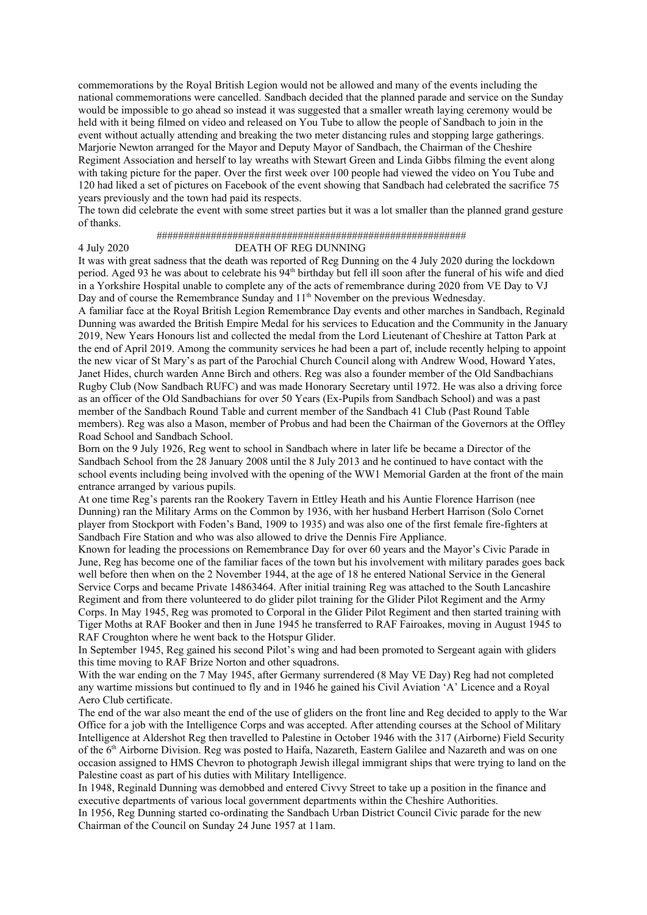commemorations by the Royal British Legion would not be allowed and many of the events including the national commemorations were cancelled. Sandbach decided that the planned parade and service on the Sunday would be impossible to go ahead so instead it was suggested that a smaller wreath laying ceremony would be held with it being filmed on video and released on You Tube to allow the people of Sandbach to join in the event without actually attending and breaking the two meter distancing rules and stopping large gatherings. Marjorie Newton arranged for the Mayor and Deputy Mayor of Sandbach, the Chairman of the Cheshire Regiment Association and herself to lay wreaths with Stewart Green and Linda Gibbs filming the event along with taking picture for the paper. Over the first week over 100 people had viewed the video on You Tube and 120 had liked a set of pictures on Facebook of the event showing that Sandbach had celebrated the sacrifice 75 years previously and the town had paid its respects.

The town did celebrate the event with some street parties but it was a lot smaller than the planned grand gesture of thanks.

########################################################

4 July 2020 DEATH OF REG DUNNING

It was with great sadness that the death was reported of Reg Dunning on the 4 July 2020 during the lockdown period. Aged 93 he was about to celebrate his 94th birthday but fell ill soon after the funeral of his wife and died in a Yorkshire Hospital unable to complete any of the acts of remembrance during 2020 from VE Day to VJ Day and of course the Remembrance Sunday and 11th November on the previous Wednesday.

A familiar face at the Royal British Legion Remembrance Day events and other marches in Sandbach, Reginald Dunning was awarded the British Empire Medal for his services to Education and the Community in the January 2019, New Years Honours list and collected the medal from the Lord Lieutenant of Cheshire at Tatton Park at the end of April 2019. Among the community services he had been a part of, include recently helping to appoint the new vicar of St Mary's as part of the Parochial Church Council along with Andrew Wood, Howard Yates, Janet Hides, church warden Anne Birch and others. Reg was also a founder member of the Old Sandbachians Rugby Club (Now Sandbach RUFC) and was made Honorary Secretary until 1972. He was also a driving force as an officer of the Old Sandbachians for over 50 Years (Ex-Pupils from Sandbach School) and was a past member of the Sandbach Round Table and current member of the Sandbach 41 Club (Past Round Table members). Reg was also a Mason, member of Probus and had been the Chairman of the Governors at the Offley Road School and Sandbach School.

Born on the 9 July 1926, Reg went to school in Sandbach where in later life be became a Director of the Sandbach School from the 28 January 2008 until the 8 July 2013 and he continued to have contact with the school events including being involved with the opening of the WW1 Memorial Garden at the front of the main entrance arranged by various pupils.

At one time Reg's parents ran the Rookery Tavern in Ettley Heath and his Auntie Florence Harrison (nee Dunning) ran the Military Arms on the Common by 1936, with her husband Herbert Harrison (Solo Cornet player from Stockport with Foden's Band, 1909 to 1935) and was also one of the first female fire-fighters at Sandbach Fire Station and who was also allowed to drive the Dennis Fire Appliance.

Known for leading the processions on Remembrance Day for over 60 years and the Mayor's Civic Parade in June, Reg has become one of the familiar faces of the town but his involvement with military parades goes back well before then when on the 2 November 1944, at the age of 18 he entered National Service in the General Service Corps and became Private 14863464. After initial training Reg was attached to the South Lancashire Regiment and from there volunteered to do glider pilot training for the Glider Pilot Regiment and the Army Corps. In May 1945, Reg was promoted to Corporal in the Glider Pilot Regiment and then started training with Tiger Moths at RAF Booker and then in June 1945 he transferred to RAF Fairoakes, moving in August 1945 to RAF Croughton where he went back to the Hotspur Glider.

In September 1945, Reg gained his second Pilot's wing and had been promoted to Sergeant again with gliders this time moving to RAF Brize Norton and other squadrons.

With the war ending on the 7 May 1945, after Germany surrendered (8 May VE Day) Reg had not completed any wartime missions but continued to fly and in 1946 he gained his Civil Aviation 'A' Licence and a Royal Aero Club certificate.

The end of the war also meant the end of the use of gliders on the front line and Reg decided to apply to the War Office for a job with the Intelligence Corps and was accepted. After attending courses at the School of Military Intelligence at Aldershot Reg then travelled to Palestine in October 1946 with the 317 (Airborne) Field Security of the 6th Airborne Division. Reg was posted to Haifa, Nazareth, Eastern Galilee and Nazareth and was on one occasion assigned to HMS Chevron to photograph Jewish illegal immigrant ships that were trying to land on the Palestine coast as part of his duties with Military Intelligence.

In 1948, Reginald Dunning was demobbed and entered Civvy Street to take up a position in the finance and executive departments of various local government departments within the Cheshire Authorities.

In 1956, Reg Dunning started co-ordinating the Sandbach Urban District Council Civic parade for the new Chairman of the Council on Sunday 24 June 1957 at 11am.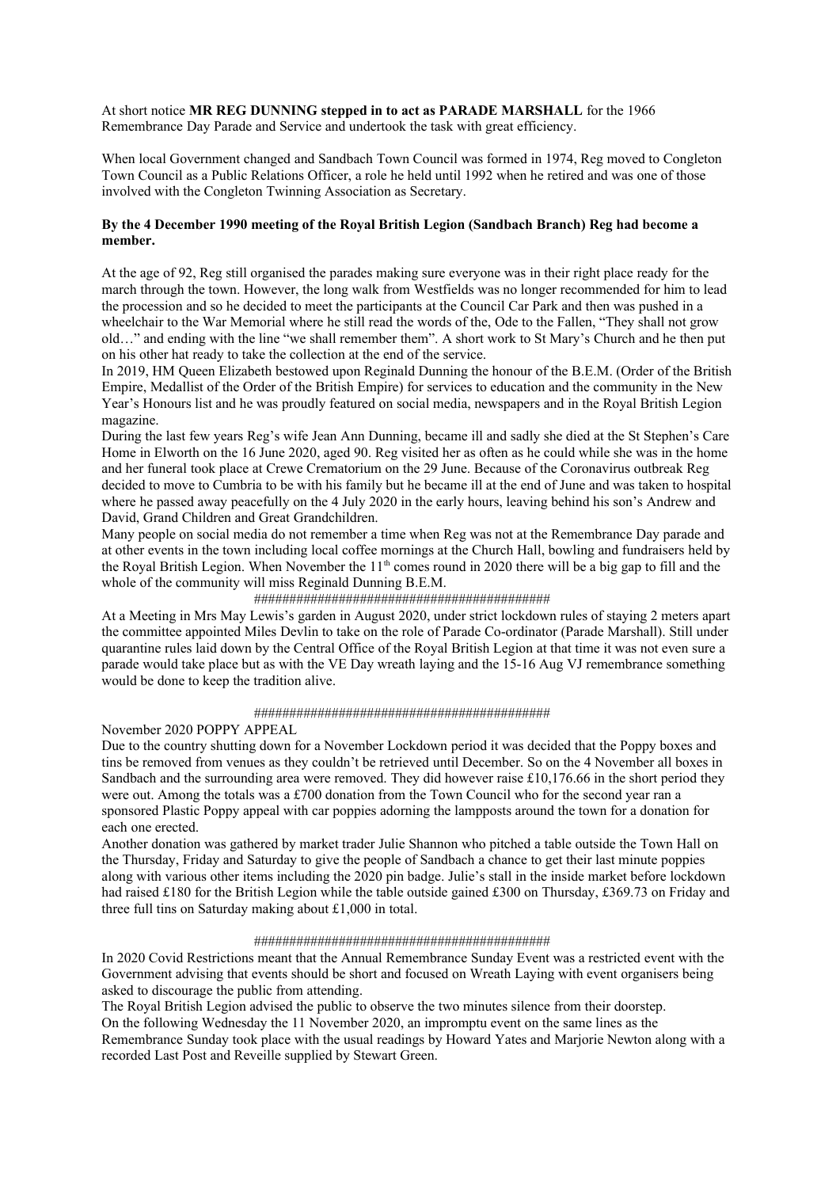At short notice **MR REG DUNNING stepped in to act as PARADE MARSHALL** for the 1966 Remembrance Day Parade and Service and undertook the task with great efficiency.

When local Government changed and Sandbach Town Council was formed in 1974, Reg moved to Congleton Town Council as a Public Relations Officer, a role he held until 1992 when he retired and was one of those involved with the Congleton Twinning Association as Secretary.

**By the 4 December 1990 meeting of the Royal British Legion (Sandbach Branch) Reg had become a member.**

At the age of 92, Reg still organised the parades making sure everyone was in their right place ready for the march through the town. However, the long walk from Westfields was no longer recommended for him to lead the procession and so he decided to meet the participants at the Council Car Park and then was pushed in a wheelchair to the War Memorial where he still read the words of the, Ode to the Fallen, "They shall not grow old…" and ending with the line "we shall remember them". A short work to St Mary's Church and he then put on his other hat ready to take the collection at the end of the service.

In 2019, HM Queen Elizabeth bestowed upon Reginald Dunning the honour of the B.E.M. (Order of the British Empire, Medallist of the Order of the British Empire) for services to education and the community in the New Year's Honours list and he was proudly featured on social media, newspapers and in the Royal British Legion magazine.

During the last few years Reg's wife Jean Ann Dunning, became ill and sadly she died at the St Stephen's Care Home in Elworth on the 16 June 2020, aged 90. Reg visited her as often as he could while she was in the home and her funeral took place at Crewe Crematorium on the 29 June. Because of the Coronavirus outbreak Reg decided to move to Cumbria to be with his family but he became ill at the end of June and was taken to hospital where he passed away peacefully on the 4 July 2020 in the early hours, leaving behind his son's Andrew and David, Grand Children and Great Grandchildren.

Many people on social media do not remember a time when Reg was not at the Remembrance Day parade and at other events in the town including local coffee mornings at the Church Hall, bowling and fundraisers held by the Royal British Legion. When November the 11th comes round in 2020 there will be a big gap to fill and the whole of the community will miss Reginald Dunning B.E.M.

##########################################

At a Meeting in Mrs May Lewis's garden in August 2020, under strict lockdown rules of staying 2 meters apart the committee appointed Miles Devlin to take on the role of Parade Co-ordinator (Parade Marshall). Still under quarantine rules laid down by the Central Office of the Royal British Legion at that time it was not even sure a parade would take place but as with the VE Day wreath laying and the 15-16 Aug VJ remembrance something would be done to keep the tradition alive.

##########################################

November 2020 POPPY APPEAL

Due to the country shutting down for a November Lockdown period it was decided that the Poppy boxes and tins be removed from venues as they couldn't be retrieved until December. So on the 4 November all boxes in Sandbach and the surrounding area were removed. They did however raise £10,176.66 in the short period they were out. Among the totals was a £700 donation from the Town Council who for the second year ran a sponsored Plastic Poppy appeal with car poppies adorning the lampposts around the town for a donation for each one erected.

Another donation was gathered by market trader Julie Shannon who pitched a table outside the Town Hall on the Thursday, Friday and Saturday to give the people of Sandbach a chance to get their last minute poppies along with various other items including the 2020 pin badge. Julie's stall in the inside market before lockdown had raised £180 for the British Legion while the table outside gained £300 on Thursday, £369.73 on Friday and three full tins on Saturday making about £1,000 in total.

##########################################

In 2020 Covid Restrictions meant that the Annual Remembrance Sunday Event was a restricted event with the Government advising that events should be short and focused on Wreath Laying with event organisers being asked to discourage the public from attending.

The Royal British Legion advised the public to observe the two minutes silence from their doorstep.

On the following Wednesday the 11 November 2020, an impromptu event on the same lines as the Remembrance Sunday took place with the usual readings by Howard Yates and Marjorie Newton along with a recorded Last Post and Reveille supplied by Stewart Green.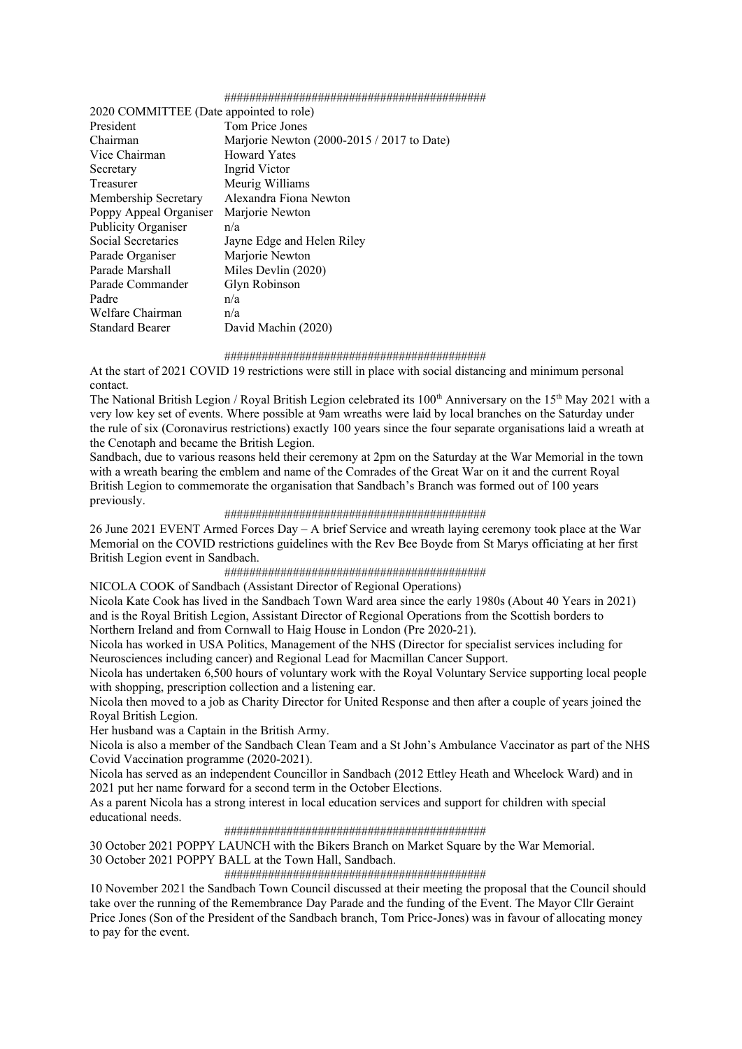##########################################

2020 COMMITTEE (Date appointed to role)

| | |
|---|---|
| President | Tom Price Jones |
| Chairman | Marjorie Newton (2000-2015 / 2017 to Date) |
| Vice Chairman | Howard Yates |
| Secretary | Ingrid Victor |
| Treasurer | Meurig Williams |
| Membership Secretary | Alexandra Fiona Newton |
| Poppy Appeal Organiser | Marjorie Newton |
| Publicity Organiser | n/a |
| Social Secretaries | Jayne Edge and Helen Riley |
| Parade Organiser | Marjorie Newton |
| Parade Marshall | Miles Devlin (2020) |
| Parade Commander | Glyn Robinson |
| Padre | n/a |
| Welfare Chairman | n/a |
| Standard Bearer | David Machin (2020) |

##########################################

At the start of 2021 COVID 19 restrictions were still in place with social distancing and minimum personal contact.

The National British Legion / Royal British Legion celebrated its 100th Anniversary on the 15th May 2021 with a very low key set of events. Where possible at 9am wreaths were laid by local branches on the Saturday under the rule of six (Coronavirus restrictions) exactly 100 years since the four separate organisations laid a wreath at the Cenotaph and became the British Legion.

Sandbach, due to various reasons held their ceremony at 2pm on the Saturday at the War Memorial in the town with a wreath bearing the emblem and name of the Comrades of the Great War on it and the current Royal British Legion to commemorate the organisation that Sandbach's Branch was formed out of 100 years previously.

##########################################

26 June 2021 EVENT Armed Forces Day – A brief Service and wreath laying ceremony took place at the War Memorial on the COVID restrictions guidelines with the Rev Bee Boyde from St Marys officiating at her first British Legion event in Sandbach.

##########################################

NICOLA COOK of Sandbach (Assistant Director of Regional Operations)

Nicola Kate Cook has lived in the Sandbach Town Ward area since the early 1980s (About 40 Years in 2021) and is the Royal British Legion, Assistant Director of Regional Operations from the Scottish borders to Northern Ireland and from Cornwall to Haig House in London (Pre 2020-21).

Nicola has worked in USA Politics, Management of the NHS (Director for specialist services including for Neurosciences including cancer) and Regional Lead for Macmillan Cancer Support.

Nicola has undertaken 6,500 hours of voluntary work with the Royal Voluntary Service supporting local people with shopping, prescription collection and a listening ear.

Nicola then moved to a job as Charity Director for United Response and then after a couple of years joined the Royal British Legion.

Her husband was a Captain in the British Army.

Nicola is also a member of the Sandbach Clean Team and a St John's Ambulance Vaccinator as part of the NHS Covid Vaccination programme (2020-2021).

Nicola has served as an independent Councillor in Sandbach (2012 Ettley Heath and Wheelock Ward) and in 2021 put her name forward for a second term in the October Elections.

As a parent Nicola has a strong interest in local education services and support for children with special educational needs.

##########################################

30 October 2021 POPPY LAUNCH with the Bikers Branch on Market Square by the War Memorial.
30 October 2021 POPPY BALL at the Town Hall, Sandbach.

##########################################

10 November 2021 the Sandbach Town Council discussed at their meeting the proposal that the Council should take over the running of the Remembrance Day Parade and the funding of the Event. The Mayor Cllr Geraint Price Jones (Son of the President of the Sandbach branch, Tom Price-Jones) was in favour of allocating money to pay for the event.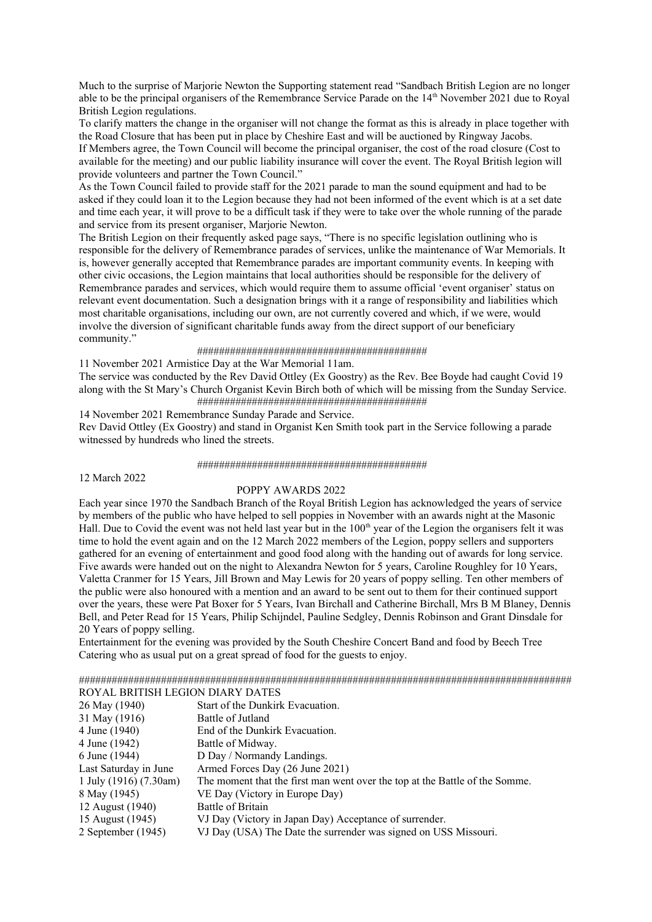Much to the surprise of Marjorie Newton the Supporting statement read "Sandbach British Legion are no longer able to be the principal organisers of the Remembrance Service Parade on the 14th November 2021 due to Royal British Legion regulations.

To clarify matters the change in the organiser will not change the format as this is already in place together with the Road Closure that has been put in place by Cheshire East and will be auctioned by Ringway Jacobs.

If Members agree, the Town Council will become the principal organiser, the cost of the road closure (Cost to available for the meeting) and our public liability insurance will cover the event. The Royal British legion will provide volunteers and partner the Town Council."

As the Town Council failed to provide staff for the 2021 parade to man the sound equipment and had to be asked if they could loan it to the Legion because they had not been informed of the event which is at a set date and time each year, it will prove to be a difficult task if they were to take over the whole running of the parade and service from its present organiser, Marjorie Newton.

The British Legion on their frequently asked page says, "There is no specific legislation outlining who is responsible for the delivery of Remembrance parades of services, unlike the maintenance of War Memorials. It is, however generally accepted that Remembrance parades are important community events. In keeping with other civic occasions, the Legion maintains that local authorities should be responsible for the delivery of Remembrance parades and services, which would require them to assume official 'event organiser' status on relevant event documentation. Such a designation brings with it a range of responsibility and liabilities which most charitable organisations, including our own, are not currently covered and which, if we were, would involve the diversion of significant charitable funds away from the direct support of our beneficiary community."

##########################################

11 November 2021 Armistice Day at the War Memorial 11am.

The service was conducted by the Rev David Ottley (Ex Goostry) as the Rev. Bee Boyde had caught Covid 19 along with the St Mary's Church Organist Kevin Birch both of which will be missing from the Sunday Service.

##########################################

14 November 2021 Remembrance Sunday Parade and Service.

Rev David Ottley (Ex Goostry) and stand in Organist Ken Smith took part in the Service following a parade witnessed by hundreds who lined the streets.

##########################################

12 March 2022

POPPY AWARDS 2022

Each year since 1970 the Sandbach Branch of the Royal British Legion has acknowledged the years of service by members of the public who have helped to sell poppies in November with an awards night at the Masonic Hall. Due to Covid the event was not held last year but in the 100th year of the Legion the organisers felt it was time to hold the event again and on the 12 March 2022 members of the Legion, poppy sellers and supporters gathered for an evening of entertainment and good food along with the handing out of awards for long service. Five awards were handed out on the night to Alexandra Newton for 5 years, Caroline Roughley for 10 Years, Valetta Cranmer for 15 Years, Jill Brown and May Lewis for 20 years of poppy selling. Ten other members of the public were also honoured with a mention and an award to be sent out to them for their continued support over the years, these were Pat Boxer for 5 Years, Ivan Birchall and Catherine Birchall, Mrs B M Blaney, Dennis Bell, and Peter Read for 15 Years, Philip Schijndel, Pauline Sedgley, Dennis Robinson and Grant Dinsdale for 20 Years of poppy selling.

Entertainment for the evening was provided by the South Cheshire Concert Band and food by Beech Tree Catering who as usual put on a great spread of food for the guests to enjoy.

##########################################################################################

ROYAL BRITISH LEGION DIARY DATES

| | |
|---|---|
| 26 May (1940) | Start of the Dunkirk Evacuation. |
| 31 May (1916) | Battle of Jutland |
| 4 June (1940) | End of the Dunkirk Evacuation. |
| 4 June (1942) | Battle of Midway. |
| 6 June (1944) | D Day / Normandy Landings. |
| Last Saturday in June | Armed Forces Day (26 June 2021) |
| 1 July (1916) (7.30am) | The moment that the first man went over the top at the Battle of the Somme. |
| 8 May (1945) | VE Day (Victory in Europe Day) |
| 12 August (1940) | Battle of Britain |
| 15 August (1945) | VJ Day (Victory in Japan Day) Acceptance of surrender. |
| 2 September (1945) | VJ Day (USA) The Date the surrender was signed on USS Missouri. |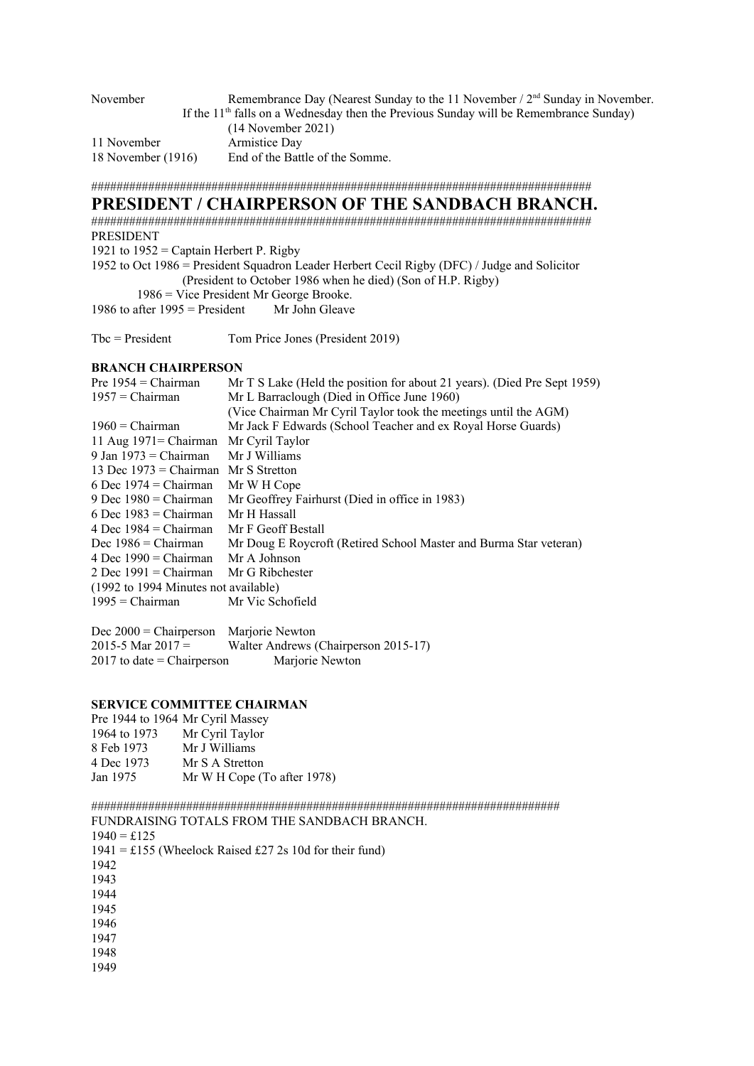November		Remembrance Day (Nearest Sunday to the 11 November / 2nd Sunday in November. If the 11th falls on a Wednesday then the Previous Sunday will be Remembrance Sunday) (14 November 2021)

11 November		Armistice Day

18 November (1916)	End of the Battle of the Somme.

################################################################################

# PRESIDENT / CHAIRPERSON OF THE SANDBACH BRANCH.

################################################################################

PRESIDENT

1921 to 1952 = Captain Herbert P. Rigby

1952 to Oct 1986 = President Squadron Leader Herbert Cecil Rigby (DFC) / Judge and Solicitor (President to October 1986 when he died) (Son of H.P. Rigby)

1986 = Vice President Mr George Brooke.

1986 to after 1995 = President	Mr John Gleave

Tbc = President		Tom Price Jones (President 2019)

**BRANCH CHAIRPERSON**

Pre 1954 = Chairman	Mr T S Lake (Held the position for about 21 years). (Died Pre Sept 1959)

1957 = Chairman		Mr L Barraclough (Died in Office June 1960)
(Vice Chairman Mr Cyril Taylor took the meetings until the AGM)

1960 = Chairman		Mr Jack F Edwards (School Teacher and ex Royal Horse Guards)

11 Aug 1971= Chairman	Mr Cyril Taylor

9 Jan 1973 = Chairman	Mr J Williams

13 Dec 1973 = Chairman	Mr S Stretton

6 Dec 1974 = Chairman	Mr W H Cope

9 Dec 1980 = Chairman	Mr Geoffrey Fairhurst (Died in office in 1983)

6 Dec 1983 = Chairman	Mr H Hassall

4 Dec 1984 = Chairman	Mr F Geoff Bestall

Dec 1986 = Chairman	Mr Doug E Roycroft (Retired School Master and Burma Star veteran)

4 Dec 1990 = Chairman	Mr A Johnson

2 Dec 1991 = Chairman	Mr G Ribchester

(1992 to 1994 Minutes not available)

1995 = Chairman		Mr Vic Schofield

Dec 2000 = Chairperson	Marjorie Newton

2015-5 Mar 2017 =	Walter Andrews (Chairperson 2015-17)

2017 to date = Chairperson	Marjorie Newton

**SERVICE COMMITTEE CHAIRMAN**

Pre 1944 to 1964 Mr Cyril Massey

1964 to 1973	Mr Cyril Taylor

8 Feb 1973	Mr J Williams

4 Dec 1973	Mr S A Stretton

Jan 1975	Mr W H Cope (To after 1978)

################################################################################

FUNDRAISING TOTALS FROM THE SANDBACH BRANCH.

1940 = £125

1941 = £155 (Wheelock Raised £27 2s 10d for their fund)

1942

1943

1944

1945

1946

1947

1948

1949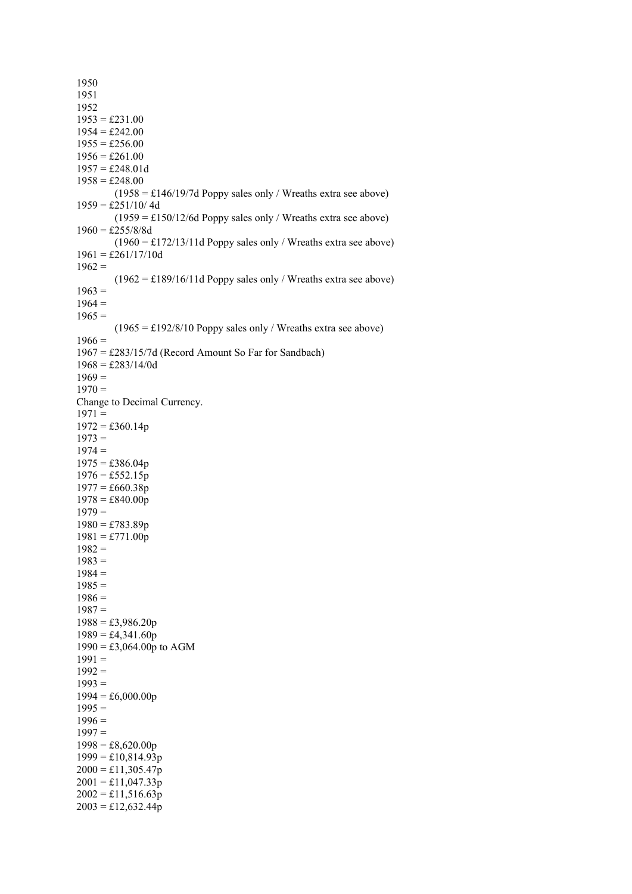1950
1951
1952
1953 = £231.00
1954 = £242.00
1955 = £256.00
1956 = £261.00
1957 = £248.01d
1958 = £248.00
    (1958 = £146/19/7d Poppy sales only / Wreaths extra see above)
1959 = £251/10/ 4d
    (1959 = £150/12/6d Poppy sales only / Wreaths extra see above)
1960 = £255/8/8d
    (1960 = £172/13/11d Poppy sales only / Wreaths extra see above)
1961 = £261/17/10d
1962 =
    (1962 = £189/16/11d Poppy sales only / Wreaths extra see above)
1963 =
1964 =
1965 =
    (1965 = £192/8/10 Poppy sales only / Wreaths extra see above)
1966 =
1967 = £283/15/7d (Record Amount So Far for Sandbach)
1968 = £283/14/0d
1969 =
1970 =
Change to Decimal Currency.
1971 =
1972 = £360.14p
1973 =
1974 =
1975 = £386.04p
1976 = £552.15p
1977 = £660.38p
1978 = £840.00p
1979 =
1980 = £783.89p
1981 = £771.00p
1982 =
1983 =
1984 =
1985 =
1986 =
1987 =
1988 = £3,986.20p
1989 = £4,341.60p
1990 = £3,064.00p to AGM
1991 =
1992 =
1993 =
1994 = £6,000.00p
1995 =
1996 =
1997 =
1998 = £8,620.00p
1999 = £10,814.93p
2000 = £11,305.47p
2001 = £11,047.33p
2002 = £11,516.63p
2003 = £12,632.44p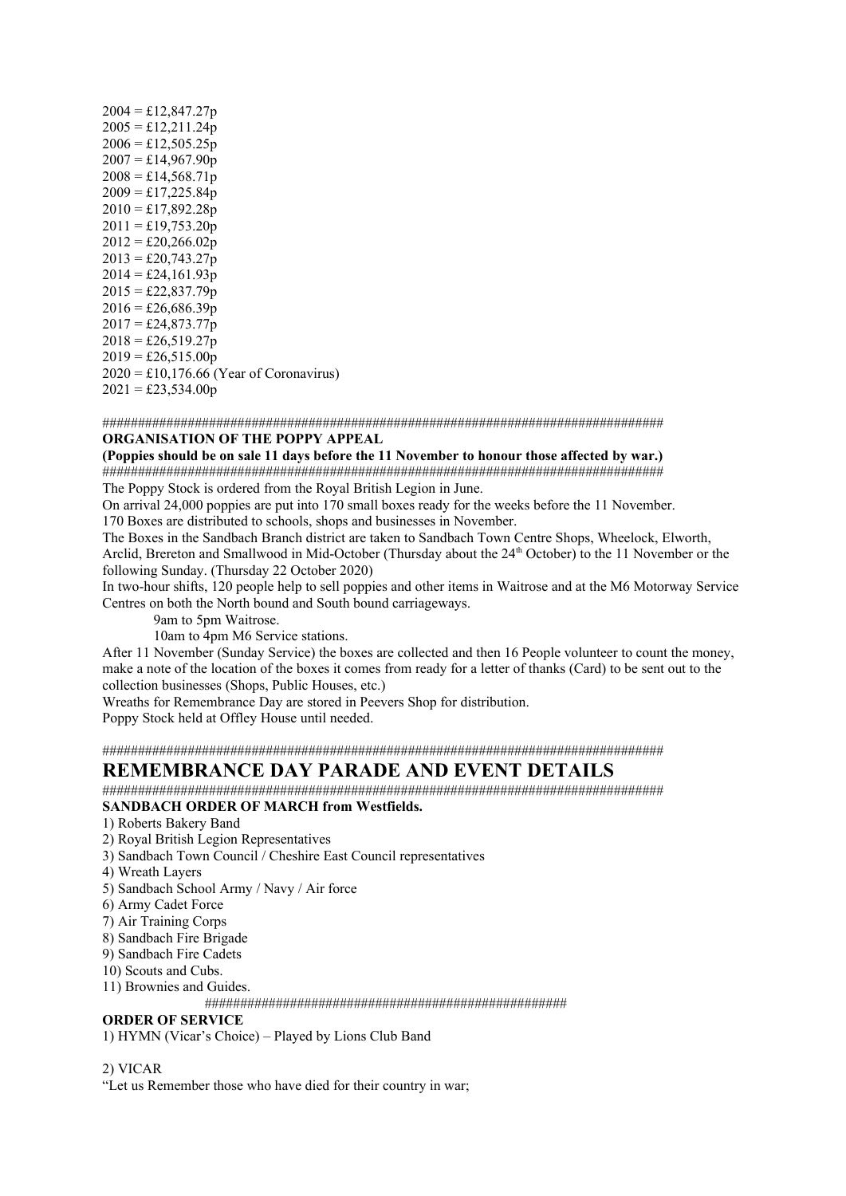2004 = £12,847.27p  
2005 = £12,211.24p  
2006 = £12,505.25p  
2007 = £14,967.90p  
2008 = £14,568.71p  
2009 = £17,225.84p  
2010 = £17,892.28p  
2011 = £19,753.20p  
2012 = £20,266.02p  
2013 = £20,743.27p  
2014 = £24,161.93p  
2015 = £22,837.79p  
2016 = £26,686.39p  
2017 = £24,873.77p  
2018 = £26,519.27p  
2019 = £26,515.00p  
2020 = £10,176.66 (Year of Coronavirus)  
2021 = £23,534.00p

################################################################################

**ORGANISATION OF THE POPPY APPEAL**

**(Poppies should be on sale 11 days before the 11 November to honour those affected by war.)**

################################################################################

The Poppy Stock is ordered from the Royal British Legion in June.

On arrival 24,000 poppies are put into 170 small boxes ready for the weeks before the 11 November.

170 Boxes are distributed to schools, shops and businesses in November.

The Boxes in the Sandbach Branch district are taken to Sandbach Town Centre Shops, Wheelock, Elworth, Arclid, Brereton and Smallwood in Mid-October (Thursday about the 24th October) to the 11 November or the following Sunday. (Thursday 22 October 2020)

In two-hour shifts, 120 people help to sell poppies and other items in Waitrose and at the M6 Motorway Service Centres on both the North bound and South bound carriageways.

9am to 5pm Waitrose.

10am to 4pm M6 Service stations.

After 11 November (Sunday Service) the boxes are collected and then 16 People volunteer to count the money, make a note of the location of the boxes it comes from ready for a letter of thanks (Card) to be sent out to the collection businesses (Shops, Public Houses, etc.)

Wreaths for Remembrance Day are stored in Peevers Shop for distribution.

Poppy Stock held at Offley House until needed.

################################################################################

# REMEMBRANCE DAY PARADE AND EVENT DETAILS

################################################################################

**SANDBACH ORDER OF MARCH from Westfields.**

1) Roberts Bakery Band
2) Royal British Legion Representatives
3) Sandbach Town Council / Cheshire East Council representatives
4) Wreath Layers
5) Sandbach School Army / Navy / Air force
6) Army Cadet Force
7) Air Training Corps
8) Sandbach Fire Brigade
9) Sandbach Fire Cadets
10) Scouts and Cubs.
11) Brownies and Guides.

##################################################

**ORDER OF SERVICE**

1) HYMN (Vicar's Choice) – Played by Lions Club Band

2) VICAR

"Let us Remember those who have died for their country in war;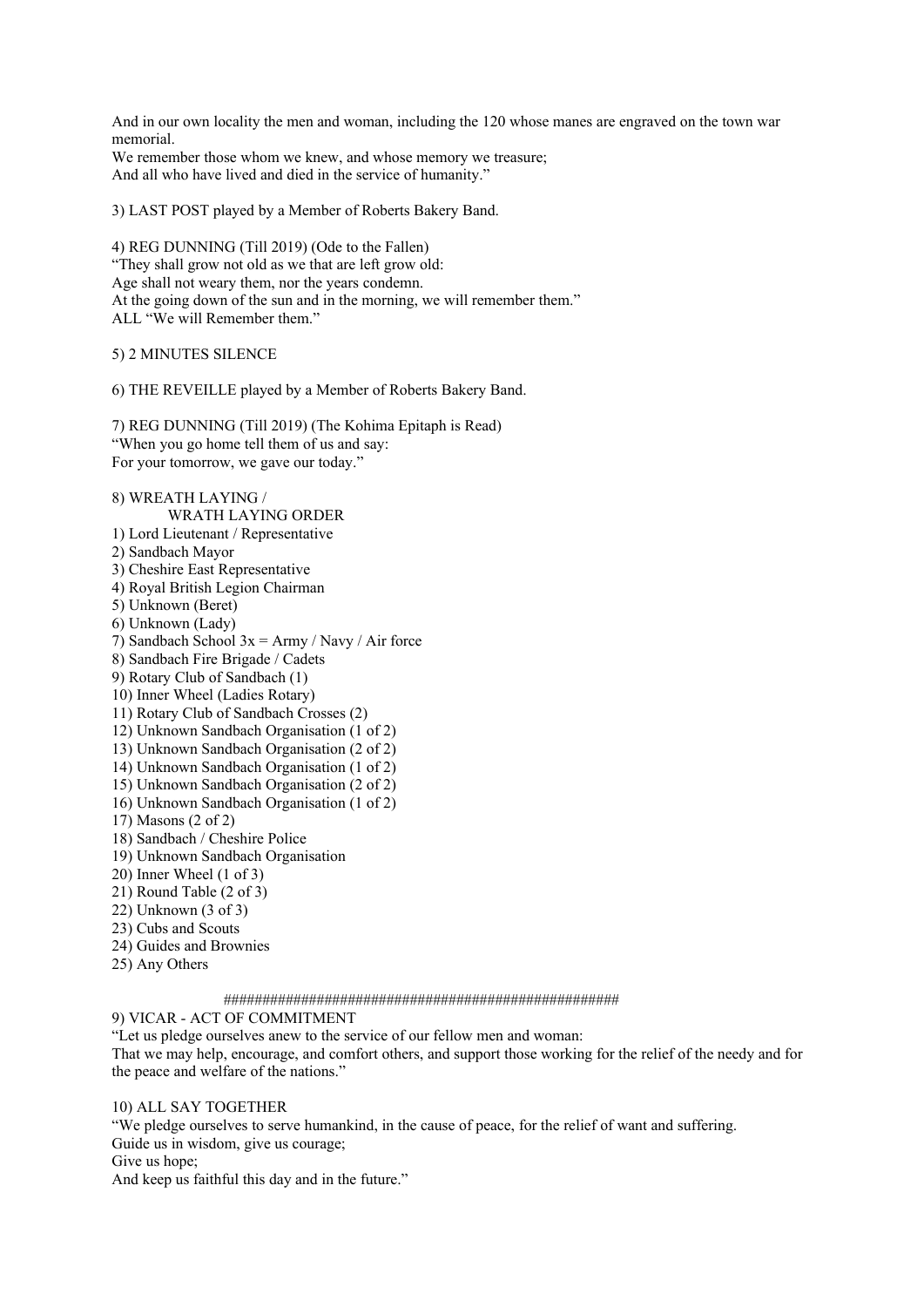And in our own locality the men and woman, including the 120 whose manes are engraved on the town war memorial.
We remember those whom we knew, and whose memory we treasure;
And all who have lived and died in the service of humanity."

3) LAST POST played by a Member of Roberts Bakery Band.

4) REG DUNNING (Till 2019) (Ode to the Fallen)
"They shall grow not old as we that are left grow old:
Age shall not weary them, nor the years condemn.
At the going down of the sun and in the morning, we will remember them."
ALL "We will Remember them."

5) 2 MINUTES SILENCE

6) THE REVEILLE played by a Member of Roberts Bakery Band.

7) REG DUNNING (Till 2019) (The Kohima Epitaph is Read)
"When you go home tell them of us and say:
For your tomorrow, we gave our today."

8) WREATH LAYING /
WRATH LAYING ORDER

1) Lord Lieutenant / Representative
2) Sandbach Mayor
3) Cheshire East Representative
4) Royal British Legion Chairman
5) Unknown (Beret)
6) Unknown (Lady)
7) Sandbach School 3x = Army / Navy / Air force
8) Sandbach Fire Brigade / Cadets
9) Rotary Club of Sandbach (1)
10) Inner Wheel (Ladies Rotary)
11) Rotary Club of Sandbach Crosses (2)
12) Unknown Sandbach Organisation (1 of 2)
13) Unknown Sandbach Organisation (2 of 2)
14) Unknown Sandbach Organisation (1 of 2)
15) Unknown Sandbach Organisation (2 of 2)
16) Unknown Sandbach Organisation (1 of 2)
17) Masons (2 of 2)
18) Sandbach / Cheshire Police
19) Unknown Sandbach Organisation
20) Inner Wheel (1 of 3)
21) Round Table (2 of 3)
22) Unknown (3 of 3)
23) Cubs and Scouts
24) Guides and Brownies
25) Any Others

##################################################

9) VICAR - ACT OF COMMITMENT
"Let us pledge ourselves anew to the service of our fellow men and woman:
That we may help, encourage, and comfort others, and support those working for the relief of the needy and for the peace and welfare of the nations."

10) ALL SAY TOGETHER
"We pledge ourselves to serve humankind, in the cause of peace, for the relief of want and suffering.
Guide us in wisdom, give us courage;
Give us hope;
And keep us faithful this day and in the future."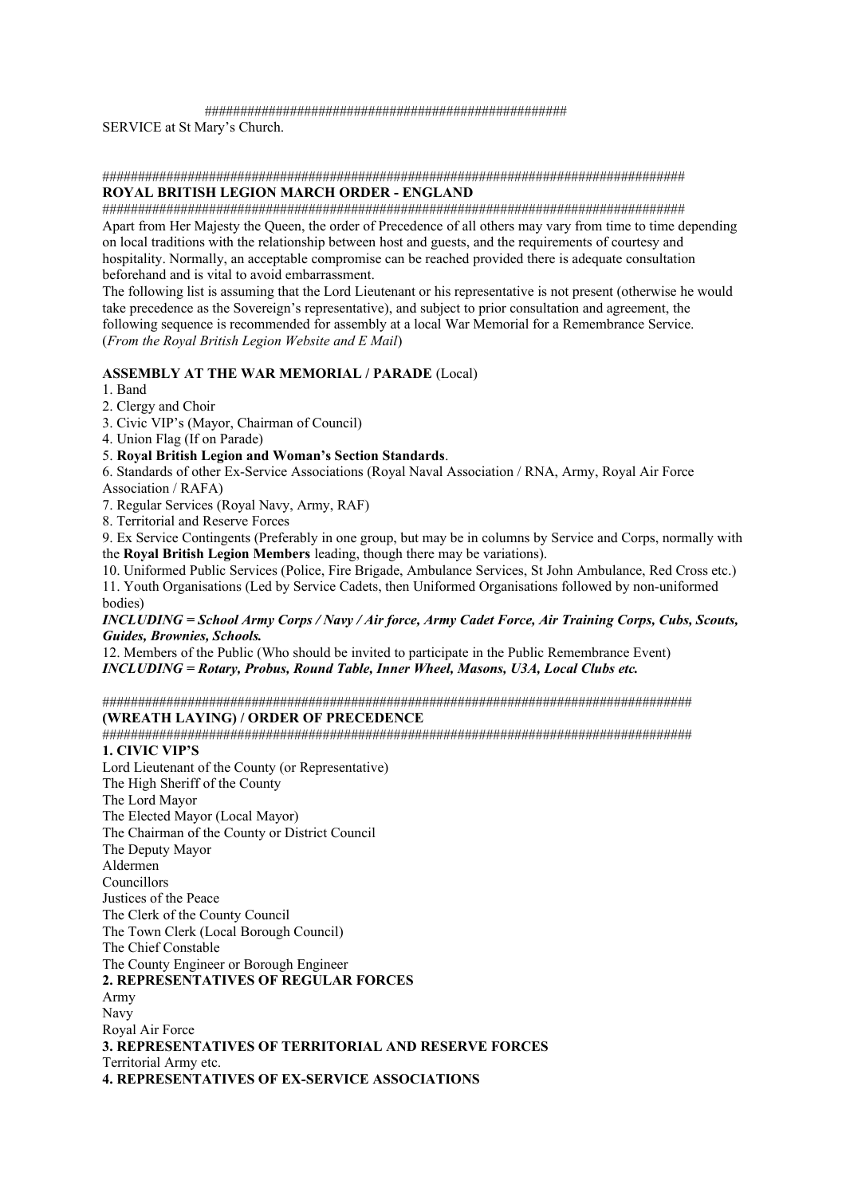##################################################

SERVICE at St Mary's Church.

####################################################################################

**ROYAL BRITISH LEGION MARCH ORDER - ENGLAND**

####################################################################################

Apart from Her Majesty the Queen, the order of Precedence of all others may vary from time to time depending on local traditions with the relationship between host and guests, and the requirements of courtesy and hospitality. Normally, an acceptable compromise can be reached provided there is adequate consultation beforehand and is vital to avoid embarrassment.

The following list is assuming that the Lord Lieutenant or his representative is not present (otherwise he would take precedence as the Sovereign's representative), and subject to prior consultation and agreement, the following sequence is recommended for assembly at a local War Memorial for a Remembrance Service.

(*From the Royal British Legion Website and E Mail*)

**ASSEMBLY AT THE WAR MEMORIAL / PARADE** (Local)

1. Band
2. Clergy and Choir
3. Civic VIP's (Mayor, Chairman of Council)
4. Union Flag (If on Parade)
5. **Royal British Legion and Woman's Section Standards**.
6. Standards of other Ex-Service Associations (Royal Naval Association / RNA, Army, Royal Air Force Association / RAFA)
7. Regular Services (Royal Navy, Army, RAF)
8. Territorial and Reserve Forces
9. Ex Service Contingents (Preferably in one group, but may be in columns by Service and Corps, normally with the **Royal British Legion Members** leading, though there may be variations).
10. Uniformed Public Services (Police, Fire Brigade, Ambulance Services, St John Ambulance, Red Cross etc.)
11. Youth Organisations (Led by Service Cadets, then Uniformed Organisations followed by non-uniformed bodies)

***INCLUDING = School Army Corps / Navy / Air force, Army Cadet Force, Air Training Corps, Cubs, Scouts, Guides, Brownies, Schools.***

12. Members of the Public (Who should be invited to participate in the Public Remembrance Event)

***INCLUDING = Rotary, Probus, Round Table, Inner Wheel, Masons, U3A, Local Clubs etc.***

####################################################################################

**(WREATH LAYING) / ORDER OF PRECEDENCE**

####################################################################################

**1. CIVIC VIP'S**

Lord Lieutenant of the County (or Representative)
The High Sheriff of the County
The Lord Mayor
The Elected Mayor (Local Mayor)
The Chairman of the County or District Council
The Deputy Mayor
Aldermen
Councillors
Justices of the Peace
The Clerk of the County Council
The Town Clerk (Local Borough Council)
The Chief Constable
The County Engineer or Borough Engineer

**2. REPRESENTATIVES OF REGULAR FORCES**

Army
Navy
Royal Air Force

**3. REPRESENTATIVES OF TERRITORIAL AND RESERVE FORCES**

Territorial Army etc.

**4. REPRESENTATIVES OF EX-SERVICE ASSOCIATIONS**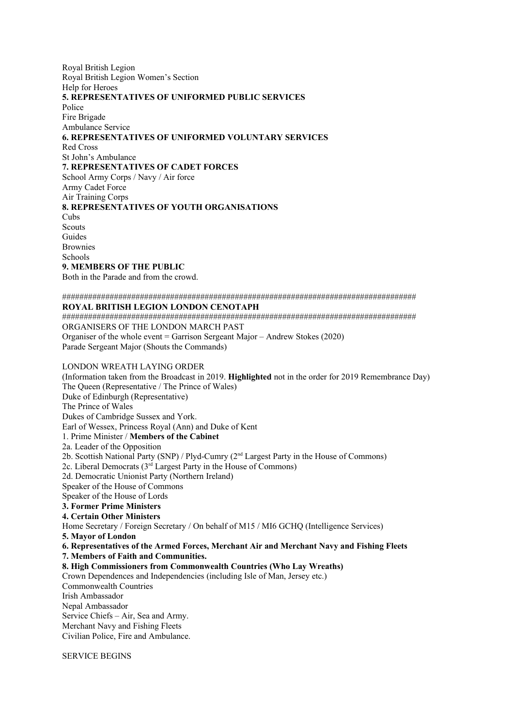Royal British Legion
Royal British Legion Women's Section
Help for Heroes

**5. REPRESENTATIVES OF UNIFORMED PUBLIC SERVICES**

Police
Fire Brigade
Ambulance Service

**6. REPRESENTATIVES OF UNIFORMED VOLUNTARY SERVICES**

Red Cross
St John's Ambulance

**7. REPRESENTATIVES OF CADET FORCES**

School Army Corps / Navy / Air force
Army Cadet Force
Air Training Corps

**8. REPRESENTATIVES OF YOUTH ORGANISATIONS**

Cubs
Scouts
Guides
Brownies
Schools

**9. MEMBERS OF THE PUBLIC**

Both in the Parade and from the crowd.

##################################################################################

**ROYAL BRITISH LEGION LONDON CENOTAPH**

##################################################################################

ORGANISERS OF THE LONDON MARCH PAST
Organiser of the whole event = Garrison Sergeant Major – Andrew Stokes (2020)
Parade Sergeant Major (Shouts the Commands)

LONDON WREATH LAYING ORDER
(Information taken from the Broadcast in 2019. **Highlighted** not in the order for 2019 Remembrance Day)
The Queen (Representative / The Prince of Wales)
Duke of Edinburgh (Representative)
The Prince of Wales
Dukes of Cambridge Sussex and York.
Earl of Wessex, Princess Royal (Ann) and Duke of Kent
1. Prime Minister / **Members of the Cabinet**
2a. Leader of the Opposition
2b. Scottish National Party (SNP) / Plyd-Cumry (2nd Largest Party in the House of Commons)
2c. Liberal Democrats (3rd Largest Party in the House of Commons)
2d. Democratic Unionist Party (Northern Ireland)
Speaker of the House of Commons
Speaker of the House of Lords
**3. Former Prime Ministers**
**4. Certain Other Ministers**
Home Secretary / Foreign Secretary / On behalf of M15 / MI6 GCHQ (Intelligence Services)
**5. Mayor of London**
**6. Representatives of the Armed Forces, Merchant Air and Merchant Navy and Fishing Fleets**
**7. Members of Faith and Communities.**
**8. High Commissioners from Commonwealth Countries (Who Lay Wreaths)**
Crown Dependences and Independencies (including Isle of Man, Jersey etc.)
Commonwealth Countries
Irish Ambassador
Nepal Ambassador
Service Chiefs – Air, Sea and Army.
Merchant Navy and Fishing Fleets
Civilian Police, Fire and Ambulance.

SERVICE BEGINS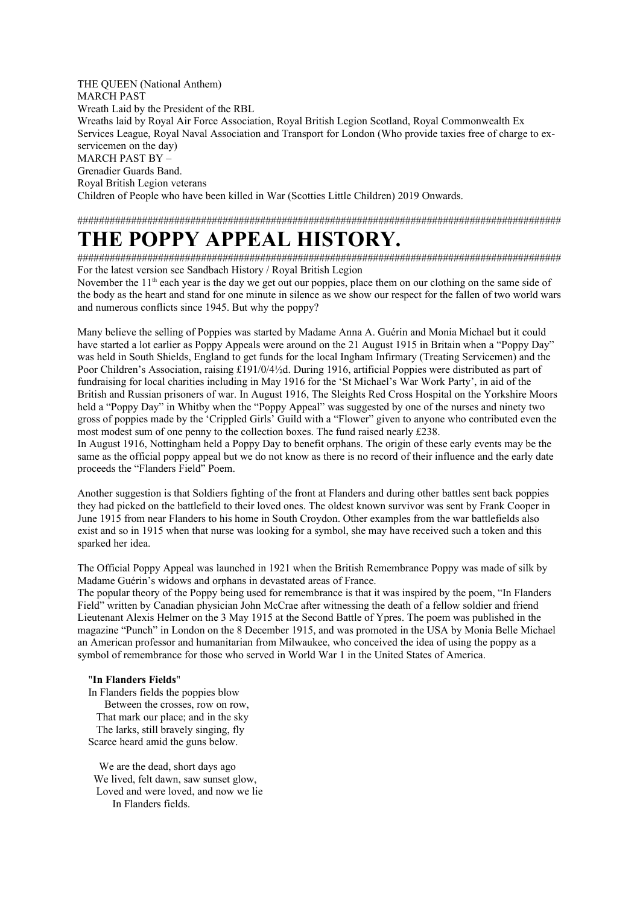THE QUEEN (National Anthem)
MARCH PAST
Wreath Laid by the President of the RBL
Wreaths laid by Royal Air Force Association, Royal British Legion Scotland, Royal Commonwealth Ex Services League, Royal Naval Association and Transport for London (Who provide taxies free of charge to ex-servicemen on the day)
MARCH PAST BY –
Grenadier Guards Band.
Royal British Legion veterans
Children of People who have been killed in War (Scotties Little Children) 2019 Onwards.

##########################################################################################

# THE POPPY APPEAL HISTORY.

##########################################################################################

For the latest version see Sandbach History / Royal British Legion
November the 11th each year is the day we get out our poppies, place them on our clothing on the same side of the body as the heart and stand for one minute in silence as we show our respect for the fallen of two world wars and numerous conflicts since 1945. But why the poppy?

Many believe the selling of Poppies was started by Madame Anna A. Guérin and Monia Michael but it could have started a lot earlier as Poppy Appeals were around on the 21 August 1915 in Britain when a "Poppy Day" was held in South Shields, England to get funds for the local Ingham Infirmary (Treating Servicemen) and the Poor Children's Association, raising £191/0/4½d. During 1916, artificial Poppies were distributed as part of fundraising for local charities including in May 1916 for the 'St Michael's War Work Party', in aid of the British and Russian prisoners of war. In August 1916, The Sleights Red Cross Hospital on the Yorkshire Moors held a "Poppy Day" in Whitby when the "Poppy Appeal" was suggested by one of the nurses and ninety two gross of poppies made by the 'Crippled Girls' Guild with a "Flower" given to anyone who contributed even the most modest sum of one penny to the collection boxes. The fund raised nearly £238.
In August 1916, Nottingham held a Poppy Day to benefit orphans. The origin of these early events may be the same as the official poppy appeal but we do not know as there is no record of their influence and the early date proceeds the "Flanders Field" Poem.

Another suggestion is that Soldiers fighting of the front at Flanders and during other battles sent back poppies they had picked on the battlefield to their loved ones. The oldest known survivor was sent by Frank Cooper in June 1915 from near Flanders to his home in South Croydon. Other examples from the war battlefields also exist and so in 1915 when that nurse was looking for a symbol, she may have received such a token and this sparked her idea.

The Official Poppy Appeal was launched in 1921 when the British Remembrance Poppy was made of silk by Madame Guérin's widows and orphans in devastated areas of France.
The popular theory of the Poppy being used for remembrance is that it was inspired by the poem, "In Flanders Field" written by Canadian physician John McCrae after witnessing the death of a fellow soldier and friend Lieutenant Alexis Helmer on the 3 May 1915 at the Second Battle of Ypres. The poem was published in the magazine "Punch" in London on the 8 December 1915, and was promoted in the USA by Monia Belle Michael an American professor and humanitarian from Milwaukee, who conceived the idea of using the poppy as a symbol of remembrance for those who served in World War 1 in the United States of America.

"**In Flanders Fields**"
In Flanders fields the poppies blow
Between the crosses, row on row,
That mark our place; and in the sky
The larks, still bravely singing, fly
Scarce heard amid the guns below.

We are the dead, short days ago
We lived, felt dawn, saw sunset glow,
Loved and were loved, and now we lie
In Flanders fields.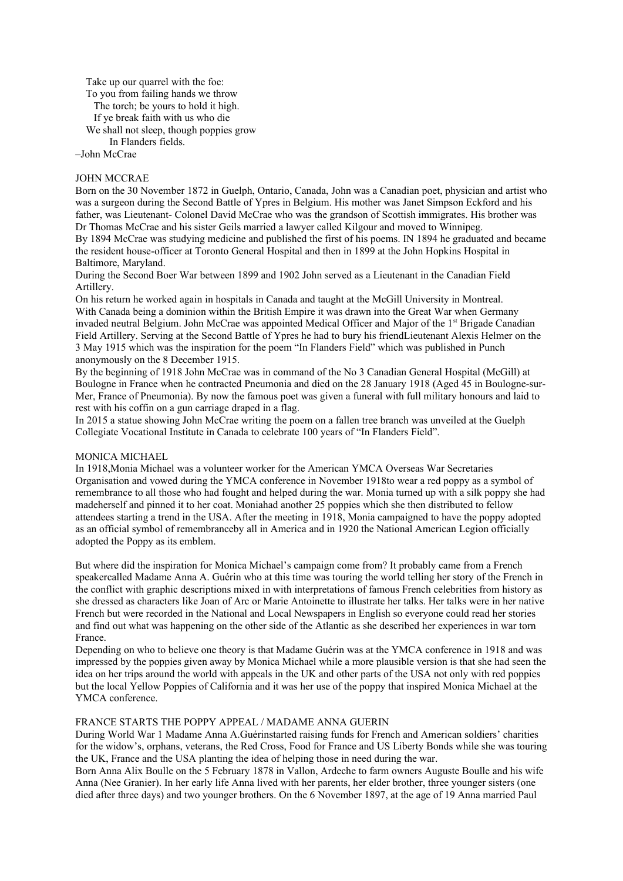Take up our quarrel with the foe:
To you from failing hands we throw
The torch; be yours to hold it high.
If ye break faith with us who die
We shall not sleep, though poppies grow
In Flanders fields.

–John McCrae

## JOHN MCCRAE

Born on the 30 November 1872 in Guelph, Ontario, Canada, John was a Canadian poet, physician and artist who was a surgeon during the Second Battle of Ypres in Belgium. His mother was Janet Simpson Eckford and his father, was Lieutenant- Colonel David McCrae who was the grandson of Scottish immigrates. His brother was Dr Thomas McCrae and his sister Geils married a lawyer called Kilgour and moved to Winnipeg.

By 1894 McCrae was studying medicine and published the first of his poems. IN 1894 he graduated and became the resident house-officer at Toronto General Hospital and then in 1899 at the John Hopkins Hospital in Baltimore, Maryland.

During the Second Boer War between 1899 and 1902 John served as a Lieutenant in the Canadian Field Artillery.

On his return he worked again in hospitals in Canada and taught at the McGill University in Montreal.

With Canada being a dominion within the British Empire it was drawn into the Great War when Germany invaded neutral Belgium. John McCrae was appointed Medical Officer and Major of the 1st Brigade Canadian Field Artillery. Serving at the Second Battle of Ypres he had to bury his friendLieutenant Alexis Helmer on the 3 May 1915 which was the inspiration for the poem "In Flanders Field" which was published in Punch anonymously on the 8 December 1915.

By the beginning of 1918 John McCrae was in command of the No 3 Canadian General Hospital (McGill) at Boulogne in France when he contracted Pneumonia and died on the 28 January 1918 (Aged 45 in Boulogne-sur-Mer, France of Pneumonia). By now the famous poet was given a funeral with full military honours and laid to rest with his coffin on a gun carriage draped in a flag.

In 2015 a statue showing John McCrae writing the poem on a fallen tree branch was unveiled at the Guelph Collegiate Vocational Institute in Canada to celebrate 100 years of "In Flanders Field".

## MONICA MICHAEL

In 1918,Monia Michael was a volunteer worker for the American YMCA Overseas War Secretaries Organisation and vowed during the YMCA conference in November 1918to wear a red poppy as a symbol of remembrance to all those who had fought and helped during the war. Monia turned up with a silk poppy she had madeherself and pinned it to her coat. Moniahad another 25 poppies which she then distributed to fellow attendees starting a trend in the USA. After the meeting in 1918, Monia campaigned to have the poppy adopted as an official symbol of remembranceby all in America and in 1920 the National American Legion officially adopted the Poppy as its emblem.

But where did the inspiration for Monica Michael's campaign come from? It probably came from a French speakercalled Madame Anna A. Guérin who at this time was touring the world telling her story of the French in the conflict with graphic descriptions mixed in with interpretations of famous French celebrities from history as she dressed as characters like Joan of Arc or Marie Antoinette to illustrate her talks. Her talks were in her native French but were recorded in the National and Local Newspapers in English so everyone could read her stories and find out what was happening on the other side of the Atlantic as she described her experiences in war torn France.

Depending on who to believe one theory is that Madame Guérin was at the YMCA conference in 1918 and was impressed by the poppies given away by Monica Michael while a more plausible version is that she had seen the idea on her trips around the world with appeals in the UK and other parts of the USA not only with red poppies but the local Yellow Poppies of California and it was her use of the poppy that inspired Monica Michael at the YMCA conference.

## FRANCE STARTS THE POPPY APPEAL / MADAME ANNA GUERIN

During World War 1 Madame Anna A.Guérinstarted raising funds for French and American soldiers' charities for the widow's, orphans, veterans, the Red Cross, Food for France and US Liberty Bonds while she was touring the UK, France and the USA planting the idea of helping those in need during the war.

Born Anna Alix Boulle on the 5 February 1878 in Vallon, Ardeche to farm owners Auguste Boulle and his wife Anna (Nee Granier). In her early life Anna lived with her parents, her elder brother, three younger sisters (one died after three days) and two younger brothers. On the 6 November 1897, at the age of 19 Anna married Paul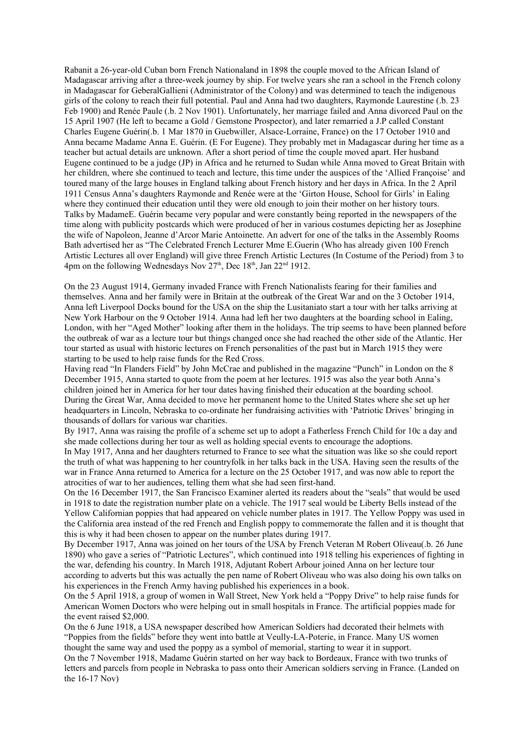Rabanit a 26-year-old Cuban born French Nationaland in 1898 the couple moved to the African Island of Madagascar arriving after a three-week journey by ship. For twelve years she ran a school in the French colony in Madagascar for GeberalGallieni (Administrator of the Colony) and was determined to teach the indigenous girls of the colony to reach their full potential. Paul and Anna had two daughters, Raymonde Laurestine (.b. 23 Feb 1900) and Renée Paule (.b. 2 Nov 1901). Unfortunately, her marriage failed and Anna divorced Paul on the 15 April 1907 (He left to became a Gold / Gemstone Prospector), and later remarried a J.P called Constant Charles Eugene Guérin(.b. 1 Mar 1870 in Guebwiller, Alsace-Lorraine, France) on the 17 October 1910 and Anna became Madame Anna E. Guérin. (E For Eugene). They probably met in Madagascar during her time as a teacher but actual details are unknown. After a short period of time the couple moved apart. Her husband Eugene continued to be a judge (JP) in Africa and he returned to Sudan while Anna moved to Great Britain with her children, where she continued to teach and lecture, this time under the auspices of the 'Allied Françoise' and toured many of the large houses in England talking about French history and her days in Africa. In the 2 April 1911 Census Anna's daughters Raymonde and Renée were at the 'Girton House, School for Girls' in Ealing where they continued their education until they were old enough to join their mother on her history tours. Talks by MadameE. Guérin became very popular and were constantly being reported in the newspapers of the time along with publicity postcards which were produced of her in various costumes depicting her as Josephine the wife of Napoleon, Jeanne d'Arcor Marie Antoinette. An advert for one of the talks in the Assembly Rooms Bath advertised her as "The Celebrated French Lecturer Mme E.Guerin (Who has already given 100 French Artistic Lectures all over England) will give three French Artistic Lectures (In Costume of the Period) from 3 to 4pm on the following Wednesdays Nov 27th, Dec 18th, Jan 22nd 1912.

On the 23 August 1914, Germany invaded France with French Nationalists fearing for their families and themselves. Anna and her family were in Britain at the outbreak of the Great War and on the 3 October 1914, Anna left Liverpool Docks bound for the USA on the ship the Lusitaniato start a tour with her talks arriving at New York Harbour on the 9 October 1914. Anna had left her two daughters at the boarding school in Ealing, London, with her "Aged Mother" looking after them in the holidays. The trip seems to have been planned before the outbreak of war as a lecture tour but things changed once she had reached the other side of the Atlantic. Her tour started as usual with historic lectures on French personalities of the past but in March 1915 they were starting to be used to help raise funds for the Red Cross.

Having read "In Flanders Field" by John McCrae and published in the magazine "Punch" in London on the 8 December 1915, Anna started to quote from the poem at her lectures. 1915 was also the year both Anna's children joined her in America for her tour dates having finished their education at the boarding school.

During the Great War, Anna decided to move her permanent home to the United States where she set up her headquarters in Lincoln, Nebraska to co-ordinate her fundraising activities with 'Patriotic Drives' bringing in thousands of dollars for various war charities.

By 1917, Anna was raising the profile of a scheme set up to adopt a Fatherless French Child for 10c a day and she made collections during her tour as well as holding special events to encourage the adoptions.

In May 1917, Anna and her daughters returned to France to see what the situation was like so she could report the truth of what was happening to her countryfolk in her talks back in the USA. Having seen the results of the war in France Anna returned to America for a lecture on the 25 October 1917, and was now able to report the atrocities of war to her audiences, telling them what she had seen first-hand.

On the 16 December 1917, the San Francisco Examiner alerted its readers about the "seals" that would be used in 1918 to date the registration number plate on a vehicle. The 1917 seal would be Liberty Bells instead of the Yellow Californian poppies that had appeared on vehicle number plates in 1917. The Yellow Poppy was used in the California area instead of the red French and English poppy to commemorate the fallen and it is thought that this is why it had been chosen to appear on the number plates during 1917.

By December 1917, Anna was joined on her tours of the USA by French Veteran M Robert Oliveau(.b. 26 June 1890) who gave a series of "Patriotic Lectures", which continued into 1918 telling his experiences of fighting in the war, defending his country. In March 1918, Adjutant Robert Arbour joined Anna on her lecture tour according to adverts but this was actually the pen name of Robert Oliveau who was also doing his own talks on his experiences in the French Army having published his experiences in a book.

On the 5 April 1918, a group of women in Wall Street, New York held a "Poppy Drive" to help raise funds for American Women Doctors who were helping out in small hospitals in France. The artificial poppies made for the event raised $2,000.

On the 6 June 1918, a USA newspaper described how American Soldiers had decorated their helmets with "Poppies from the fields" before they went into battle at Veully-LA-Poterie, in France. Many US women thought the same way and used the poppy as a symbol of memorial, starting to wear it in support.

On the 7 November 1918, Madame Guérin started on her way back to Bordeaux, France with two trunks of letters and parcels from people in Nebraska to pass onto their American soldiers serving in France. (Landed on the 16-17 Nov)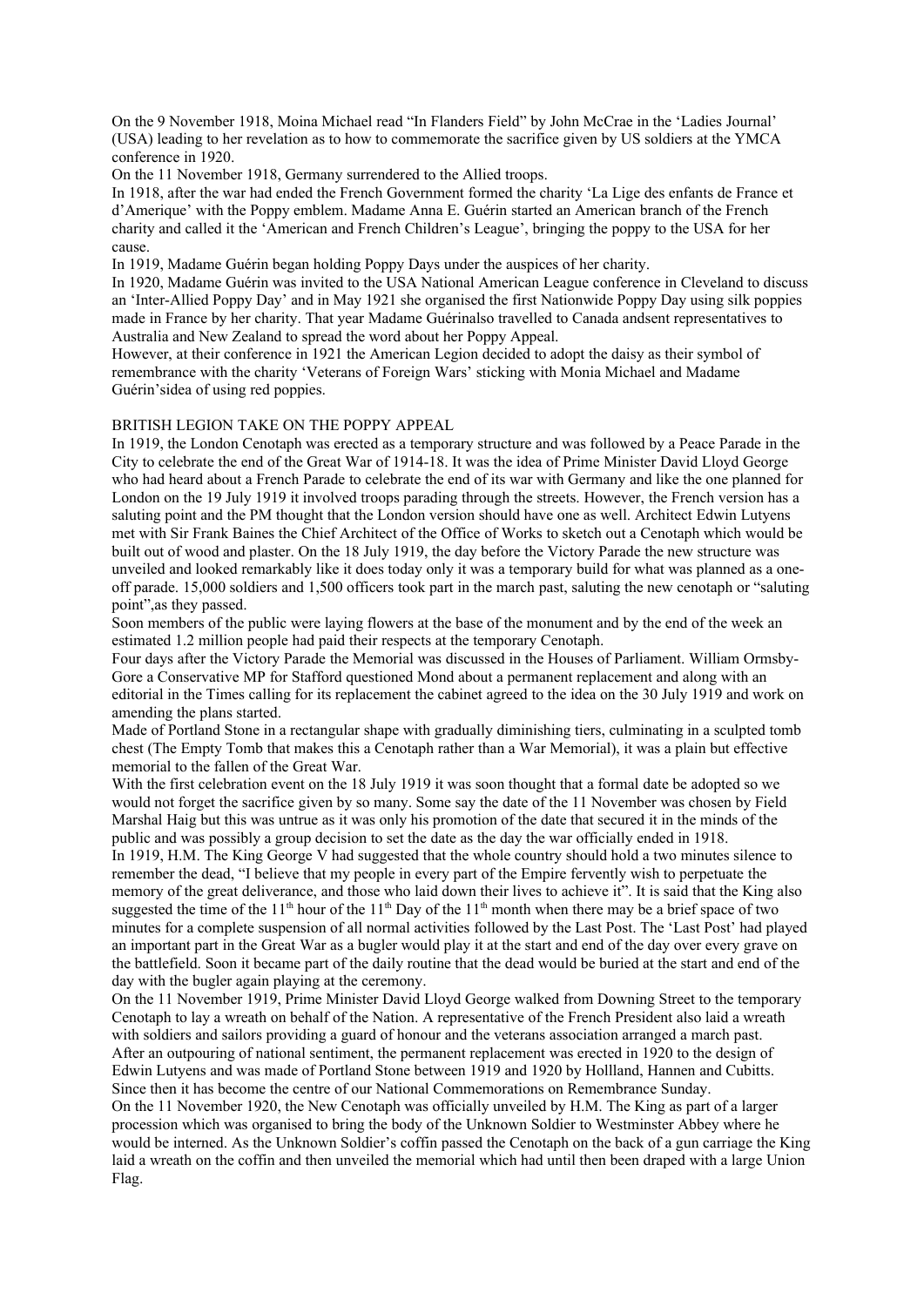On the 9 November 1918, Moina Michael read "In Flanders Field" by John McCrae in the 'Ladies Journal' (USA) leading to her revelation as to how to commemorate the sacrifice given by US soldiers at the YMCA conference in 1920.

On the 11 November 1918, Germany surrendered to the Allied troops.

In 1918, after the war had ended the French Government formed the charity 'La Lige des enfants de France et d'Amerique' with the Poppy emblem. Madame Anna E. Guérin started an American branch of the French charity and called it the 'American and French Children's League', bringing the poppy to the USA for her cause.

In 1919, Madame Guérin began holding Poppy Days under the auspices of her charity.

In 1920, Madame Guérin was invited to the USA National American League conference in Cleveland to discuss an 'Inter-Allied Poppy Day' and in May 1921 she organised the first Nationwide Poppy Day using silk poppies made in France by her charity. That year Madame Guérinalso travelled to Canada andsent representatives to Australia and New Zealand to spread the word about her Poppy Appeal.

However, at their conference in 1921 the American Legion decided to adopt the daisy as their symbol of remembrance with the charity 'Veterans of Foreign Wars' sticking with Monia Michael and Madame Guérin'sidea of using red poppies.

## BRITISH LEGION TAKE ON THE POPPY APPEAL

In 1919, the London Cenotaph was erected as a temporary structure and was followed by a Peace Parade in the City to celebrate the end of the Great War of 1914-18. It was the idea of Prime Minister David Lloyd George who had heard about a French Parade to celebrate the end of its war with Germany and like the one planned for London on the 19 July 1919 it involved troops parading through the streets. However, the French version has a saluting point and the PM thought that the London version should have one as well. Architect Edwin Lutyens met with Sir Frank Baines the Chief Architect of the Office of Works to sketch out a Cenotaph which would be built out of wood and plaster. On the 18 July 1919, the day before the Victory Parade the new structure was unveiled and looked remarkably like it does today only it was a temporary build for what was planned as a one-off parade. 15,000 soldiers and 1,500 officers took part in the march past, saluting the new cenotaph or "saluting point",as they passed.

Soon members of the public were laying flowers at the base of the monument and by the end of the week an estimated 1.2 million people had paid their respects at the temporary Cenotaph.

Four days after the Victory Parade the Memorial was discussed in the Houses of Parliament. William Ormsby-Gore a Conservative MP for Stafford questioned Mond about a permanent replacement and along with an editorial in the Times calling for its replacement the cabinet agreed to the idea on the 30 July 1919 and work on amending the plans started.

Made of Portland Stone in a rectangular shape with gradually diminishing tiers, culminating in a sculpted tomb chest (The Empty Tomb that makes this a Cenotaph rather than a War Memorial), it was a plain but effective memorial to the fallen of the Great War.

With the first celebration event on the 18 July 1919 it was soon thought that a formal date be adopted so we would not forget the sacrifice given by so many. Some say the date of the 11 November was chosen by Field Marshal Haig but this was untrue as it was only his promotion of the date that secured it in the minds of the public and was possibly a group decision to set the date as the day the war officially ended in 1918.

In 1919, H.M. The King George V had suggested that the whole country should hold a two minutes silence to remember the dead, "I believe that my people in every part of the Empire fervently wish to perpetuate the memory of the great deliverance, and those who laid down their lives to achieve it". It is said that the King also suggested the time of the 11th hour of the 11th Day of the 11th month when there may be a brief space of two minutes for a complete suspension of all normal activities followed by the Last Post. The 'Last Post' had played an important part in the Great War as a bugler would play it at the start and end of the day over every grave on the battlefield. Soon it became part of the daily routine that the dead would be buried at the start and end of the day with the bugler again playing at the ceremony.

On the 11 November 1919, Prime Minister David Lloyd George walked from Downing Street to the temporary Cenotaph to lay a wreath on behalf of the Nation. A representative of the French President also laid a wreath with soldiers and sailors providing a guard of honour and the veterans association arranged a march past.

After an outpouring of national sentiment, the permanent replacement was erected in 1920 to the design of Edwin Lutyens and was made of Portland Stone between 1919 and 1920 by Hollland, Hannen and Cubitts. Since then it has become the centre of our National Commemorations on Remembrance Sunday.

On the 11 November 1920, the New Cenotaph was officially unveiled by H.M. The King as part of a larger procession which was organised to bring the body of the Unknown Soldier to Westminster Abbey where he would be interned. As the Unknown Soldier's coffin passed the Cenotaph on the back of a gun carriage the King laid a wreath on the coffin and then unveiled the memorial which had until then been draped with a large Union Flag.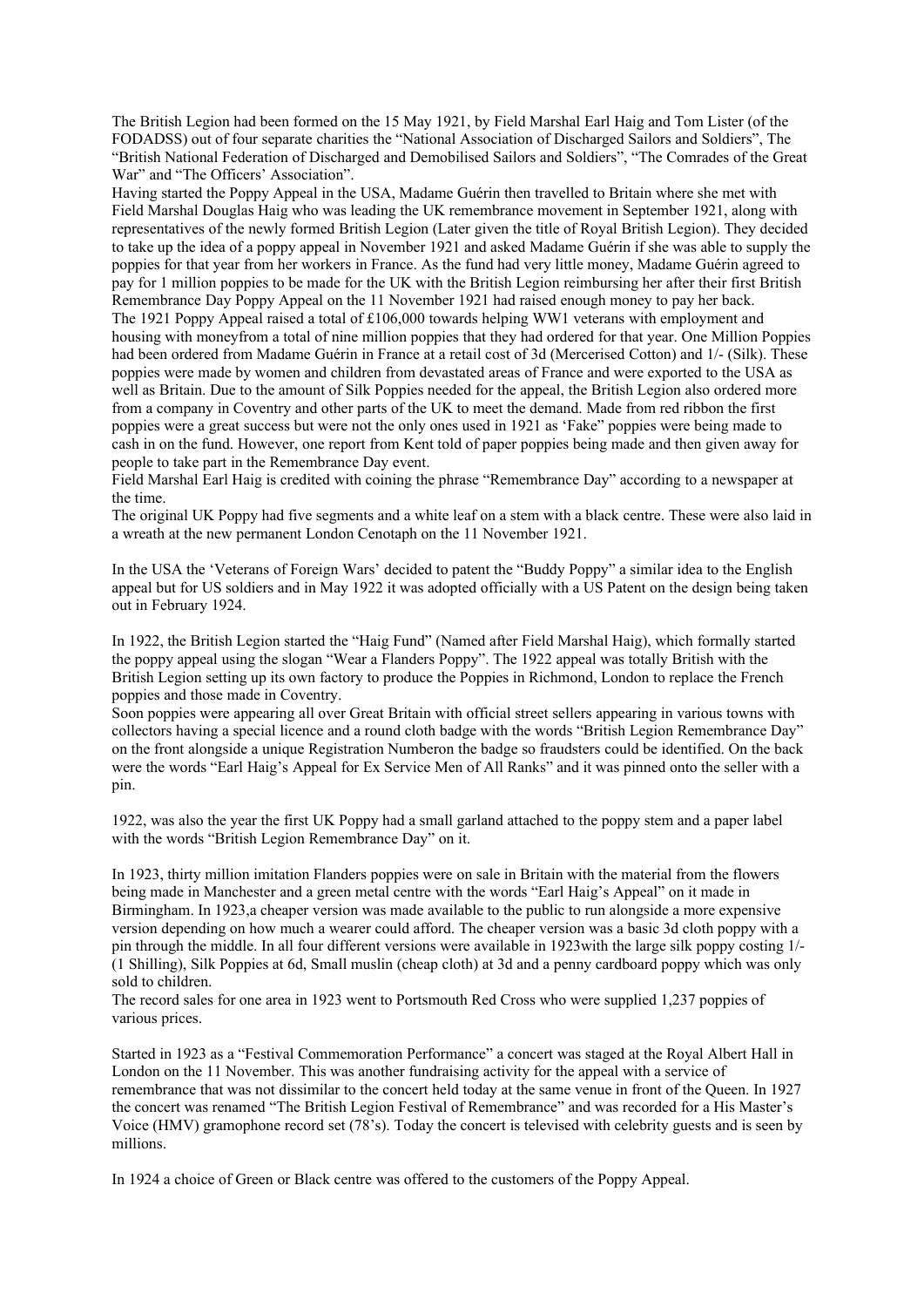The British Legion had been formed on the 15 May 1921, by Field Marshal Earl Haig and Tom Lister (of the FODADSS) out of four separate charities the "National Association of Discharged Sailors and Soldiers", The "British National Federation of Discharged and Demobilised Sailors and Soldiers", "The Comrades of the Great War" and "The Officers' Association".

Having started the Poppy Appeal in the USA, Madame Guérin then travelled to Britain where she met with Field Marshal Douglas Haig who was leading the UK remembrance movement in September 1921, along with representatives of the newly formed British Legion (Later given the title of Royal British Legion). They decided to take up the idea of a poppy appeal in November 1921 and asked Madame Guérin if she was able to supply the poppies for that year from her workers in France. As the fund had very little money, Madame Guérin agreed to pay for 1 million poppies to be made for the UK with the British Legion reimbursing her after their first British Remembrance Day Poppy Appeal on the 11 November 1921 had raised enough money to pay her back.

The 1921 Poppy Appeal raised a total of £106,000 towards helping WW1 veterans with employment and housing with moneyfrom a total of nine million poppies that they had ordered for that year. One Million Poppies had been ordered from Madame Guérin in France at a retail cost of 3d (Mercerised Cotton) and 1/- (Silk). These poppies were made by women and children from devastated areas of France and were exported to the USA as well as Britain. Due to the amount of Silk Poppies needed for the appeal, the British Legion also ordered more from a company in Coventry and other parts of the UK to meet the demand. Made from red ribbon the first poppies were a great success but were not the only ones used in 1921 as 'Fake" poppies were being made to cash in on the fund. However, one report from Kent told of paper poppies being made and then given away for people to take part in the Remembrance Day event.

Field Marshal Earl Haig is credited with coining the phrase "Remembrance Day" according to a newspaper at the time.

The original UK Poppy had five segments and a white leaf on a stem with a black centre. These were also laid in a wreath at the new permanent London Cenotaph on the 11 November 1921.

In the USA the 'Veterans of Foreign Wars' decided to patent the "Buddy Poppy" a similar idea to the English appeal but for US soldiers and in May 1922 it was adopted officially with a US Patent on the design being taken out in February 1924.

In 1922, the British Legion started the "Haig Fund" (Named after Field Marshal Haig), which formally started the poppy appeal using the slogan "Wear a Flanders Poppy". The 1922 appeal was totally British with the British Legion setting up its own factory to produce the Poppies in Richmond, London to replace the French poppies and those made in Coventry.

Soon poppies were appearing all over Great Britain with official street sellers appearing in various towns with collectors having a special licence and a round cloth badge with the words "British Legion Remembrance Day" on the front alongside a unique Registration Numberon the badge so fraudsters could be identified. On the back were the words "Earl Haig's Appeal for Ex Service Men of All Ranks" and it was pinned onto the seller with a pin.

1922, was also the year the first UK Poppy had a small garland attached to the poppy stem and a paper label with the words "British Legion Remembrance Day" on it.

In 1923, thirty million imitation Flanders poppies were on sale in Britain with the material from the flowers being made in Manchester and a green metal centre with the words "Earl Haig's Appeal" on it made in Birmingham. In 1923,a cheaper version was made available to the public to run alongside a more expensive version depending on how much a wearer could afford. The cheaper version was a basic 3d cloth poppy with a pin through the middle. In all four different versions were available in 1923with the large silk poppy costing 1/- (1 Shilling), Silk Poppies at 6d, Small muslin (cheap cloth) at 3d and a penny cardboard poppy which was only sold to children.

The record sales for one area in 1923 went to Portsmouth Red Cross who were supplied 1,237 poppies of various prices.

Started in 1923 as a "Festival Commemoration Performance" a concert was staged at the Royal Albert Hall in London on the 11 November. This was another fundraising activity for the appeal with a service of remembrance that was not dissimilar to the concert held today at the same venue in front of the Queen. In 1927 the concert was renamed "The British Legion Festival of Remembrance" and was recorded for a His Master's Voice (HMV) gramophone record set (78's). Today the concert is televised with celebrity guests and is seen by millions.

In 1924 a choice of Green or Black centre was offered to the customers of the Poppy Appeal.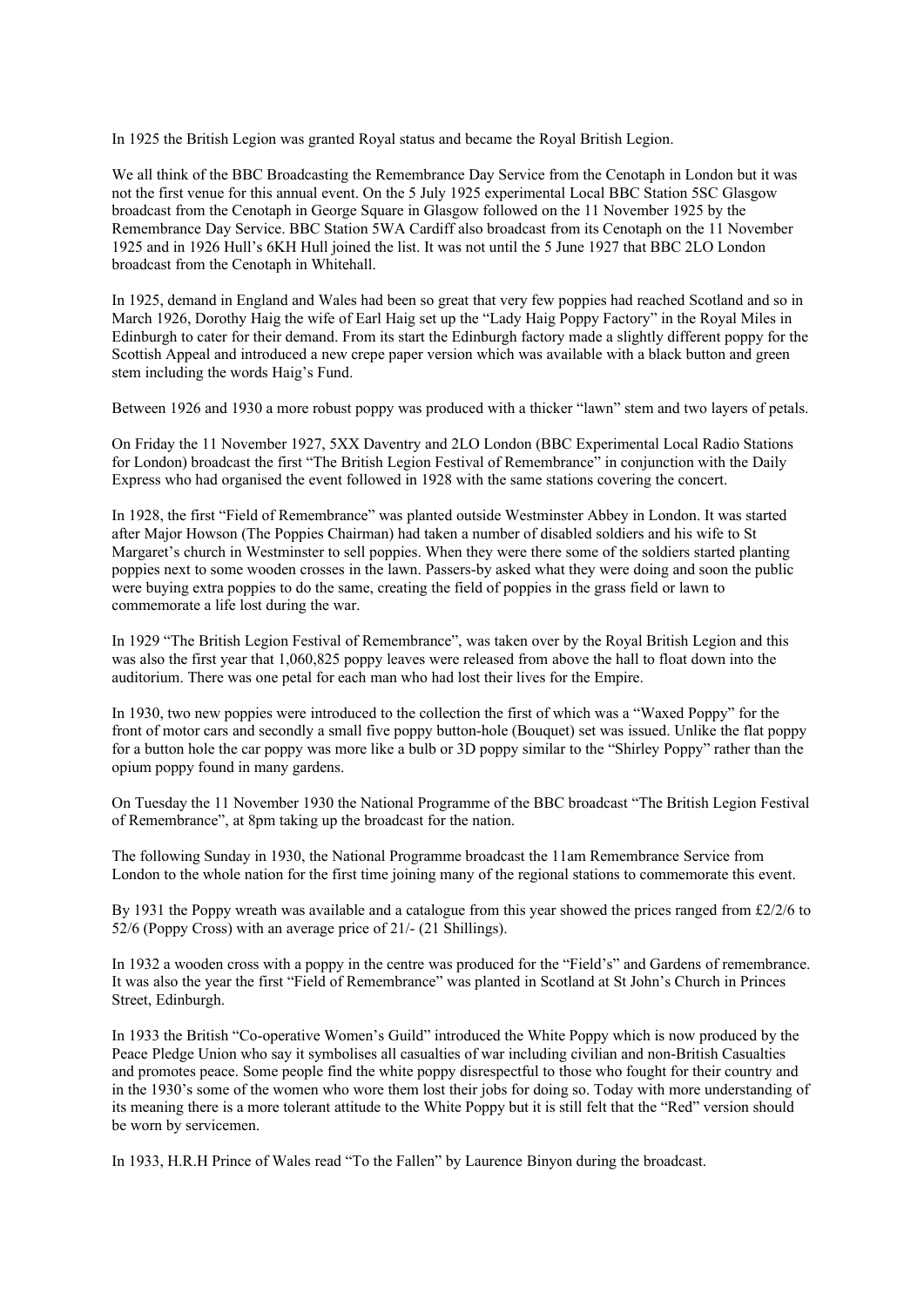In 1925 the British Legion was granted Royal status and became the Royal British Legion.

We all think of the BBC Broadcasting the Remembrance Day Service from the Cenotaph in London but it was not the first venue for this annual event. On the 5 July 1925 experimental Local BBC Station 5SC Glasgow broadcast from the Cenotaph in George Square in Glasgow followed on the 11 November 1925 by the Remembrance Day Service. BBC Station 5WA Cardiff also broadcast from its Cenotaph on the 11 November 1925 and in 1926 Hull's 6KH Hull joined the list. It was not until the 5 June 1927 that BBC 2LO London broadcast from the Cenotaph in Whitehall.

In 1925, demand in England and Wales had been so great that very few poppies had reached Scotland and so in March 1926, Dorothy Haig the wife of Earl Haig set up the "Lady Haig Poppy Factory" in the Royal Miles in Edinburgh to cater for their demand. From its start the Edinburgh factory made a slightly different poppy for the Scottish Appeal and introduced a new crepe paper version which was available with a black button and green stem including the words Haig's Fund.

Between 1926 and 1930 a more robust poppy was produced with a thicker "lawn" stem and two layers of petals.

On Friday the 11 November 1927, 5XX Daventry and 2LO London (BBC Experimental Local Radio Stations for London) broadcast the first "The British Legion Festival of Remembrance" in conjunction with the Daily Express who had organised the event followed in 1928 with the same stations covering the concert.

In 1928, the first "Field of Remembrance" was planted outside Westminster Abbey in London. It was started after Major Howson (The Poppies Chairman) had taken a number of disabled soldiers and his wife to St Margaret's church in Westminster to sell poppies. When they were there some of the soldiers started planting poppies next to some wooden crosses in the lawn. Passers-by asked what they were doing and soon the public were buying extra poppies to do the same, creating the field of poppies in the grass field or lawn to commemorate a life lost during the war.

In 1929 "The British Legion Festival of Remembrance", was taken over by the Royal British Legion and this was also the first year that 1,060,825 poppy leaves were released from above the hall to float down into the auditorium. There was one petal for each man who had lost their lives for the Empire.

In 1930, two new poppies were introduced to the collection the first of which was a "Waxed Poppy" for the front of motor cars and secondly a small five poppy button-hole (Bouquet) set was issued. Unlike the flat poppy for a button hole the car poppy was more like a bulb or 3D poppy similar to the "Shirley Poppy" rather than the opium poppy found in many gardens.

On Tuesday the 11 November 1930 the National Programme of the BBC broadcast "The British Legion Festival of Remembrance", at 8pm taking up the broadcast for the nation.

The following Sunday in 1930, the National Programme broadcast the 11am Remembrance Service from London to the whole nation for the first time joining many of the regional stations to commemorate this event.

By 1931 the Poppy wreath was available and a catalogue from this year showed the prices ranged from £2/2/6 to 52/6 (Poppy Cross) with an average price of 21/- (21 Shillings).

In 1932 a wooden cross with a poppy in the centre was produced for the "Field's" and Gardens of remembrance. It was also the year the first "Field of Remembrance" was planted in Scotland at St John's Church in Princes Street, Edinburgh.

In 1933 the British "Co-operative Women's Guild" introduced the White Poppy which is now produced by the Peace Pledge Union who say it symbolises all casualties of war including civilian and non-British Casualties and promotes peace. Some people find the white poppy disrespectful to those who fought for their country and in the 1930's some of the women who wore them lost their jobs for doing so. Today with more understanding of its meaning there is a more tolerant attitude to the White Poppy but it is still felt that the "Red" version should be worn by servicemen.

In 1933, H.R.H Prince of Wales read "To the Fallen" by Laurence Binyon during the broadcast.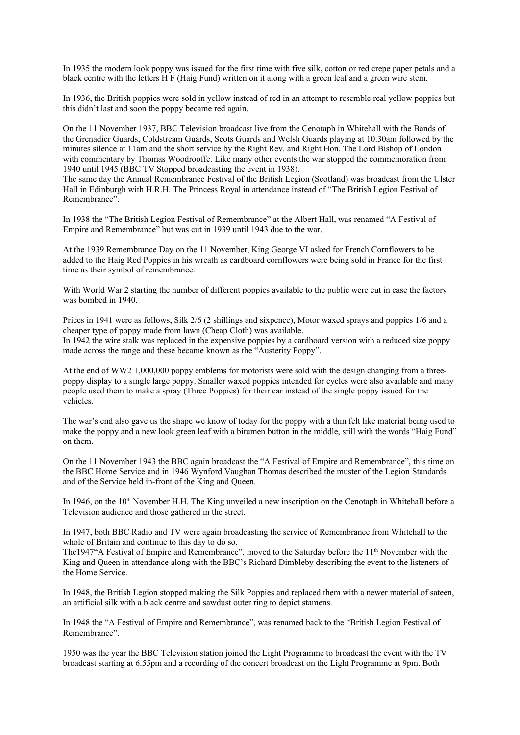In 1935 the modern look poppy was issued for the first time with five silk, cotton or red crepe paper petals and a black centre with the letters H F (Haig Fund) written on it along with a green leaf and a green wire stem.

In 1936, the British poppies were sold in yellow instead of red in an attempt to resemble real yellow poppies but this didn't last and soon the poppy became red again.

On the 11 November 1937, BBC Television broadcast live from the Cenotaph in Whitehall with the Bands of the Grenadier Guards, Coldstream Guards, Scots Guards and Welsh Guards playing at 10.30am followed by the minutes silence at 11am and the short service by the Right Rev. and Right Hon. The Lord Bishop of London with commentary by Thomas Woodrooffe. Like many other events the war stopped the commemoration from 1940 until 1945 (BBC TV Stopped broadcasting the event in 1938).
The same day the Annual Remembrance Festival of the British Legion (Scotland) was broadcast from the Ulster Hall in Edinburgh with H.R.H. The Princess Royal in attendance instead of "The British Legion Festival of Remembrance".

In 1938 the "The British Legion Festival of Remembrance" at the Albert Hall, was renamed "A Festival of Empire and Remembrance" but was cut in 1939 until 1943 due to the war.

At the 1939 Remembrance Day on the 11 November, King George VI asked for French Cornflowers to be added to the Haig Red Poppies in his wreath as cardboard cornflowers were being sold in France for the first time as their symbol of remembrance.

With World War 2 starting the number of different poppies available to the public were cut in case the factory was bombed in 1940.

Prices in 1941 were as follows, Silk 2/6 (2 shillings and sixpence), Motor waxed sprays and poppies 1/6 and a cheaper type of poppy made from lawn (Cheap Cloth) was available.
In 1942 the wire stalk was replaced in the expensive poppies by a cardboard version with a reduced size poppy made across the range and these became known as the "Austerity Poppy".

At the end of WW2 1,000,000 poppy emblems for motorists were sold with the design changing from a three-poppy display to a single large poppy. Smaller waxed poppies intended for cycles were also available and many people used them to make a spray (Three Poppies) for their car instead of the single poppy issued for the vehicles.

The war's end also gave us the shape we know of today for the poppy with a thin felt like material being used to make the poppy and a new look green leaf with a bitumen button in the middle, still with the words "Haig Fund" on them.

On the 11 November 1943 the BBC again broadcast the "A Festival of Empire and Remembrance", this time on the BBC Home Service and in 1946 Wynford Vaughan Thomas described the muster of the Legion Standards and of the Service held in-front of the King and Queen.

In 1946, on the 10th November H.H. The King unveiled a new inscription on the Cenotaph in Whitehall before a Television audience and those gathered in the street.

In 1947, both BBC Radio and TV were again broadcasting the service of Remembrance from Whitehall to the whole of Britain and continue to this day to do so.
The1947"A Festival of Empire and Remembrance", moved to the Saturday before the 11th November with the King and Queen in attendance along with the BBC's Richard Dimbleby describing the event to the listeners of the Home Service.

In 1948, the British Legion stopped making the Silk Poppies and replaced them with a newer material of sateen, an artificial silk with a black centre and sawdust outer ring to depict stamens.

In 1948 the "A Festival of Empire and Remembrance", was renamed back to the "British Legion Festival of Remembrance".

1950 was the year the BBC Television station joined the Light Programme to broadcast the event with the TV broadcast starting at 6.55pm and a recording of the concert broadcast on the Light Programme at 9pm. Both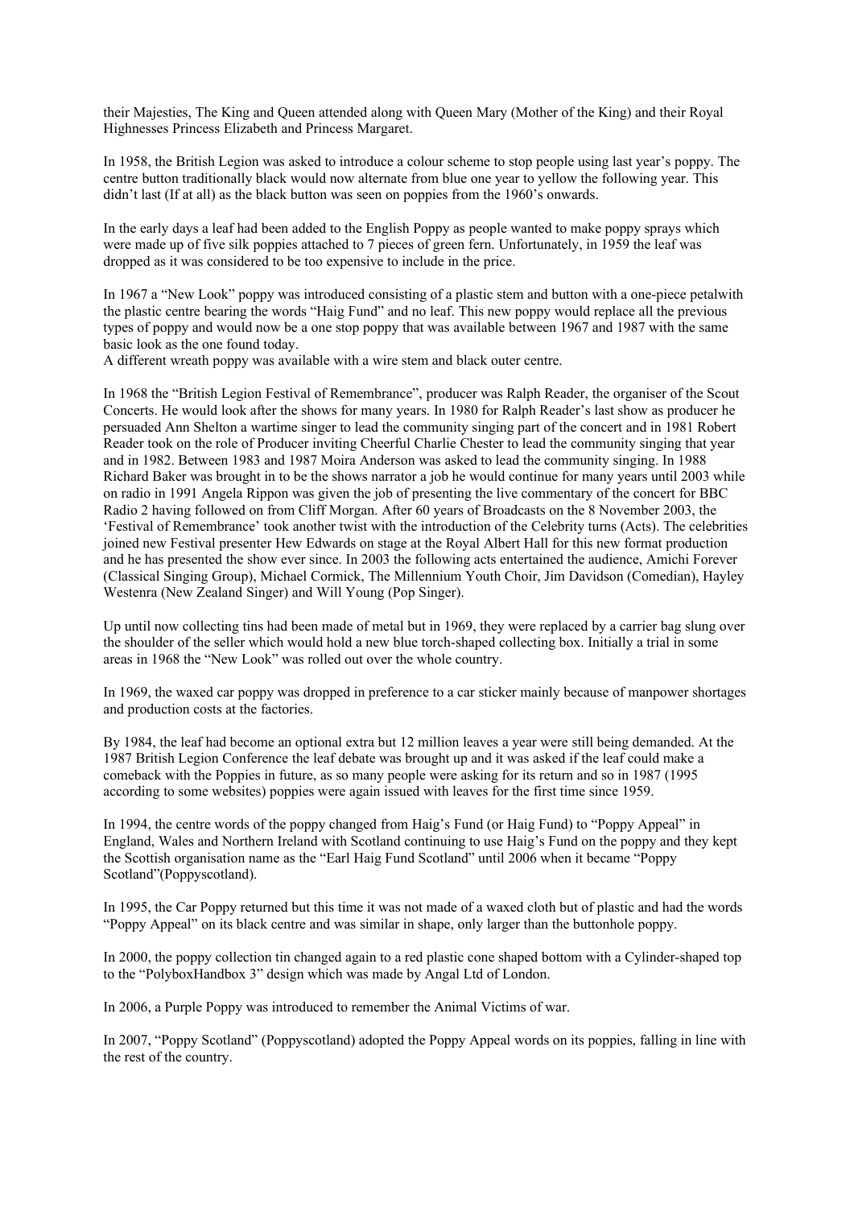their Majesties, The King and Queen attended along with Queen Mary (Mother of the King) and their Royal Highnesses Princess Elizabeth and Princess Margaret.

In 1958, the British Legion was asked to introduce a colour scheme to stop people using last year's poppy. The centre button traditionally black would now alternate from blue one year to yellow the following year. This didn't last (If at all) as the black button was seen on poppies from the 1960's onwards.

In the early days a leaf had been added to the English Poppy as people wanted to make poppy sprays which were made up of five silk poppies attached to 7 pieces of green fern. Unfortunately, in 1959 the leaf was dropped as it was considered to be too expensive to include in the price.

In 1967 a "New Look" poppy was introduced consisting of a plastic stem and button with a one-piece petalwith the plastic centre bearing the words "Haig Fund" and no leaf. This new poppy would replace all the previous types of poppy and would now be a one stop poppy that was available between 1967 and 1987 with the same basic look as the one found today.
A different wreath poppy was available with a wire stem and black outer centre.

In 1968 the "British Legion Festival of Remembrance", producer was Ralph Reader, the organiser of the Scout Concerts. He would look after the shows for many years. In 1980 for Ralph Reader's last show as producer he persuaded Ann Shelton a wartime singer to lead the community singing part of the concert and in 1981 Robert Reader took on the role of Producer inviting Cheerful Charlie Chester to lead the community singing that year and in 1982. Between 1983 and 1987 Moira Anderson was asked to lead the community singing. In 1988 Richard Baker was brought in to be the shows narrator a job he would continue for many years until 2003 while on radio in 1991 Angela Rippon was given the job of presenting the live commentary of the concert for BBC Radio 2 having followed on from Cliff Morgan. After 60 years of Broadcasts on the 8 November 2003, the 'Festival of Remembrance' took another twist with the introduction of the Celebrity turns (Acts). The celebrities joined new Festival presenter Hew Edwards on stage at the Royal Albert Hall for this new format production and he has presented the show ever since. In 2003 the following acts entertained the audience, Amichi Forever (Classical Singing Group), Michael Cormick, The Millennium Youth Choir, Jim Davidson (Comedian), Hayley Westenra (New Zealand Singer) and Will Young (Pop Singer).

Up until now collecting tins had been made of metal but in 1969, they were replaced by a carrier bag slung over the shoulder of the seller which would hold a new blue torch-shaped collecting box. Initially a trial in some areas in 1968 the "New Look" was rolled out over the whole country.

In 1969, the waxed car poppy was dropped in preference to a car sticker mainly because of manpower shortages and production costs at the factories.

By 1984, the leaf had become an optional extra but 12 million leaves a year were still being demanded. At the 1987 British Legion Conference the leaf debate was brought up and it was asked if the leaf could make a comeback with the Poppies in future, as so many people were asking for its return and so in 1987 (1995 according to some websites) poppies were again issued with leaves for the first time since 1959.

In 1994, the centre words of the poppy changed from Haig's Fund (or Haig Fund) to "Poppy Appeal" in England, Wales and Northern Ireland with Scotland continuing to use Haig's Fund on the poppy and they kept the Scottish organisation name as the "Earl Haig Fund Scotland" until 2006 when it became "Poppy Scotland"(Poppyscotland).

In 1995, the Car Poppy returned but this time it was not made of a waxed cloth but of plastic and had the words "Poppy Appeal" on its black centre and was similar in shape, only larger than the buttonhole poppy.

In 2000, the poppy collection tin changed again to a red plastic cone shaped bottom with a Cylinder-shaped top to the "PolyboxHandbox 3" design which was made by Angal Ltd of London.

In 2006, a Purple Poppy was introduced to remember the Animal Victims of war.

In 2007, "Poppy Scotland" (Poppyscotland) adopted the Poppy Appeal words on its poppies, falling in line with the rest of the country.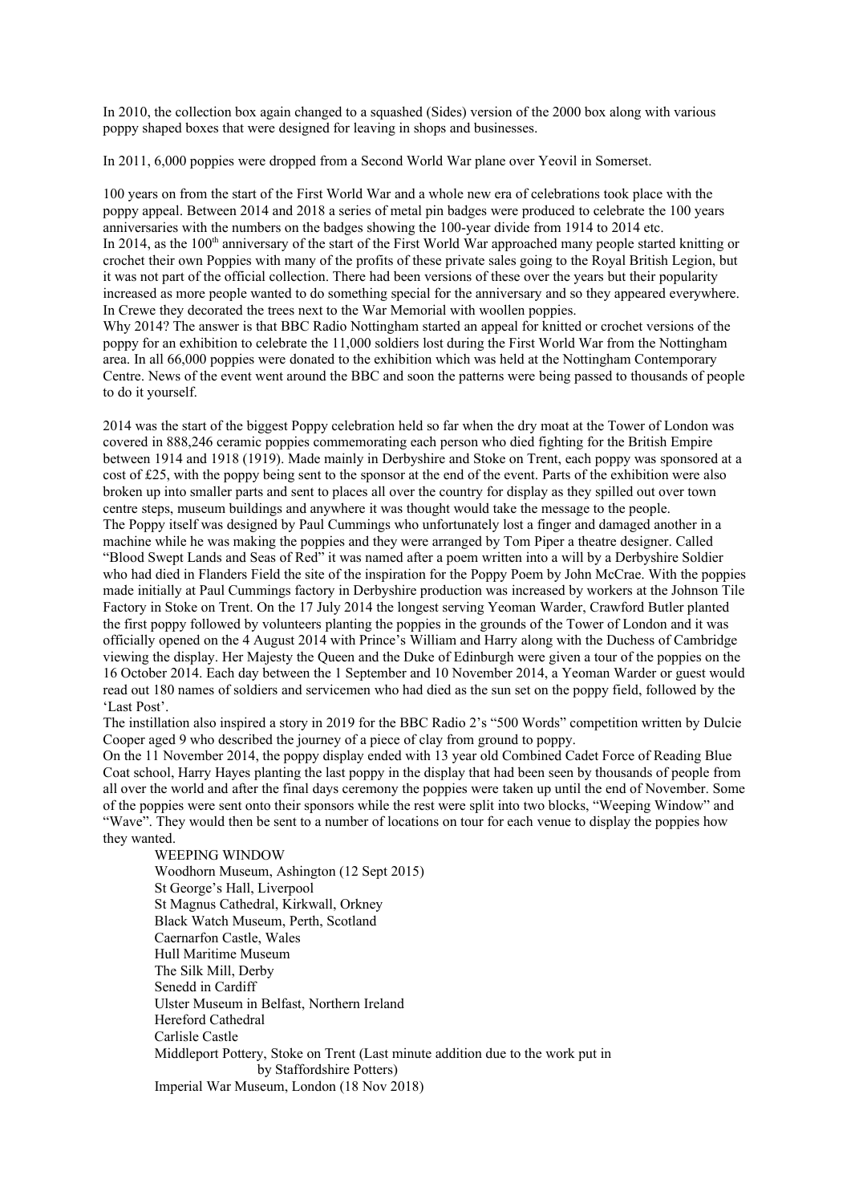In 2010, the collection box again changed to a squashed (Sides) version of the 2000 box along with various poppy shaped boxes that were designed for leaving in shops and businesses.

In 2011, 6,000 poppies were dropped from a Second World War plane over Yeovil in Somerset.

100 years on from the start of the First World War and a whole new era of celebrations took place with the poppy appeal. Between 2014 and 2018 a series of metal pin badges were produced to celebrate the 100 years anniversaries with the numbers on the badges showing the 100-year divide from 1914 to 2014 etc.
In 2014, as the 100th anniversary of the start of the First World War approached many people started knitting or crochet their own Poppies with many of the profits of these private sales going to the Royal British Legion, but it was not part of the official collection. There had been versions of these over the years but their popularity increased as more people wanted to do something special for the anniversary and so they appeared everywhere. In Crewe they decorated the trees next to the War Memorial with woollen poppies.
Why 2014? The answer is that BBC Radio Nottingham started an appeal for knitted or crochet versions of the poppy for an exhibition to celebrate the 11,000 soldiers lost during the First World War from the Nottingham area. In all 66,000 poppies were donated to the exhibition which was held at the Nottingham Contemporary Centre. News of the event went around the BBC and soon the patterns were being passed to thousands of people to do it yourself.

2014 was the start of the biggest Poppy celebration held so far when the dry moat at the Tower of London was covered in 888,246 ceramic poppies commemorating each person who died fighting for the British Empire between 1914 and 1918 (1919). Made mainly in Derbyshire and Stoke on Trent, each poppy was sponsored at a cost of £25, with the poppy being sent to the sponsor at the end of the event. Parts of the exhibition were also broken up into smaller parts and sent to places all over the country for display as they spilled out over town centre steps, museum buildings and anywhere it was thought would take the message to the people.
The Poppy itself was designed by Paul Cummings who unfortunately lost a finger and damaged another in a machine while he was making the poppies and they were arranged by Tom Piper a theatre designer. Called "Blood Swept Lands and Seas of Red" it was named after a poem written into a will by a Derbyshire Soldier who had died in Flanders Field the site of the inspiration for the Poppy Poem by John McCrae. With the poppies made initially at Paul Cummings factory in Derbyshire production was increased by workers at the Johnson Tile Factory in Stoke on Trent. On the 17 July 2014 the longest serving Yeoman Warder, Crawford Butler planted the first poppy followed by volunteers planting the poppies in the grounds of the Tower of London and it was officially opened on the 4 August 2014 with Prince's William and Harry along with the Duchess of Cambridge viewing the display. Her Majesty the Queen and the Duke of Edinburgh were given a tour of the poppies on the 16 October 2014. Each day between the 1 September and 10 November 2014, a Yeoman Warder or guest would read out 180 names of soldiers and servicemen who had died as the sun set on the poppy field, followed by the 'Last Post'.
The instillation also inspired a story in 2019 for the BBC Radio 2's "500 Words" competition written by Dulcie Cooper aged 9 who described the journey of a piece of clay from ground to poppy.
On the 11 November 2014, the poppy display ended with 13 year old Combined Cadet Force of Reading Blue Coat school, Harry Hayes planting the last poppy in the display that had been seen by thousands of people from all over the world and after the final days ceremony the poppies were taken up until the end of November. Some of the poppies were sent onto their sponsors while the rest were split into two blocks, "Weeping Window" and "Wave". They would then be sent to a number of locations on tour for each venue to display the poppies how they wanted.

WEEPING WINDOW
Woodhorn Museum, Ashington (12 Sept 2015)
St George's Hall, Liverpool
St Magnus Cathedral, Kirkwall, Orkney
Black Watch Museum, Perth, Scotland
Caernarfon Castle, Wales
Hull Maritime Museum
The Silk Mill, Derby
Senedd in Cardiff
Ulster Museum in Belfast, Northern Ireland
Hereford Cathedral
Carlisle Castle
Middleport Pottery, Stoke on Trent (Last minute addition due to the work put in by Staffordshire Potters)
Imperial War Museum, London (18 Nov 2018)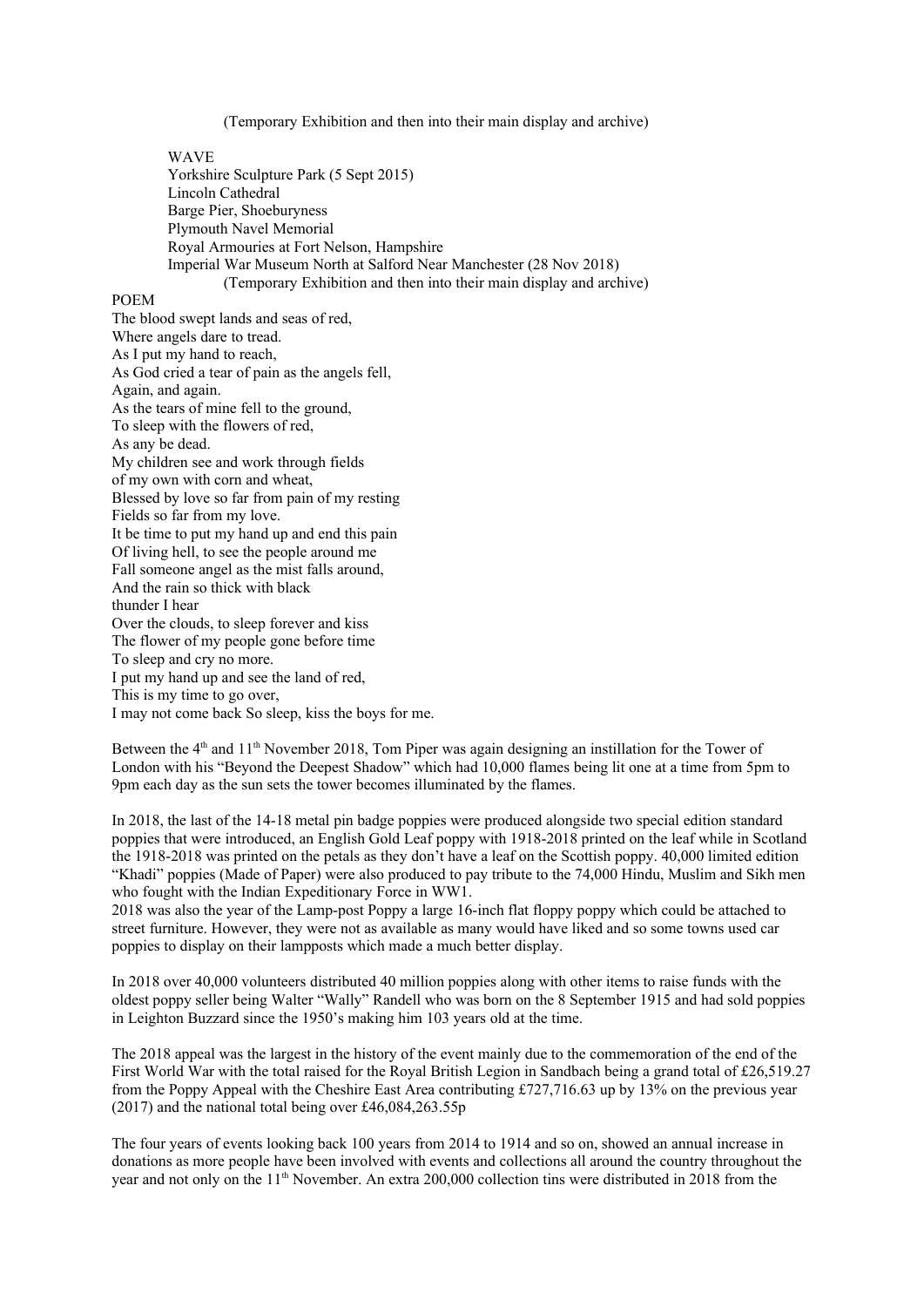(Temporary Exhibition and then into their main display and archive)

WAVE
Yorkshire Sculpture Park (5 Sept 2015)
Lincoln Cathedral
Barge Pier, Shoeburyness
Plymouth Navel Memorial
Royal Armouries at Fort Nelson, Hampshire
Imperial War Museum North at Salford Near Manchester (28 Nov 2018)
(Temporary Exhibition and then into their main display and archive)

POEM

The blood swept lands and seas of red,
Where angels dare to tread.
As I put my hand to reach,
As God cried a tear of pain as the angels fell,
Again, and again.
As the tears of mine fell to the ground,
To sleep with the flowers of red,
As any be dead.
My children see and work through fields
of my own with corn and wheat,
Blessed by love so far from pain of my resting
Fields so far from my love.
It be time to put my hand up and end this pain
Of living hell, to see the people around me
Fall someone angel as the mist falls around,
And the rain so thick with black
thunder I hear
Over the clouds, to sleep forever and kiss
The flower of my people gone before time
To sleep and cry no more.
I put my hand up and see the land of red,
This is my time to go over,
I may not come back So sleep, kiss the boys for me.

Between the 4th and 11th November 2018, Tom Piper was again designing an instillation for the Tower of London with his "Beyond the Deepest Shadow" which had 10,000 flames being lit one at a time from 5pm to 9pm each day as the sun sets the tower becomes illuminated by the flames.

In 2018, the last of the 14-18 metal pin badge poppies were produced alongside two special edition standard poppies that were introduced, an English Gold Leaf poppy with 1918-2018 printed on the leaf while in Scotland the 1918-2018 was printed on the petals as they don't have a leaf on the Scottish poppy. 40,000 limited edition "Khadi" poppies (Made of Paper) were also produced to pay tribute to the 74,000 Hindu, Muslim and Sikh men who fought with the Indian Expeditionary Force in WW1.
2018 was also the year of the Lamp-post Poppy a large 16-inch flat floppy poppy which could be attached to street furniture. However, they were not as available as many would have liked and so some towns used car poppies to display on their lampposts which made a much better display.

In 2018 over 40,000 volunteers distributed 40 million poppies along with other items to raise funds with the oldest poppy seller being Walter "Wally" Randell who was born on the 8 September 1915 and had sold poppies in Leighton Buzzard since the 1950's making him 103 years old at the time.

The 2018 appeal was the largest in the history of the event mainly due to the commemoration of the end of the First World War with the total raised for the Royal British Legion in Sandbach being a grand total of £26,519.27 from the Poppy Appeal with the Cheshire East Area contributing £727,716.63 up by 13% on the previous year (2017) and the national total being over £46,084,263.55p

The four years of events looking back 100 years from 2014 to 1914 and so on, showed an annual increase in donations as more people have been involved with events and collections all around the country throughout the year and not only on the 11th November. An extra 200,000 collection tins were distributed in 2018 from the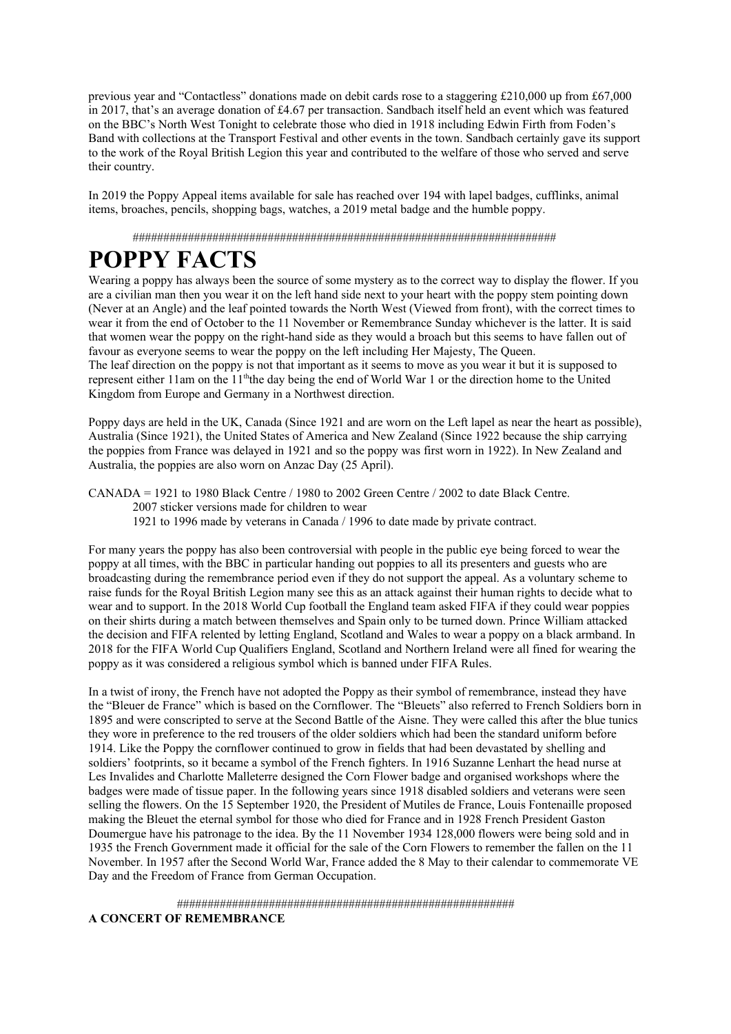previous year and "Contactless" donations made on debit cards rose to a staggering £210,000 up from £67,000 in 2017, that's an average donation of £4.67 per transaction. Sandbach itself held an event which was featured on the BBC's North West Tonight to celebrate those who died in 1918 including Edwin Firth from Foden's Band with collections at the Transport Festival and other events in the town. Sandbach certainly gave its support to the work of the Royal British Legion this year and contributed to the welfare of those who served and serve their country.

In 2019 the Poppy Appeal items available for sale has reached over 194 with lapel badges, cufflinks, animal items, broaches, pencils, shopping bags, watches, a 2019 metal badge and the humble poppy.

#####################################################################

# POPPY FACTS

Wearing a poppy has always been the source of some mystery as to the correct way to display the flower. If you are a civilian man then you wear it on the left hand side next to your heart with the poppy stem pointing down (Never at an Angle) and the leaf pointed towards the North West (Viewed from front), with the correct times to wear it from the end of October to the 11 November or Remembrance Sunday whichever is the latter. It is said that women wear the poppy on the right-hand side as they would a broach but this seems to have fallen out of favour as everyone seems to wear the poppy on the left including Her Majesty, The Queen.
The leaf direction on the poppy is not that important as it seems to move as you wear it but it is supposed to represent either 11am on the 11th the day being the end of World War 1 or the direction home to the United Kingdom from Europe and Germany in a Northwest direction.

Poppy days are held in the UK, Canada (Since 1921 and are worn on the Left lapel as near the heart as possible), Australia (Since 1921), the United States of America and New Zealand (Since 1922 because the ship carrying the poppies from France was delayed in 1921 and so the poppy was first worn in 1922). In New Zealand and Australia, the poppies are also worn on Anzac Day (25 April).

CANADA = 1921 to 1980 Black Centre / 1980 to 2002 Green Centre / 2002 to date Black Centre.
2007 sticker versions made for children to wear
1921 to 1996 made by veterans in Canada / 1996 to date made by private contract.

For many years the poppy has also been controversial with people in the public eye being forced to wear the poppy at all times, with the BBC in particular handing out poppies to all its presenters and guests who are broadcasting during the remembrance period even if they do not support the appeal. As a voluntary scheme to raise funds for the Royal British Legion many see this as an attack against their human rights to decide what to wear and to support. In the 2018 World Cup football the England team asked FIFA if they could wear poppies on their shirts during a match between themselves and Spain only to be turned down. Prince William attacked the decision and FIFA relented by letting England, Scotland and Wales to wear a poppy on a black armband. In 2018 for the FIFA World Cup Qualifiers England, Scotland and Northern Ireland were all fined for wearing the poppy as it was considered a religious symbol which is banned under FIFA Rules.

In a twist of irony, the French have not adopted the Poppy as their symbol of remembrance, instead they have the "Bleuer de France" which is based on the Cornflower. The "Bleuets" also referred to French Soldiers born in 1895 and were conscripted to serve at the Second Battle of the Aisne. They were called this after the blue tunics they wore in preference to the red trousers of the older soldiers which had been the standard uniform before 1914. Like the Poppy the cornflower continued to grow in fields that had been devastated by shelling and soldiers' footprints, so it became a symbol of the French fighters. In 1916 Suzanne Lenhart the head nurse at Les Invalides and Charlotte Malleterre designed the Corn Flower badge and organised workshops where the badges were made of tissue paper. In the following years since 1918 disabled soldiers and veterans were seen selling the flowers. On the 15 September 1920, the President of Mutiles de France, Louis Fontenaille proposed making the Bleuet the eternal symbol for those who died for France and in 1928 French President Gaston Doumergue have his patronage to the idea. By the 11 November 1934 128,000 flowers were being sold and in 1935 the French Government made it official for the sale of the Corn Flowers to remember the fallen on the 11 November. In 1957 after the Second World War, France added the 8 May to their calendar to commemorate VE Day and the Freedom of France from German Occupation.

#######################################################

**A CONCERT OF REMEMBRANCE**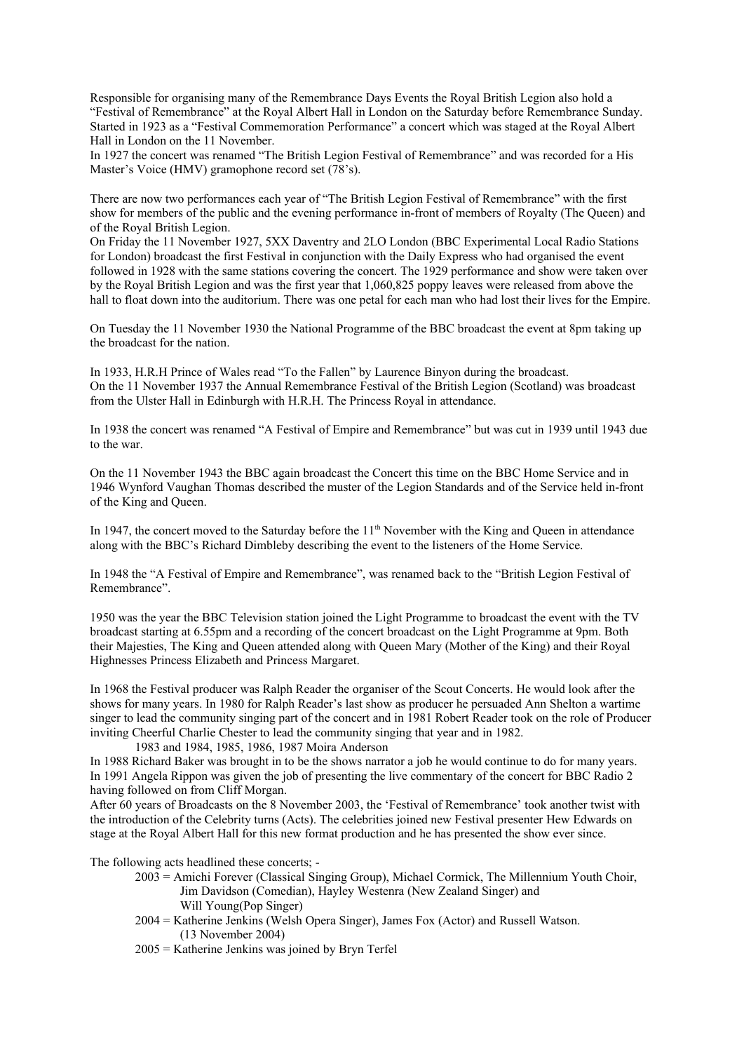Responsible for organising many of the Remembrance Days Events the Royal British Legion also hold a "Festival of Remembrance" at the Royal Albert Hall in London on the Saturday before Remembrance Sunday. Started in 1923 as a "Festival Commemoration Performance" a concert which was staged at the Royal Albert Hall in London on the 11 November.
In 1927 the concert was renamed "The British Legion Festival of Remembrance" and was recorded for a His Master's Voice (HMV) gramophone record set (78's).

There are now two performances each year of "The British Legion Festival of Remembrance" with the first show for members of the public and the evening performance in-front of members of Royalty (The Queen) and of the Royal British Legion.
On Friday the 11 November 1927, 5XX Daventry and 2LO London (BBC Experimental Local Radio Stations for London) broadcast the first Festival in conjunction with the Daily Express who had organised the event followed in 1928 with the same stations covering the concert. The 1929 performance and show were taken over by the Royal British Legion and was the first year that 1,060,825 poppy leaves were released from above the hall to float down into the auditorium. There was one petal for each man who had lost their lives for the Empire.

On Tuesday the 11 November 1930 the National Programme of the BBC broadcast the event at 8pm taking up the broadcast for the nation.

In 1933, H.R.H Prince of Wales read "To the Fallen" by Laurence Binyon during the broadcast.
On the 11 November 1937 the Annual Remembrance Festival of the British Legion (Scotland) was broadcast from the Ulster Hall in Edinburgh with H.R.H. The Princess Royal in attendance.

In 1938 the concert was renamed "A Festival of Empire and Remembrance" but was cut in 1939 until 1943 due to the war.

On the 11 November 1943 the BBC again broadcast the Concert this time on the BBC Home Service and in 1946 Wynford Vaughan Thomas described the muster of the Legion Standards and of the Service held in-front of the King and Queen.

In 1947, the concert moved to the Saturday before the 11th November with the King and Queen in attendance along with the BBC's Richard Dimbleby describing the event to the listeners of the Home Service.

In 1948 the "A Festival of Empire and Remembrance", was renamed back to the "British Legion Festival of Remembrance".

1950 was the year the BBC Television station joined the Light Programme to broadcast the event with the TV broadcast starting at 6.55pm and a recording of the concert broadcast on the Light Programme at 9pm. Both their Majesties, The King and Queen attended along with Queen Mary (Mother of the King) and their Royal Highnesses Princess Elizabeth and Princess Margaret.

In 1968 the Festival producer was Ralph Reader the organiser of the Scout Concerts. He would look after the shows for many years. In 1980 for Ralph Reader's last show as producer he persuaded Ann Shelton a wartime singer to lead the community singing part of the concert and in 1981 Robert Reader took on the role of Producer inviting Cheerful Charlie Chester to lead the community singing that year and in 1982.
1983 and 1984, 1985, 1986, 1987 Moira Anderson
In 1988 Richard Baker was brought in to be the shows narrator a job he would continue to do for many years.
In 1991 Angela Rippon was given the job of presenting the live commentary of the concert for BBC Radio 2 having followed on from Cliff Morgan.
After 60 years of Broadcasts on the 8 November 2003, the 'Festival of Remembrance' took another twist with the introduction of the Celebrity turns (Acts). The celebrities joined new Festival presenter Hew Edwards on stage at the Royal Albert Hall for this new format production and he has presented the show ever since.

The following acts headlined these concerts; -

- 2003 = Amichi Forever (Classical Singing Group), Michael Cormick, The Millennium Youth Choir, Jim Davidson (Comedian), Hayley Westenra (New Zealand Singer) and Will Young(Pop Singer)
- 2004 = Katherine Jenkins (Welsh Opera Singer), James Fox (Actor) and Russell Watson. (13 November 2004)
- 2005 = Katherine Jenkins was joined by Bryn Terfel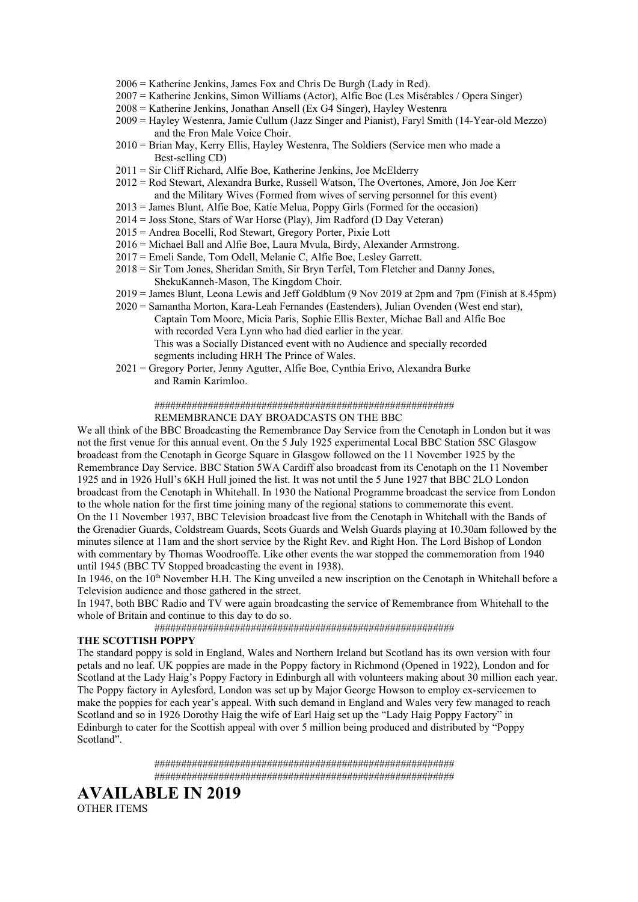2006 = Katherine Jenkins, James Fox and Chris De Burgh (Lady in Red).
2007 = Katherine Jenkins, Simon Williams (Actor), Alfie Boe (Les Misérables / Opera Singer)
2008 = Katherine Jenkins, Jonathan Ansell (Ex G4 Singer), Hayley Westenra
2009 = Hayley Westenra, Jamie Cullum (Jazz Singer and Pianist), Faryl Smith (14-Year-old Mezzo) and the Fron Male Voice Choir.
2010 = Brian May, Kerry Ellis, Hayley Westenra, The Soldiers (Service men who made a Best-selling CD)
2011 = Sir Cliff Richard, Alfie Boe, Katherine Jenkins, Joe McElderry
2012 = Rod Stewart, Alexandra Burke, Russell Watson, The Overtones, Amore, Jon Joe Kerr and the Military Wives (Formed from wives of serving personnel for this event)
2013 = James Blunt, Alfie Boe, Katie Melua, Poppy Girls (Formed for the occasion)
2014 = Joss Stone, Stars of War Horse (Play), Jim Radford (D Day Veteran)
2015 = Andrea Bocelli, Rod Stewart, Gregory Porter, Pixie Lott
2016 = Michael Ball and Alfie Boe, Laura Mvula, Birdy, Alexander Armstrong.
2017 = Emeli Sande, Tom Odell, Melanie C, Alfie Boe, Lesley Garrett.
2018 = Sir Tom Jones, Sheridan Smith, Sir Bryn Terfel, Tom Fletcher and Danny Jones, ShekuKanneh-Mason, The Kingdom Choir.
2019 = James Blunt, Leona Lewis and Jeff Goldblum (9 Nov 2019 at 2pm and 7pm (Finish at 8.45pm)
2020 = Samantha Morton, Kara-Leah Fernandes (Eastenders), Julian Ovenden (West end star), Captain Tom Moore, Micia Paris, Sophie Ellis Bexter, Michae Ball and Alfie Boe with recorded Vera Lynn who had died earlier in the year. This was a Socially Distanced event with no Audience and specially recorded segments including HRH The Prince of Wales.
2021 = Gregory Porter, Jenny Agutter, Alfie Boe, Cynthia Erivo, Alexandra Burke and Ramin Karimloo.

#######################################################

REMEMBRANCE DAY BROADCASTS ON THE BBC

We all think of the BBC Broadcasting the Remembrance Day Service from the Cenotaph in London but it was not the first venue for this annual event. On the 5 July 1925 experimental Local BBC Station 5SC Glasgow broadcast from the Cenotaph in George Square in Glasgow followed on the 11 November 1925 by the Remembrance Day Service. BBC Station 5WA Cardiff also broadcast from its Cenotaph on the 11 November 1925 and in 1926 Hull's 6KH Hull joined the list. It was not until the 5 June 1927 that BBC 2LO London broadcast from the Cenotaph in Whitehall. In 1930 the National Programme broadcast the service from London to the whole nation for the first time joining many of the regional stations to commemorate this event.
On the 11 November 1937, BBC Television broadcast live from the Cenotaph in Whitehall with the Bands of the Grenadier Guards, Coldstream Guards, Scots Guards and Welsh Guards playing at 10.30am followed by the minutes silence at 11am and the short service by the Right Rev. and Right Hon. The Lord Bishop of London with commentary by Thomas Woodrooffe. Like other events the war stopped the commemoration from 1940 until 1945 (BBC TV Stopped broadcasting the event in 1938).
In 1946, on the 10th November H.H. The King unveiled a new inscription on the Cenotaph in Whitehall before a Television audience and those gathered in the street.
In 1947, both BBC Radio and TV were again broadcasting the service of Remembrance from Whitehall to the whole of Britain and continue to this day to do so.

#######################################################

**THE SCOTTISH POPPY**

The standard poppy is sold in England, Wales and Northern Ireland but Scotland has its own version with four petals and no leaf. UK poppies are made in the Poppy factory in Richmond (Opened in 1922), London and for Scotland at the Lady Haig's Poppy Factory in Edinburgh all with volunteers making about 30 million each year. The Poppy factory in Aylesford, London was set up by Major George Howson to employ ex-servicemen to make the poppies for each year's appeal. With such demand in England and Wales very few managed to reach Scotland and so in 1926 Dorothy Haig the wife of Earl Haig set up the "Lady Haig Poppy Factory" in Edinburgh to cater for the Scottish appeal with over 5 million being produced and distributed by "Poppy Scotland".

#######################################################
#######################################################

# AVAILABLE IN 2019

OTHER ITEMS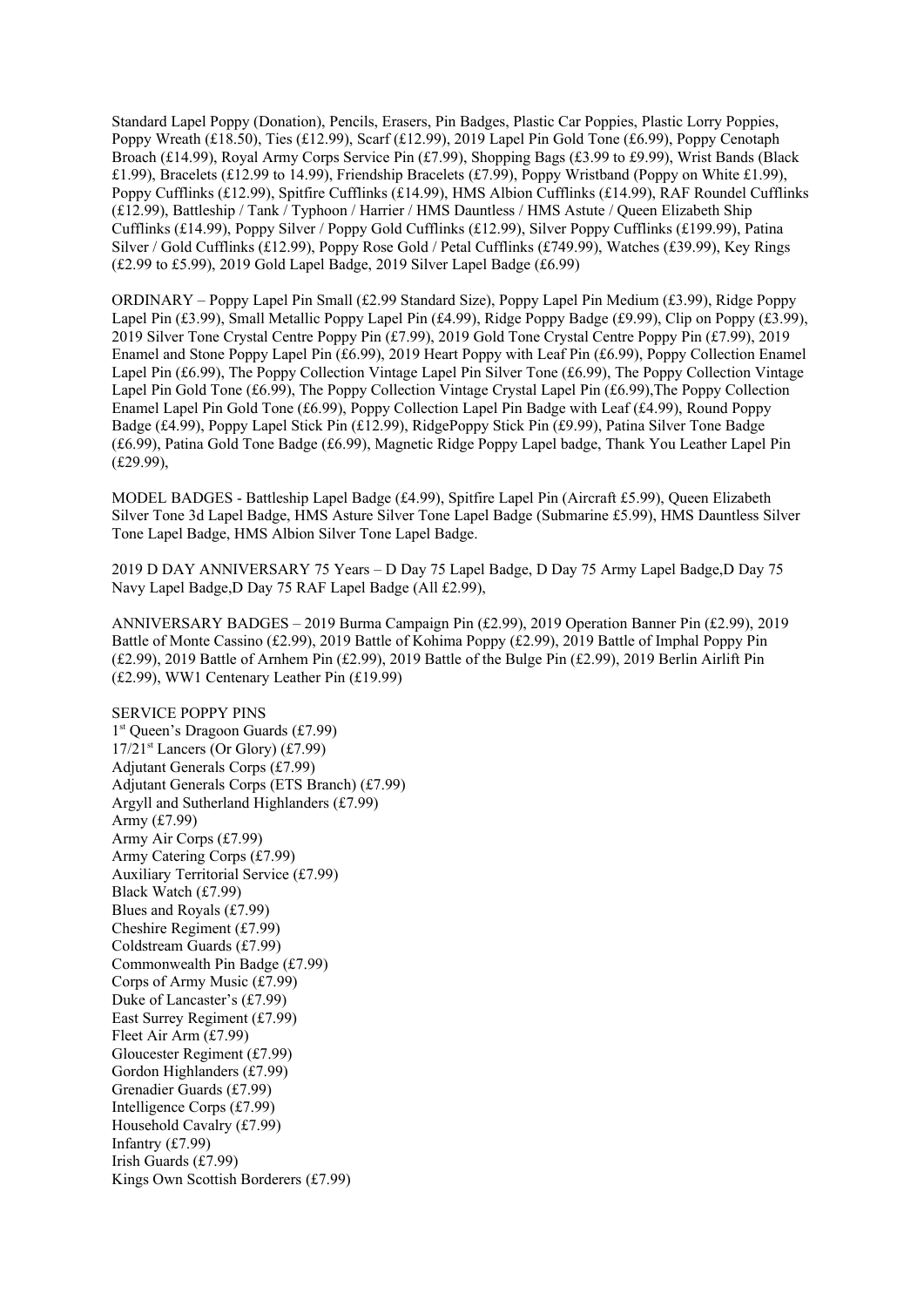Standard Lapel Poppy (Donation), Pencils, Erasers, Pin Badges, Plastic Car Poppies, Plastic Lorry Poppies, Poppy Wreath (£18.50), Ties (£12.99), Scarf (£12.99), 2019 Lapel Pin Gold Tone (£6.99), Poppy Cenotaph Broach (£14.99), Royal Army Corps Service Pin (£7.99), Shopping Bags (£3.99 to £9.99), Wrist Bands (Black £1.99), Bracelets (£12.99 to 14.99), Friendship Bracelets (£7.99), Poppy Wristband (Poppy on White £1.99), Poppy Cufflinks (£12.99), Spitfire Cufflinks (£14.99), HMS Albion Cufflinks (£14.99), RAF Roundel Cufflinks (£12.99), Battleship / Tank / Typhoon / Harrier / HMS Dauntless / HMS Astute / Queen Elizabeth Ship Cufflinks (£14.99), Poppy Silver / Poppy Gold Cufflinks (£12.99), Silver Poppy Cufflinks (£199.99), Patina Silver / Gold Cufflinks (£12.99), Poppy Rose Gold / Petal Cufflinks (£749.99), Watches (£39.99), Key Rings (£2.99 to £5.99), 2019 Gold Lapel Badge, 2019 Silver Lapel Badge (£6.99)

ORDINARY – Poppy Lapel Pin Small (£2.99 Standard Size), Poppy Lapel Pin Medium (£3.99), Ridge Poppy Lapel Pin (£3.99), Small Metallic Poppy Lapel Pin (£4.99), Ridge Poppy Badge (£9.99), Clip on Poppy (£3.99), 2019 Silver Tone Crystal Centre Poppy Pin (£7.99), 2019 Gold Tone Crystal Centre Poppy Pin (£7.99), 2019 Enamel and Stone Poppy Lapel Pin (£6.99), 2019 Heart Poppy with Leaf Pin (£6.99), Poppy Collection Enamel Lapel Pin (£6.99), The Poppy Collection Vintage Lapel Pin Silver Tone (£6.99), The Poppy Collection Vintage Lapel Pin Gold Tone (£6.99), The Poppy Collection Vintage Crystal Lapel Pin (£6.99),The Poppy Collection Enamel Lapel Pin Gold Tone (£6.99), Poppy Collection Lapel Pin Badge with Leaf (£4.99), Round Poppy Badge (£4.99), Poppy Lapel Stick Pin (£12.99), RidgePoppy Stick Pin (£9.99), Patina Silver Tone Badge (£6.99), Patina Gold Tone Badge (£6.99), Magnetic Ridge Poppy Lapel badge, Thank You Leather Lapel Pin (£29.99),

MODEL BADGES - Battleship Lapel Badge (£4.99), Spitfire Lapel Pin (Aircraft £5.99), Queen Elizabeth Silver Tone 3d Lapel Badge, HMS Asture Silver Tone Lapel Badge (Submarine £5.99), HMS Dauntless Silver Tone Lapel Badge, HMS Albion Silver Tone Lapel Badge.

2019 D DAY ANNIVERSARY 75 Years – D Day 75 Lapel Badge, D Day 75 Army Lapel Badge,D Day 75 Navy Lapel Badge,D Day 75 RAF Lapel Badge (All £2.99),

ANNIVERSARY BADGES – 2019 Burma Campaign Pin (£2.99), 2019 Operation Banner Pin (£2.99), 2019 Battle of Monte Cassino (£2.99), 2019 Battle of Kohima Poppy (£2.99), 2019 Battle of Imphal Poppy Pin (£2.99), 2019 Battle of Arnhem Pin (£2.99), 2019 Battle of the Bulge Pin (£2.99), 2019 Berlin Airlift Pin (£2.99), WW1 Centenary Leather Pin (£19.99)

SERVICE POPPY PINS
1st Queen's Dragoon Guards (£7.99)
17/21st Lancers (Or Glory) (£7.99)
Adjutant Generals Corps (£7.99)
Adjutant Generals Corps (ETS Branch) (£7.99)
Argyll and Sutherland Highlanders (£7.99)
Army (£7.99)
Army Air Corps (£7.99)
Army Catering Corps (£7.99)
Auxiliary Territorial Service (£7.99)
Black Watch (£7.99)
Blues and Royals (£7.99)
Cheshire Regiment (£7.99)
Coldstream Guards (£7.99)
Commonwealth Pin Badge (£7.99)
Corps of Army Music (£7.99)
Duke of Lancaster's (£7.99)
East Surrey Regiment (£7.99)
Fleet Air Arm (£7.99)
Gloucester Regiment (£7.99)
Gordon Highlanders (£7.99)
Grenadier Guards (£7.99)
Intelligence Corps (£7.99)
Household Cavalry (£7.99)
Infantry (£7.99)
Irish Guards (£7.99)
Kings Own Scottish Borderers (£7.99)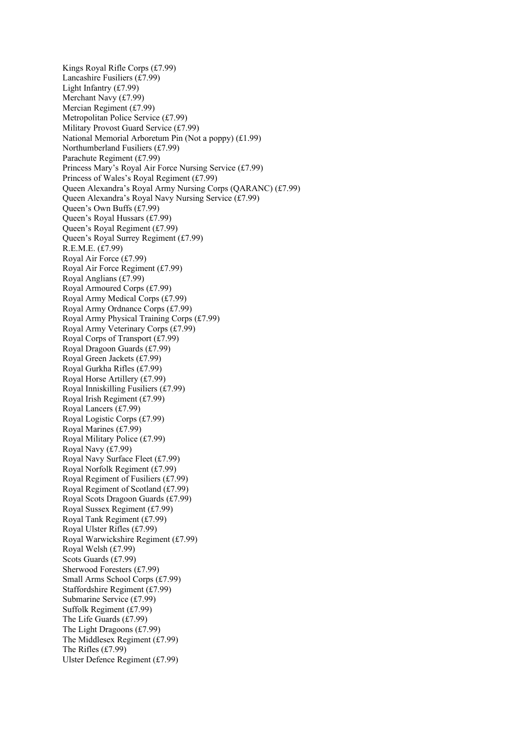Kings Royal Rifle Corps (£7.99)
Lancashire Fusiliers (£7.99)
Light Infantry (£7.99)
Merchant Navy (£7.99)
Mercian Regiment (£7.99)
Metropolitan Police Service (£7.99)
Military Provost Guard Service (£7.99)
National Memorial Arboretum Pin (Not a poppy) (£1.99)
Northumberland Fusiliers (£7.99)
Parachute Regiment (£7.99)
Princess Mary's Royal Air Force Nursing Service (£7.99)
Princess of Wales's Royal Regiment (£7.99)
Queen Alexandra's Royal Army Nursing Corps (QARANC) (£7.99)
Queen Alexandra's Royal Navy Nursing Service (£7.99)
Queen's Own Buffs (£7.99)
Queen's Royal Hussars (£7.99)
Queen's Royal Regiment (£7.99)
Queen's Royal Surrey Regiment (£7.99)
R.E.M.E. (£7.99)
Royal Air Force (£7.99)
Royal Air Force Regiment (£7.99)
Royal Anglians (£7.99)
Royal Armoured Corps (£7.99)
Royal Army Medical Corps (£7.99)
Royal Army Ordnance Corps (£7.99)
Royal Army Physical Training Corps (£7.99)
Royal Army Veterinary Corps (£7.99)
Royal Corps of Transport (£7.99)
Royal Dragoon Guards (£7.99)
Royal Green Jackets (£7.99)
Royal Gurkha Rifles (£7.99)
Royal Horse Artillery (£7.99)
Royal Inniskilling Fusiliers (£7.99)
Royal Irish Regiment (£7.99)
Royal Lancers (£7.99)
Royal Logistic Corps (£7.99)
Royal Marines (£7.99)
Royal Military Police (£7.99)
Royal Navy (£7.99)
Royal Navy Surface Fleet (£7.99)
Royal Norfolk Regiment (£7.99)
Royal Regiment of Fusiliers (£7.99)
Royal Regiment of Scotland (£7.99)
Royal Scots Dragoon Guards (£7.99)
Royal Sussex Regiment (£7.99)
Royal Tank Regiment (£7.99)
Royal Ulster Rifles (£7.99)
Royal Warwickshire Regiment (£7.99)
Royal Welsh (£7.99)
Scots Guards (£7.99)
Sherwood Foresters (£7.99)
Small Arms School Corps (£7.99)
Staffordshire Regiment (£7.99)
Submarine Service (£7.99)
Suffolk Regiment (£7.99)
The Life Guards (£7.99)
The Light Dragoons (£7.99)
The Middlesex Regiment (£7.99)
The Rifles (£7.99)
Ulster Defence Regiment (£7.99)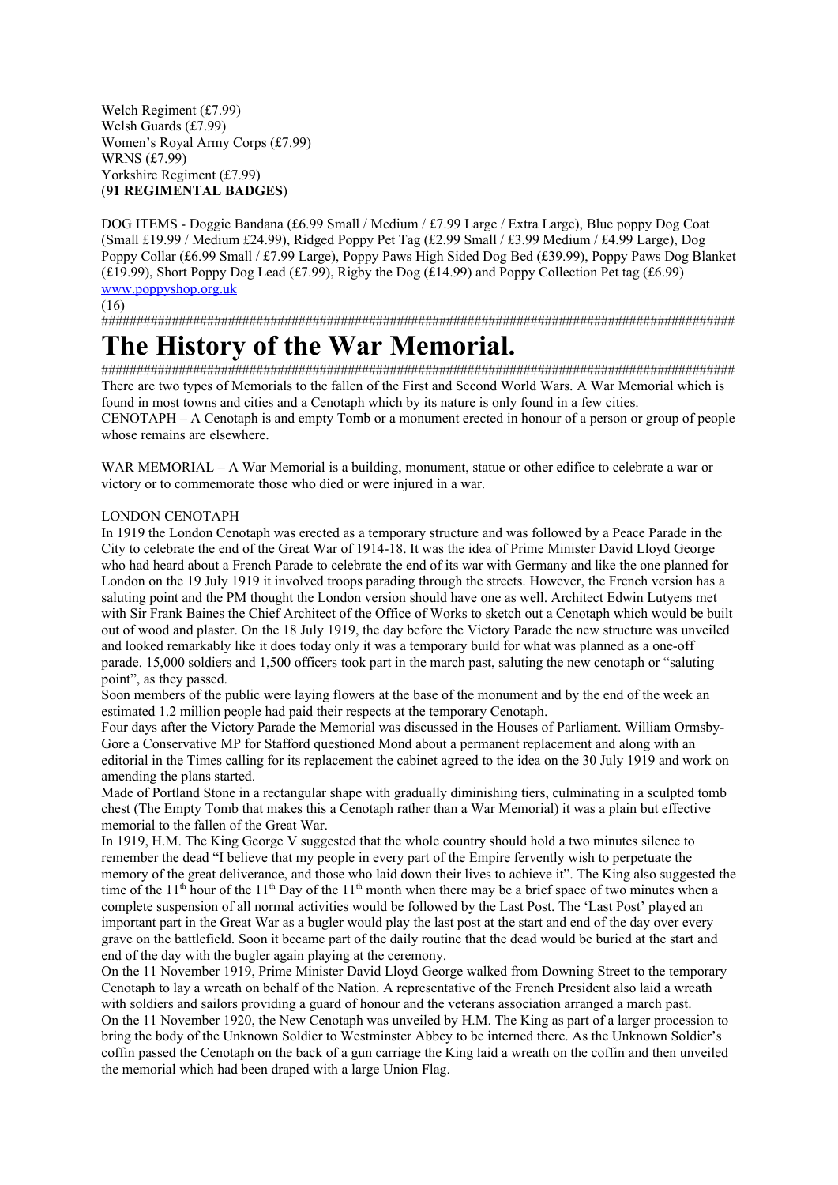Welch Regiment (£7.99)
Welsh Guards (£7.99)
Women's Royal Army Corps (£7.99)
WRNS (£7.99)
Yorkshire Regiment (£7.99)
(**91 REGIMENTAL BADGES**)

DOG ITEMS - Doggie Bandana (£6.99 Small / Medium / £7.99 Large / Extra Large), Blue poppy Dog Coat (Small £19.99 / Medium £24.99), Ridged Poppy Pet Tag (£2.99 Small / £3.99 Medium / £4.99 Large), Dog Poppy Collar (£6.99 Small / £7.99 Large), Poppy Paws High Sided Dog Bed (£39.99), Poppy Paws Dog Blanket (£19.99), Short Poppy Dog Lead (£7.99), Rigby the Dog (£14.99) and Poppy Collection Pet tag (£6.99)
www.poppyshop.org.uk
(16)

##########################################################################################

# The History of the War Memorial.

##########################################################################################

There are two types of Memorials to the fallen of the First and Second World Wars. A War Memorial which is found in most towns and cities and a Cenotaph which by its nature is only found in a few cities.
CENOTAPH – A Cenotaph is and empty Tomb or a monument erected in honour of a person or group of people whose remains are elsewhere.

WAR MEMORIAL – A War Memorial is a building, monument, statue or other edifice to celebrate a war or victory or to commemorate those who died or were injured in a war.

LONDON CENOTAPH

In 1919 the London Cenotaph was erected as a temporary structure and was followed by a Peace Parade in the City to celebrate the end of the Great War of 1914-18. It was the idea of Prime Minister David Lloyd George who had heard about a French Parade to celebrate the end of its war with Germany and like the one planned for London on the 19 July 1919 it involved troops parading through the streets. However, the French version has a saluting point and the PM thought the London version should have one as well. Architect Edwin Lutyens met with Sir Frank Baines the Chief Architect of the Office of Works to sketch out a Cenotaph which would be built out of wood and plaster. On the 18 July 1919, the day before the Victory Parade the new structure was unveiled and looked remarkably like it does today only it was a temporary build for what was planned as a one-off parade. 15,000 soldiers and 1,500 officers took part in the march past, saluting the new cenotaph or "saluting point", as they passed.
Soon members of the public were laying flowers at the base of the monument and by the end of the week an estimated 1.2 million people had paid their respects at the temporary Cenotaph.
Four days after the Victory Parade the Memorial was discussed in the Houses of Parliament. William Ormsby-Gore a Conservative MP for Stafford questioned Mond about a permanent replacement and along with an editorial in the Times calling for its replacement the cabinet agreed to the idea on the 30 July 1919 and work on amending the plans started.
Made of Portland Stone in a rectangular shape with gradually diminishing tiers, culminating in a sculpted tomb chest (The Empty Tomb that makes this a Cenotaph rather than a War Memorial) it was a plain but effective memorial to the fallen of the Great War.
In 1919, H.M. The King George V suggested that the whole country should hold a two minutes silence to remember the dead "I believe that my people in every part of the Empire fervently wish to perpetuate the memory of the great deliverance, and those who laid down their lives to achieve it". The King also suggested the time of the 11th hour of the 11th Day of the 11th month when there may be a brief space of two minutes when a complete suspension of all normal activities would be followed by the Last Post. The 'Last Post' played an important part in the Great War as a bugler would play the last post at the start and end of the day over every grave on the battlefield. Soon it became part of the daily routine that the dead would be buried at the start and end of the day with the bugler again playing at the ceremony.
On the 11 November 1919, Prime Minister David Lloyd George walked from Downing Street to the temporary Cenotaph to lay a wreath on behalf of the Nation. A representative of the French President also laid a wreath with soldiers and sailors providing a guard of honour and the veterans association arranged a march past.
On the 11 November 1920, the New Cenotaph was unveiled by H.M. The King as part of a larger procession to bring the body of the Unknown Soldier to Westminster Abbey to be interned there. As the Unknown Soldier's coffin passed the Cenotaph on the back of a gun carriage the King laid a wreath on the coffin and then unveiled the memorial which had been draped with a large Union Flag.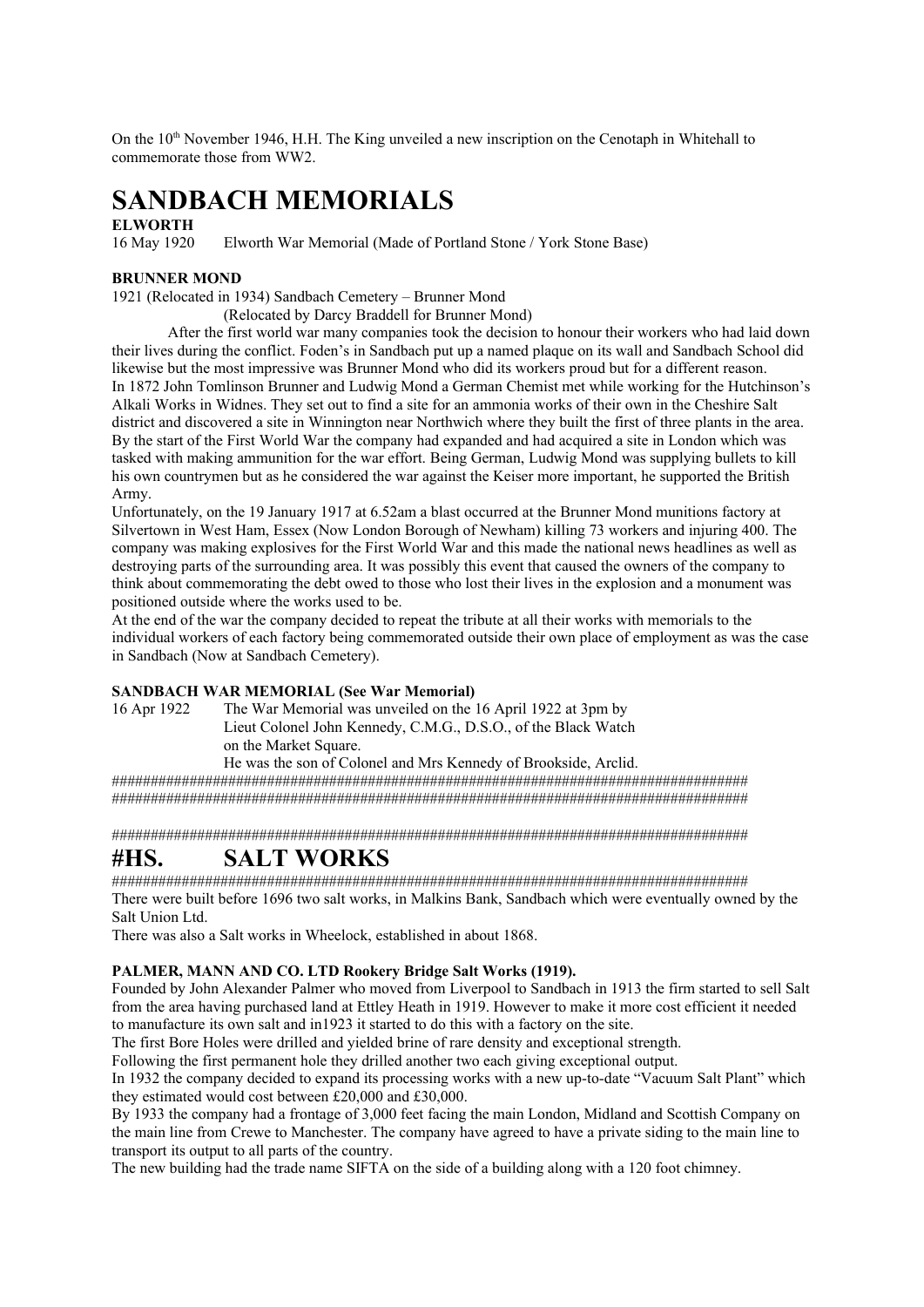On the 10th November 1946, H.H. The King unveiled a new inscription on the Cenotaph in Whitehall to commemorate those from WW2.

# SANDBACH MEMORIALS

**ELWORTH**

16 May 1920 Elworth War Memorial (Made of Portland Stone / York Stone Base)

**BRUNNER MOND**

1921 (Relocated in 1934) Sandbach Cemetery – Brunner Mond
(Relocated by Darcy Braddell for Brunner Mond)

After the first world war many companies took the decision to honour their workers who had laid down their lives during the conflict. Foden's in Sandbach put up a named plaque on its wall and Sandbach School did likewise but the most impressive was Brunner Mond who did its workers proud but for a different reason.

In 1872 John Tomlinson Brunner and Ludwig Mond a German Chemist met while working for the Hutchinson's Alkali Works in Widnes. They set out to find a site for an ammonia works of their own in the Cheshire Salt district and discovered a site in Winnington near Northwich where they built the first of three plants in the area.

By the start of the First World War the company had expanded and had acquired a site in London which was tasked with making ammunition for the war effort. Being German, Ludwig Mond was supplying bullets to kill his own countrymen but as he considered the war against the Keiser more important, he supported the British Army.

Unfortunately, on the 19 January 1917 at 6.52am a blast occurred at the Brunner Mond munitions factory at Silvertown in West Ham, Essex (Now London Borough of Newham) killing 73 workers and injuring 400. The company was making explosives for the First World War and this made the national news headlines as well as destroying parts of the surrounding area. It was possibly this event that caused the owners of the company to think about commemorating the debt owed to those who lost their lives in the explosion and a monument was positioned outside where the works used to be.

At the end of the war the company decided to repeat the tribute at all their works with memorials to the individual workers of each factory being commemorated outside their own place of employment as was the case in Sandbach (Now at Sandbach Cemetery).

**SANDBACH WAR MEMORIAL (See War Memorial)**

16 Apr 1922 The War Memorial was unveiled on the 16 April 1922 at 3pm by Lieut Colonel John Kennedy, C.M.G., D.S.O., of the Black Watch on the Market Square.
He was the son of Colonel and Mrs Kennedy of Brookside, Arclid.

####################################################################################
####################################################################################

####################################################################################

# #HS. SALT WORKS

####################################################################################

There were built before 1696 two salt works, in Malkins Bank, Sandbach which were eventually owned by the Salt Union Ltd.

There was also a Salt works in Wheelock, established in about 1868.

**PALMER, MANN AND CO. LTD Rookery Bridge Salt Works (1919).**

Founded by John Alexander Palmer who moved from Liverpool to Sandbach in 1913 the firm started to sell Salt from the area having purchased land at Ettley Heath in 1919. However to make it more cost efficient it needed to manufacture its own salt and in1923 it started to do this with a factory on the site.

The first Bore Holes were drilled and yielded brine of rare density and exceptional strength.

Following the first permanent hole they drilled another two each giving exceptional output.

In 1932 the company decided to expand its processing works with a new up-to-date "Vacuum Salt Plant" which they estimated would cost between £20,000 and £30,000.

By 1933 the company had a frontage of 3,000 feet facing the main London, Midland and Scottish Company on the main line from Crewe to Manchester. The company have agreed to have a private siding to the main line to transport its output to all parts of the country.

The new building had the trade name SIFTA on the side of a building along with a 120 foot chimney.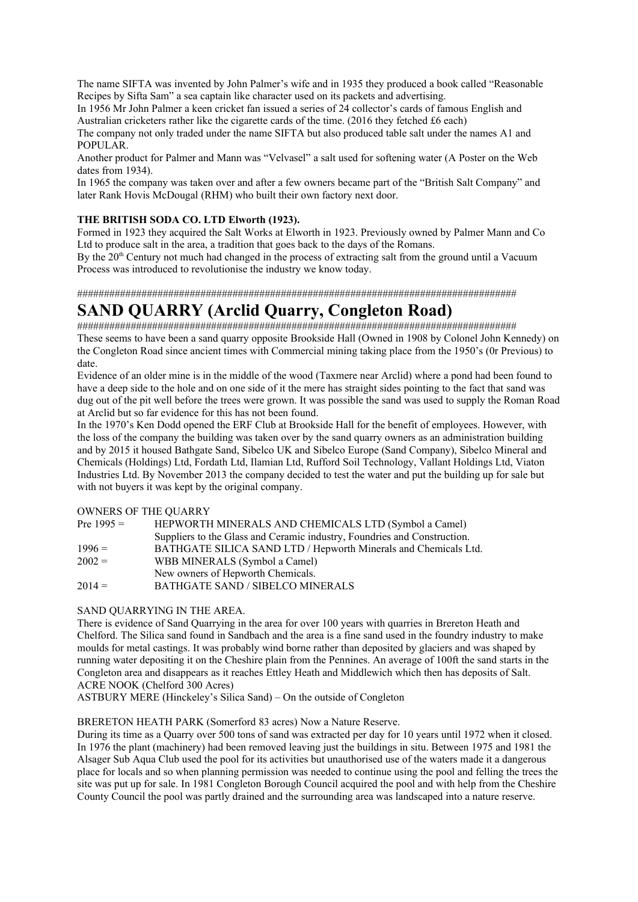The name SIFTA was invented by John Palmer's wife and in 1935 they produced a book called "Reasonable Recipes by Sifta Sam" a sea captain like character used on its packets and advertising.
In 1956 Mr John Palmer a keen cricket fan issued a series of 24 collector's cards of famous English and Australian cricketers rather like the cigarette cards of the time. (2016 they fetched £6 each)
The company not only traded under the name SIFTA but also produced table salt under the names A1 and POPULAR.
Another product for Palmer and Mann was "Velvasel" a salt used for softening water (A Poster on the Web dates from 1934).
In 1965 the company was taken over and after a few owners became part of the "British Salt Company" and later Rank Hovis McDougal (RHM) who built their own factory next door.

**THE BRITISH SODA CO. LTD Elworth (1923).**
Formed in 1923 they acquired the Salt Works at Elworth in 1923. Previously owned by Palmer Mann and Co Ltd to produce salt in the area, a tradition that goes back to the days of the Romans.
By the 20th Century not much had changed in the process of extracting salt from the ground until a Vacuum Process was introduced to revolutionise the industry we know today.

##################################################################################

# SAND QUARRY (Arclid Quarry, Congleton Road)

##################################################################################

These seems to have been a sand quarry opposite Brookside Hall (Owned in 1908 by Colonel John Kennedy) on the Congleton Road since ancient times with Commercial mining taking place from the 1950's (0r Previous) to date.
Evidence of an older mine is in the middle of the wood (Taxmere near Arclid) where a pond had been found to have a deep side to the hole and on one side of it the mere has straight sides pointing to the fact that sand was dug out of the pit well before the trees were grown. It was possible the sand was used to supply the Roman Road at Arclid but so far evidence for this has not been found.
In the 1970's Ken Dodd opened the ERF Club at Brookside Hall for the benefit of employees. However, with the loss of the company the building was taken over by the sand quarry owners as an administration building and by 2015 it housed Bathgate Sand, Sibelco UK and Sibelco Europe (Sand Company), Sibelco Mineral and Chemicals (Holdings) Ltd, Fordath Ltd, Ilamian Ltd, Rufford Soil Technology, Vallant Holdings Ltd, Viaton Industries Ltd. By November 2013 the company decided to test the water and put the building up for sale but with not buyers it was kept by the original company.

OWNERS OF THE QUARRY

| | |
|---|---|
| Pre 1995 = | HEPWORTH MINERALS AND CHEMICALS LTD (Symbol a Camel) Suppliers to the Glass and Ceramic industry, Foundries and Construction. |
| 1996 = | BATHGATE SILICA SAND LTD / Hepworth Minerals and Chemicals Ltd. |
| 2002 = | WBB MINERALS (Symbol a Camel) New owners of Hepworth Chemicals. |
| 2014 = | BATHGATE SAND / SIBELCO MINERALS |

SAND QUARRYING IN THE AREA.
There is evidence of Sand Quarrying in the area for over 100 years with quarries in Brereton Heath and Chelford. The Silica sand found in Sandbach and the area is a fine sand used in the foundry industry to make moulds for metal castings. It was probably wind borne rather than deposited by glaciers and was shaped by running water depositing it on the Cheshire plain from the Pennines. An average of 100ft the sand starts in the Congleton area and disappears as it reaches Ettley Heath and Middlewich which then has deposits of Salt.
ACRE NOOK (Chelford 300 Acres)
ASTBURY MERE (Hinckeley's Silica Sand) – On the outside of Congleton

BRERETON HEATH PARK (Somerford 83 acres) Now a Nature Reserve.
During its time as a Quarry over 500 tons of sand was extracted per day for 10 years until 1972 when it closed. In 1976 the plant (machinery) had been removed leaving just the buildings in situ. Between 1975 and 1981 the Alsager Sub Aqua Club used the pool for its activities but unauthorised use of the waters made it a dangerous place for locals and so when planning permission was needed to continue using the pool and felling the trees the site was put up for sale. In 1981 Congleton Borough Council acquired the pool and with help from the Cheshire County Council the pool was partly drained and the surrounding area was landscaped into a nature reserve.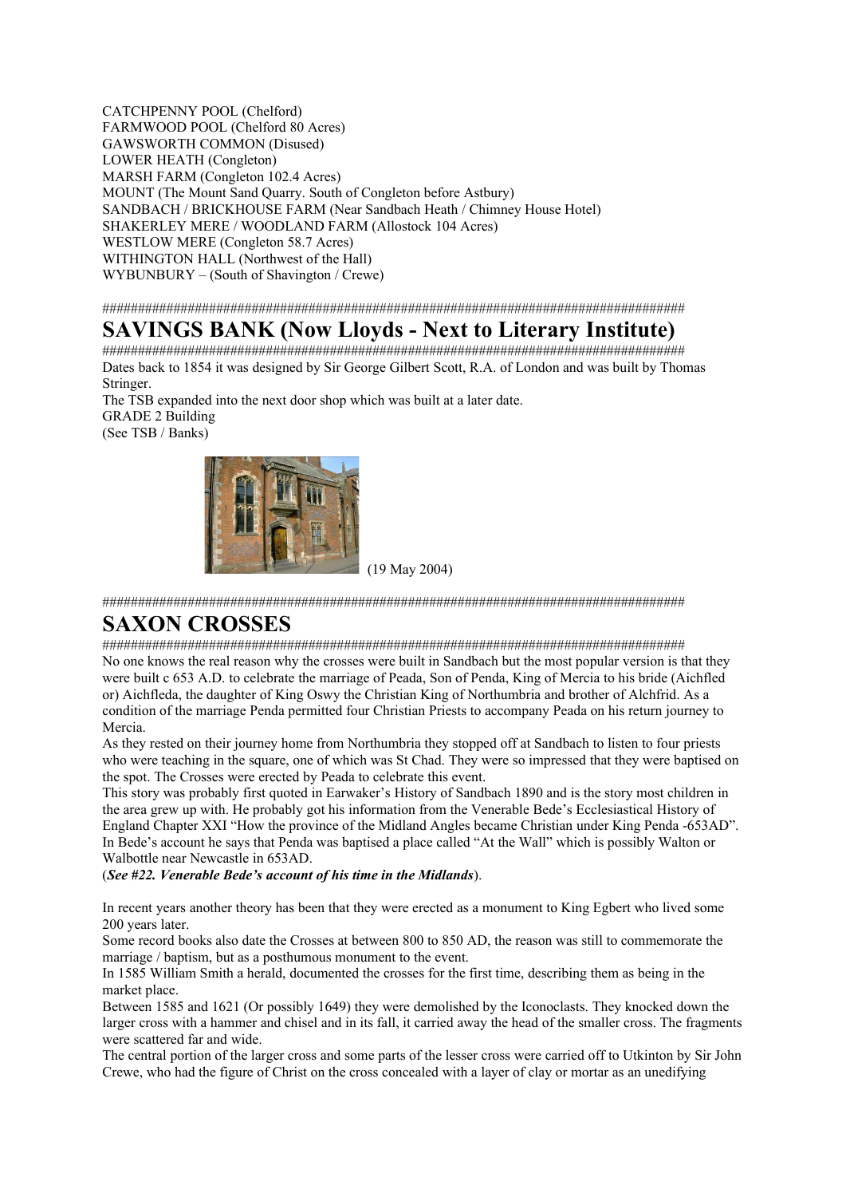CATCHPENNY POOL (Chelford)
FARMWOOD POOL (Chelford 80 Acres)
GAWSWORTH COMMON (Disused)
LOWER HEATH (Congleton)
MARSH FARM (Congleton 102.4 Acres)
MOUNT (The Mount Sand Quarry. South of Congleton before Astbury)
SANDBACH / BRICKHOUSE FARM (Near Sandbach Heath / Chimney House Hotel)
SHAKERLEY MERE / WOODLAND FARM (Allostock 104 Acres)
WESTLOW MERE (Congleton 58.7 Acres)
WITHINGTON HALL (Northwest of the Hall)
WYBUNBURY – (South of Shavington / Crewe)

####################################################################################

# SAVINGS BANK (Now Lloyds - Next to Literary Institute)

####################################################################################

Dates back to 1854 it was designed by Sir George Gilbert Scott, R.A. of London and was built by Thomas Stringer.
The TSB expanded into the next door shop which was built at a later date.
GRADE 2 Building
(See TSB / Banks)

(19 May 2004)

####################################################################################

# SAXON CROSSES

####################################################################################

No one knows the real reason why the crosses were built in Sandbach but the most popular version is that they were built c 653 A.D. to celebrate the marriage of Peada, Son of Penda, King of Mercia to his bride (Aichfled or) Aichfleda, the daughter of King Oswy the Christian King of Northumbria and brother of Alchfrid. As a condition of the marriage Penda permitted four Christian Priests to accompany Peada on his return journey to Mercia.
As they rested on their journey home from Northumbria they stopped off at Sandbach to listen to four priests who were teaching in the square, one of which was St Chad. They were so impressed that they were baptised on the spot. The Crosses were erected by Peada to celebrate this event.
This story was probably first quoted in Earwaker's History of Sandbach 1890 and is the story most children in the area grew up with. He probably got his information from the Venerable Bede's Ecclesiastical History of England Chapter XXI "How the province of the Midland Angles became Christian under King Penda -653AD". In Bede's account he says that Penda was baptised a place called "At the Wall" which is possibly Walton or Walbottle near Newcastle in 653AD.
(***See #22. Venerable Bede's account of his time in the Midlands***).

In recent years another theory has been that they were erected as a monument to King Egbert who lived some 200 years later.
Some record books also date the Crosses at between 800 to 850 AD, the reason was still to commemorate the marriage / baptism, but as a posthumous monument to the event.
In 1585 William Smith a herald, documented the crosses for the first time, describing them as being in the market place.
Between 1585 and 1621 (Or possibly 1649) they were demolished by the Iconoclasts. They knocked down the larger cross with a hammer and chisel and in its fall, it carried away the head of the smaller cross. The fragments were scattered far and wide.
The central portion of the larger cross and some parts of the lesser cross were carried off to Utkinton by Sir John Crewe, who had the figure of Christ on the cross concealed with a layer of clay or mortar as an unedifying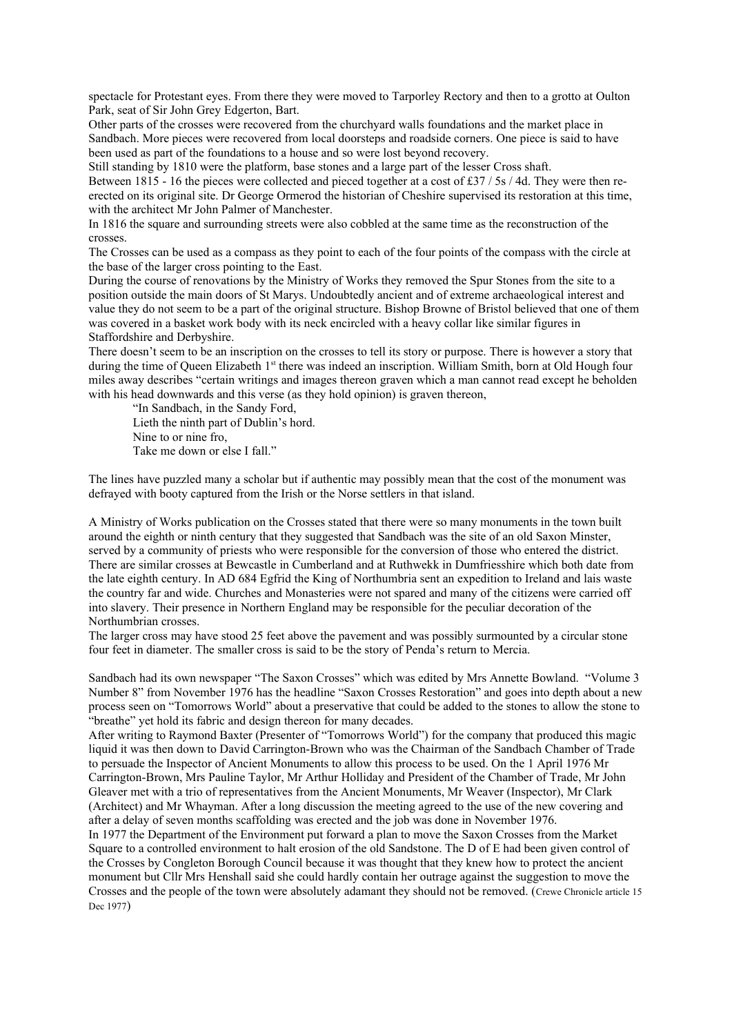spectacle for Protestant eyes. From there they were moved to Tarporley Rectory and then to a grotto at Oulton Park, seat of Sir John Grey Edgerton, Bart.

Other parts of the crosses were recovered from the churchyard walls foundations and the market place in Sandbach. More pieces were recovered from local doorsteps and roadside corners. One piece is said to have been used as part of the foundations to a house and so were lost beyond recovery.

Still standing by 1810 were the platform, base stones and a large part of the lesser Cross shaft.

Between 1815 - 16 the pieces were collected and pieced together at a cost of £37 / 5s / 4d. They were then re-erected on its original site. Dr George Ormerod the historian of Cheshire supervised its restoration at this time, with the architect Mr John Palmer of Manchester.

In 1816 the square and surrounding streets were also cobbled at the same time as the reconstruction of the crosses.

The Crosses can be used as a compass as they point to each of the four points of the compass with the circle at the base of the larger cross pointing to the East.

During the course of renovations by the Ministry of Works they removed the Spur Stones from the site to a position outside the main doors of St Marys. Undoubtedly ancient and of extreme archaeological interest and value they do not seem to be a part of the original structure. Bishop Browne of Bristol believed that one of them was covered in a basket work body with its neck encircled with a heavy collar like similar figures in Staffordshire and Derbyshire.

There doesn't seem to be an inscription on the crosses to tell its story or purpose. There is however a story that during the time of Queen Elizabeth 1st there was indeed an inscription. William Smith, born at Old Hough four miles away describes "certain writings and images thereon graven which a man cannot read except he beholden with his head downwards and this verse (as they hold opinion) is graven thereon,

> "In Sandbach, in the Sandy Ford,
> Lieth the ninth part of Dublin's hord.
> Nine to or nine fro,
> Take me down or else I fall."

The lines have puzzled many a scholar but if authentic may possibly mean that the cost of the monument was defrayed with booty captured from the Irish or the Norse settlers in that island.

A Ministry of Works publication on the Crosses stated that there were so many monuments in the town built around the eighth or ninth century that they suggested that Sandbach was the site of an old Saxon Minster, served by a community of priests who were responsible for the conversion of those who entered the district. There are similar crosses at Bewcastle in Cumberland and at Ruthwekk in Dumfriesshire which both date from the late eighth century. In AD 684 Egfrid the King of Northumbria sent an expedition to Ireland and lais waste the country far and wide. Churches and Monasteries were not spared and many of the citizens were carried off into slavery. Their presence in Northern England may be responsible for the peculiar decoration of the Northumbrian crosses.

The larger cross may have stood 25 feet above the pavement and was possibly surmounted by a circular stone four feet in diameter. The smaller cross is said to be the story of Penda's return to Mercia.

Sandbach had its own newspaper "The Saxon Crosses" which was edited by Mrs Annette Bowland. "Volume 3 Number 8" from November 1976 has the headline "Saxon Crosses Restoration" and goes into depth about a new process seen on "Tomorrows World" about a preservative that could be added to the stones to allow the stone to "breathe" yet hold its fabric and design thereon for many decades.

After writing to Raymond Baxter (Presenter of "Tomorrows World") for the company that produced this magic liquid it was then down to David Carrington-Brown who was the Chairman of the Sandbach Chamber of Trade to persuade the Inspector of Ancient Monuments to allow this process to be used. On the 1 April 1976 Mr Carrington-Brown, Mrs Pauline Taylor, Mr Arthur Holliday and President of the Chamber of Trade, Mr John Gleaver met with a trio of representatives from the Ancient Monuments, Mr Weaver (Inspector), Mr Clark (Architect) and Mr Whayman. After a long discussion the meeting agreed to the use of the new covering and after a delay of seven months scaffolding was erected and the job was done in November 1976.

In 1977 the Department of the Environment put forward a plan to move the Saxon Crosses from the Market Square to a controlled environment to halt erosion of the old Sandstone. The D of E had been given control of the Crosses by Congleton Borough Council because it was thought that they knew how to protect the ancient monument but Cllr Mrs Henshall said she could hardly contain her outrage against the suggestion to move the Crosses and the people of the town were absolutely adamant they should not be removed. (Crewe Chronicle article 15 Dec 1977)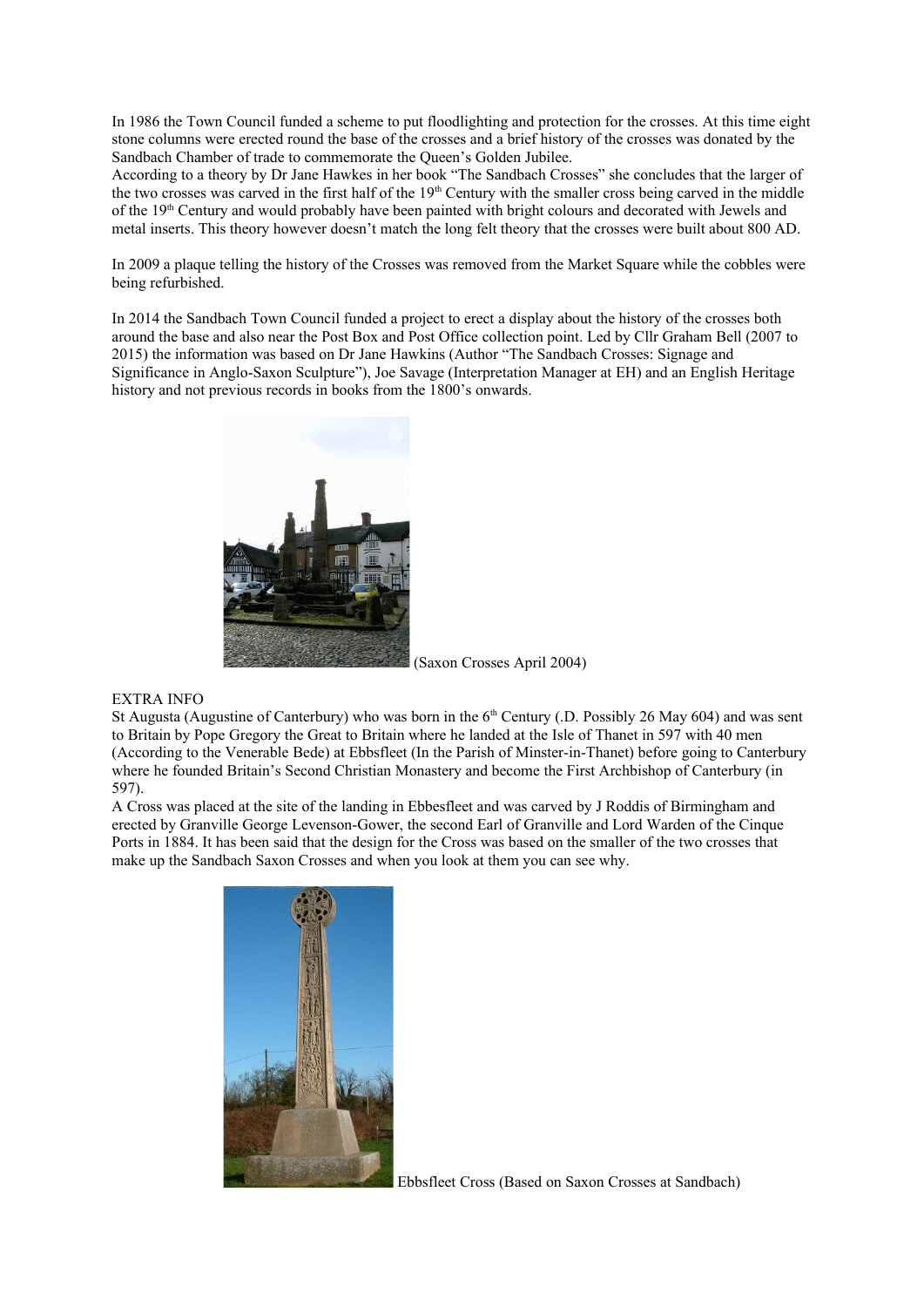In 1986 the Town Council funded a scheme to put floodlighting and protection for the crosses. At this time eight stone columns were erected round the base of the crosses and a brief history of the crosses was donated by the Sandbach Chamber of trade to commemorate the Queen's Golden Jubilee.

According to a theory by Dr Jane Hawkes in her book "The Sandbach Crosses" she concludes that the larger of the two crosses was carved in the first half of the 19th Century with the smaller cross being carved in the middle of the 19th Century and would probably have been painted with bright colours and decorated with Jewels and metal inserts. This theory however doesn't match the long felt theory that the crosses were built about 800 AD.

In 2009 a plaque telling the history of the Crosses was removed from the Market Square while the cobbles were being refurbished.

In 2014 the Sandbach Town Council funded a project to erect a display about the history of the crosses both around the base and also near the Post Box and Post Office collection point. Led by Cllr Graham Bell (2007 to 2015) the information was based on Dr Jane Hawkins (Author "The Sandbach Crosses: Signage and Significance in Anglo-Saxon Sculpture"), Joe Savage (Interpretation Manager at EH) and an English Heritage history and not previous records in books from the 1800's onwards.

(Saxon Crosses April 2004)

EXTRA INFO

St Augusta (Augustine of Canterbury) who was born in the 6th Century (.D. Possibly 26 May 604) and was sent to Britain by Pope Gregory the Great to Britain where he landed at the Isle of Thanet in 597 with 40 men (According to the Venerable Bede) at Ebbsfleet (In the Parish of Minster-in-Thanet) before going to Canterbury where he founded Britain's Second Christian Monastery and become the First Archbishop of Canterbury (in 597).

A Cross was placed at the site of the landing in Ebbesfleet and was carved by J Roddis of Birmingham and erected by Granville George Levenson-Gower, the second Earl of Granville and Lord Warden of the Cinque Ports in 1884. It has been said that the design for the Cross was based on the smaller of the two crosses that make up the Sandbach Saxon Crosses and when you look at them you can see why.

Ebbsfleet Cross (Based on Saxon Crosses at Sandbach)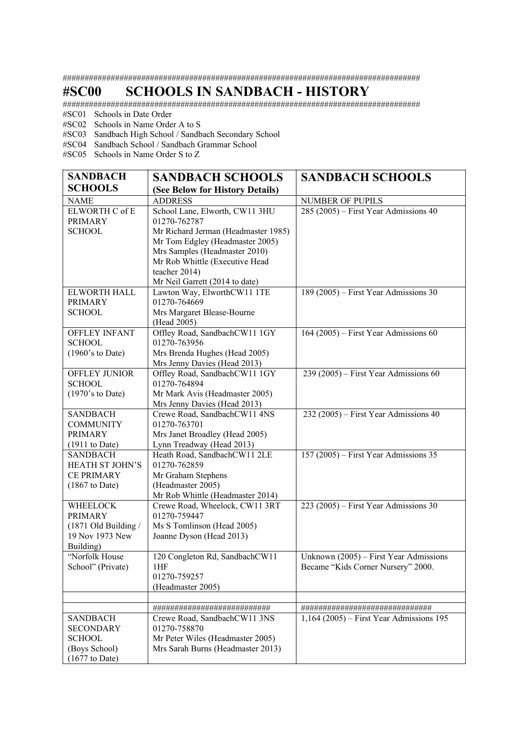####################################################################################

# #SC00 SCHOOLS IN SANDBACH - HISTORY

####################################################################################

#SC01 Schools in Date Order
#SC02 Schools in Name Order A to S
#SC03 Sandbach High School / Sandbach Secondary School
#SC04 Sandbach School / Sandbach Grammar School
#SC05 Schools in Name Order S to Z

| **SANDBACH SCHOOLS** | **SANDBACH SCHOOLS (See Below for History Details)** | **SANDBACH SCHOOLS** |
|---|---|---|
| NAME | ADDRESS | NUMBER OF PUPILS |
| ELWORTH C of E PRIMARY SCHOOL | School Lane, Elworth, CW11 3HU<br>01270-762787<br>Mr Richard Jerman (Headmaster 1985)<br>Mr Tom Edgley (Headmaster 2005)<br>Mrs Samples (Headmaster 2010)<br>Mr Rob Whittle (Executive Head teacher 2014)<br>Mr Neil Garrett (2014 to date) | 285 (2005) – First Year Admissions 40 |
| ELWORTH HALL PRIMARY SCHOOL | Lawton Way, ElworthCW11 1TE<br>01270-764669<br>Mrs Margaret Blease-Bourne (Head 2005) | 189 (2005) – First Year Admissions 30 |
| OFFLEY INFANT SCHOOL (1960's to Date) | Offley Road, SandbachCW11 1GY<br>01270-763956<br>Mrs Brenda Hughes (Head 2005)<br>Mrs Jenny Davies (Head 2013) | 164 (2005) – First Year Admissions 60 |
| OFFLEY JUNIOR SCHOOL (1970's to Date) | Offley Road, SandbachCW11 1GY<br>01270-764894<br>Mr Mark Avis (Headmaster 2005)<br>Mrs Jenny Davies (Head 2013) | 239 (2005) – First Year Admissions 60 |
| SANDBACH COMMUNITY PRIMARY (1911 to Date) | Crewe Road, SandbachCW11 4NS<br>01270-763701<br>Mrs Janet Broadley (Head 2005)<br>Lynn Treadway (Head 2013) | 232 (2005) – First Year Admissions 40 |
| SANDBACH HEATH ST JOHN'S CE PRIMARY (1867 to Date) | Heath Road, SandbachCW11 2LE<br>01270-762859<br>Mr Graham Stephens (Headmaster 2005)<br>Mr Rob Whittle (Headmaster 2014) | 157 (2005) – First Year Admissions 35 |
| WHEELOCK PRIMARY (1871 Old Building / 19 Nov 1973 New Building) | Crewe Road, Wheelock, CW11 3RT<br>01270-759447<br>Ms S Tomlinson (Head 2005)<br>Joanne Dyson (Head 2013) | 223 (2005) – First Year Admissions 30 |
| "Norfolk House School" (Private) | 120 Congleton Rd, SandbachCW11 1HF<br>01270-759257<br>(Headmaster 2005) | Unknown (2005) – First Year Admissions<br>Became "Kids Corner Nursery" 2000. |
| | | |
| | ########################## | ############################## |
| SANDBACH SECONDARY SCHOOL (Boys School) (1677 to Date) | Crewe Road, SandbachCW11 3NS<br>01270-758870<br>Mr Peter Wiles (Headmaster 2005)<br>Mrs Sarah Burns (Headmaster 2013) | 1,164 (2005) – First Year Admissions 195 |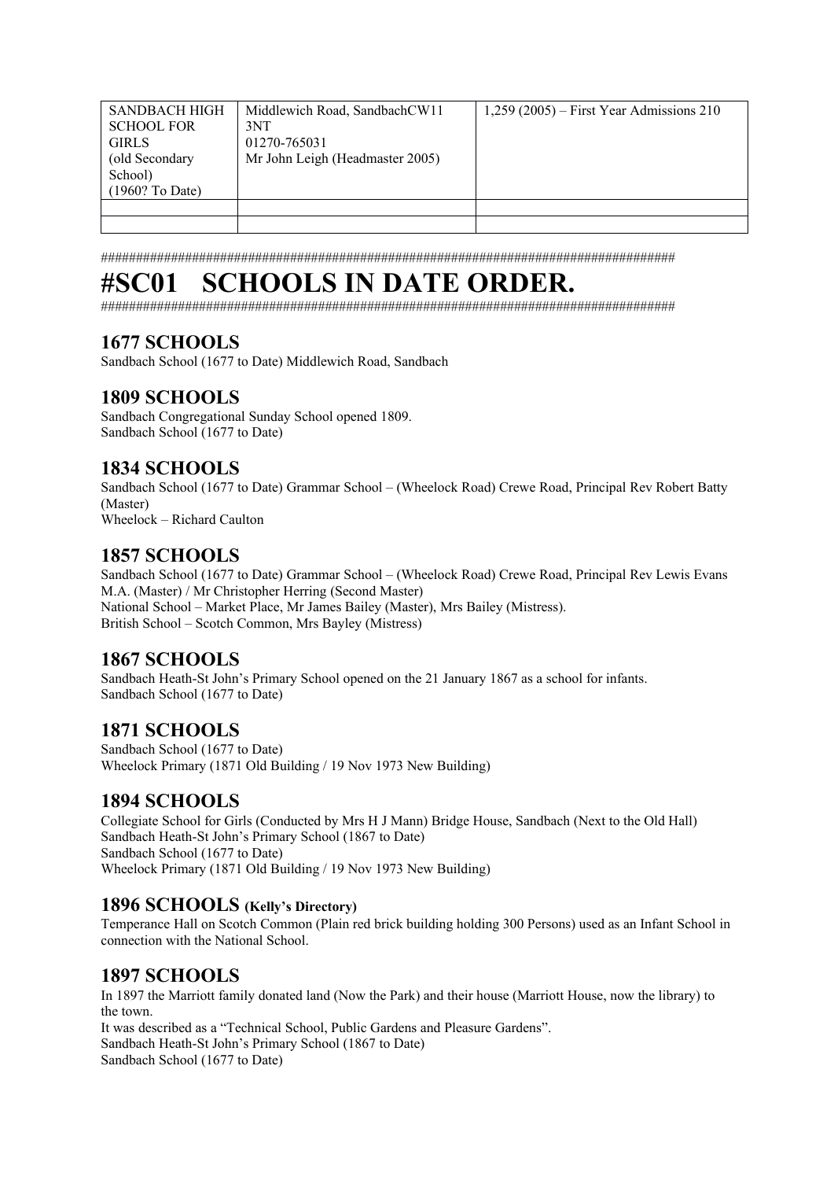| SANDBACH HIGH SCHOOL FOR GIRLS (old Secondary School) (1960? To Date) | Middlewich Road, SandbachCW11 3NT 01270-765031 Mr John Leigh (Headmaster 2005) | 1,259 (2005) – First Year Admissions 210 |
|---|---|---|
| | | |
| | | |

####################################################################################

# #SC01 SCHOOLS IN DATE ORDER.

####################################################################################

## 1677 SCHOOLS

Sandbach School (1677 to Date) Middlewich Road, Sandbach

## 1809 SCHOOLS

Sandbach Congregational Sunday School opened 1809.
Sandbach School (1677 to Date)

## 1834 SCHOOLS

Sandbach School (1677 to Date) Grammar School – (Wheelock Road) Crewe Road, Principal Rev Robert Batty (Master)
Wheelock – Richard Caulton

## 1857 SCHOOLS

Sandbach School (1677 to Date) Grammar School – (Wheelock Road) Crewe Road, Principal Rev Lewis Evans M.A. (Master) / Mr Christopher Herring (Second Master)
National School – Market Place, Mr James Bailey (Master), Mrs Bailey (Mistress).
British School – Scotch Common, Mrs Bayley (Mistress)

## 1867 SCHOOLS

Sandbach Heath-St John's Primary School opened on the 21 January 1867 as a school for infants.
Sandbach School (1677 to Date)

## 1871 SCHOOLS

Sandbach School (1677 to Date)
Wheelock Primary (1871 Old Building / 19 Nov 1973 New Building)

## 1894 SCHOOLS

Collegiate School for Girls (Conducted by Mrs H J Mann) Bridge House, Sandbach (Next to the Old Hall)
Sandbach Heath-St John's Primary School (1867 to Date)
Sandbach School (1677 to Date)
Wheelock Primary (1871 Old Building / 19 Nov 1973 New Building)

## 1896 SCHOOLS (Kelly's Directory)

Temperance Hall on Scotch Common (Plain red brick building holding 300 Persons) used as an Infant School in connection with the National School.

## 1897 SCHOOLS

In 1897 the Marriott family donated land (Now the Park) and their house (Marriott House, now the library) to the town.
It was described as a "Technical School, Public Gardens and Pleasure Gardens".
Sandbach Heath-St John's Primary School (1867 to Date)
Sandbach School (1677 to Date)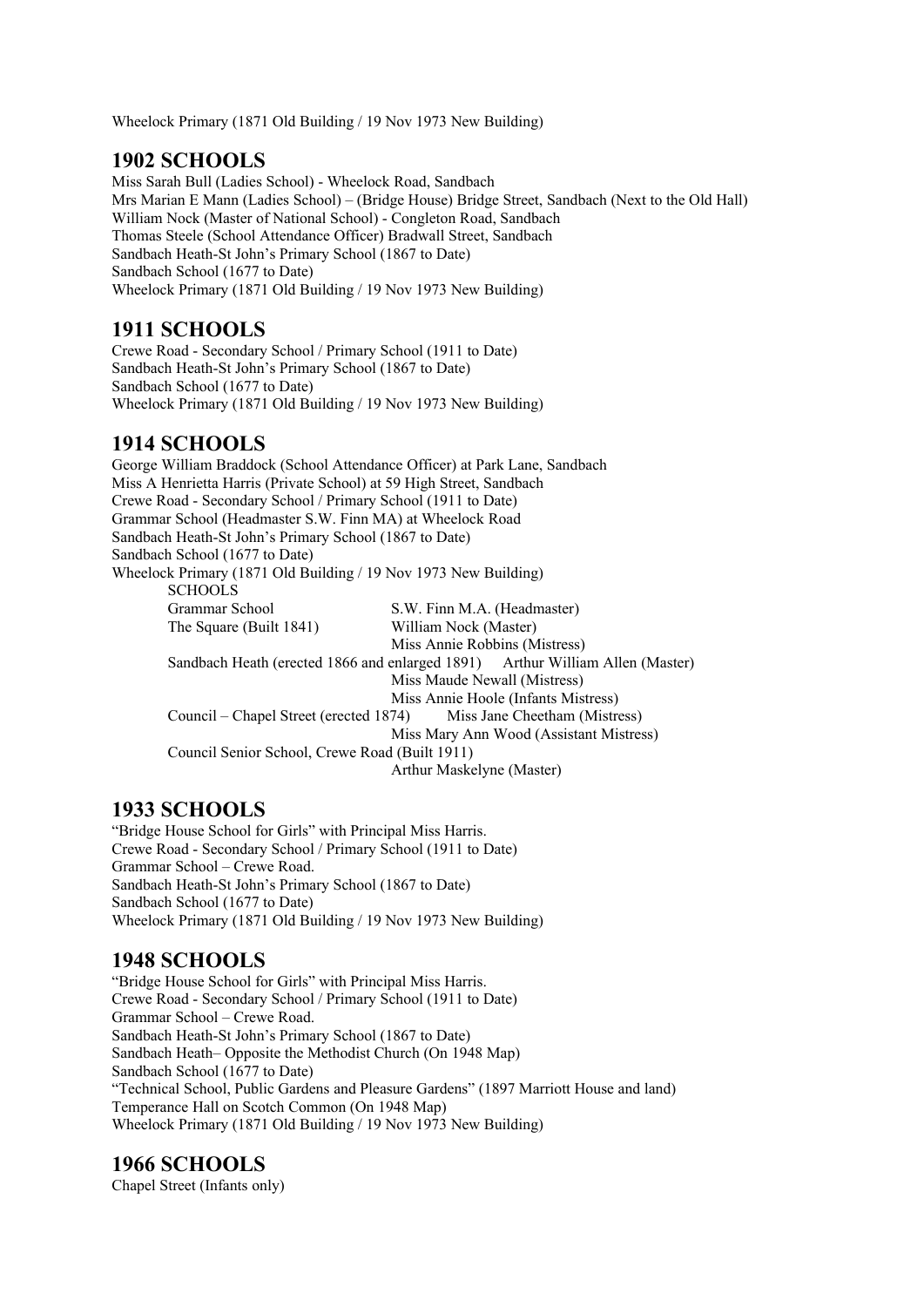Wheelock Primary (1871 Old Building / 19 Nov 1973 New Building)

## 1902 SCHOOLS

Miss Sarah Bull (Ladies School) - Wheelock Road, Sandbach
Mrs Marian E Mann (Ladies School) – (Bridge House) Bridge Street, Sandbach (Next to the Old Hall)
William Nock (Master of National School) - Congleton Road, Sandbach
Thomas Steele (School Attendance Officer) Bradwall Street, Sandbach
Sandbach Heath-St John's Primary School (1867 to Date)
Sandbach School (1677 to Date)
Wheelock Primary (1871 Old Building / 19 Nov 1973 New Building)

## 1911 SCHOOLS

Crewe Road - Secondary School / Primary School (1911 to Date)
Sandbach Heath-St John's Primary School (1867 to Date)
Sandbach School (1677 to Date)
Wheelock Primary (1871 Old Building / 19 Nov 1973 New Building)

## 1914 SCHOOLS

George William Braddock (School Attendance Officer) at Park Lane, Sandbach
Miss A Henrietta Harris (Private School) at 59 High Street, Sandbach
Crewe Road - Secondary School / Primary School (1911 to Date)
Grammar School (Headmaster S.W. Finn MA) at Wheelock Road
Sandbach Heath-St John's Primary School (1867 to Date)
Sandbach School (1677 to Date)
Wheelock Primary (1871 Old Building / 19 Nov 1973 New Building)

SCHOOLS

| | |
|---|---|
| Grammar School | S.W. Finn M.A. (Headmaster) |
| The Square (Built 1841) | William Nock (Master) |
| | Miss Annie Robbins (Mistress) |
| Sandbach Heath (erected 1866 and enlarged 1891) | Arthur William Allen (Master) |
| | Miss Maude Newall (Mistress) |
| | Miss Annie Hoole (Infants Mistress) |
| Council – Chapel Street (erected 1874) | Miss Jane Cheetham (Mistress) |
| | Miss Mary Ann Wood (Assistant Mistress) |
| Council Senior School, Crewe Road (Built 1911) | |
| | Arthur Maskelyne (Master) |

## 1933 SCHOOLS

"Bridge House School for Girls" with Principal Miss Harris.
Crewe Road - Secondary School / Primary School (1911 to Date)
Grammar School – Crewe Road.
Sandbach Heath-St John's Primary School (1867 to Date)
Sandbach School (1677 to Date)
Wheelock Primary (1871 Old Building / 19 Nov 1973 New Building)

## 1948 SCHOOLS

"Bridge House School for Girls" with Principal Miss Harris.
Crewe Road - Secondary School / Primary School (1911 to Date)
Grammar School – Crewe Road.
Sandbach Heath-St John's Primary School (1867 to Date)
Sandbach Heath– Opposite the Methodist Church (On 1948 Map)
Sandbach School (1677 to Date)
"Technical School, Public Gardens and Pleasure Gardens" (1897 Marriott House and land)
Temperance Hall on Scotch Common (On 1948 Map)
Wheelock Primary (1871 Old Building / 19 Nov 1973 New Building)

## 1966 SCHOOLS

Chapel Street (Infants only)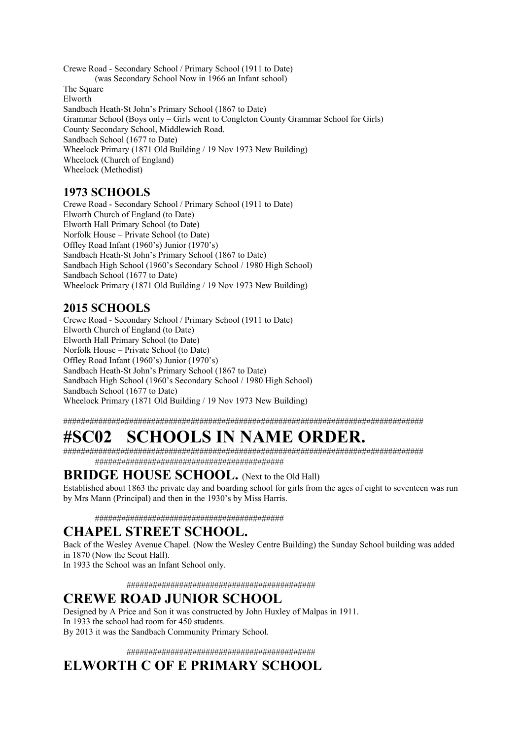Crewe Road - Secondary School / Primary School (1911 to Date)
(was Secondary School Now in 1966 an Infant school)
The Square
Elworth
Sandbach Heath-St John's Primary School (1867 to Date)
Grammar School (Boys only – Girls went to Congleton County Grammar School for Girls)
County Secondary School, Middlewich Road.
Sandbach School (1677 to Date)
Wheelock Primary (1871 Old Building / 19 Nov 1973 New Building)
Wheelock (Church of England)
Wheelock (Methodist)

## 1973 SCHOOLS

Crewe Road - Secondary School / Primary School (1911 to Date)
Elworth Church of England (to Date)
Elworth Hall Primary School (to Date)
Norfolk House – Private School (to Date)
Offley Road Infant (1960's) Junior (1970's)
Sandbach Heath-St John's Primary School (1867 to Date)
Sandbach High School (1960's Secondary School / 1980 High School)
Sandbach School (1677 to Date)
Wheelock Primary (1871 Old Building / 19 Nov 1973 New Building)

## 2015 SCHOOLS

Crewe Road - Secondary School / Primary School (1911 to Date)
Elworth Church of England (to Date)
Elworth Hall Primary School (to Date)
Norfolk House – Private School (to Date)
Offley Road Infant (1960's) Junior (1970's)
Sandbach Heath-St John's Primary School (1867 to Date)
Sandbach High School (1960's Secondary School / 1980 High School)
Sandbach School (1677 to Date)
Wheelock Primary (1871 Old Building / 19 Nov 1973 New Building)

##################################################################################

# #SC02 SCHOOLS IN NAME ORDER.

##################################################################################
##########################################

## BRIDGE HOUSE SCHOOL. (Next to the Old Hall)

Established about 1863 the private day and boarding school for girls from the ages of eight to seventeen was run by Mrs Mann (Principal) and then in the 1930's by Miss Harris.

##########################################

## CHAPEL STREET SCHOOL.

Back of the Wesley Avenue Chapel. (Now the Wesley Centre Building) the Sunday School building was added in 1870 (Now the Scout Hall).
In 1933 the School was an Infant School only.

##########################################

## CREWE ROAD JUNIOR SCHOOL

Designed by A Price and Son it was constructed by John Huxley of Malpas in 1911.
In 1933 the school had room for 450 students.
By 2013 it was the Sandbach Community Primary School.

##########################################

## ELWORTH C OF E PRIMARY SCHOOL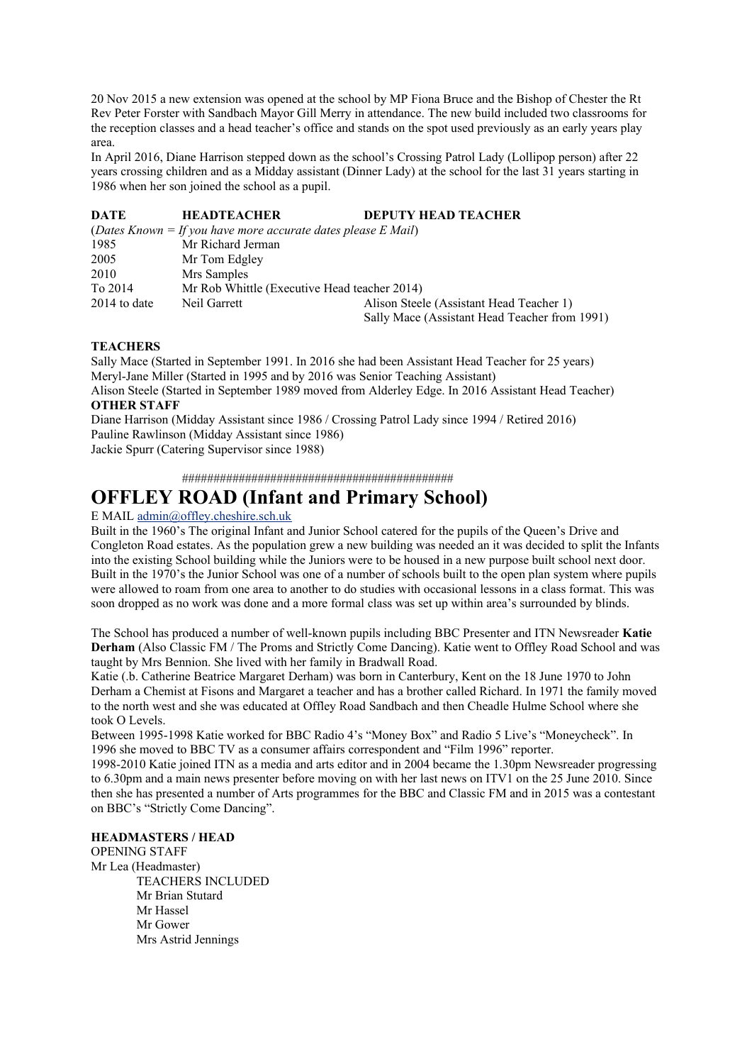20 Nov 2015 a new extension was opened at the school by MP Fiona Bruce and the Bishop of Chester the Rt Rev Peter Forster with Sandbach Mayor Gill Merry in attendance. The new build included two classrooms for the reception classes and a head teacher's office and stands on the spot used previously as an early years play area.

In April 2016, Diane Harrison stepped down as the school's Crossing Patrol Lady (Lollipop person) after 22 years crossing children and as a Midday assistant (Dinner Lady) at the school for the last 31 years starting in 1986 when her son joined the school as a pupil.

| **DATE** | **HEADTEACHER** | **DEPUTY HEAD TEACHER** |
|---|---|---|
| (*Dates Known = If you have more accurate dates please E Mail*) | | |
| 1985 | Mr Richard Jerman | |
| 2005 | Mr Tom Edgley | |
| 2010 | Mrs Samples | |
| To 2014 | Mr Rob Whittle (Executive Head teacher 2014) | |
| 2014 to date | Neil Garrett | Alison Steele (Assistant Head Teacher 1)<br>Sally Mace (Assistant Head Teacher from 1991) |

**TEACHERS**

Sally Mace (Started in September 1991. In 2016 she had been Assistant Head Teacher for 25 years)
Meryl-Jane Miller (Started in 1995 and by 2016 was Senior Teaching Assistant)
Alison Steele (Started in September 1989 moved from Alderley Edge. In 2016 Assistant Head Teacher)

**OTHER STAFF**

Diane Harrison (Midday Assistant since 1986 / Crossing Patrol Lady since 1994 / Retired 2016)
Pauline Rawlinson (Midday Assistant since 1986)
Jackie Spurr (Catering Supervisor since 1988)

##########################################

# OFFLEY ROAD (Infant and Primary School)

E MAIL admin@offley.cheshire.sch.uk

Built in the 1960's The original Infant and Junior School catered for the pupils of the Queen's Drive and Congleton Road estates. As the population grew a new building was needed an it was decided to split the Infants into the existing School building while the Juniors were to be housed in a new purpose built school next door. Built in the 1970's the Junior School was one of a number of schools built to the open plan system where pupils were allowed to roam from one area to another to do studies with occasional lessons in a class format. This was soon dropped as no work was done and a more formal class was set up within area's surrounded by blinds.

The School has produced a number of well-known pupils including BBC Presenter and ITN Newsreader **Katie Derham** (Also Classic FM / The Proms and Strictly Come Dancing). Katie went to Offley Road School and was taught by Mrs Bennion. She lived with her family in Bradwall Road.

Katie (.b. Catherine Beatrice Margaret Derham) was born in Canterbury, Kent on the 18 June 1970 to John Derham a Chemist at Fisons and Margaret a teacher and has a brother called Richard. In 1971 the family moved to the north west and she was educated at Offley Road Sandbach and then Cheadle Hulme School where she took O Levels.

Between 1995-1998 Katie worked for BBC Radio 4's "Money Box" and Radio 5 Live's "Moneycheck". In 1996 she moved to BBC TV as a consumer affairs correspondent and "Film 1996" reporter.

1998-2010 Katie joined ITN as a media and arts editor and in 2004 became the 1.30pm Newsreader progressing to 6.30pm and a main news presenter before moving on with her last news on ITV1 on the 25 June 2010. Since then she has presented a number of Arts programmes for the BBC and Classic FM and in 2015 was a contestant on BBC's "Strictly Come Dancing".

**HEADMASTERS / HEAD**

OPENING STAFF

Mr Lea (Headmaster)

- TEACHERS INCLUDED
- Mr Brian Stutard
- Mr Hassel
- Mr Gower
- Mrs Astrid Jennings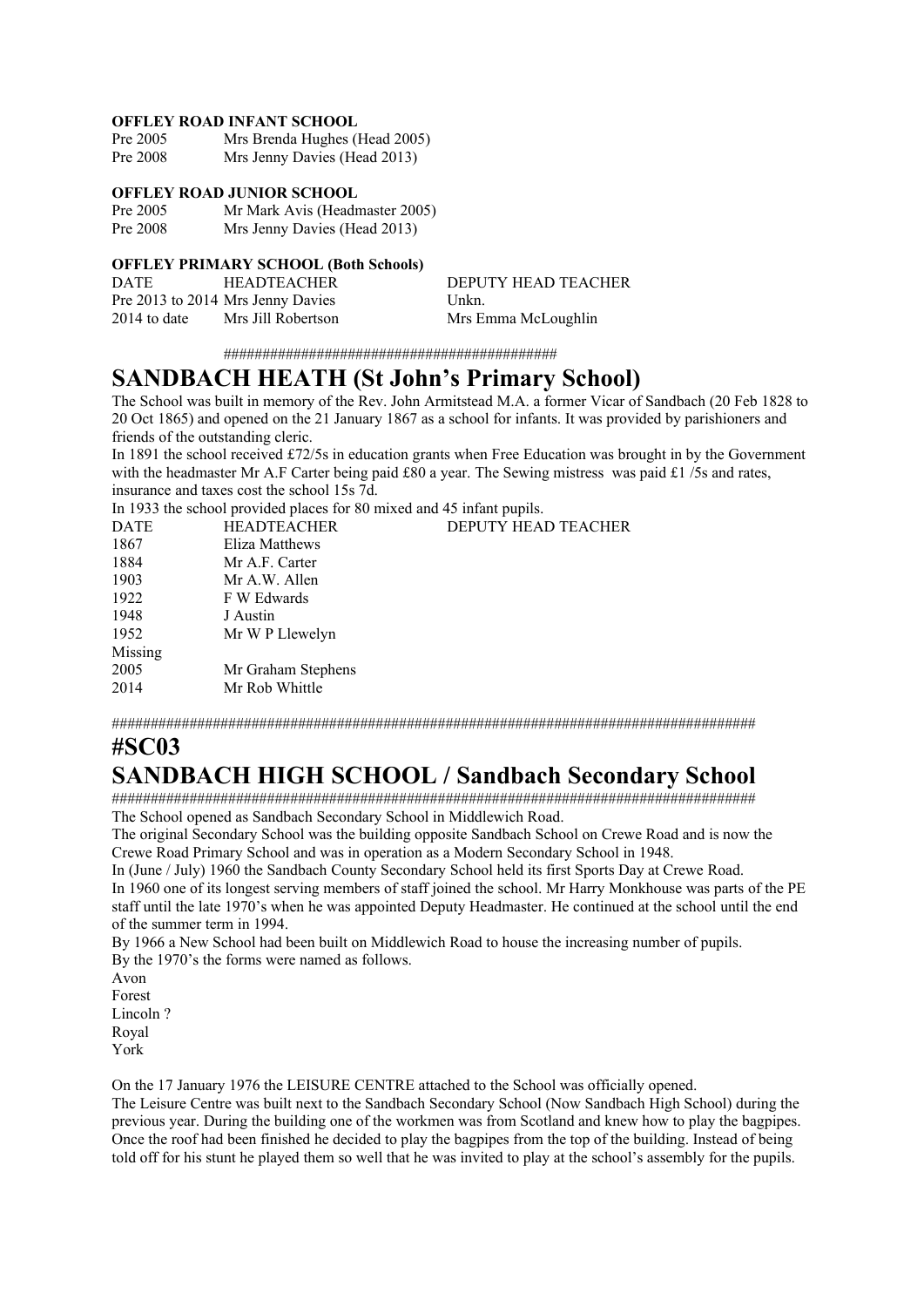**OFFLEY ROAD INFANT SCHOOL**

| | |
|---|---|
| Pre 2005 | Mrs Brenda Hughes (Head 2005) |
| Pre 2008 | Mrs Jenny Davies (Head 2013) |

**OFFLEY ROAD JUNIOR SCHOOL**

| | |
|---|---|
| Pre 2005 | Mr Mark Avis (Headmaster 2005) |
| Pre 2008 | Mrs Jenny Davies (Head 2013) |

**OFFLEY PRIMARY SCHOOL (Both Schools)**

| DATE | HEADTEACHER | DEPUTY HEAD TEACHER |
|---|---|---|
| Pre 2013 to 2014 | Mrs Jenny Davies | Unkn. |
| 2014 to date | Mrs Jill Robertson | Mrs Emma McLoughlin |

#########################################

# SANDBACH HEATH (St John's Primary School)

The School was built in memory of the Rev. John Armitstead M.A. a former Vicar of Sandbach (20 Feb 1828 to 20 Oct 1865) and opened on the 21 January 1867 as a school for infants. It was provided by parishioners and friends of the outstanding cleric.

In 1891 the school received £72/5s in education grants when Free Education was brought in by the Government with the headmaster Mr A.F Carter being paid £80 a year. The Sewing mistress was paid £1 /5s and rates, insurance and taxes cost the school 15s 7d.

In 1933 the school provided places for 80 mixed and 45 infant pupils.

| DATE | HEADTEACHER | DEPUTY HEAD TEACHER |
|---|---|---|
| 1867 | Eliza Matthews | |
| 1884 | Mr A.F. Carter | |
| 1903 | Mr A.W. Allen | |
| 1922 | F W Edwards | |
| 1948 | J Austin | |
| 1952 | Mr W P Llewelyn | |
| Missing | | |
| 2005 | Mr Graham Stephens | |
| 2014 | Mr Rob Whittle | |

######################################################################################

# #SC03

# SANDBACH HIGH SCHOOL / Sandbach Secondary School

######################################################################################

The School opened as Sandbach Secondary School in Middlewich Road.

The original Secondary School was the building opposite Sandbach School on Crewe Road and is now the Crewe Road Primary School and was in operation as a Modern Secondary School in 1948.

In (June / July) 1960 the Sandbach County Secondary School held its first Sports Day at Crewe Road.

In 1960 one of its longest serving members of staff joined the school. Mr Harry Monkhouse was parts of the PE staff until the late 1970's when he was appointed Deputy Headmaster. He continued at the school until the end of the summer term in 1994.

By 1966 a New School had been built on Middlewich Road to house the increasing number of pupils.

By the 1970's the forms were named as follows.

Avon
Forest
Lincoln ?
Royal
York

On the 17 January 1976 the LEISURE CENTRE attached to the School was officially opened.

The Leisure Centre was built next to the Sandbach Secondary School (Now Sandbach High School) during the previous year. During the building one of the workmen was from Scotland and knew how to play the bagpipes. Once the roof had been finished he decided to play the bagpipes from the top of the building. Instead of being told off for his stunt he played them so well that he was invited to play at the school's assembly for the pupils.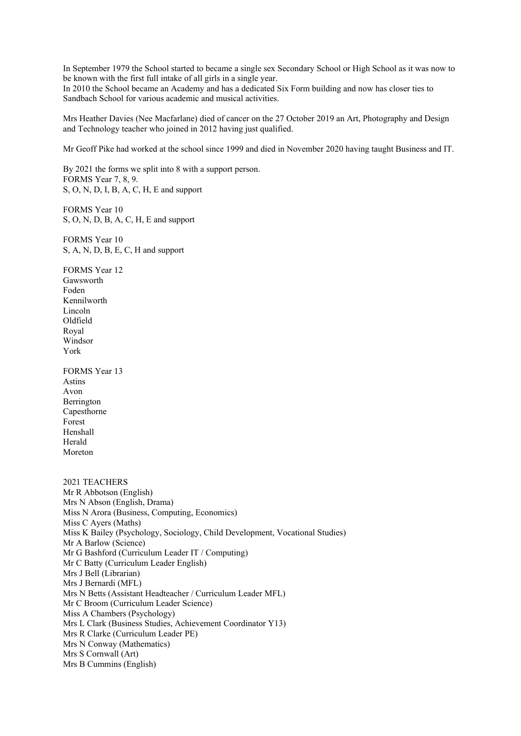In September 1979 the School started to became a single sex Secondary School or High School as it was now to be known with the first full intake of all girls in a single year.
In 2010 the School became an Academy and has a dedicated Six Form building and now has closer ties to Sandbach School for various academic and musical activities.

Mrs Heather Davies (Nee Macfarlane) died of cancer on the 27 October 2019 an Art, Photography and Design and Technology teacher who joined in 2012 having just qualified.

Mr Geoff Pike had worked at the school since 1999 and died in November 2020 having taught Business and IT.

By 2021 the forms we split into 8 with a support person.
FORMS Year 7, 8, 9.
S, O, N, D, I, B, A, C, H, E and support

FORMS Year 10
S, O, N, D, B, A, C, H, E and support

FORMS Year 10
S, A, N, D, B, E, C, H and support

FORMS Year 12
Gawsworth
Foden
Kennilworth
Lincoln
Oldfield
Royal
Windsor
York

FORMS Year 13
Astins
Avon
Berrington
Capesthorne
Forest
Henshall
Herald
Moreton

2021 TEACHERS
Mr R Abbotson (English)
Mrs N Abson (English, Drama)
Miss N Arora (Business, Computing, Economics)
Miss C Ayers (Maths)
Miss K Bailey (Psychology, Sociology, Child Development, Vocational Studies)
Mr A Barlow (Science)
Mr G Bashford (Curriculum Leader IT / Computing)
Mr C Batty (Curriculum Leader English)
Mrs J Bell (Librarian)
Mrs J Bernardi (MFL)
Mrs N Betts (Assistant Headteacher / Curriculum Leader MFL)
Mr C Broom (Curriculum Leader Science)
Miss A Chambers (Psychology)
Mrs L Clark (Business Studies, Achievement Coordinator Y13)
Mrs R Clarke (Curriculum Leader PE)
Mrs N Conway (Mathematics)
Mrs S Cornwall (Art)
Mrs B Cummins (English)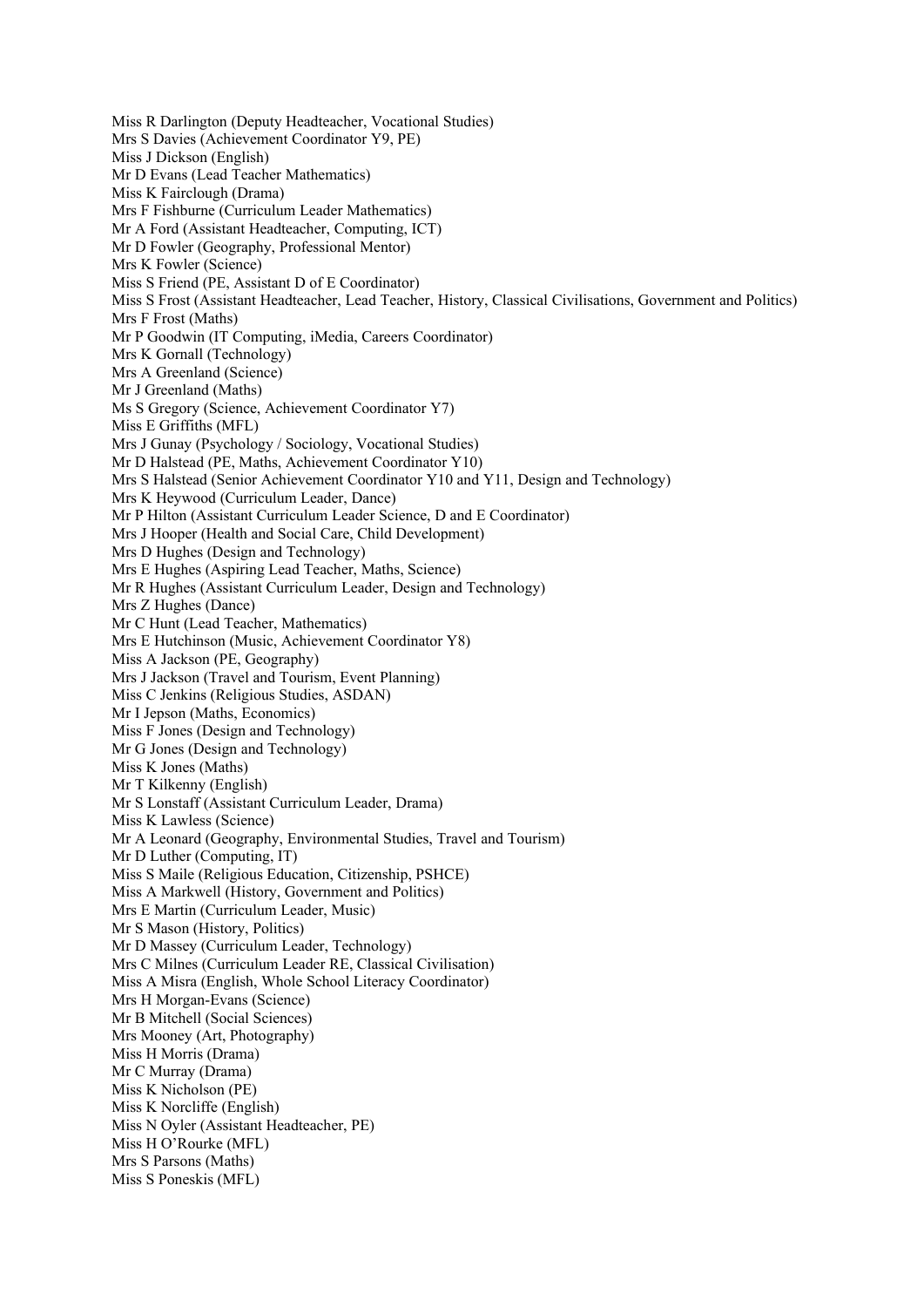Miss R Darlington (Deputy Headteacher, Vocational Studies)
Mrs S Davies (Achievement Coordinator Y9, PE)
Miss J Dickson (English)
Mr D Evans (Lead Teacher Mathematics)
Miss K Fairclough (Drama)
Mrs F Fishburne (Curriculum Leader Mathematics)
Mr A Ford (Assistant Headteacher, Computing, ICT)
Mr D Fowler (Geography, Professional Mentor)
Mrs K Fowler (Science)
Miss S Friend (PE, Assistant D of E Coordinator)
Miss S Frost (Assistant Headteacher, Lead Teacher, History, Classical Civilisations, Government and Politics)
Mrs F Frost (Maths)
Mr P Goodwin (IT Computing, iMedia, Careers Coordinator)
Mrs K Gornall (Technology)
Mrs A Greenland (Science)
Mr J Greenland (Maths)
Ms S Gregory (Science, Achievement Coordinator Y7)
Miss E Griffiths (MFL)
Mrs J Gunay (Psychology / Sociology, Vocational Studies)
Mr D Halstead (PE, Maths, Achievement Coordinator Y10)
Mrs S Halstead (Senior Achievement Coordinator Y10 and Y11, Design and Technology)
Mrs K Heywood (Curriculum Leader, Dance)
Mr P Hilton (Assistant Curriculum Leader Science, D and E Coordinator)
Mrs J Hooper (Health and Social Care, Child Development)
Mrs D Hughes (Design and Technology)
Mrs E Hughes (Aspiring Lead Teacher, Maths, Science)
Mr R Hughes (Assistant Curriculum Leader, Design and Technology)
Mrs Z Hughes (Dance)
Mr C Hunt (Lead Teacher, Mathematics)
Mrs E Hutchinson (Music, Achievement Coordinator Y8)
Miss A Jackson (PE, Geography)
Mrs J Jackson (Travel and Tourism, Event Planning)
Miss C Jenkins (Religious Studies, ASDAN)
Mr I Jepson (Maths, Economics)
Miss F Jones (Design and Technology)
Mr G Jones (Design and Technology)
Miss K Jones (Maths)
Mr T Kilkenny (English)
Mr S Lonstaff (Assistant Curriculum Leader, Drama)
Miss K Lawless (Science)
Mr A Leonard (Geography, Environmental Studies, Travel and Tourism)
Mr D Luther (Computing, IT)
Miss S Maile (Religious Education, Citizenship, PSHCE)
Miss A Markwell (History, Government and Politics)
Mrs E Martin (Curriculum Leader, Music)
Mr S Mason (History, Politics)
Mr D Massey (Curriculum Leader, Technology)
Mrs C Milnes (Curriculum Leader RE, Classical Civilisation)
Miss A Misra (English, Whole School Literacy Coordinator)
Mrs H Morgan-Evans (Science)
Mr B Mitchell (Social Sciences)
Mrs Mooney (Art, Photography)
Miss H Morris (Drama)
Mr C Murray (Drama)
Miss K Nicholson (PE)
Miss K Norcliffe (English)
Miss N Oyler (Assistant Headteacher, PE)
Miss H O'Rourke (MFL)
Mrs S Parsons (Maths)
Miss S Poneskis (MFL)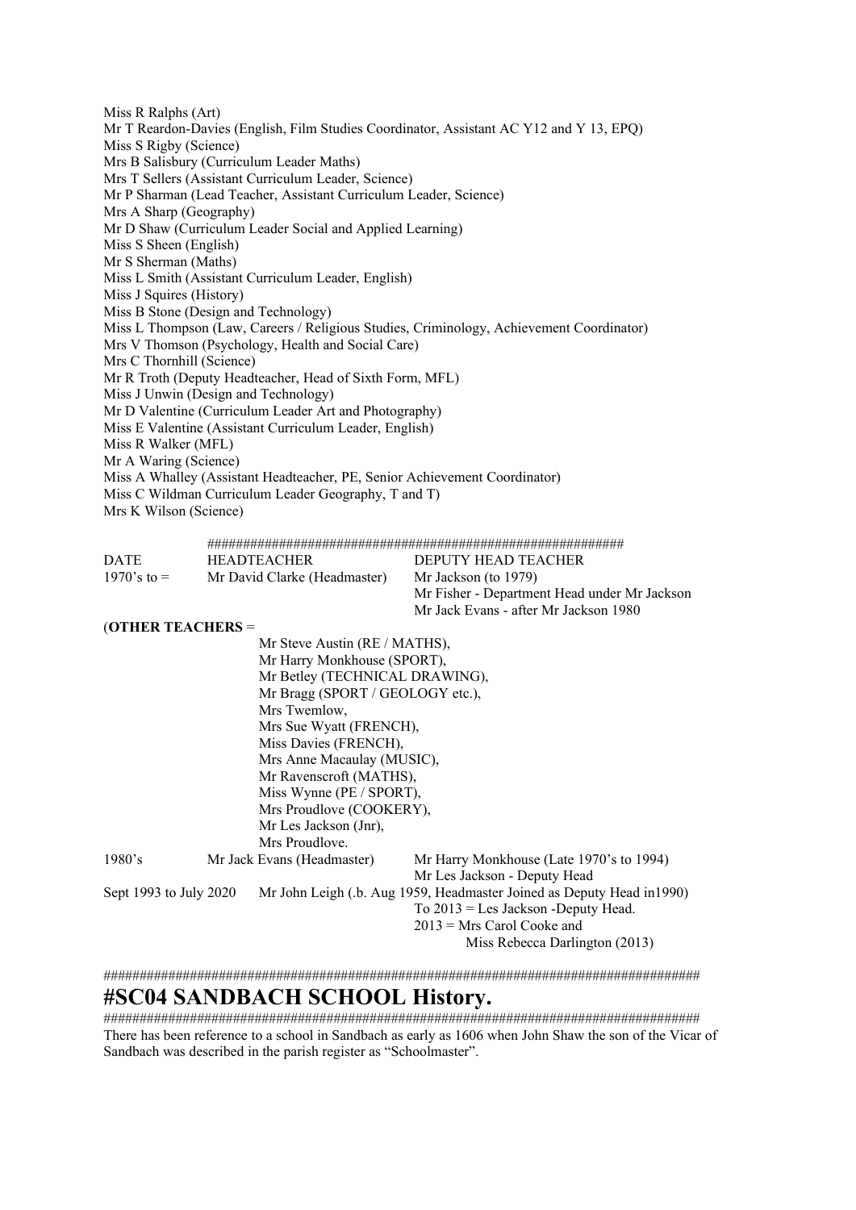Miss R Ralphs (Art)
Mr T Reardon-Davies (English, Film Studies Coordinator, Assistant AC Y12 and Y 13, EPQ)
Miss S Rigby (Science)
Mrs B Salisbury (Curriculum Leader Maths)
Mrs T Sellers (Assistant Curriculum Leader, Science)
Mr P Sharman (Lead Teacher, Assistant Curriculum Leader, Science)
Mrs A Sharp (Geography)
Mr D Shaw (Curriculum Leader Social and Applied Learning)
Miss S Sheen (English)
Mr S Sherman (Maths)
Miss L Smith (Assistant Curriculum Leader, English)
Miss J Squires (History)
Miss B Stone (Design and Technology)
Miss L Thompson (Law, Careers / Religious Studies, Criminology, Achievement Coordinator)
Mrs V Thomson (Psychology, Health and Social Care)
Mrs C Thornhill (Science)
Mr R Troth (Deputy Headteacher, Head of Sixth Form, MFL)
Miss J Unwin (Design and Technology)
Mr D Valentine (Curriculum Leader Art and Photography)
Miss E Valentine (Assistant Curriculum Leader, English)
Miss R Walker (MFL)
Mr A Waring (Science)
Miss A Whalley (Assistant Headteacher, PE, Senior Achievement Coordinator)
Miss C Wildman Curriculum Leader Geography, T and T)
Mrs K Wilson (Science)

########################################################

| DATE | HEADTEACHER | DEPUTY HEAD TEACHER |
|---|---|---|
| 1970's to = | Mr David Clarke (Headmaster) | Mr Jackson (to 1979)<br>Mr Fisher - Department Head under Mr Jackson<br>Mr Jack Evans - after Mr Jackson 1980 |

(**OTHER TEACHERS** =
Mr Steve Austin (RE / MATHS),
Mr Harry Monkhouse (SPORT),
Mr Betley (TECHNICAL DRAWING),
Mr Bragg (SPORT / GEOLOGY etc.),
Mrs Twemlow,
Mrs Sue Wyatt (FRENCH),
Miss Davies (FRENCH),
Mrs Anne Macaulay (MUSIC),
Mr Ravenscroft (MATHS),
Miss Wynne (PE / SPORT),
Mrs Proudlove (COOKERY),
Mr Les Jackson (Jnr),
Mrs Proudlove.

| DATE | HEADTEACHER | DEPUTY HEAD TEACHER |
|---|---|---|
| 1980's | Mr Jack Evans (Headmaster) | Mr Harry Monkhouse (Late 1970's to 1994)<br>Mr Les Jackson - Deputy Head |
| Sept 1993 to July 2020 | Mr John Leigh (.b. Aug 1959, Headmaster Joined as Deputy Head in1990) | To 2013 = Les Jackson -Deputy Head.<br>2013 = Mrs Carol Cooke and<br>Miss Rebecca Darlington (2013) |

####################################################################################

# #SC04 SANDBACH SCHOOL History.

####################################################################################

There has been reference to a school in Sandbach as early as 1606 when John Shaw the son of the Vicar of Sandbach was described in the parish register as "Schoolmaster".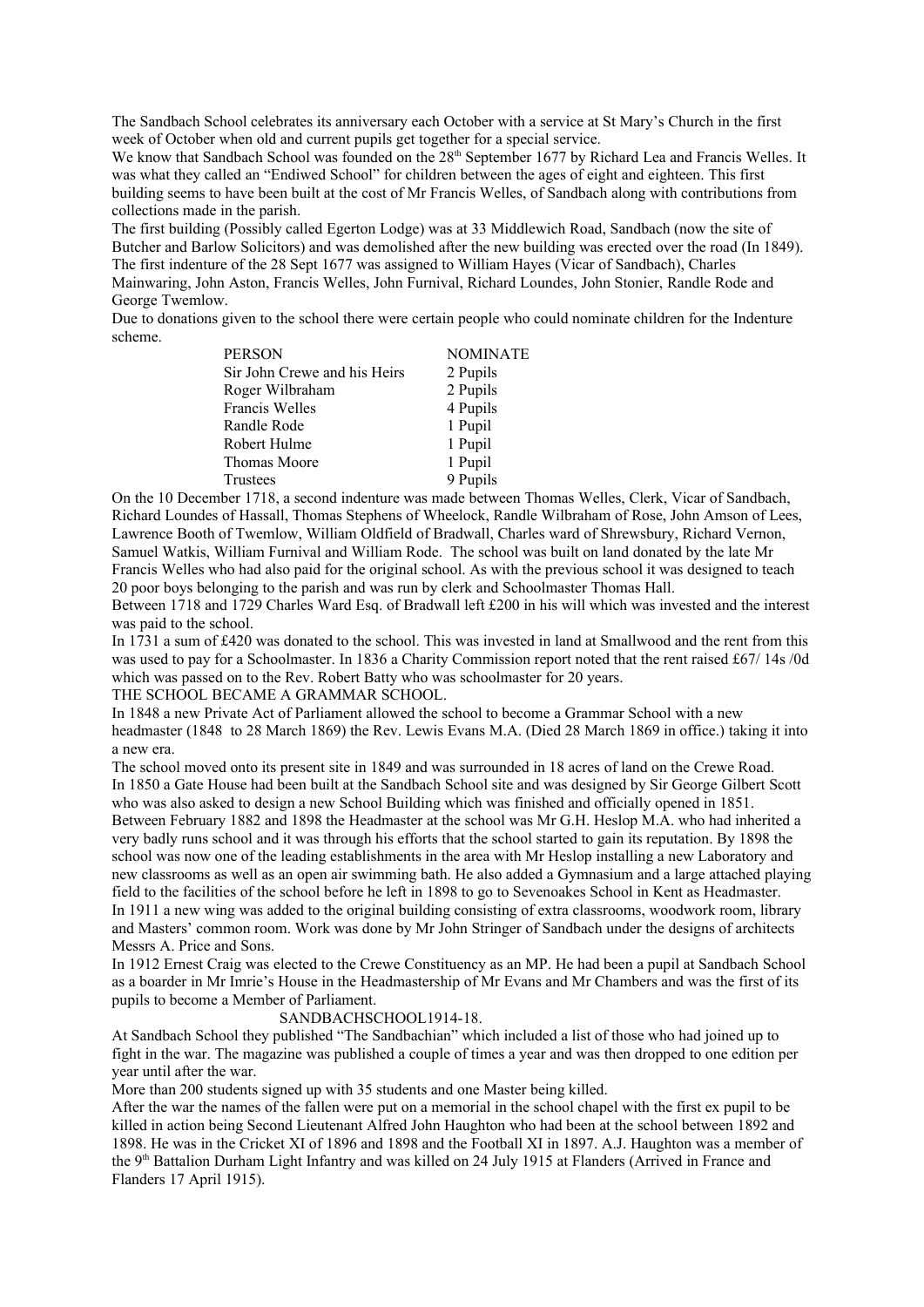The Sandbach School celebrates its anniversary each October with a service at St Mary's Church in the first week of October when old and current pupils get together for a special service.

We know that Sandbach School was founded on the 28th September 1677 by Richard Lea and Francis Welles. It was what they called an "Endiwed School" for children between the ages of eight and eighteen. This first building seems to have been built at the cost of Mr Francis Welles, of Sandbach along with contributions from collections made in the parish.

The first building (Possibly called Egerton Lodge) was at 33 Middlewich Road, Sandbach (now the site of Butcher and Barlow Solicitors) and was demolished after the new building was erected over the road (In 1849).

The first indenture of the 28 Sept 1677 was assigned to William Hayes (Vicar of Sandbach), Charles Mainwaring, John Aston, Francis Welles, John Furnival, Richard Loundes, John Stonier, Randle Rode and George Twemlow.

Due to donations given to the school there were certain people who could nominate children for the Indenture scheme.

| PERSON | NOMINATE |
|---|---|
| Sir John Crewe and his Heirs | 2 Pupils |
| Roger Wilbraham | 2 Pupils |
| Francis Welles | 4 Pupils |
| Randle Rode | 1 Pupil |
| Robert Hulme | 1 Pupil |
| Thomas Moore | 1 Pupil |
| Trustees | 9 Pupils |

On the 10 December 1718, a second indenture was made between Thomas Welles, Clerk, Vicar of Sandbach, Richard Loundes of Hassall, Thomas Stephens of Wheelock, Randle Wilbraham of Rose, John Amson of Lees, Lawrence Booth of Twemlow, William Oldfield of Bradwall, Charles ward of Shrewsbury, Richard Vernon, Samuel Watkis, William Furnival and William Rode. The school was built on land donated by the late Mr Francis Welles who had also paid for the original school. As with the previous school it was designed to teach 20 poor boys belonging to the parish and was run by clerk and Schoolmaster Thomas Hall.

Between 1718 and 1729 Charles Ward Esq. of Bradwall left £200 in his will which was invested and the interest was paid to the school.

In 1731 a sum of £420 was donated to the school. This was invested in land at Smallwood and the rent from this was used to pay for a Schoolmaster. In 1836 a Charity Commission report noted that the rent raised £67/ 14s /0d which was passed on to the Rev. Robert Batty who was schoolmaster for 20 years.

THE SCHOOL BECAME A GRAMMAR SCHOOL.

In 1848 a new Private Act of Parliament allowed the school to become a Grammar School with a new headmaster (1848 to 28 March 1869) the Rev. Lewis Evans M.A. (Died 28 March 1869 in office.) taking it into a new era.

The school moved onto its present site in 1849 and was surrounded in 18 acres of land on the Crewe Road.

In 1850 a Gate House had been built at the Sandbach School site and was designed by Sir George Gilbert Scott who was also asked to design a new School Building which was finished and officially opened in 1851.

Between February 1882 and 1898 the Headmaster at the school was Mr G.H. Heslop M.A. who had inherited a very badly runs school and it was through his efforts that the school started to gain its reputation. By 1898 the school was now one of the leading establishments in the area with Mr Heslop installing a new Laboratory and new classrooms as well as an open air swimming bath. He also added a Gymnasium and a large attached playing field to the facilities of the school before he left in 1898 to go to Sevenoakes School in Kent as Headmaster.

In 1911 a new wing was added to the original building consisting of extra classrooms, woodwork room, library and Masters' common room. Work was done by Mr John Stringer of Sandbach under the designs of architects Messrs A. Price and Sons.

In 1912 Ernest Craig was elected to the Crewe Constituency as an MP. He had been a pupil at Sandbach School as a boarder in Mr Imrie's House in the Headmastership of Mr Evans and Mr Chambers and was the first of its pupils to become a Member of Parliament.

SANDBACHSCHOOL1914-18.

At Sandbach School they published "The Sandbachian" which included a list of those who had joined up to fight in the war. The magazine was published a couple of times a year and was then dropped to one edition per year until after the war.

More than 200 students signed up with 35 students and one Master being killed.

After the war the names of the fallen were put on a memorial in the school chapel with the first ex pupil to be killed in action being Second Lieutenant Alfred John Haughton who had been at the school between 1892 and 1898. He was in the Cricket XI of 1896 and 1898 and the Football XI in 1897. A.J. Haughton was a member of the 9th Battalion Durham Light Infantry and was killed on 24 July 1915 at Flanders (Arrived in France and Flanders 17 April 1915).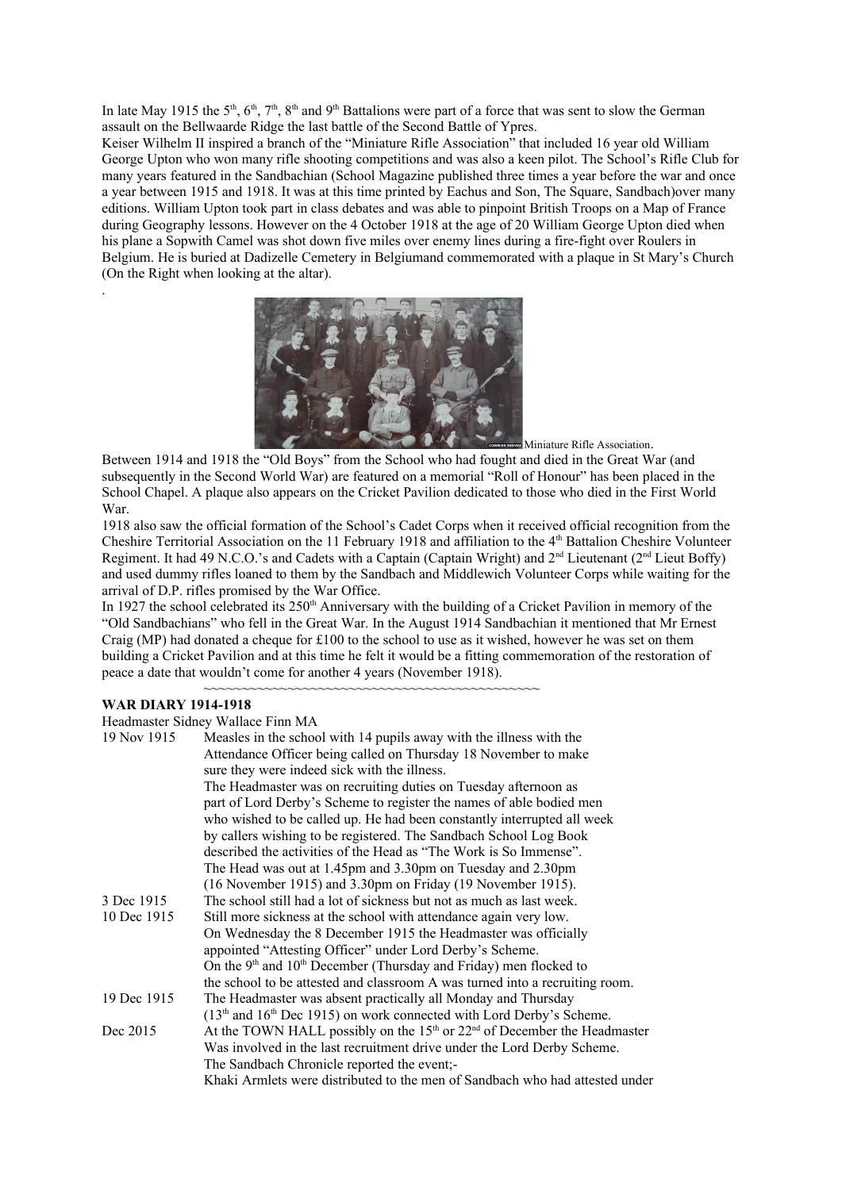In late May 1915 the 5th, 6th, 7th, 8th and 9th Battalions were part of a force that was sent to slow the German assault on the Bellwaarde Ridge the last battle of the Second Battle of Ypres.

Keiser Wilhelm II inspired a branch of the "Miniature Rifle Association" that included 16 year old William George Upton who won many rifle shooting competitions and was also a keen pilot. The School's Rifle Club for many years featured in the Sandbachian (School Magazine published three times a year before the war and once a year between 1915 and 1918. It was at this time printed by Eachus and Son, The Square, Sandbach)over many editions. William Upton took part in class debates and was able to pinpoint British Troops on a Map of France during Geography lessons. However on the 4 October 1918 at the age of 20 William George Upton died when his plane a Sopwith Camel was shot down five miles over enemy lines during a fire-fight over Roulers in Belgium. He is buried at Dadizelle Cemetery in Belgiumand commemorated with a plaque in St Mary's Church (On the Right when looking at the altar).

.

Miniature Rifle Association.

Between 1914 and 1918 the "Old Boys" from the School who had fought and died in the Great War (and subsequently in the Second World War) are featured on a memorial "Roll of Honour" has been placed in the School Chapel. A plaque also appears on the Cricket Pavilion dedicated to those who died in the First World War.

1918 also saw the official formation of the School's Cadet Corps when it received official recognition from the Cheshire Territorial Association on the 11 February 1918 and affiliation to the 4th Battalion Cheshire Volunteer Regiment. It had 49 N.C.O.'s and Cadets with a Captain (Captain Wright) and 2nd Lieutenant (2nd Lieut Boffy) and used dummy rifles loaned to them by the Sandbach and Middlewich Volunteer Corps while waiting for the arrival of D.P. rifles promised by the War Office.

In 1927 the school celebrated its 250th Anniversary with the building of a Cricket Pavilion in memory of the "Old Sandbachians" who fell in the Great War. In the August 1914 Sandbachian it mentioned that Mr Ernest Craig (MP) had donated a cheque for £100 to the school to use as it wished, however he was set on them building a Cricket Pavilion and at this time he felt it would be a fitting commemoration of the restoration of peace a date that wouldn't come for another 4 years (November 1918).

~~~~~~~~~~~~~~~~~~~~~~~~~~~~~~~~~~~~~~~~~~~~~

**WAR DIARY 1914-1918**

Headmaster Sidney Wallace Finn MA

| | |
|---|---|
| 19 Nov 1915 | Measles in the school with 14 pupils away with the illness with the Attendance Officer being called on Thursday 18 November to make sure they were indeed sick with the illness. The Headmaster was on recruiting duties on Tuesday afternoon as part of Lord Derby's Scheme to register the names of able bodied men who wished to be called up. He had been constantly interrupted all week by callers wishing to be registered. The Sandbach School Log Book described the activities of the Head as "The Work is So Immense". The Head was out at 1.45pm and 3.30pm on Tuesday and 2.30pm (16 November 1915) and 3.30pm on Friday (19 November 1915). |
| 3 Dec 1915 | The school still had a lot of sickness but not as much as last week. |
| 10 Dec 1915 | Still more sickness at the school with attendance again very low. On Wednesday the 8 December 1915 the Headmaster was officially appointed "Attesting Officer" under Lord Derby's Scheme. On the 9th and 10th December (Thursday and Friday) men flocked to the school to be attested and classroom A was turned into a recruiting room. |
| 19 Dec 1915 | The Headmaster was absent practically all Monday and Thursday (13th and 16th Dec 1915) on work connected with Lord Derby's Scheme. |
| Dec 2015 | At the TOWN HALL possibly on the 15th or 22nd of December the Headmaster Was involved in the last recruitment drive under the Lord Derby Scheme. The Sandbach Chronicle reported the event;- Khaki Armlets were distributed to the men of Sandbach who had attested under |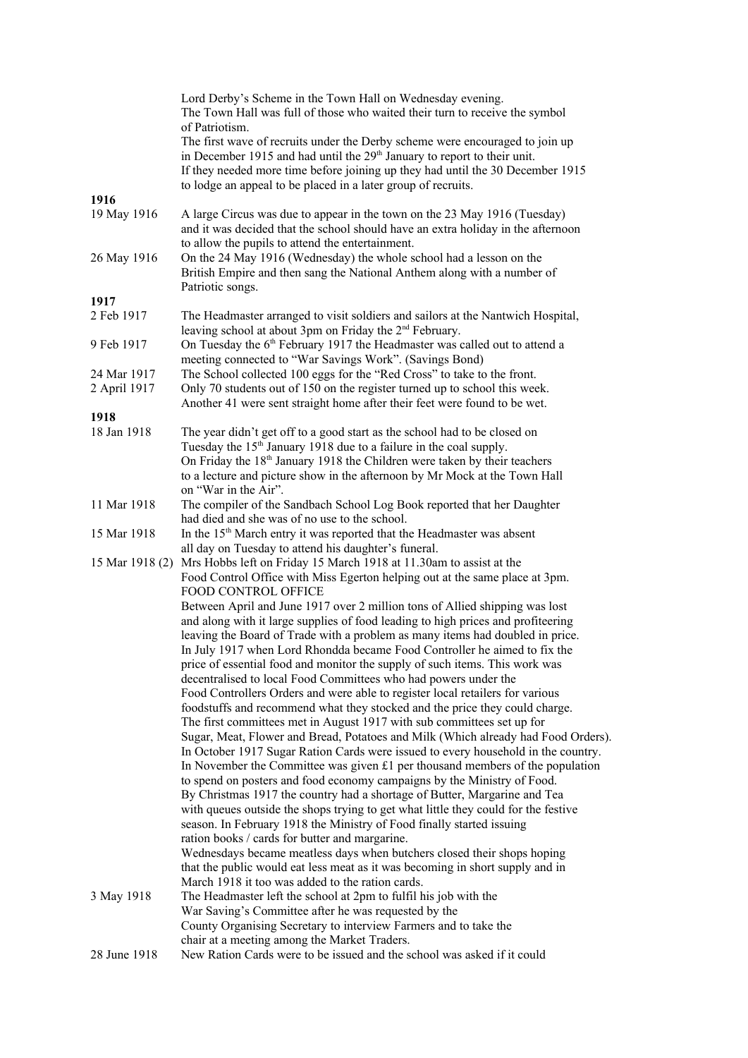Lord Derby's Scheme in the Town Hall on Wednesday evening.
The Town Hall was full of those who waited their turn to receive the symbol of Patriotism.
The first wave of recruits under the Derby scheme were encouraged to join up in December 1915 and had until the 29th January to report to their unit.
If they needed more time before joining up they had until the 30 December 1915 to lodge an appeal to be placed in a later group of recruits.

**1916**

| | |
|---|---|
| 19 May 1916 | A large Circus was due to appear in the town on the 23 May 1916 (Tuesday) and it was decided that the school should have an extra holiday in the afternoon to allow the pupils to attend the entertainment. |
| 26 May 1916 | On the 24 May 1916 (Wednesday) the whole school had a lesson on the British Empire and then sang the National Anthem along with a number of Patriotic songs. |

**1917**

| | |
|---|---|
| 2 Feb 1917 | The Headmaster arranged to visit soldiers and sailors at the Nantwich Hospital, leaving school at about 3pm on Friday the 2nd February. |
| 9 Feb 1917 | On Tuesday the 6th February 1917 the Headmaster was called out to attend a meeting connected to "War Savings Work". (Savings Bond) |
| 24 Mar 1917 | The School collected 100 eggs for the "Red Cross" to take to the front. |
| 2 April 1917 | Only 70 students out of 150 on the register turned up to school this week. Another 41 were sent straight home after their feet were found to be wet. |

**1918**

| | |
|---|---|
| 18 Jan 1918 | The year didn't get off to a good start as the school had to be closed on Tuesday the 15th January 1918 due to a failure in the coal supply. On Friday the 18th January 1918 the Children were taken by their teachers to a lecture and picture show in the afternoon by Mr Mock at the Town Hall on "War in the Air". |
| 11 Mar 1918 | The compiler of the Sandbach School Log Book reported that her Daughter had died and she was of no use to the school. |
| 15 Mar 1918 | In the 15th March entry it was reported that the Headmaster was absent all day on Tuesday to attend his daughter's funeral. |
| 15 Mar 1918 (2) | Mrs Hobbs left on Friday 15 March 1918 at 11.30am to assist at the Food Control Office with Miss Egerton helping out at the same place at 3pm.<br>FOOD CONTROL OFFICE<br>Between April and June 1917 over 2 million tons of Allied shipping was lost and along with it large supplies of food leading to high prices and profiteering leaving the Board of Trade with a problem as many items had doubled in price. In July 1917 when Lord Rhondda became Food Controller he aimed to fix the price of essential food and monitor the supply of such items. This work was decentralised to local Food Committees who had powers under the Food Controllers Orders and were able to register local retailers for various foodstuffs and recommend what they stocked and the price they could charge. The first committees met in August 1917 with sub committees set up for Sugar, Meat, Flower and Bread, Potatoes and Milk (Which already had Food Orders). In October 1917 Sugar Ration Cards were issued to every household in the country. In November the Committee was given £1 per thousand members of the population to spend on posters and food economy campaigns by the Ministry of Food. By Christmas 1917 the country had a shortage of Butter, Margarine and Tea with queues outside the shops trying to get what little they could for the festive season. In February 1918 the Ministry of Food finally started issuing ration books / cards for butter and margarine.<br>Wednesdays became meatless days when butchers closed their shops hoping that the public would eat less meat as it was becoming in short supply and in March 1918 it too was added to the ration cards. |
| 3 May 1918 | The Headmaster left the school at 2pm to fulfil his job with the War Saving's Committee after he was requested by the County Organising Secretary to interview Farmers and to take the chair at a meeting among the Market Traders. |
| 28 June 1918 | New Ration Cards were to be issued and the school was asked if it could |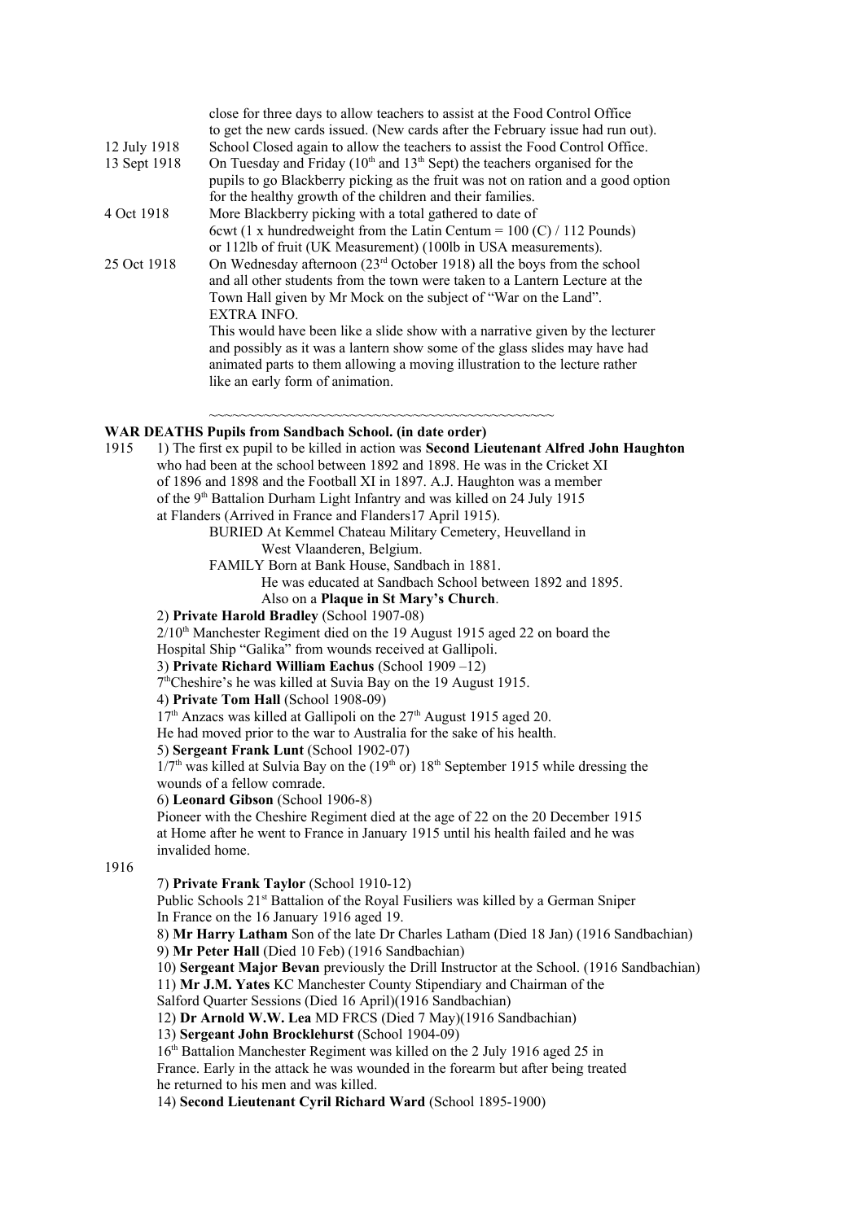close for three days to allow teachers to assist at the Food Control Office to get the new cards issued. (New cards after the February issue had run out).

12 July 1918 — School Closed again to allow the teachers to assist the Food Control Office.

13 Sept 1918 — On Tuesday and Friday (10th and 13th Sept) the teachers organised for the pupils to go Blackberry picking as the fruit was not on ration and a good option for the healthy growth of the children and their families.

4 Oct 1918 — More Blackberry picking with a total gathered to date of 6cwt (1 x hundredweight from the Latin Centum = 100 (C) / 112 Pounds) or 112lb of fruit (UK Measurement) (100lb in USA measurements).

25 Oct 1918 — On Wednesday afternoon (23rd October 1918) all the boys from the school and all other students from the town were taken to a Lantern Lecture at the Town Hall given by Mr Mock on the subject of "War on the Land".

EXTRA INFO.

This would have been like a slide show with a narrative given by the lecturer and possibly as it was a lantern show some of the glass slides may have had animated parts to them allowing a moving illustration to the lecture rather like an early form of animation.

~~~~~~~~~~~~~~~~~~~~~~~~~~~~~~~~~~~~~~~~~~~~~~~~

**WAR DEATHS Pupils from Sandbach School. (in date order)**

1915

1) The first ex pupil to be killed in action was **Second Lieutenant Alfred John Haughton** who had been at the school between 1892 and 1898. He was in the Cricket XI of 1896 and 1898 and the Football XI in 1897. A.J. Haughton was a member of the 9th Battalion Durham Light Infantry and was killed on 24 July 1915 at Flanders (Arrived in France and Flanders17 April 1915).

BURIED At Kemmel Chateau Military Cemetery, Heuvelland in West Vlaanderen, Belgium.

FAMILY Born at Bank House, Sandbach in 1881.
He was educated at Sandbach School between 1892 and 1895.
Also on a **Plaque in St Mary's Church**.

2) **Private Harold Bradley** (School 1907-08)
2/10th Manchester Regiment died on the 19 August 1915 aged 22 on board the Hospital Ship "Galika" from wounds received at Gallipoli.

3) **Private Richard William Eachus** (School 1909 –12)
7thCheshire's he was killed at Suvia Bay on the 19 August 1915.

4) **Private Tom Hall** (School 1908-09)
17th Anzacs was killed at Gallipoli on the 27th August 1915 aged 20.
He had moved prior to the war to Australia for the sake of his health.

5) **Sergeant Frank Lunt** (School 1902-07)
1/7th was killed at Sulvia Bay on the (19th or) 18th September 1915 while dressing the wounds of a fellow comrade.

6) **Leonard Gibson** (School 1906-8)
Pioneer with the Cheshire Regiment died at the age of 22 on the 20 December 1915 at Home after he went to France in January 1915 until his health failed and he was invalided home.

1916

7) **Private Frank Taylor** (School 1910-12)
Public Schools 21st Battalion of the Royal Fusiliers was killed by a German Sniper In France on the 16 January 1916 aged 19.

8) **Mr Harry Latham** Son of the late Dr Charles Latham (Died 18 Jan) (1916 Sandbachian)

9) **Mr Peter Hall** (Died 10 Feb) (1916 Sandbachian)

10) **Sergeant Major Bevan** previously the Drill Instructor at the School. (1916 Sandbachian)

11) **Mr J.M. Yates** KC Manchester County Stipendiary and Chairman of the Salford Quarter Sessions (Died 16 April)(1916 Sandbachian)

12) **Dr Arnold W.W. Lea** MD FRCS (Died 7 May)(1916 Sandbachian)

13) **Sergeant John Brocklehurst** (School 1904-09)
16th Battalion Manchester Regiment was killed on the 2 July 1916 aged 25 in France. Early in the attack he was wounded in the forearm but after being treated he returned to his men and was killed.

14) **Second Lieutenant Cyril Richard Ward** (School 1895-1900)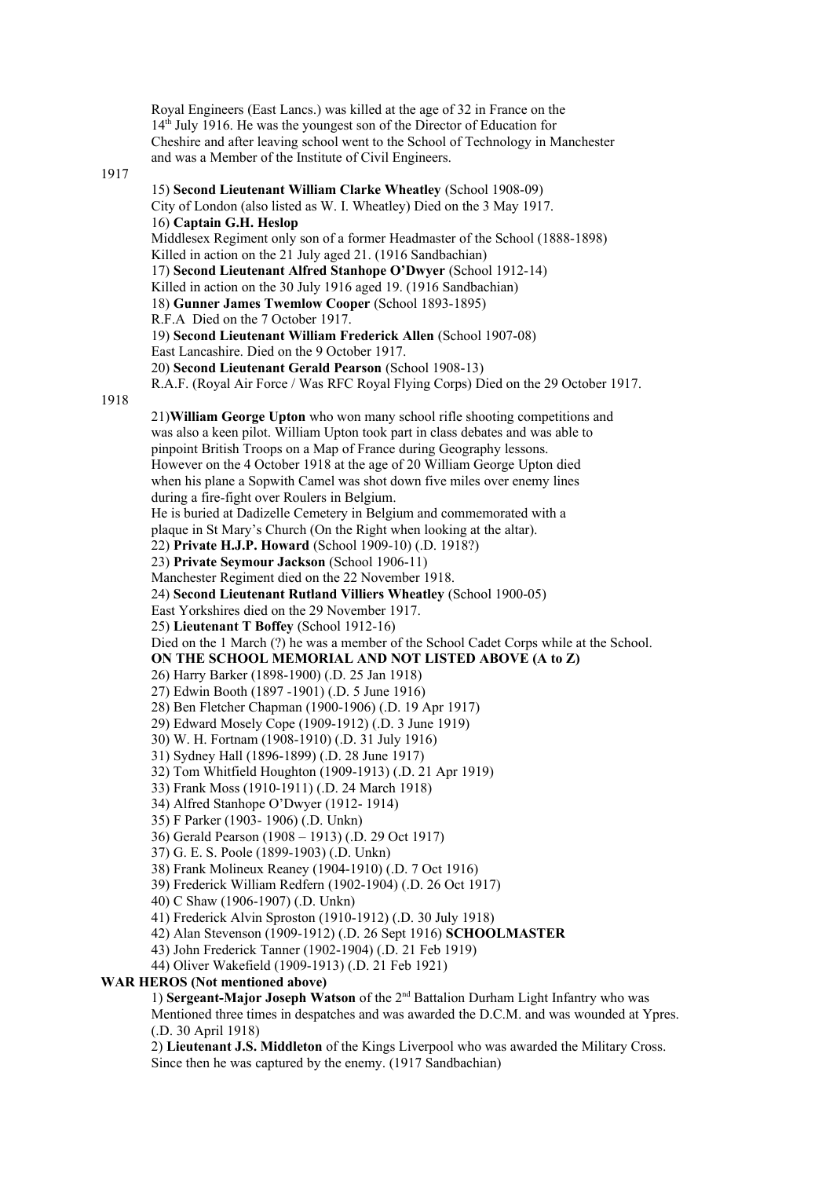Royal Engineers (East Lancs.) was killed at the age of 32 in France on the 14th July 1916. He was the youngest son of the Director of Education for Cheshire and after leaving school went to the School of Technology in Manchester and was a Member of the Institute of Civil Engineers.

1917

15) **Second Lieutenant William Clarke Wheatley** (School 1908-09)
City of London (also listed as W. I. Wheatley) Died on the 3 May 1917.

16) **Captain G.H. Heslop**
Middlesex Regiment only son of a former Headmaster of the School (1888-1898)
Killed in action on the 21 July aged 21. (1916 Sandbachian)

17) **Second Lieutenant Alfred Stanhope O'Dwyer** (School 1912-14)
Killed in action on the 30 July 1916 aged 19. (1916 Sandbachian)

18) **Gunner James Twemlow Cooper** (School 1893-1895)
R.F.A Died on the 7 October 1917.

19) **Second Lieutenant William Frederick Allen** (School 1907-08)
East Lancashire. Died on the 9 October 1917.

20) **Second Lieutenant Gerald Pearson** (School 1908-13)
R.A.F. (Royal Air Force / Was RFC Royal Flying Corps) Died on the 29 October 1917.

1918

21)**William George Upton** who won many school rifle shooting competitions and was also a keen pilot. William Upton took part in class debates and was able to pinpoint British Troops on a Map of France during Geography lessons.
However on the 4 October 1918 at the age of 20 William George Upton died when his plane a Sopwith Camel was shot down five miles over enemy lines during a fire-fight over Roulers in Belgium.
He is buried at Dadizelle Cemetery in Belgium and commemorated with a plaque in St Mary's Church (On the Right when looking at the altar).

22) **Private H.J.P. Howard** (School 1909-10) (.D. 1918?)

23) **Private Seymour Jackson** (School 1906-11)
Manchester Regiment died on the 22 November 1918.

24) **Second Lieutenant Rutland Villiers Wheatley** (School 1900-05)
East Yorkshires died on the 29 November 1917.

25) **Lieutenant T Boffey** (School 1912-16)
Died on the 1 March (?) he was a member of the School Cadet Corps while at the School.

**ON THE SCHOOL MEMORIAL AND NOT LISTED ABOVE (A to Z)**

26) Harry Barker (1898-1900) (.D. 25 Jan 1918)
27) Edwin Booth (1897 -1901) (.D. 5 June 1916)
28) Ben Fletcher Chapman (1900-1906) (.D. 19 Apr 1917)
29) Edward Mosely Cope (1909-1912) (.D. 3 June 1919)
30) W. H. Fortnam (1908-1910) (.D. 31 July 1916)
31) Sydney Hall (1896-1899) (.D. 28 June 1917)
32) Tom Whitfield Houghton (1909-1913) (.D. 21 Apr 1919)
33) Frank Moss (1910-1911) (.D. 24 March 1918)
34) Alfred Stanhope O'Dwyer (1912- 1914)
35) F Parker (1903- 1906) (.D. Unkn)
36) Gerald Pearson (1908 – 1913) (.D. 29 Oct 1917)
37) G. E. S. Poole (1899-1903) (.D. Unkn)
38) Frank Molineux Reaney (1904-1910) (.D. 7 Oct 1916)
39) Frederick William Redfern (1902-1904) (.D. 26 Oct 1917)
40) C Shaw (1906-1907) (.D. Unkn)
41) Frederick Alvin Sproston (1910-1912) (.D. 30 July 1918)
42) Alan Stevenson (1909-1912) (.D. 26 Sept 1916) **SCHOOLMASTER**
43) John Frederick Tanner (1902-1904) (.D. 21 Feb 1919)
44) Oliver Wakefield (1909-1913) (.D. 21 Feb 1921)

**WAR HEROS (Not mentioned above)**

1) **Sergeant-Major Joseph Watson** of the 2nd Battalion Durham Light Infantry who was Mentioned three times in despatches and was awarded the D.C.M. and was wounded at Ypres. (.D. 30 April 1918)

2) **Lieutenant J.S. Middleton** of the Kings Liverpool who was awarded the Military Cross. Since then he was captured by the enemy. (1917 Sandbachian)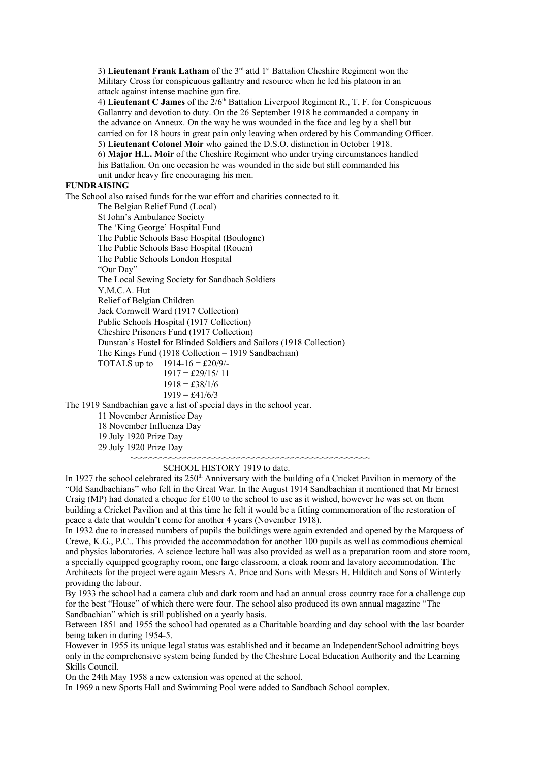3) **Lieutenant Frank Latham** of the 3rd attd 1st Battalion Cheshire Regiment won the Military Cross for conspicuous gallantry and resource when he led his platoon in an attack against intense machine gun fire.

4) **Lieutenant C James** of the 2/6th Battalion Liverpool Regiment R., T, F. for Conspicuous Gallantry and devotion to duty. On the 26 September 1918 he commanded a company in the advance on Anneux. On the way he was wounded in the face and leg by a shell but carried on for 18 hours in great pain only leaving when ordered by his Commanding Officer.

5) **Lieutenant Colonel Moir** who gained the D.S.O. distinction in October 1918.

6) **Major H.L. Moir** of the Cheshire Regiment who under trying circumstances handled his Battalion. On one occasion he was wounded in the side but still commanded his unit under heavy fire encouraging his men.

**FUNDRAISING**

The School also raised funds for the war effort and charities connected to it.

The Belgian Relief Fund (Local)
St John's Ambulance Society
The 'King George' Hospital Fund
The Public Schools Base Hospital (Boulogne)
The Public Schools Base Hospital (Rouen)
The Public Schools London Hospital
"Our Day"
The Local Sewing Society for Sandbach Soldiers
Y.M.C.A. Hut
Relief of Belgian Children
Jack Cornwell Ward (1917 Collection)
Public Schools Hospital (1917 Collection)
Cheshire Prisoners Fund (1917 Collection)
Dunstan's Hostel for Blinded Soldiers and Sailors (1918 Collection)
The Kings Fund (1918 Collection – 1919 Sandbachian)

TOTALS up to 1914-16 = £20/9/-
1917 = £29/15/ 11
1918 = £38/1/6
1919 = £41/6/3

The 1919 Sandbachian gave a list of special days in the school year.

11 November Armistice Day
18 November Influenza Day
19 July 1920 Prize Day
29 July 1920 Prize Day

~~~~~~~~~~~~~~~~~~~~~~~~~~~~~~~~~~~~~~~~~~~~~~~~~~~

SCHOOL HISTORY 1919 to date.

In 1927 the school celebrated its 250th Anniversary with the building of a Cricket Pavilion in memory of the "Old Sandbachians" who fell in the Great War. In the August 1914 Sandbachian it mentioned that Mr Ernest Craig (MP) had donated a cheque for £100 to the school to use as it wished, however he was set on them building a Cricket Pavilion and at this time he felt it would be a fitting commemoration of the restoration of peace a date that wouldn't come for another 4 years (November 1918).

In 1932 due to increased numbers of pupils the buildings were again extended and opened by the Marquess of Crewe, K.G., P.C.. This provided the accommodation for another 100 pupils as well as commodious chemical and physics laboratories. A science lecture hall was also provided as well as a preparation room and store room, a specially equipped geography room, one large classroom, a cloak room and lavatory accommodation. The Architects for the project were again Messrs A. Price and Sons with Messrs H. Hilditch and Sons of Winterly providing the labour.

By 1933 the school had a camera club and dark room and had an annual cross country race for a challenge cup for the best "House" of which there were four. The school also produced its own annual magazine "The Sandbachian" which is still published on a yearly basis.

Between 1851 and 1955 the school had operated as a Charitable boarding and day school with the last boarder being taken in during 1954-5.

However in 1955 its unique legal status was established and it became an IndependentSchool admitting boys only in the comprehensive system being funded by the Cheshire Local Education Authority and the Learning Skills Council.

On the 24th May 1958 a new extension was opened at the school.

In 1969 a new Sports Hall and Swimming Pool were added to Sandbach School complex.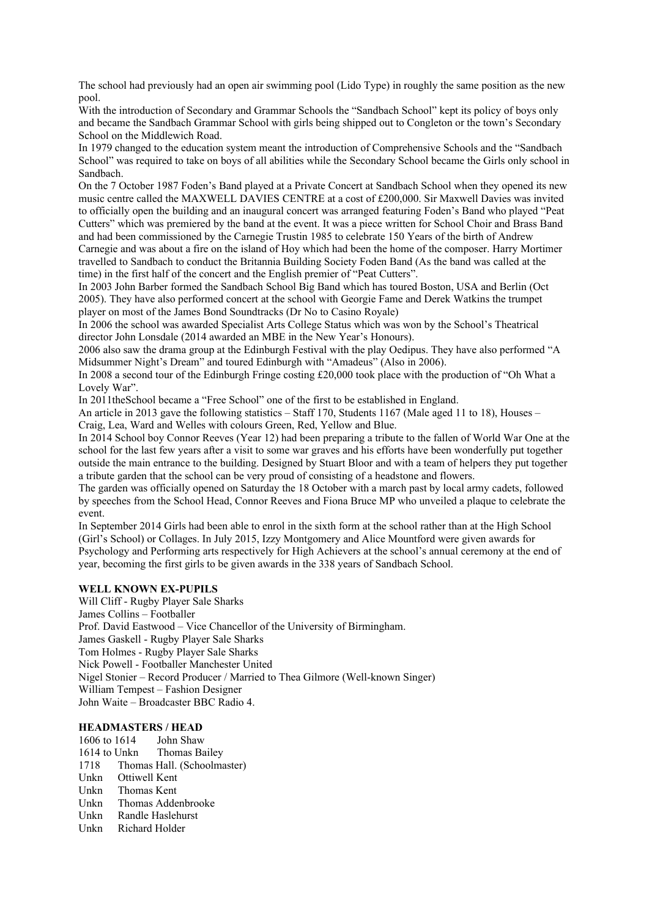The school had previously had an open air swimming pool (Lido Type) in roughly the same position as the new pool.

With the introduction of Secondary and Grammar Schools the "Sandbach School" kept its policy of boys only and became the Sandbach Grammar School with girls being shipped out to Congleton or the town's Secondary School on the Middlewich Road.

In 1979 changed to the education system meant the introduction of Comprehensive Schools and the "Sandbach School" was required to take on boys of all abilities while the Secondary School became the Girls only school in Sandbach.

On the 7 October 1987 Foden's Band played at a Private Concert at Sandbach School when they opened its new music centre called the MAXWELL DAVIES CENTRE at a cost of £200,000. Sir Maxwell Davies was invited to officially open the building and an inaugural concert was arranged featuring Foden's Band who played "Peat Cutters" which was premiered by the band at the event. It was a piece written for School Choir and Brass Band and had been commissioned by the Carnegie Trustin 1985 to celebrate 150 Years of the birth of Andrew Carnegie and was about a fire on the island of Hoy which had been the home of the composer. Harry Mortimer travelled to Sandbach to conduct the Britannia Building Society Foden Band (As the band was called at the time) in the first half of the concert and the English premier of "Peat Cutters".

In 2003 John Barber formed the Sandbach School Big Band which has toured Boston, USA and Berlin (Oct 2005). They have also performed concert at the school with Georgie Fame and Derek Watkins the trumpet player on most of the James Bond Soundtracks (Dr No to Casino Royale)

In 2006 the school was awarded Specialist Arts College Status which was won by the School's Theatrical director John Lonsdale (2014 awarded an MBE in the New Year's Honours).

2006 also saw the drama group at the Edinburgh Festival with the play Oedipus. They have also performed "A Midsummer Night's Dream" and toured Edinburgh with "Amadeus" (Also in 2006).

In 2008 a second tour of the Edinburgh Fringe costing £20,000 took place with the production of "Oh What a Lovely War".

In 2011theSchool became a "Free School" one of the first to be established in England.

An article in 2013 gave the following statistics – Staff 170, Students 1167 (Male aged 11 to 18), Houses – Craig, Lea, Ward and Welles with colours Green, Red, Yellow and Blue.

In 2014 School boy Connor Reeves (Year 12) had been preparing a tribute to the fallen of World War One at the school for the last few years after a visit to some war graves and his efforts have been wonderfully put together outside the main entrance to the building. Designed by Stuart Bloor and with a team of helpers they put together a tribute garden that the school can be very proud of consisting of a headstone and flowers.

The garden was officially opened on Saturday the 18 October with a march past by local army cadets, followed by speeches from the School Head, Connor Reeves and Fiona Bruce MP who unveiled a plaque to celebrate the event.

In September 2014 Girls had been able to enrol in the sixth form at the school rather than at the High School (Girl's School) or Collages. In July 2015, Izzy Montgomery and Alice Mountford were given awards for Psychology and Performing arts respectively for High Achievers at the school's annual ceremony at the end of year, becoming the first girls to be given awards in the 338 years of Sandbach School.

**WELL KNOWN EX-PUPILS**

Will Cliff - Rugby Player Sale Sharks
James Collins – Footballer
Prof. David Eastwood – Vice Chancellor of the University of Birmingham.
James Gaskell - Rugby Player Sale Sharks
Tom Holmes - Rugby Player Sale Sharks
Nick Powell - Footballer Manchester United
Nigel Stonier – Record Producer / Married to Thea Gilmore (Well-known Singer)
William Tempest – Fashion Designer
John Waite – Broadcaster BBC Radio 4.

**HEADMASTERS / HEAD**

1606 to 1614 John Shaw
1614 to Unkn Thomas Bailey
1718 Thomas Hall. (Schoolmaster)
Unkn Ottiwell Kent
Unkn Thomas Kent
Unkn Thomas Addenbrooke
Unkn Randle Haslehurst
Unkn Richard Holder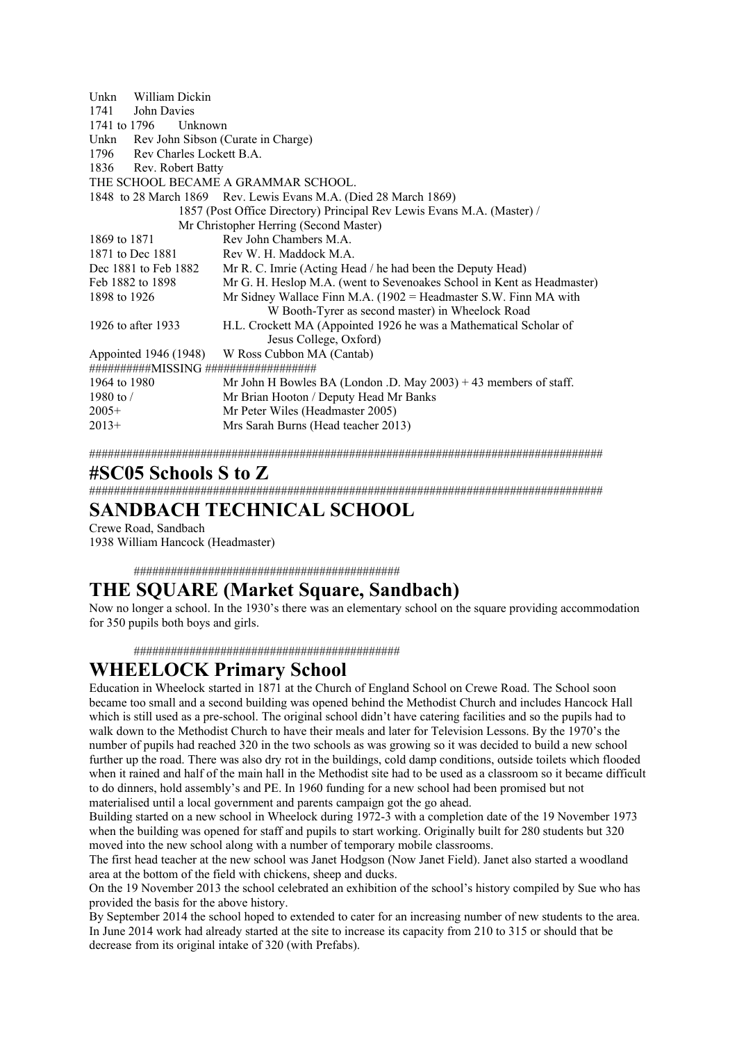Unkn  William Dickin
1741  John Davies
1741 to 1796  Unknown
Unkn  Rev John Sibson (Curate in Charge)
1796  Rev Charles Lockett B.A.
1836  Rev. Robert Batty
THE SCHOOL BECAME A GRAMMAR SCHOOL.
1848 to 28 March 1869  Rev. Lewis Evans M.A. (Died 28 March 1869)
1857 (Post Office Directory) Principal Rev Lewis Evans M.A. (Master) /
Mr Christopher Herring (Second Master)

| | |
|---|---|
| 1869 to 1871 | Rev John Chambers M.A. |
| 1871 to Dec 1881 | Rev W. H. Maddock M.A. |
| Dec 1881 to Feb 1882 | Mr R. C. Imrie (Acting Head / he had been the Deputy Head) |
| Feb 1882 to 1898 | Mr G. H. Heslop M.A. (went to Sevenoakes School in Kent as Headmaster) |
| 1898 to 1926 | Mr Sidney Wallace Finn M.A. (1902 = Headmaster S.W. Finn MA with W Booth-Tyrer as second master) in Wheelock Road |
| 1926 to after 1933 | H.L. Crockett MA (Appointed 1926 he was a Mathematical Scholar of Jesus College, Oxford) |
| Appointed 1946 (1948) | W Ross Cubbon MA (Cantab) |

#########MISSING #################

| | |
|---|---|
| 1964 to 1980 | Mr John H Bowles BA (London .D. May 2003) + 43 members of staff. |
| 1980 to / | Mr Brian Hooton / Deputy Head Mr Banks |
| 2005+ | Mr Peter Wiles (Headmaster 2005) |
| 2013+ | Mrs Sarah Burns (Head teacher 2013) |

##################################################################################

# #SC05 Schools S to Z

##################################################################################

# SANDBACH TECHNICAL SCHOOL

Crewe Road, Sandbach
1938 William Hancock (Headmaster)

##########################################

# THE SQUARE (Market Square, Sandbach)

Now no longer a school. In the 1930's there was an elementary school on the square providing accommodation for 350 pupils both boys and girls.

##########################################

# WHEELOCK Primary School

Education in Wheelock started in 1871 at the Church of England School on Crewe Road. The School soon became too small and a second building was opened behind the Methodist Church and includes Hancock Hall which is still used as a pre-school. The original school didn't have catering facilities and so the pupils had to walk down to the Methodist Church to have their meals and later for Television Lessons. By the 1970's the number of pupils had reached 320 in the two schools as was growing so it was decided to build a new school further up the road. There was also dry rot in the buildings, cold damp conditions, outside toilets which flooded when it rained and half of the main hall in the Methodist site had to be used as a classroom so it became difficult to do dinners, hold assembly's and PE. In 1960 funding for a new school had been promised but not materialised until a local government and parents campaign got the go ahead.

Building started on a new school in Wheelock during 1972-3 with a completion date of the 19 November 1973 when the building was opened for staff and pupils to start working. Originally built for 280 students but 320 moved into the new school along with a number of temporary mobile classrooms.

The first head teacher at the new school was Janet Hodgson (Now Janet Field). Janet also started a woodland area at the bottom of the field with chickens, sheep and ducks.

On the 19 November 2013 the school celebrated an exhibition of the school's history compiled by Sue who has provided the basis for the above history.

By September 2014 the school hoped to extended to cater for an increasing number of new students to the area. In June 2014 work had already started at the site to increase its capacity from 210 to 315 or should that be decrease from its original intake of 320 (with Prefabs).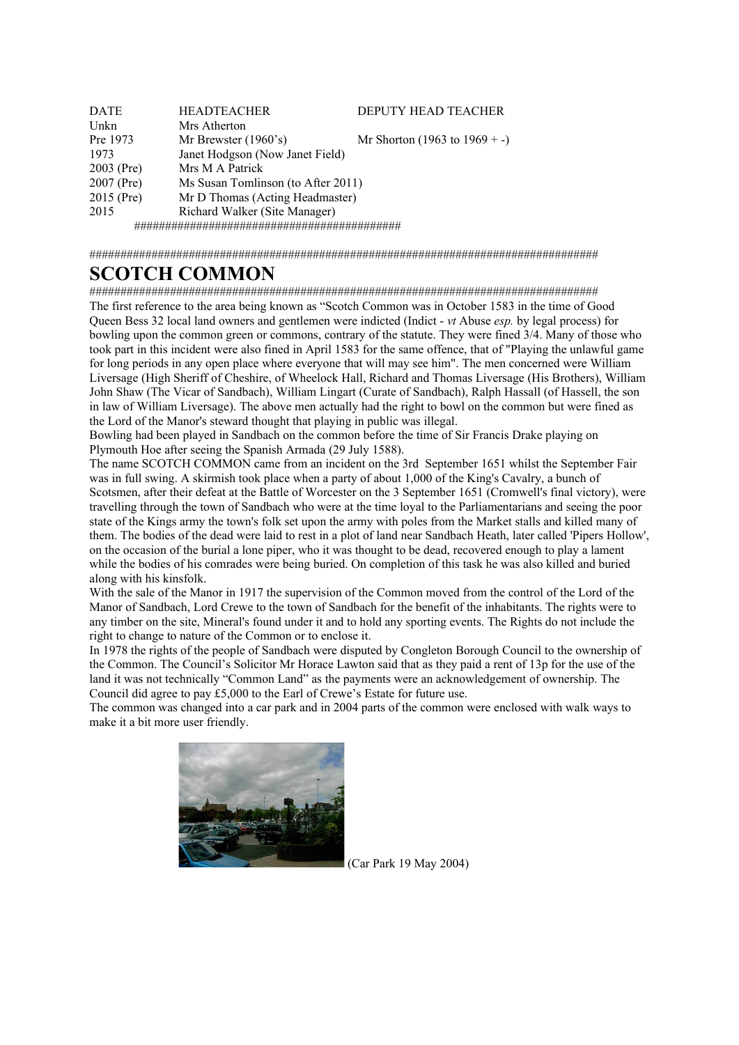| DATE | HEADTEACHER | DEPUTY HEAD TEACHER |
|---|---|---|
| Unkn | Mrs Atherton | |
| Pre 1973 | Mr Brewster (1960's) | Mr Shorton (1963 to 1969 + -) |
| 1973 | Janet Hodgson (Now Janet Field) | |
| 2003 (Pre) | Mrs M A Patrick | |
| 2007 (Pre) | Ms Susan Tomlinson (to After 2011) | |
| 2015 (Pre) | Mr D Thomas (Acting Headmaster) | |
| 2015 | Richard Walker (Site Manager) | |

########################################

################################################################################

# SCOTCH COMMON

################################################################################

The first reference to the area being known as "Scotch Common was in October 1583 in the time of Good Queen Bess 32 local land owners and gentlemen were indicted (Indict - *vt* Abuse *esp.* by legal process) for bowling upon the common green or commons, contrary of the statute. They were fined 3/4. Many of those who took part in this incident were also fined in April 1583 for the same offence, that of "Playing the unlawful game for long periods in any open place where everyone that will may see him". The men concerned were William Liversage (High Sheriff of Cheshire, of Wheelock Hall, Richard and Thomas Liversage (His Brothers), William John Shaw (The Vicar of Sandbach), William Lingart (Curate of Sandbach), Ralph Hassall (of Hassell, the son in law of William Liversage). The above men actually had the right to bowl on the common but were fined as the Lord of the Manor's steward thought that playing in public was illegal.

Bowling had been played in Sandbach on the common before the time of Sir Francis Drake playing on Plymouth Hoe after seeing the Spanish Armada (29 July 1588).

The name SCOTCH COMMON came from an incident on the 3rd September 1651 whilst the September Fair was in full swing. A skirmish took place when a party of about 1,000 of the King's Cavalry, a bunch of Scotsmen, after their defeat at the Battle of Worcester on the 3 September 1651 (Cromwell's final victory), were travelling through the town of Sandbach who were at the time loyal to the Parliamentarians and seeing the poor state of the Kings army the town's folk set upon the army with poles from the Market stalls and killed many of them. The bodies of the dead were laid to rest in a plot of land near Sandbach Heath, later called 'Pipers Hollow', on the occasion of the burial a lone piper, who it was thought to be dead, recovered enough to play a lament while the bodies of his comrades were being buried. On completion of this task he was also killed and buried along with his kinsfolk.

With the sale of the Manor in 1917 the supervision of the Common moved from the control of the Lord of the Manor of Sandbach, Lord Crewe to the town of Sandbach for the benefit of the inhabitants. The rights were to any timber on the site, Mineral's found under it and to hold any sporting events. The Rights do not include the right to change to nature of the Common or to enclose it.

In 1978 the rights of the people of Sandbach were disputed by Congleton Borough Council to the ownership of the Common. The Council's Solicitor Mr Horace Lawton said that as they paid a rent of 13p for the use of the land it was not technically "Common Land" as the payments were an acknowledgement of ownership. The Council did agree to pay £5,000 to the Earl of Crewe's Estate for future use.

The common was changed into a car park and in 2004 parts of the common were enclosed with walk ways to make it a bit more user friendly.

(Car Park 19 May 2004)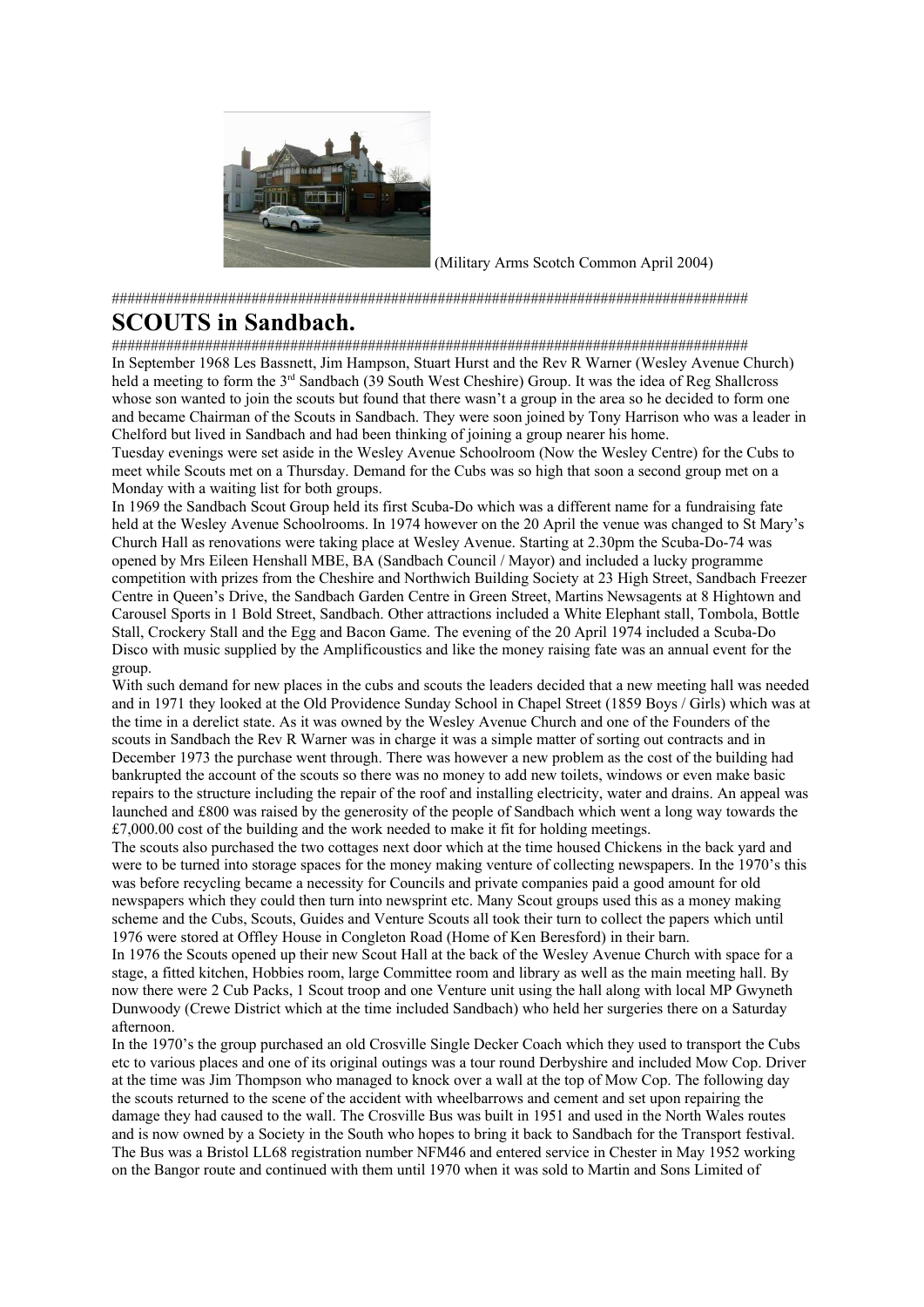(Military Arms Scotch Common April 2004)

################################################################################

# SCOUTS in Sandbach.

################################################################################

In September 1968 Les Bassnett, Jim Hampson, Stuart Hurst and the Rev R Warner (Wesley Avenue Church) held a meeting to form the 3rd Sandbach (39 South West Cheshire) Group. It was the idea of Reg Shallcross whose son wanted to join the scouts but found that there wasn't a group in the area so he decided to form one and became Chairman of the Scouts in Sandbach. They were soon joined by Tony Harrison who was a leader in Chelford but lived in Sandbach and had been thinking of joining a group nearer his home.

Tuesday evenings were set aside in the Wesley Avenue Schoolroom (Now the Wesley Centre) for the Cubs to meet while Scouts met on a Thursday. Demand for the Cubs was so high that soon a second group met on a Monday with a waiting list for both groups.

In 1969 the Sandbach Scout Group held its first Scuba-Do which was a different name for a fundraising fate held at the Wesley Avenue Schoolrooms. In 1974 however on the 20 April the venue was changed to St Mary's Church Hall as renovations were taking place at Wesley Avenue. Starting at 2.30pm the Scuba-Do-74 was opened by Mrs Eileen Henshall MBE, BA (Sandbach Council / Mayor) and included a lucky programme competition with prizes from the Cheshire and Northwich Building Society at 23 High Street, Sandbach Freezer Centre in Queen's Drive, the Sandbach Garden Centre in Green Street, Martins Newsagents at 8 Hightown and Carousel Sports in 1 Bold Street, Sandbach. Other attractions included a White Elephant stall, Tombola, Bottle Stall, Crockery Stall and the Egg and Bacon Game. The evening of the 20 April 1974 included a Scuba-Do Disco with music supplied by the Amplificoustics and like the money raising fate was an annual event for the group.

With such demand for new places in the cubs and scouts the leaders decided that a new meeting hall was needed and in 1971 they looked at the Old Providence Sunday School in Chapel Street (1859 Boys / Girls) which was at the time in a derelict state. As it was owned by the Wesley Avenue Church and one of the Founders of the scouts in Sandbach the Rev R Warner was in charge it was a simple matter of sorting out contracts and in December 1973 the purchase went through. There was however a new problem as the cost of the building had bankrupted the account of the scouts so there was no money to add new toilets, windows or even make basic repairs to the structure including the repair of the roof and installing electricity, water and drains. An appeal was launched and £800 was raised by the generosity of the people of Sandbach which went a long way towards the £7,000.00 cost of the building and the work needed to make it fit for holding meetings.

The scouts also purchased the two cottages next door which at the time housed Chickens in the back yard and were to be turned into storage spaces for the money making venture of collecting newspapers. In the 1970's this was before recycling became a necessity for Councils and private companies paid a good amount for old newspapers which they could then turn into newsprint etc. Many Scout groups used this as a money making scheme and the Cubs, Scouts, Guides and Venture Scouts all took their turn to collect the papers which until 1976 were stored at Offley House in Congleton Road (Home of Ken Beresford) in their barn.

In 1976 the Scouts opened up their new Scout Hall at the back of the Wesley Avenue Church with space for a stage, a fitted kitchen, Hobbies room, large Committee room and library as well as the main meeting hall. By now there were 2 Cub Packs, 1 Scout troop and one Venture unit using the hall along with local MP Gwyneth Dunwoody (Crewe District which at the time included Sandbach) who held her surgeries there on a Saturday afternoon.

In the 1970's the group purchased an old Crosville Single Decker Coach which they used to transport the Cubs etc to various places and one of its original outings was a tour round Derbyshire and included Mow Cop. Driver at the time was Jim Thompson who managed to knock over a wall at the top of Mow Cop. The following day the scouts returned to the scene of the accident with wheelbarrows and cement and set upon repairing the damage they had caused to the wall. The Crosville Bus was built in 1951 and used in the North Wales routes and is now owned by a Society in the South who hopes to bring it back to Sandbach for the Transport festival. The Bus was a Bristol LL68 registration number NFM46 and entered service in Chester in May 1952 working on the Bangor route and continued with them until 1970 when it was sold to Martin and Sons Limited of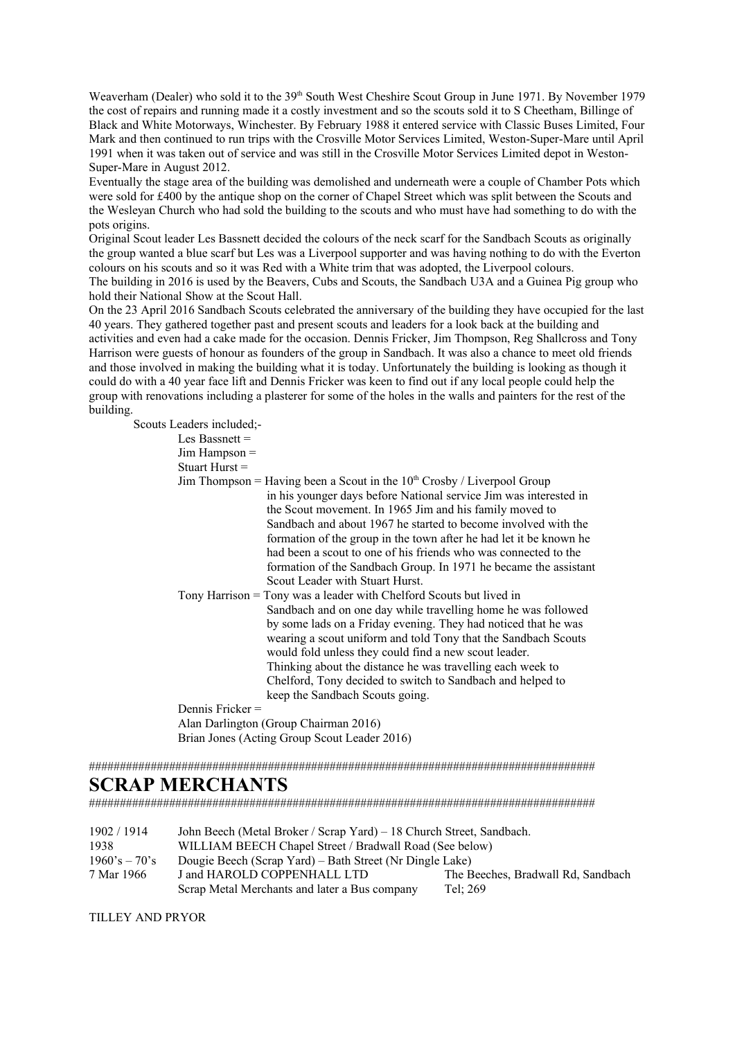Weaverham (Dealer) who sold it to the 39th South West Cheshire Scout Group in June 1971. By November 1979 the cost of repairs and running made it a costly investment and so the scouts sold it to S Cheetham, Billinge of Black and White Motorways, Winchester. By February 1988 it entered service with Classic Buses Limited, Four Mark and then continued to run trips with the Crosville Motor Services Limited, Weston-Super-Mare until April 1991 when it was taken out of service and was still in the Crosville Motor Services Limited depot in Weston-Super-Mare in August 2012.

Eventually the stage area of the building was demolished and underneath were a couple of Chamber Pots which were sold for £400 by the antique shop on the corner of Chapel Street which was split between the Scouts and the Wesleyan Church who had sold the building to the scouts and who must have had something to do with the pots origins.

Original Scout leader Les Bassnett decided the colours of the neck scarf for the Sandbach Scouts as originally the group wanted a blue scarf but Les was a Liverpool supporter and was having nothing to do with the Everton colours on his scouts and so it was Red with a White trim that was adopted, the Liverpool colours.

The building in 2016 is used by the Beavers, Cubs and Scouts, the Sandbach U3A and a Guinea Pig group who hold their National Show at the Scout Hall.

On the 23 April 2016 Sandbach Scouts celebrated the anniversary of the building they have occupied for the last 40 years. They gathered together past and present scouts and leaders for a look back at the building and activities and even had a cake made for the occasion. Dennis Fricker, Jim Thompson, Reg Shallcross and Tony Harrison were guests of honour as founders of the group in Sandbach. It was also a chance to meet old friends and those involved in making the building what it is today. Unfortunately the building is looking as though it could do with a 40 year face lift and Dennis Fricker was keen to find out if any local people could help the group with renovations including a plasterer for some of the holes in the walls and painters for the rest of the building.

Scouts Leaders included;-

Les Bassnett =

Jim Hampson =

Stuart Hurst =

Jim Thompson = Having been a Scout in the 10th Crosby / Liverpool Group in his younger days before National service Jim was interested in the Scout movement. In 1965 Jim and his family moved to Sandbach and about 1967 he started to become involved with the formation of the group in the town after he had let it be known he had been a scout to one of his friends who was connected to the formation of the Sandbach Group. In 1971 he became the assistant Scout Leader with Stuart Hurst.

Tony Harrison = Tony was a leader with Chelford Scouts but lived in Sandbach and on one day while travelling home he was followed by some lads on a Friday evening. They had noticed that he was wearing a scout uniform and told Tony that the Sandbach Scouts would fold unless they could find a new scout leader. Thinking about the distance he was travelling each week to Chelford, Tony decided to switch to Sandbach and helped to keep the Sandbach Scouts going.

Dennis Fricker =

Alan Darlington (Group Chairman 2016)

Brian Jones (Acting Group Scout Leader 2016)

##################################################################################

# SCRAP MERCHANTS

##################################################################################

| | | |
|---|---|---|
| 1902 / 1914 | John Beech (Metal Broker / Scrap Yard) – 18 Church Street, Sandbach. | |
| 1938 | WILLIAM BEECH Chapel Street / Bradwall Road (See below) | |
| 1960's – 70's | Dougie Beech (Scrap Yard) – Bath Street (Nr Dingle Lake) | |
| 7 Mar 1966 | J and HAROLD COPPENHALL LTD<br>Scrap Metal Merchants and later a Bus company | The Beeches, Bradwall Rd, Sandbach<br>Tel; 269 |

TILLEY AND PRYOR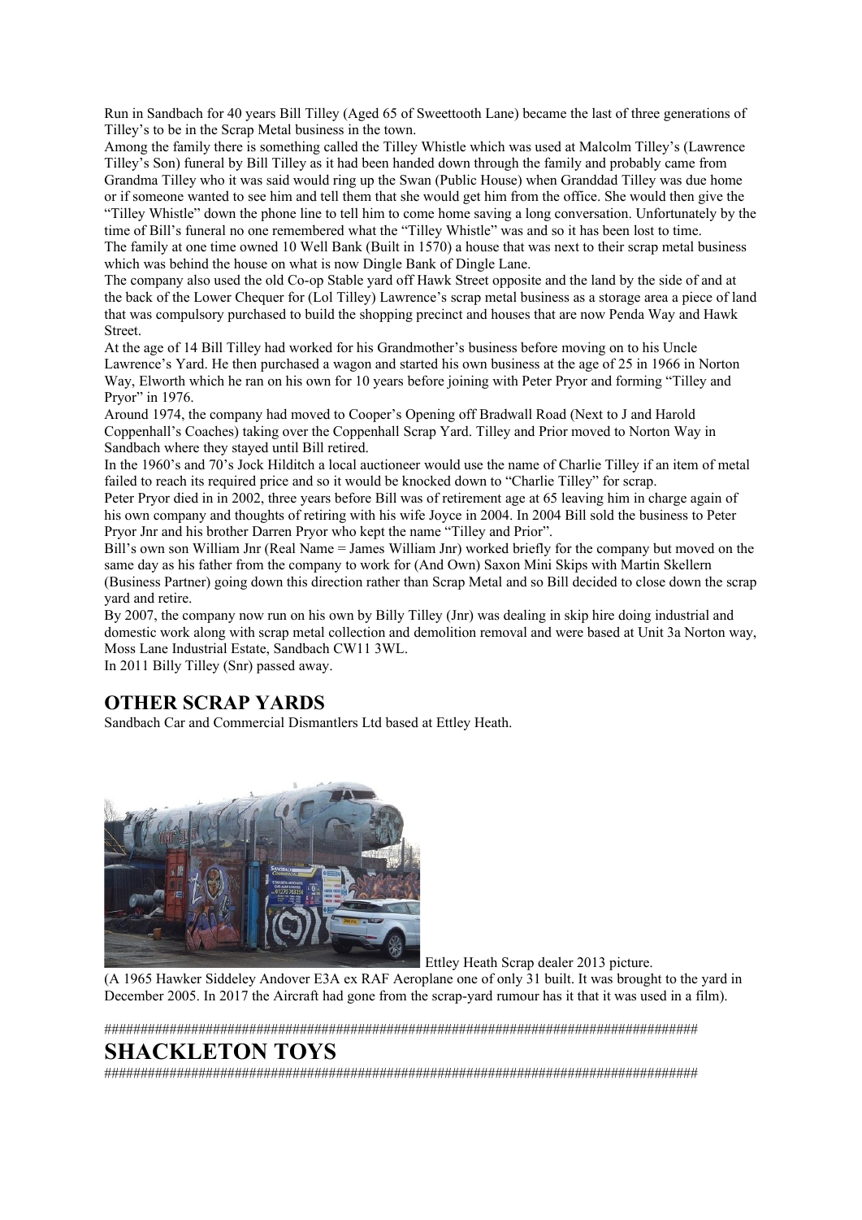Run in Sandbach for 40 years Bill Tilley (Aged 65 of Sweettooth Lane) became the last of three generations of Tilley's to be in the Scrap Metal business in the town.

Among the family there is something called the Tilley Whistle which was used at Malcolm Tilley's (Lawrence Tilley's Son) funeral by Bill Tilley as it had been handed down through the family and probably came from Grandma Tilley who it was said would ring up the Swan (Public House) when Granddad Tilley was due home or if someone wanted to see him and tell them that she would get him from the office. She would then give the "Tilley Whistle" down the phone line to tell him to come home saving a long conversation. Unfortunately by the time of Bill's funeral no one remembered what the "Tilley Whistle" was and so it has been lost to time.

The family at one time owned 10 Well Bank (Built in 1570) a house that was next to their scrap metal business which was behind the house on what is now Dingle Bank of Dingle Lane.

The company also used the old Co-op Stable yard off Hawk Street opposite and the land by the side of and at the back of the Lower Chequer for (Lol Tilley) Lawrence's scrap metal business as a storage area a piece of land that was compulsory purchased to build the shopping precinct and houses that are now Penda Way and Hawk Street.

At the age of 14 Bill Tilley had worked for his Grandmother's business before moving on to his Uncle Lawrence's Yard. He then purchased a wagon and started his own business at the age of 25 in 1966 in Norton Way, Elworth which he ran on his own for 10 years before joining with Peter Pryor and forming "Tilley and Pryor" in 1976.

Around 1974, the company had moved to Cooper's Opening off Bradwall Road (Next to J and Harold Coppenhall's Coaches) taking over the Coppenhall Scrap Yard. Tilley and Prior moved to Norton Way in Sandbach where they stayed until Bill retired.

In the 1960's and 70's Jock Hilditch a local auctioneer would use the name of Charlie Tilley if an item of metal failed to reach its required price and so it would be knocked down to "Charlie Tilley" for scrap.

Peter Pryor died in in 2002, three years before Bill was of retirement age at 65 leaving him in charge again of his own company and thoughts of retiring with his wife Joyce in 2004. In 2004 Bill sold the business to Peter Pryor Jnr and his brother Darren Pryor who kept the name "Tilley and Prior".

Bill's own son William Jnr (Real Name = James William Jnr) worked briefly for the company but moved on the same day as his father from the company to work for (And Own) Saxon Mini Skips with Martin Skellern (Business Partner) going down this direction rather than Scrap Metal and so Bill decided to close down the scrap yard and retire.

By 2007, the company now run on his own by Billy Tilley (Jnr) was dealing in skip hire doing industrial and domestic work along with scrap metal collection and demolition removal and were based at Unit 3a Norton way, Moss Lane Industrial Estate, Sandbach CW11 3WL.

In 2011 Billy Tilley (Snr) passed away.

## OTHER SCRAP YARDS

Sandbach Car and Commercial Dismantlers Ltd based at Ettley Heath.

Ettley Heath Scrap dealer 2013 picture.

(A 1965 Hawker Siddeley Andover E3A ex RAF Aeroplane one of only 31 built. It was brought to the yard in December 2005. In 2017 the Aircraft had gone from the scrap-yard rumour has it that it was used in a film).

####################################################################################

# SHACKLETON TOYS

####################################################################################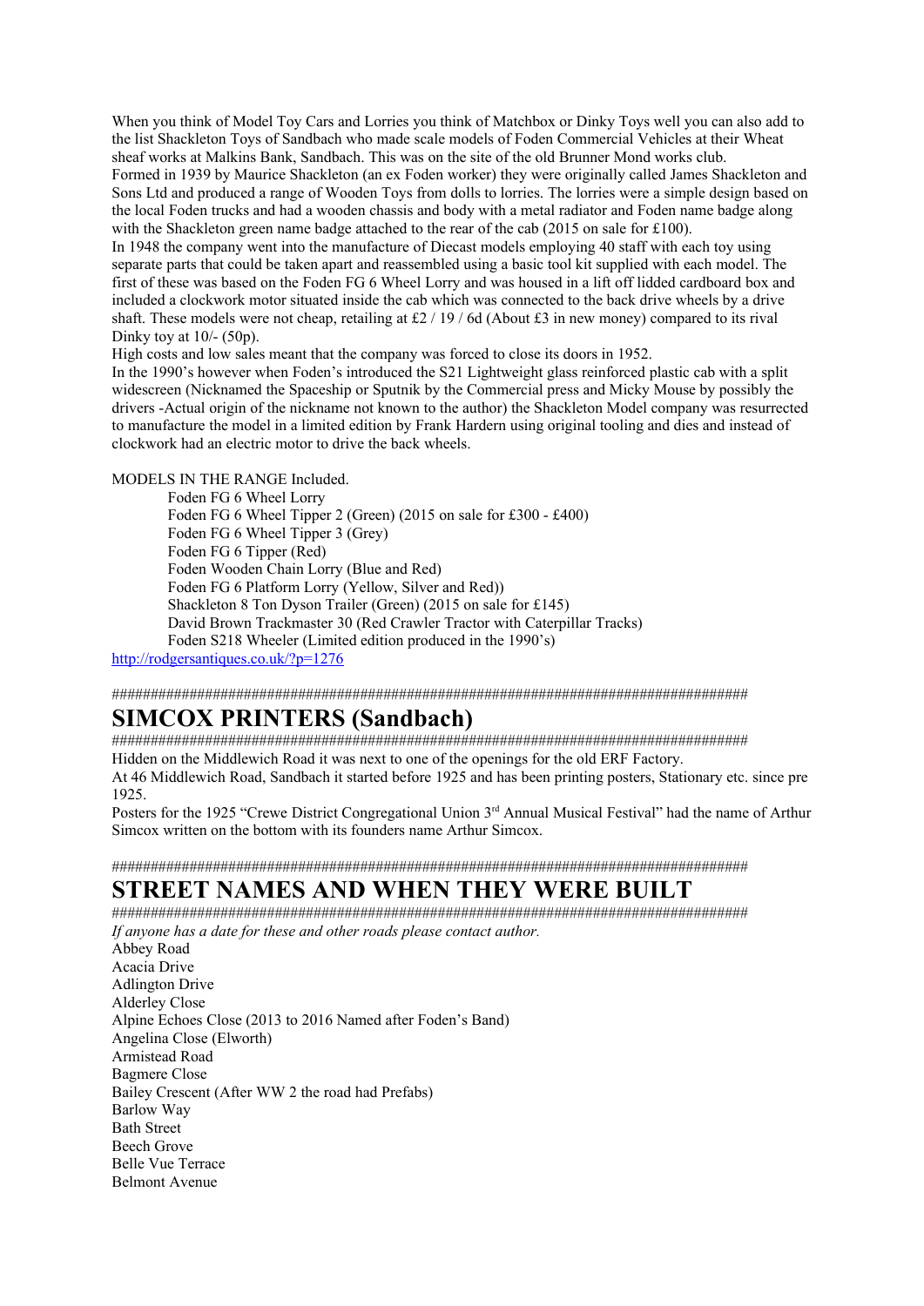When you think of Model Toy Cars and Lorries you think of Matchbox or Dinky Toys well you can also add to the list Shackleton Toys of Sandbach who made scale models of Foden Commercial Vehicles at their Wheat sheaf works at Malkins Bank, Sandbach. This was on the site of the old Brunner Mond works club.

Formed in 1939 by Maurice Shackleton (an ex Foden worker) they were originally called James Shackleton and Sons Ltd and produced a range of Wooden Toys from dolls to lorries. The lorries were a simple design based on the local Foden trucks and had a wooden chassis and body with a metal radiator and Foden name badge along with the Shackleton green name badge attached to the rear of the cab (2015 on sale for £100).

In 1948 the company went into the manufacture of Diecast models employing 40 staff with each toy using separate parts that could be taken apart and reassembled using a basic tool kit supplied with each model. The first of these was based on the Foden FG 6 Wheel Lorry and was housed in a lift off lidded cardboard box and included a clockwork motor situated inside the cab which was connected to the back drive wheels by a drive shaft. These models were not cheap, retailing at £2 / 19 / 6d (About £3 in new money) compared to its rival Dinky toy at 10/- (50p).

High costs and low sales meant that the company was forced to close its doors in 1952.

In the 1990's however when Foden's introduced the S21 Lightweight glass reinforced plastic cab with a split widescreen (Nicknamed the Spaceship or Sputnik by the Commercial press and Micky Mouse by possibly the drivers -Actual origin of the nickname not known to the author) the Shackleton Model company was resurrected to manufacture the model in a limited edition by Frank Hardern using original tooling and dies and instead of clockwork had an electric motor to drive the back wheels.

MODELS IN THE RANGE Included.

- Foden FG 6 Wheel Lorry
- Foden FG 6 Wheel Tipper 2 (Green) (2015 on sale for £300 - £400)
- Foden FG 6 Wheel Tipper 3 (Grey)
- Foden FG 6 Tipper (Red)
- Foden Wooden Chain Lorry (Blue and Red)
- Foden FG 6 Platform Lorry (Yellow, Silver and Red))
- Shackleton 8 Ton Dyson Trailer (Green) (2015 on sale for £145)
- David Brown Trackmaster 30 (Red Crawler Tractor with Caterpillar Tracks)
- Foden S218 Wheeler (Limited edition produced in the 1990's)

http://rodgersantiques.co.uk/?p=1276

#####################################################################################

# SIMCOX PRINTERS (Sandbach)

#####################################################################################

Hidden on the Middlewich Road it was next to one of the openings for the old ERF Factory.

At 46 Middlewich Road, Sandbach it started before 1925 and has been printing posters, Stationary etc. since pre 1925.

Posters for the 1925 "Crewe District Congregational Union 3rd Annual Musical Festival" had the name of Arthur Simcox written on the bottom with its founders name Arthur Simcox.

#####################################################################################

# STREET NAMES AND WHEN THEY WERE BUILT

#####################################################################################

*If anyone has a date for these and other roads please contact author.*

Abbey Road
Acacia Drive
Adlington Drive
Alderley Close
Alpine Echoes Close (2013 to 2016 Named after Foden's Band)
Angelina Close (Elworth)
Armistead Road
Bagmere Close
Bailey Crescent (After WW 2 the road had Prefabs)
Barlow Way
Bath Street
Beech Grove
Belle Vue Terrace
Belmont Avenue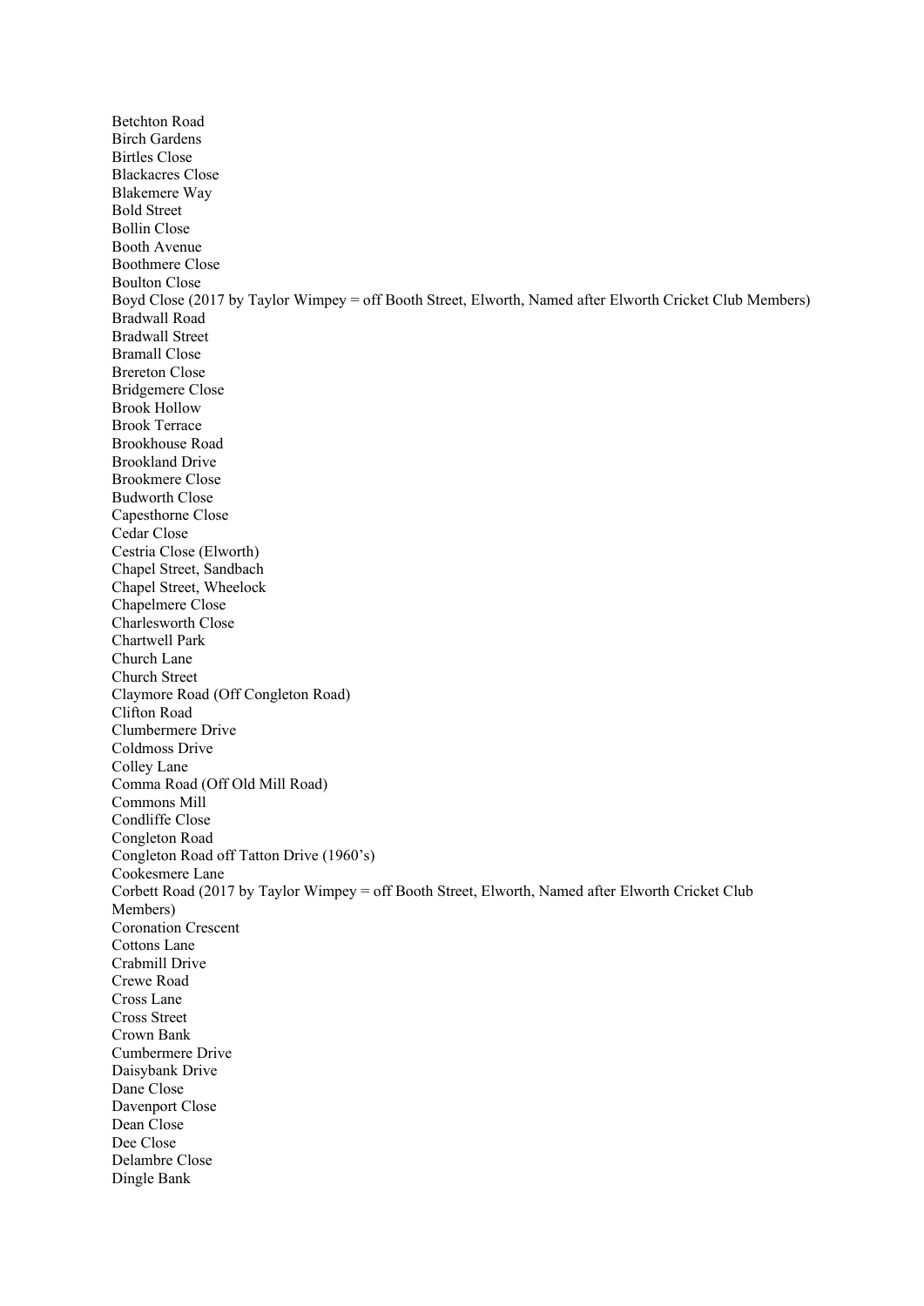Betchton Road
Birch Gardens
Birtles Close
Blackacres Close
Blakemere Way
Bold Street
Bollin Close
Booth Avenue
Boothmere Close
Boulton Close
Boyd Close (2017 by Taylor Wimpey = off Booth Street, Elworth, Named after Elworth Cricket Club Members)
Bradwall Road
Bradwall Street
Bramall Close
Brereton Close
Bridgemere Close
Brook Hollow
Brook Terrace
Brookhouse Road
Brookland Drive
Brookmere Close
Budworth Close
Capesthorne Close
Cedar Close
Cestria Close (Elworth)
Chapel Street, Sandbach
Chapel Street, Wheelock
Chapelmere Close
Charlesworth Close
Chartwell Park
Church Lane
Church Street
Claymore Road (Off Congleton Road)
Clifton Road
Clumbermere Drive
Coldmoss Drive
Colley Lane
Comma Road (Off Old Mill Road)
Commons Mill
Condliffe Close
Congleton Road
Congleton Road off Tatton Drive (1960's)
Cookesmere Lane
Corbett Road (2017 by Taylor Wimpey = off Booth Street, Elworth, Named after Elworth Cricket Club Members)
Coronation Crescent
Cottons Lane
Crabmill Drive
Crewe Road
Cross Lane
Cross Street
Crown Bank
Cumbermere Drive
Daisybank Drive
Dane Close
Davenport Close
Dean Close
Dee Close
Delambre Close
Dingle Bank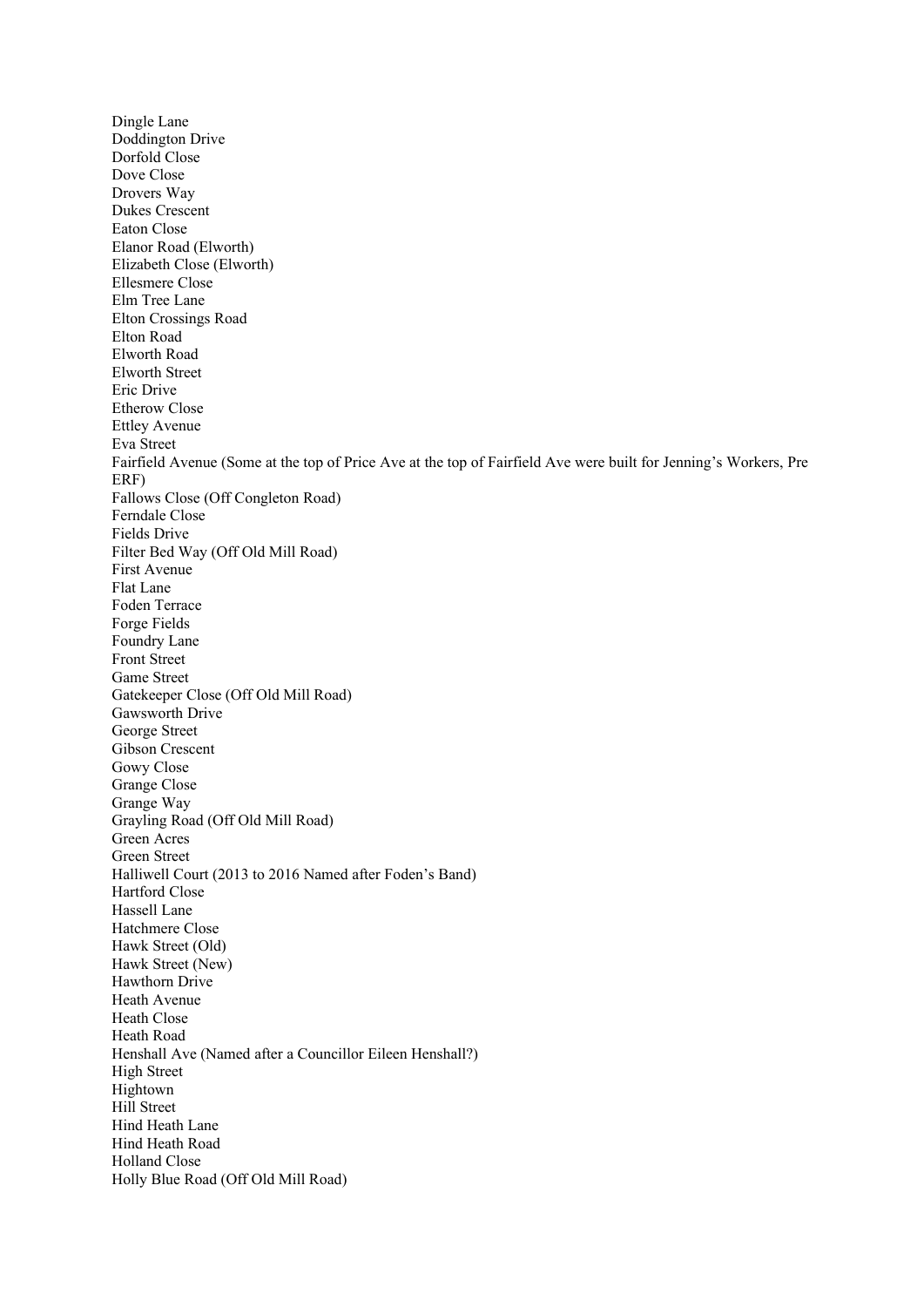Dingle Lane
Doddington Drive
Dorfold Close
Dove Close
Drovers Way
Dukes Crescent
Eaton Close
Elanor Road (Elworth)
Elizabeth Close (Elworth)
Ellesmere Close
Elm Tree Lane
Elton Crossings Road
Elton Road
Elworth Road
Elworth Street
Eric Drive
Etherow Close
Ettley Avenue
Eva Street
Fairfield Avenue (Some at the top of Price Ave at the top of Fairfield Ave were built for Jenning's Workers, Pre ERF)
Fallows Close (Off Congleton Road)
Ferndale Close
Fields Drive
Filter Bed Way (Off Old Mill Road)
First Avenue
Flat Lane
Foden Terrace
Forge Fields
Foundry Lane
Front Street
Game Street
Gatekeeper Close (Off Old Mill Road)
Gawsworth Drive
George Street
Gibson Crescent
Gowy Close
Grange Close
Grange Way
Grayling Road (Off Old Mill Road)
Green Acres
Green Street
Halliwell Court (2013 to 2016 Named after Foden's Band)
Hartford Close
Hassell Lane
Hatchmere Close
Hawk Street (Old)
Hawk Street (New)
Hawthorn Drive
Heath Avenue
Heath Close
Heath Road
Henshall Ave (Named after a Councillor Eileen Henshall?)
High Street
Hightown
Hill Street
Hind Heath Lane
Hind Heath Road
Holland Close
Holly Blue Road (Off Old Mill Road)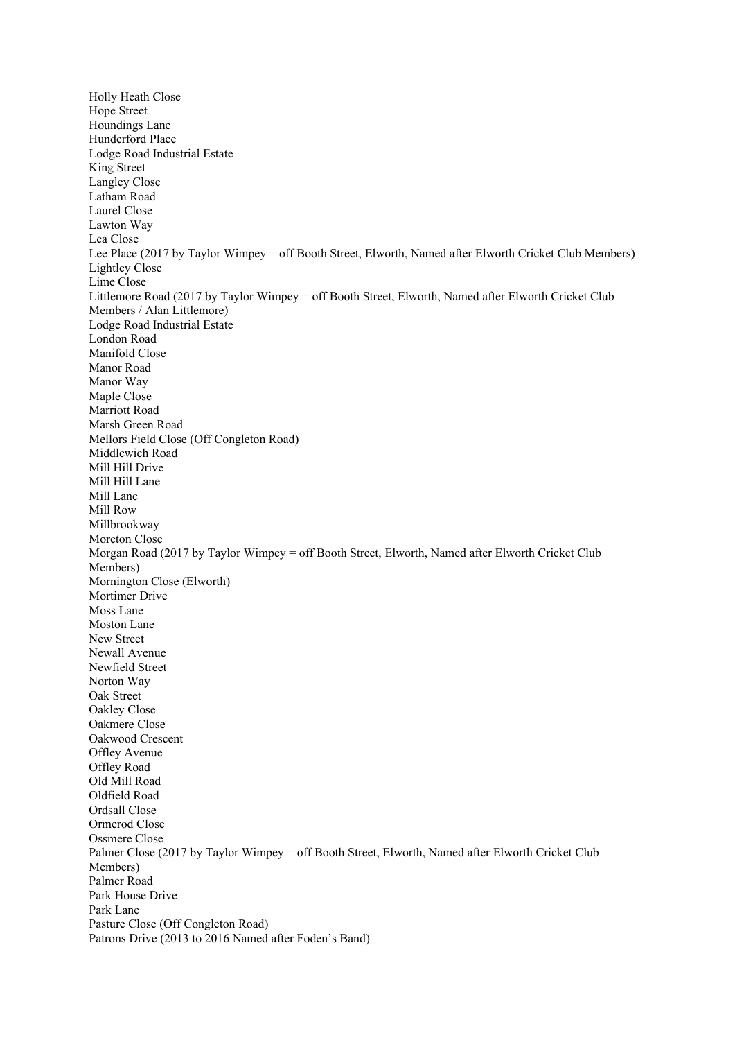Holly Heath Close
Hope Street
Houndings Lane
Hunderford Place
Lodge Road Industrial Estate
King Street
Langley Close
Latham Road
Laurel Close
Lawton Way
Lea Close
Lee Place (2017 by Taylor Wimpey = off Booth Street, Elworth, Named after Elworth Cricket Club Members)
Lightley Close
Lime Close
Littlemore Road (2017 by Taylor Wimpey = off Booth Street, Elworth, Named after Elworth Cricket Club Members / Alan Littlemore)
Lodge Road Industrial Estate
London Road
Manifold Close
Manor Road
Manor Way
Maple Close
Marriott Road
Marsh Green Road
Mellors Field Close (Off Congleton Road)
Middlewich Road
Mill Hill Drive
Mill Hill Lane
Mill Lane
Mill Row
Millbrookway
Moreton Close
Morgan Road (2017 by Taylor Wimpey = off Booth Street, Elworth, Named after Elworth Cricket Club Members)
Mornington Close (Elworth)
Mortimer Drive
Moss Lane
Moston Lane
New Street
Newall Avenue
Newfield Street
Norton Way
Oak Street
Oakley Close
Oakmere Close
Oakwood Crescent
Offley Avenue
Offley Road
Old Mill Road
Oldfield Road
Ordsall Close
Ormerod Close
Ossmere Close
Palmer Close (2017 by Taylor Wimpey = off Booth Street, Elworth, Named after Elworth Cricket Club Members)
Palmer Road
Park House Drive
Park Lane
Pasture Close (Off Congleton Road)
Patrons Drive (2013 to 2016 Named after Foden's Band)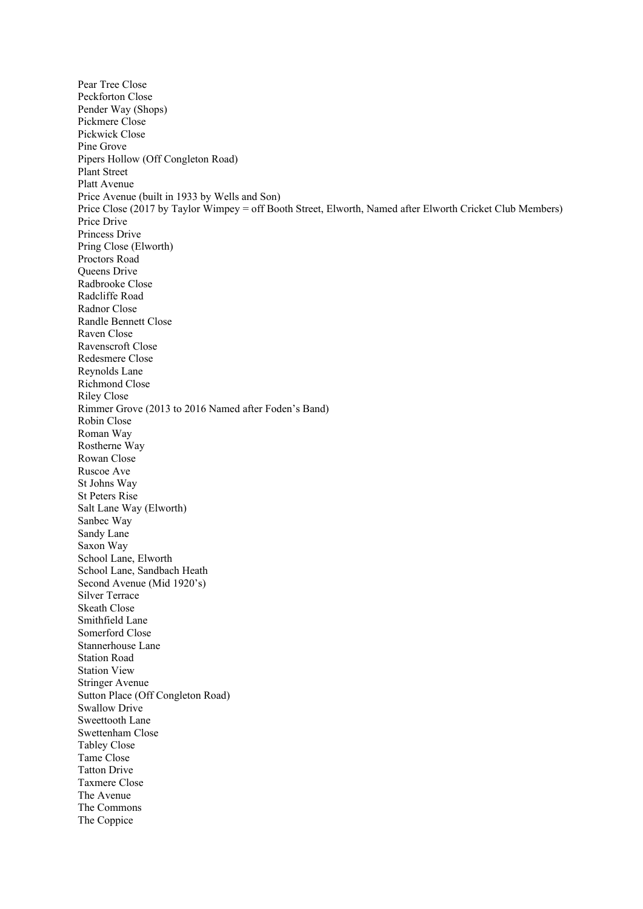Pear Tree Close
Peckforton Close
Pender Way (Shops)
Pickmere Close
Pickwick Close
Pine Grove
Pipers Hollow (Off Congleton Road)
Plant Street
Platt Avenue
Price Avenue (built in 1933 by Wells and Son)
Price Close (2017 by Taylor Wimpey = off Booth Street, Elworth, Named after Elworth Cricket Club Members)
Price Drive
Princess Drive
Pring Close (Elworth)
Proctors Road
Queens Drive
Radbrooke Close
Radcliffe Road
Radnor Close
Randle Bennett Close
Raven Close
Ravenscroft Close
Redesmere Close
Reynolds Lane
Richmond Close
Riley Close
Rimmer Grove (2013 to 2016 Named after Foden's Band)
Robin Close
Roman Way
Rostherne Way
Rowan Close
Ruscoe Ave
St Johns Way
St Peters Rise
Salt Lane Way (Elworth)
Sanbec Way
Sandy Lane
Saxon Way
School Lane, Elworth
School Lane, Sandbach Heath
Second Avenue (Mid 1920's)
Silver Terrace
Skeath Close
Smithfield Lane
Somerford Close
Stannerhouse Lane
Station Road
Station View
Stringer Avenue
Sutton Place (Off Congleton Road)
Swallow Drive
Sweettooth Lane
Swettenham Close
Tabley Close
Tame Close
Tatton Drive
Taxmere Close
The Avenue
The Commons
The Coppice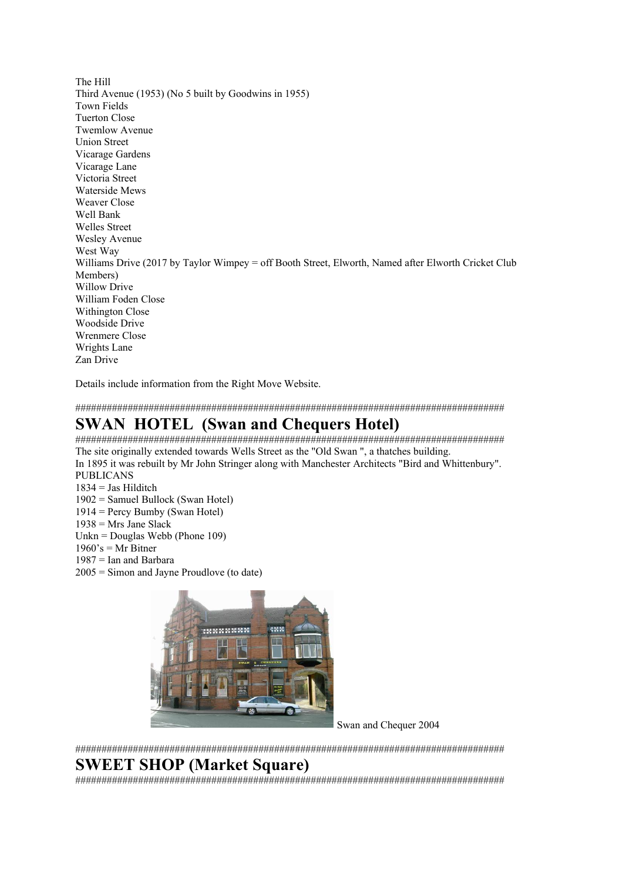The Hill
Third Avenue (1953) (No 5 built by Goodwins in 1955)
Town Fields
Tuerton Close
Twemlow Avenue
Union Street
Vicarage Gardens
Vicarage Lane
Victoria Street
Waterside Mews
Weaver Close
Well Bank
Welles Street
Wesley Avenue
West Way
Williams Drive (2017 by Taylor Wimpey = off Booth Street, Elworth, Named after Elworth Cricket Club Members)
Willow Drive
William Foden Close
Withington Close
Woodside Drive
Wrenmere Close
Wrights Lane
Zan Drive

Details include information from the Right Move Website.

####################################################################################

# SWAN HOTEL (Swan and Chequers Hotel)

####################################################################################

The site originally extended towards Wells Street as the "Old Swan ", a thatches building.
In 1895 it was rebuilt by Mr John Stringer along with Manchester Architects "Bird and Whittenbury".
PUBLICANS
1834 = Jas Hilditch
1902 = Samuel Bullock (Swan Hotel)
1914 = Percy Bumby (Swan Hotel)
1938 = Mrs Jane Slack
Unkn = Douglas Webb (Phone 109)
1960's = Mr Bitner
1987 = Ian and Barbara
2005 = Simon and Jayne Proudlove (to date)

Swan and Chequer 2004

####################################################################################

# SWEET SHOP (Market Square)

####################################################################################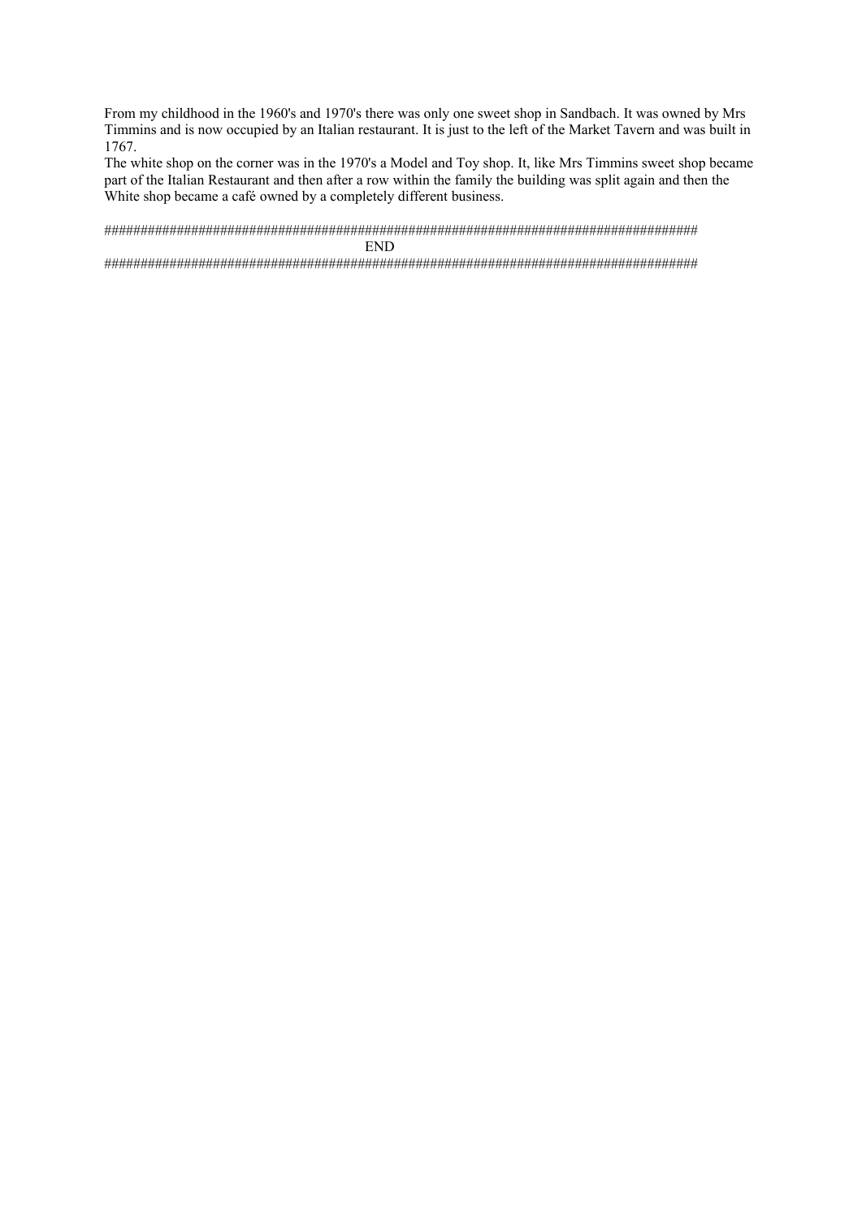From my childhood in the 1960's and 1970's there was only one sweet shop in Sandbach. It was owned by Mrs Timmins and is now occupied by an Italian restaurant. It is just to the left of the Market Tavern and was built in 1767.
The white shop on the corner was in the 1970's a Model and Toy shop. It, like Mrs Timmins sweet shop became part of the Italian Restaurant and then after a row within the family the building was split again and then the White shop became a café owned by a completely different business.

####################################################################################
END
####################################################################################